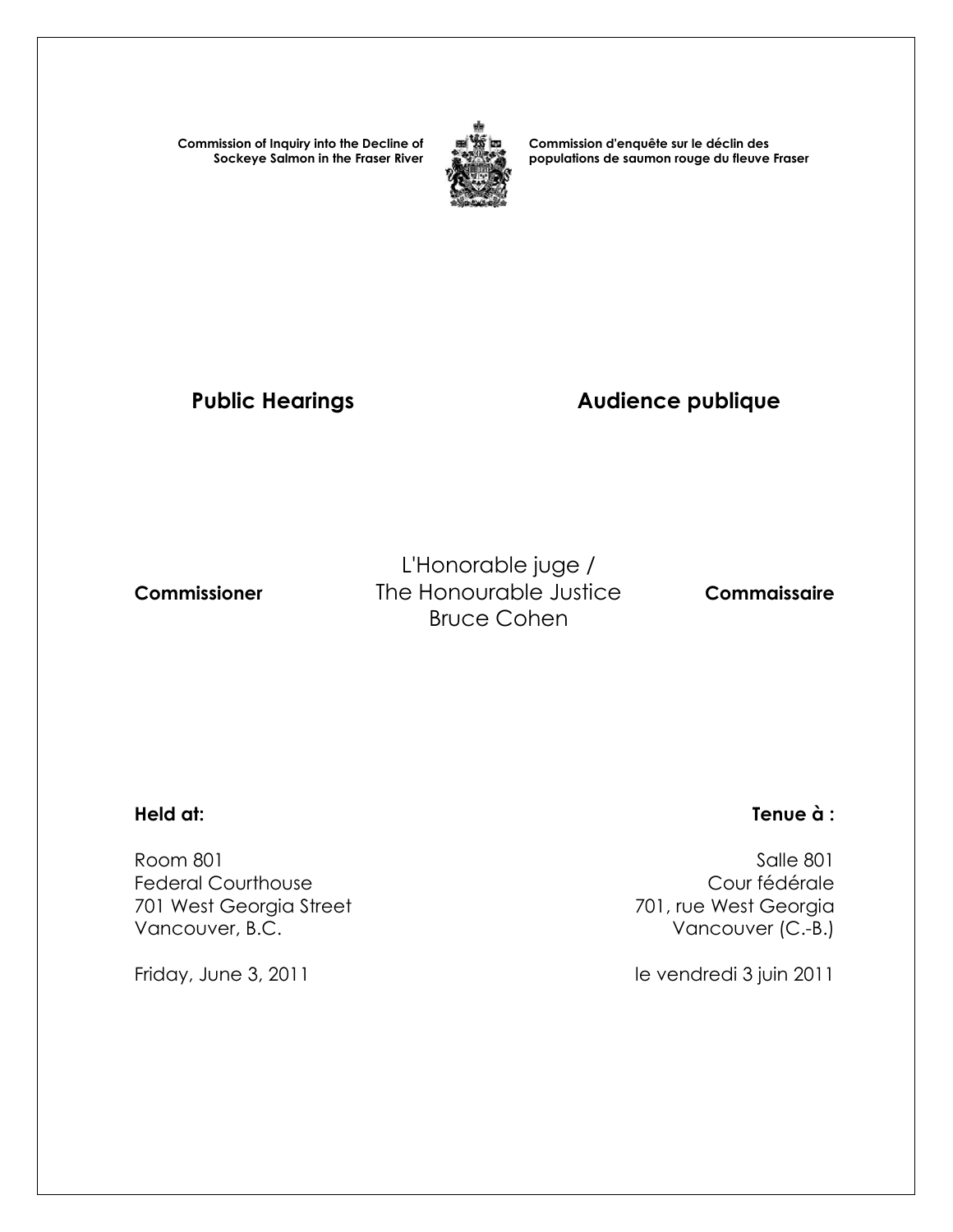**Commission of Inquiry into the Decline of Sockeye Salmon in the Fraser River**

**Commission d'enquête sur le déclin des populations de saumon rouge du fleuve Fraser**

## Public Hearings

## Audience publique

**Commissioner**

L'Honorable juge /
The Honourable Justice
Bruce Cohen

**Commissaire**

**Held at:**

Room 801
Federal Courthouse
701 West Georgia Street
Vancouver, B.C.

Friday, June 3, 2011

**Tenue à :**

Salle 801
Cour fédérale
701, rue West Georgia
Vancouver (C.-B.)

le vendredi 3 juin 2011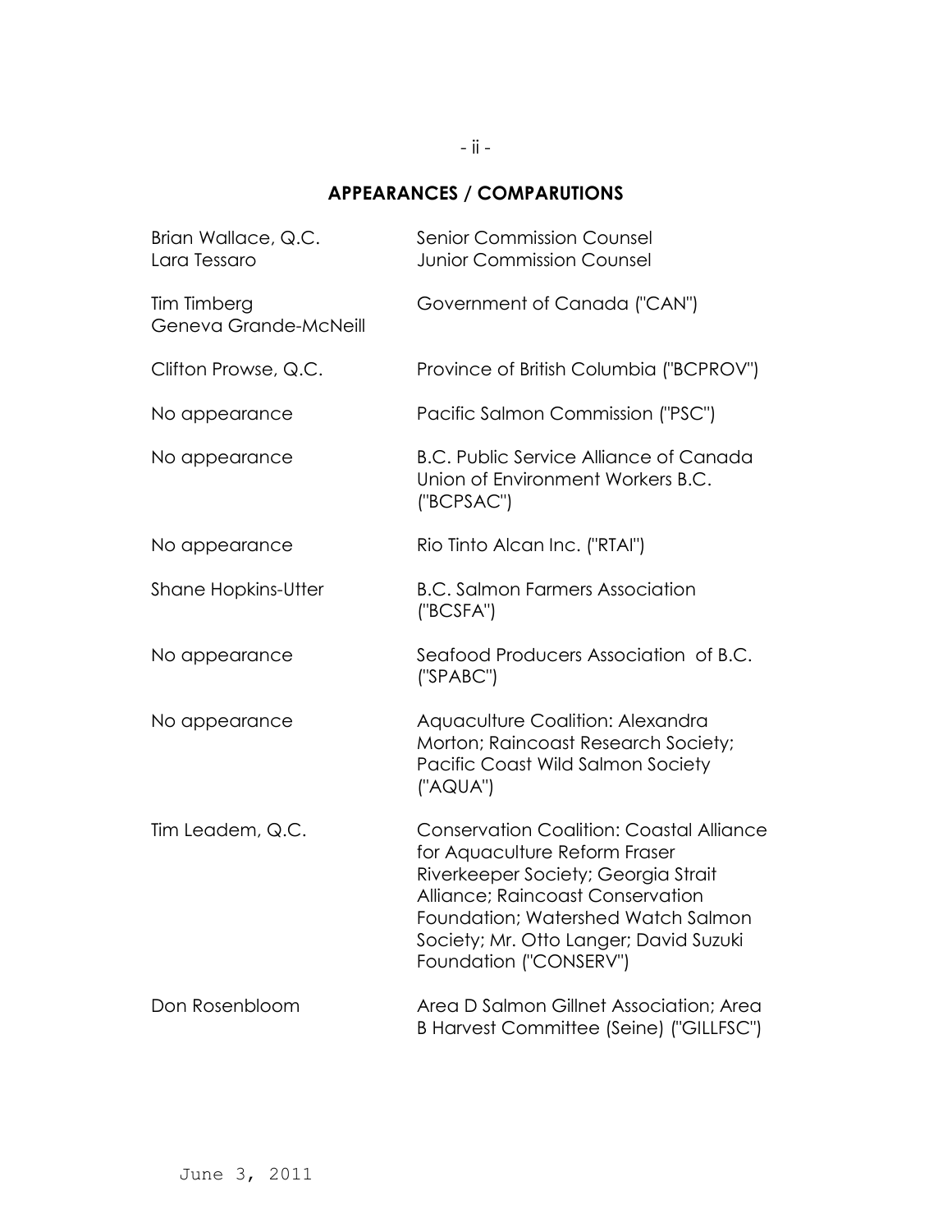## APPEARANCES / COMPARUTIONS

| | |
|---|---|
| Brian Wallace, Q.C.<br>Lara Tessaro | Senior Commission Counsel<br>Junior Commission Counsel |
| Tim Timberg<br>Geneva Grande-McNeill | Government of Canada ("CAN") |
| Clifton Prowse, Q.C. | Province of British Columbia ("BCPROV") |
| No appearance | Pacific Salmon Commission ("PSC") |
| No appearance | B.C. Public Service Alliance of Canada Union of Environment Workers B.C. ("BCPSAC") |
| No appearance | Rio Tinto Alcan Inc. ("RTAI") |
| Shane Hopkins-Utter | B.C. Salmon Farmers Association ("BCSFA") |
| No appearance | Seafood Producers Association of B.C. ("SPABC") |
| No appearance | Aquaculture Coalition: Alexandra Morton; Raincoast Research Society; Pacific Coast Wild Salmon Society ("AQUA") |
| Tim Leadem, Q.C. | Conservation Coalition: Coastal Alliance for Aquaculture Reform Fraser Riverkeeper Society; Georgia Strait Alliance; Raincoast Conservation Foundation; Watershed Watch Salmon Society; Mr. Otto Langer; David Suzuki Foundation ("CONSERV") |
| Don Rosenbloom | Area D Salmon Gillnet Association; Area B Harvest Committee (Seine) ("GILLFSC") |

June 3, 2011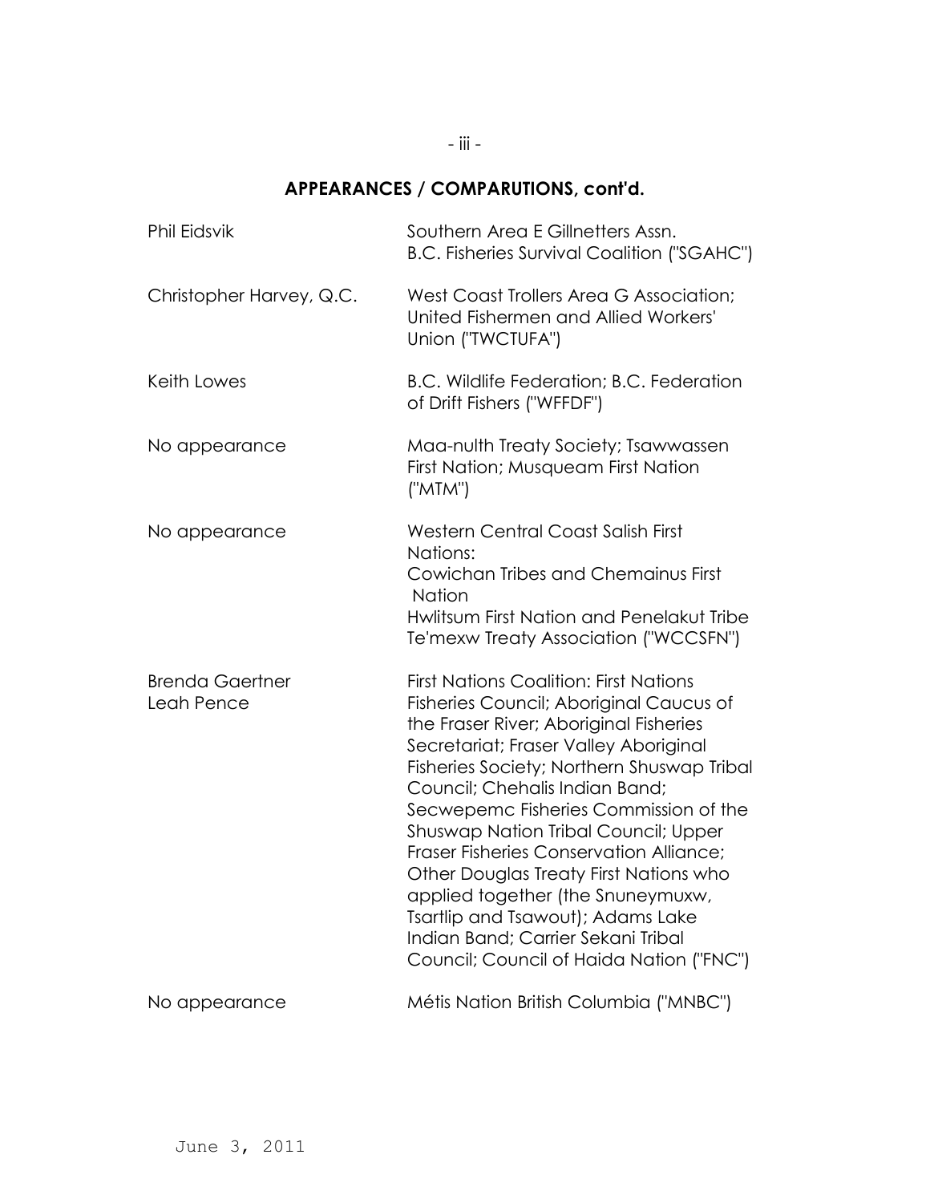## APPEARANCES / COMPARUTIONS, cont'd.

| | |
|---|---|
| Phil Eidsvik | Southern Area E Gillnetters Assn. B.C. Fisheries Survival Coalition ("SGAHC") |
| Christopher Harvey, Q.C. | West Coast Trollers Area G Association; United Fishermen and Allied Workers' Union ("TWCTUFA") |
| Keith Lowes | B.C. Wildlife Federation; B.C. Federation of Drift Fishers ("WFFDF") |
| No appearance | Maa-nulth Treaty Society; Tsawwassen First Nation; Musqueam First Nation ("MTM") |
| No appearance | Western Central Coast Salish First Nations: Cowichan Tribes and Chemainus First Nation Hwlitsum First Nation and Penelakut Tribe Te'mexw Treaty Association ("WCCSFN") |
| Brenda Gaertner Leah Pence | First Nations Coalition: First Nations Fisheries Council; Aboriginal Caucus of the Fraser River; Aboriginal Fisheries Secretariat; Fraser Valley Aboriginal Fisheries Society; Northern Shuswap Tribal Council; Chehalis Indian Band; Secwepemc Fisheries Commission of the Shuswap Nation Tribal Council; Upper Fraser Fisheries Conservation Alliance; Other Douglas Treaty First Nations who applied together (the Snuneymuxw, Tsartlip and Tsawout); Adams Lake Indian Band; Carrier Sekani Tribal Council; Council of Haida Nation ("FNC") |
| No appearance | Métis Nation British Columbia ("MNBC") |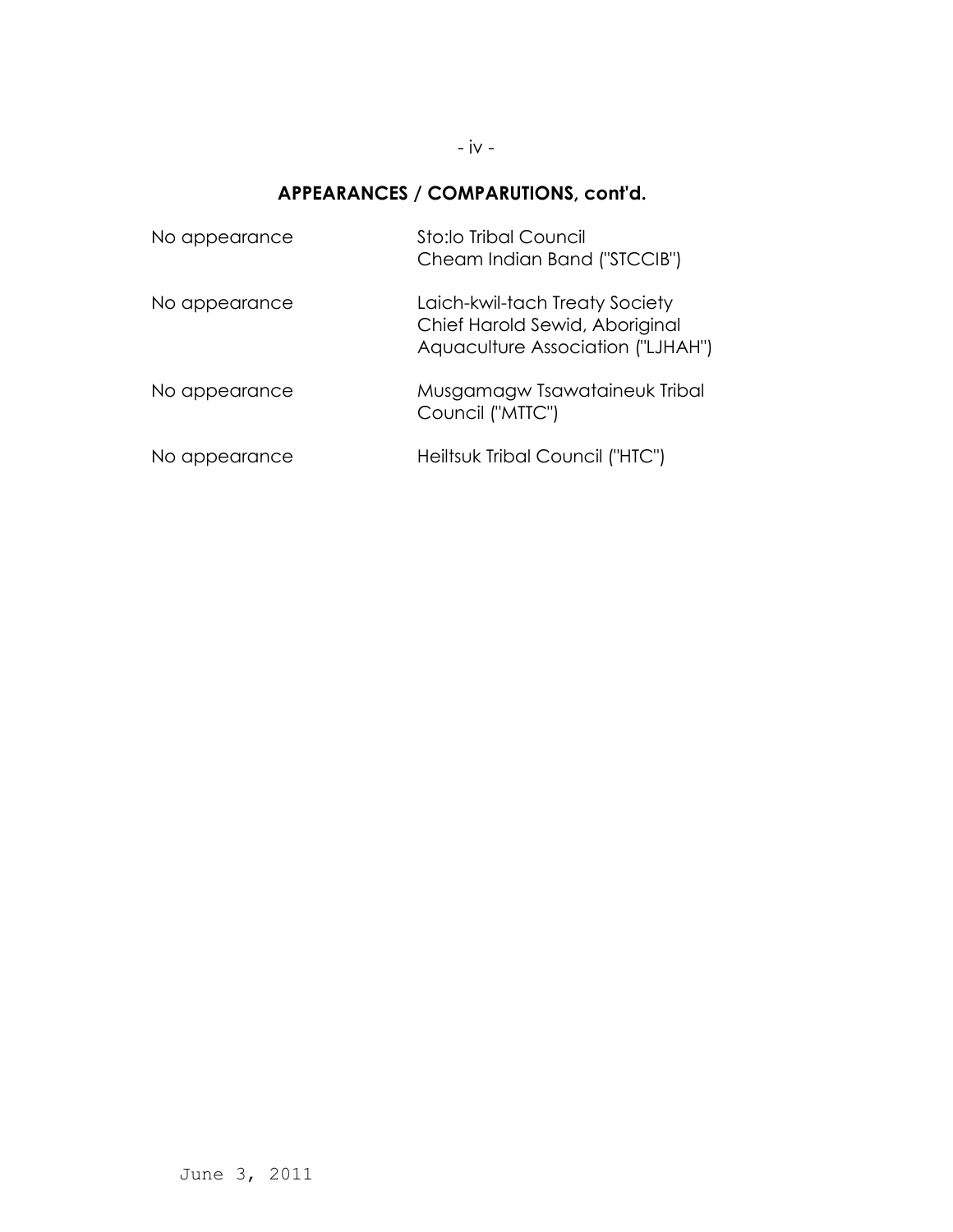## APPEARANCES / COMPARUTIONS, cont'd.

| | |
|---|---|
| No appearance | Sto:lo Tribal Council<br>Cheam Indian Band ("STCCIB") |
| No appearance | Laich-kwil-tach Treaty Society<br>Chief Harold Sewid, Aboriginal<br>Aquaculture Association ("LJHAH") |
| No appearance | Musgamagw Tsawataineuk Tribal<br>Council ("MTTC") |
| No appearance | Heiltsuk Tribal Council ("HTC") |

June 3, 2011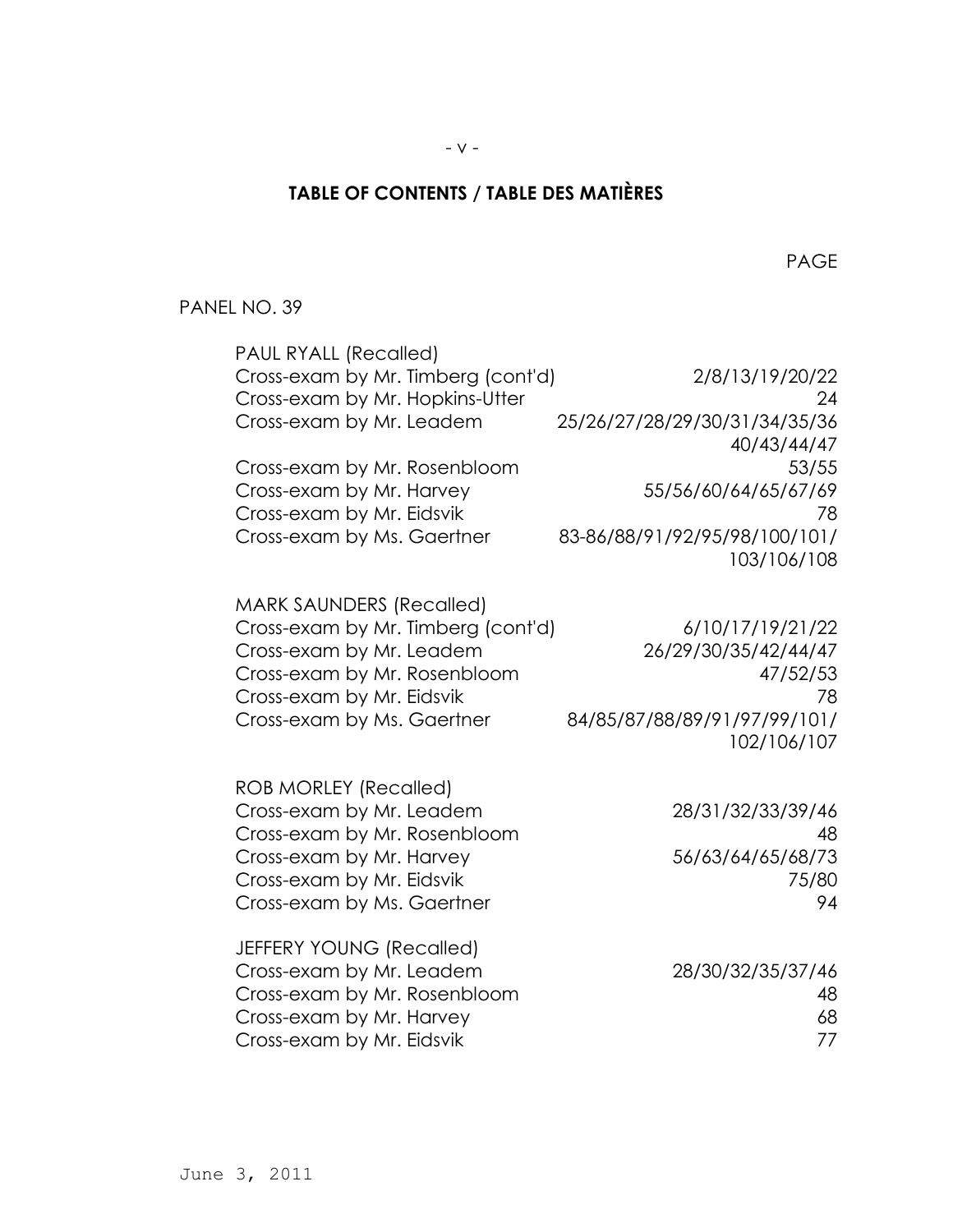# TABLE OF CONTENTS / TABLE DES MATIÈRES

PAGE

PANEL NO. 39

| | |
|---|---|
| **PAUL RYALL (Recalled)** | |
| Cross-exam by Mr. Timberg (cont'd) | 2/8/13/19/20/22 |
| Cross-exam by Mr. Hopkins-Utter | 24 |
| Cross-exam by Mr. Leadem | 25/26/27/28/29/30/31/34/35/36 40/43/44/47 |
| Cross-exam by Mr. Rosenbloom | 53/55 |
| Cross-exam by Mr. Harvey | 55/56/60/64/65/67/69 |
| Cross-exam by Mr. Eidsvik | 78 |
| Cross-exam by Ms. Gaertner | 83-86/88/91/92/95/98/100/101/ 103/106/108 |
| **MARK SAUNDERS (Recalled)** | |
| Cross-exam by Mr. Timberg (cont'd) | 6/10/17/19/21/22 |
| Cross-exam by Mr. Leadem | 26/29/30/35/42/44/47 |
| Cross-exam by Mr. Rosenbloom | 47/52/53 |
| Cross-exam by Mr. Eidsvik | 78 |
| Cross-exam by Ms. Gaertner | 84/85/87/88/89/91/97/99/101/ 102/106/107 |
| **ROB MORLEY (Recalled)** | |
| Cross-exam by Mr. Leadem | 28/31/32/33/39/46 |
| Cross-exam by Mr. Rosenbloom | 48 |
| Cross-exam by Mr. Harvey | 56/63/64/65/68/73 |
| Cross-exam by Mr. Eidsvik | 75/80 |
| Cross-exam by Ms. Gaertner | 94 |
| **JEFFERY YOUNG (Recalled)** | |
| Cross-exam by Mr. Leadem | 28/30/32/35/37/46 |
| Cross-exam by Mr. Rosenbloom | 48 |
| Cross-exam by Mr. Harvey | 68 |
| Cross-exam by Mr. Eidsvik | 77 |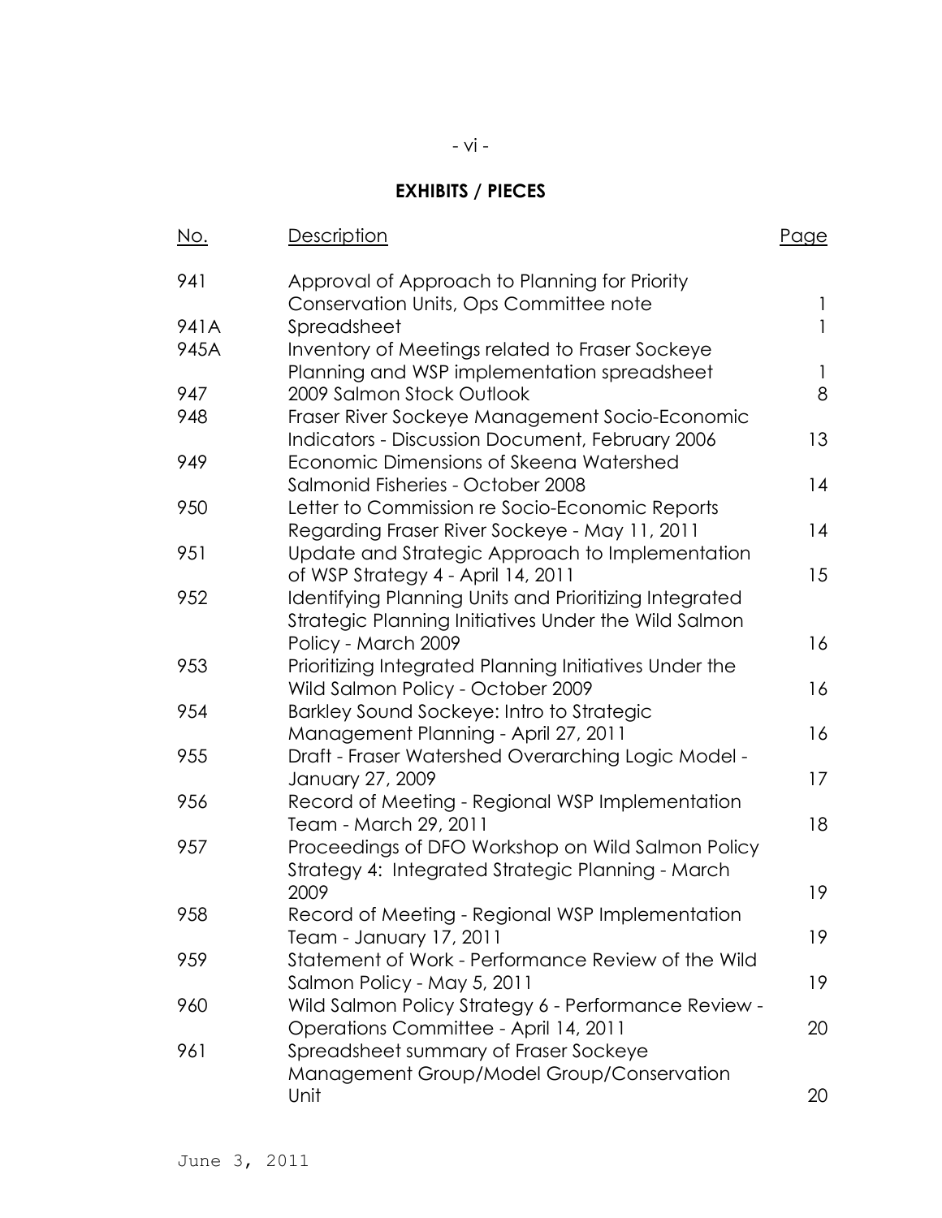# EXHIBITS / PIECES

| No. | Description | Page |
| --- | --- | --- |
| 941 | Approval of Approach to Planning for Priority Conservation Units, Ops Committee note | 1 |
| 941A | Spreadsheet | 1 |
| 945A | Inventory of Meetings related to Fraser Sockeye Planning and WSP implementation spreadsheet | 1 |
| 947 | 2009 Salmon Stock Outlook | 8 |
| 948 | Fraser River Sockeye Management Socio-Economic Indicators - Discussion Document, February 2006 | 13 |
| 949 | Economic Dimensions of Skeena Watershed Salmonid Fisheries - October 2008 | 14 |
| 950 | Letter to Commission re Socio-Economic Reports Regarding Fraser River Sockeye - May 11, 2011 | 14 |
| 951 | Update and Strategic Approach to Implementation of WSP Strategy 4 - April 14, 2011 | 15 |
| 952 | Identifying Planning Units and Prioritizing Integrated Strategic Planning Initiatives Under the Wild Salmon Policy - March 2009 | 16 |
| 953 | Prioritizing Integrated Planning Initiatives Under the Wild Salmon Policy - October 2009 | 16 |
| 954 | Barkley Sound Sockeye: Intro to Strategic Management Planning - April 27, 2011 | 16 |
| 955 | Draft - Fraser Watershed Overarching Logic Model - January 27, 2009 | 17 |
| 956 | Record of Meeting - Regional WSP Implementation Team - March 29, 2011 | 18 |
| 957 | Proceedings of DFO Workshop on Wild Salmon Policy Strategy 4: Integrated Strategic Planning - March 2009 | 19 |
| 958 | Record of Meeting - Regional WSP Implementation Team - January 17, 2011 | 19 |
| 959 | Statement of Work - Performance Review of the Wild Salmon Policy - May 5, 2011 | 19 |
| 960 | Wild Salmon Policy Strategy 6 - Performance Review - Operations Committee - April 14, 2011 | 20 |
| 961 | Spreadsheet summary of Fraser Sockeye Management Group/Model Group/Conservation Unit | 20 |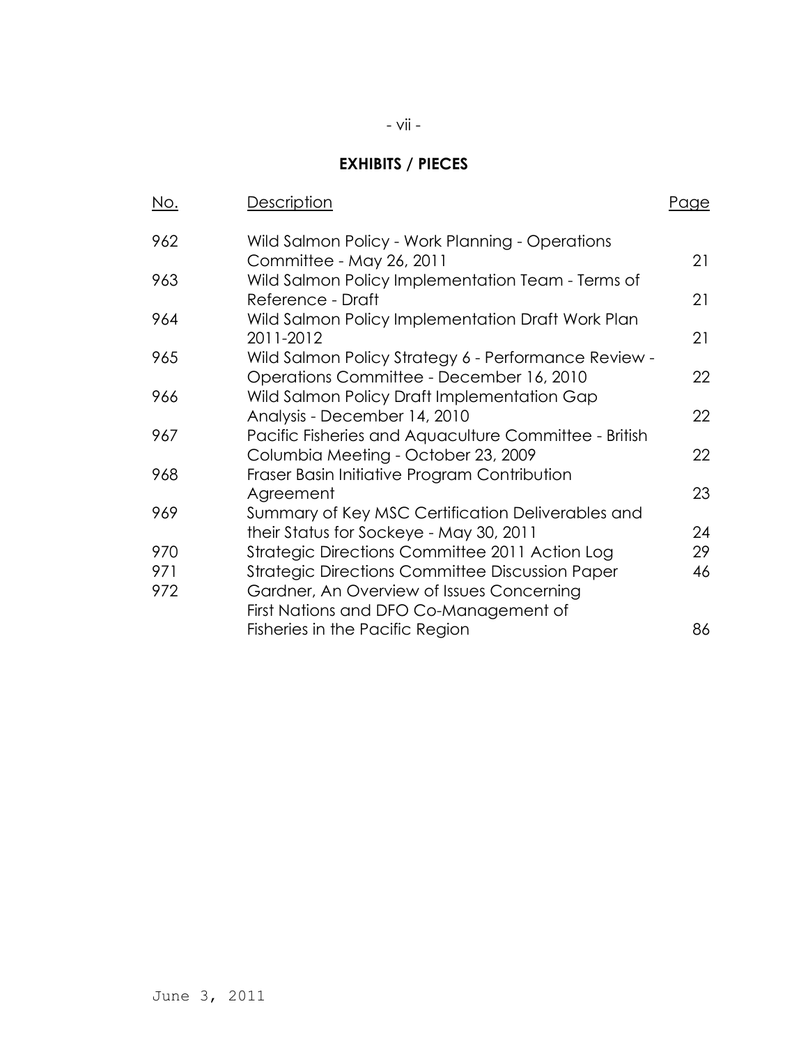## EXHIBITS / PIECES

| No. | Description | Page |
|---|---|---|
| 962 | Wild Salmon Policy - Work Planning - Operations Committee - May 26, 2011 | 21 |
| 963 | Wild Salmon Policy Implementation Team - Terms of Reference - Draft | 21 |
| 964 | Wild Salmon Policy Implementation Draft Work Plan 2011-2012 | 21 |
| 965 | Wild Salmon Policy Strategy 6 - Performance Review - Operations Committee - December 16, 2010 | 22 |
| 966 | Wild Salmon Policy Draft Implementation Gap Analysis - December 14, 2010 | 22 |
| 967 | Pacific Fisheries and Aquaculture Committee - British Columbia Meeting - October 23, 2009 | 22 |
| 968 | Fraser Basin Initiative Program Contribution Agreement | 23 |
| 969 | Summary of Key MSC Certification Deliverables and their Status for Sockeye - May 30, 2011 | 24 |
| 970 | Strategic Directions Committee 2011 Action Log | 29 |
| 971 | Strategic Directions Committee Discussion Paper | 46 |
| 972 | Gardner, An Overview of Issues Concerning First Nations and DFO Co-Management of Fisheries in the Pacific Region | 86 |

June 3, 2011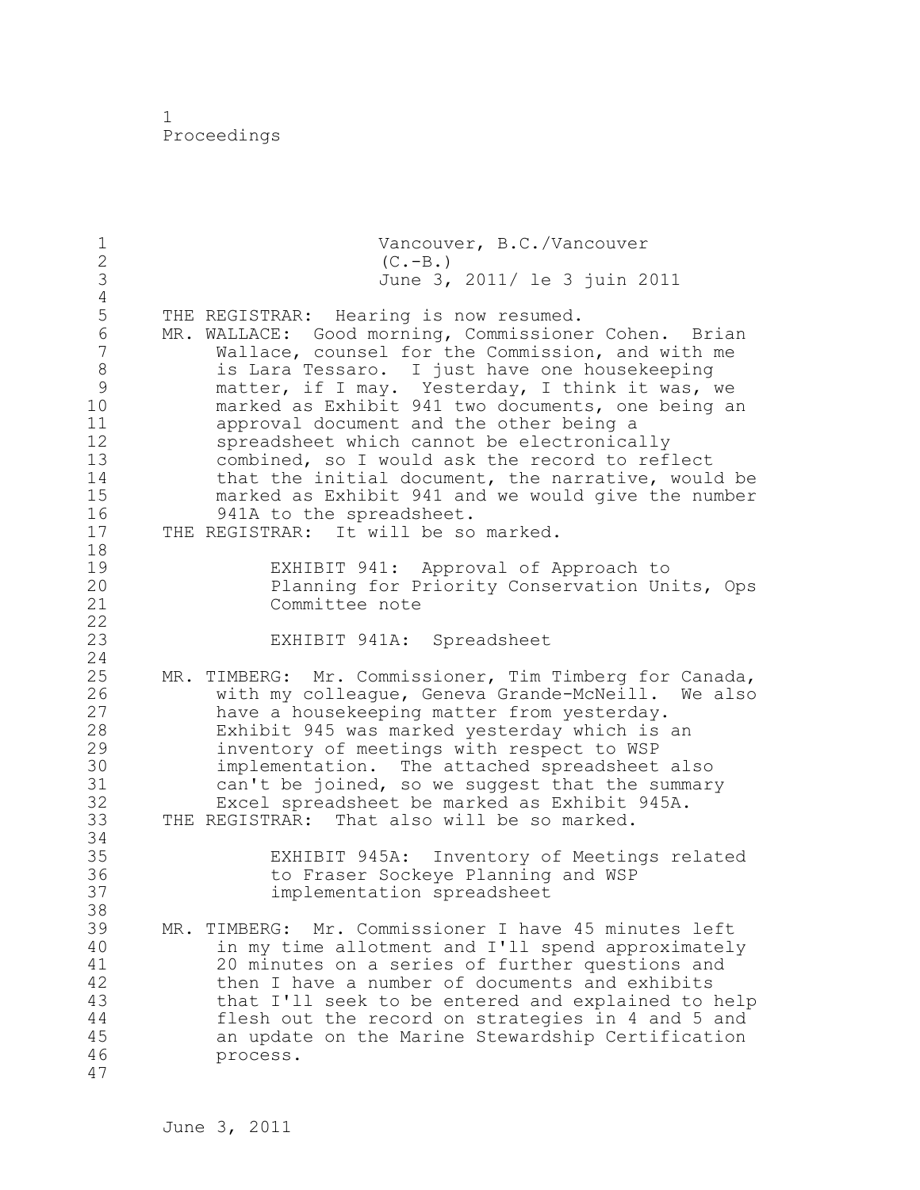Vancouver, B.C./Vancouver
(C.-B.)
June 3, 2011/ le 3 juin 2011

THE REGISTRAR: Hearing is now resumed.

MR. WALLACE: Good morning, Commissioner Cohen. Brian Wallace, counsel for the Commission, and with me is Lara Tessaro. I just have one housekeeping matter, if I may. Yesterday, I think it was, we marked as Exhibit 941 two documents, one being an approval document and the other being a spreadsheet which cannot be electronically combined, so I would ask the record to reflect that the initial document, the narrative, would be marked as Exhibit 941 and we would give the number 941A to the spreadsheet.

THE REGISTRAR: It will be so marked.

> EXHIBIT 941: Approval of Approach to Planning for Priority Conservation Units, Ops Committee note

> EXHIBIT 941A: Spreadsheet

MR. TIMBERG: Mr. Commissioner, Tim Timberg for Canada, with my colleague, Geneva Grande-McNeill. We also have a housekeeping matter from yesterday. Exhibit 945 was marked yesterday which is an inventory of meetings with respect to WSP implementation. The attached spreadsheet also can't be joined, so we suggest that the summary Excel spreadsheet be marked as Exhibit 945A.

THE REGISTRAR: That also will be so marked.

> EXHIBIT 945A: Inventory of Meetings related to Fraser Sockeye Planning and WSP implementation spreadsheet

MR. TIMBERG: Mr. Commissioner I have 45 minutes left in my time allotment and I'll spend approximately 20 minutes on a series of further questions and then I have a number of documents and exhibits that I'll seek to be entered and explained to help flesh out the record on strategies in 4 and 5 and an update on the Marine Stewardship Certification process.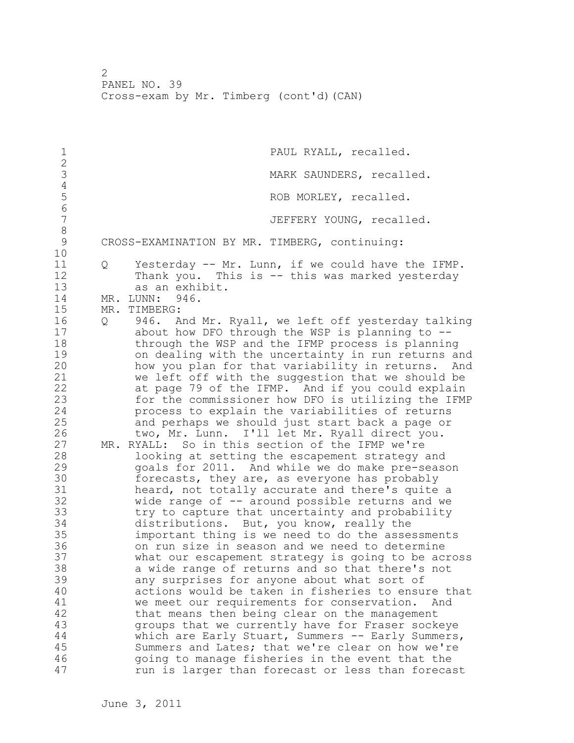PAUL RYALL, recalled.

MARK SAUNDERS, recalled.

ROB MORLEY, recalled.

JEFFERY YOUNG, recalled.

CROSS-EXAMINATION BY MR. TIMBERG, continuing:

Q Yesterday -- Mr. Lunn, if we could have the IFMP. Thank you. This is -- this was marked yesterday as an exhibit.

MR. LUNN: 946.

MR. TIMBERG:

Q 946. And Mr. Ryall, we left off yesterday talking about how DFO through the WSP is planning to -- through the WSP and the IFMP process is planning on dealing with the uncertainty in run returns and how you plan for that variability in returns. And we left off with the suggestion that we should be at page 79 of the IFMP. And if you could explain for the commissioner how DFO is utilizing the IFMP process to explain the variabilities of returns and perhaps we should just start back a page or two, Mr. Lunn. I'll let Mr. Ryall direct you.

MR. RYALL: So in this section of the IFMP we're looking at setting the escapement strategy and goals for 2011. And while we do make pre-season forecasts, they are, as everyone has probably heard, not totally accurate and there's quite a wide range of -- around possible returns and we try to capture that uncertainty and probability distributions. But, you know, really the important thing is we need to do the assessments on run size in season and we need to determine what our escapement strategy is going to be across a wide range of returns and so that there's not any surprises for anyone about what sort of actions would be taken in fisheries to ensure that we meet our requirements for conservation. And that means then being clear on the management groups that we currently have for Fraser sockeye which are Early Stuart, Summers -- Early Summers, Summers and Lates; that we're clear on how we're going to manage fisheries in the event that the run is larger than forecast or less than forecast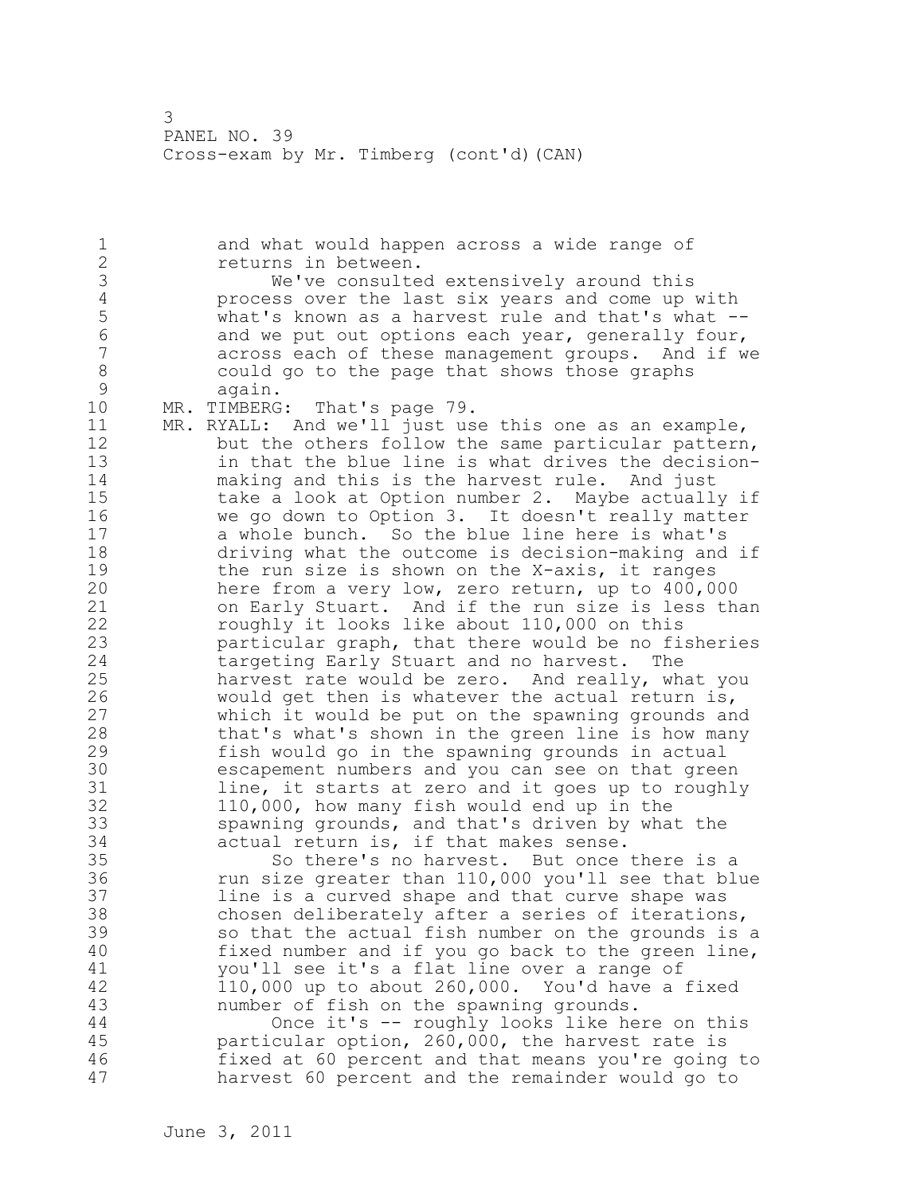and what would happen across a wide range of returns in between.

We've consulted extensively around this process over the last six years and come up with what's known as a harvest rule and that's what -- and we put out options each year, generally four, across each of these management groups. And if we could go to the page that shows those graphs again.

MR. TIMBERG: That's page 79.

MR. RYALL: And we'll just use this one as an example, but the others follow the same particular pattern, in that the blue line is what drives the decision-making and this is the harvest rule. And just take a look at Option number 2. Maybe actually if we go down to Option 3. It doesn't really matter a whole bunch. So the blue line here is what's driving what the outcome is decision-making and if the run size is shown on the X-axis, it ranges here from a very low, zero return, up to 400,000 on Early Stuart. And if the run size is less than roughly it looks like about 110,000 on this particular graph, that there would be no fisheries targeting Early Stuart and no harvest. The harvest rate would be zero. And really, what you would get then is whatever the actual return is, which it would be put on the spawning grounds and that's what's shown in the green line is how many fish would go in the spawning grounds in actual escapement numbers and you can see on that green line, it starts at zero and it goes up to roughly 110,000, how many fish would end up in the spawning grounds, and that's driven by what the actual return is, if that makes sense.

So there's no harvest. But once there is a run size greater than 110,000 you'll see that blue line is a curved shape and that curve shape was chosen deliberately after a series of iterations, so that the actual fish number on the grounds is a fixed number and if you go back to the green line, you'll see it's a flat line over a range of 110,000 up to about 260,000. You'd have a fixed number of fish on the spawning grounds.

Once it's -- roughly looks like here on this particular option, 260,000, the harvest rate is fixed at 60 percent and that means you're going to harvest 60 percent and the remainder would go to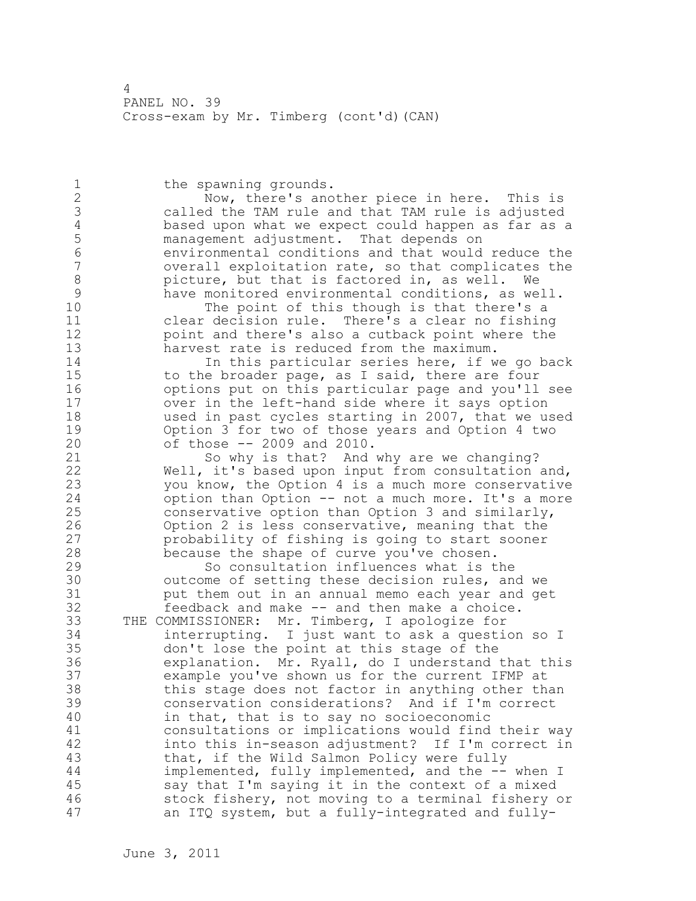the spawning grounds.

Now, there's another piece in here. This is called the TAM rule and that TAM rule is adjusted based upon what we expect could happen as far as a management adjustment. That depends on environmental conditions and that would reduce the overall exploitation rate, so that complicates the picture, but that is factored in, as well. We have monitored environmental conditions, as well.

The point of this though is that there's a clear decision rule. There's a clear no fishing point and there's also a cutback point where the harvest rate is reduced from the maximum.

In this particular series here, if we go back to the broader page, as I said, there are four options put on this particular page and you'll see over in the left-hand side where it says option used in past cycles starting in 2007, that we used Option 3 for two of those years and Option 4 two of those -- 2009 and 2010.

So why is that? And why are we changing? Well, it's based upon input from consultation and, you know, the Option 4 is a much more conservative option than Option -- not a much more. It's a more conservative option than Option 3 and similarly, Option 2 is less conservative, meaning that the probability of fishing is going to start sooner because the shape of curve you've chosen.

So consultation influences what is the outcome of setting these decision rules, and we put them out in an annual memo each year and get feedback and make -- and then make a choice.

THE COMMISSIONER: Mr. Timberg, I apologize for interrupting. I just want to ask a question so I don't lose the point at this stage of the explanation. Mr. Ryall, do I understand that this example you've shown us for the current IFMP at this stage does not factor in anything other than conservation considerations? And if I'm correct in that, that is to say no socioeconomic consultations or implications would find their way into this in-season adjustment? If I'm correct in that, if the Wild Salmon Policy were fully implemented, fully implemented, and the -- when I say that I'm saying it in the context of a mixed stock fishery, not moving to a terminal fishery or an ITQ system, but a fully-integrated and fully-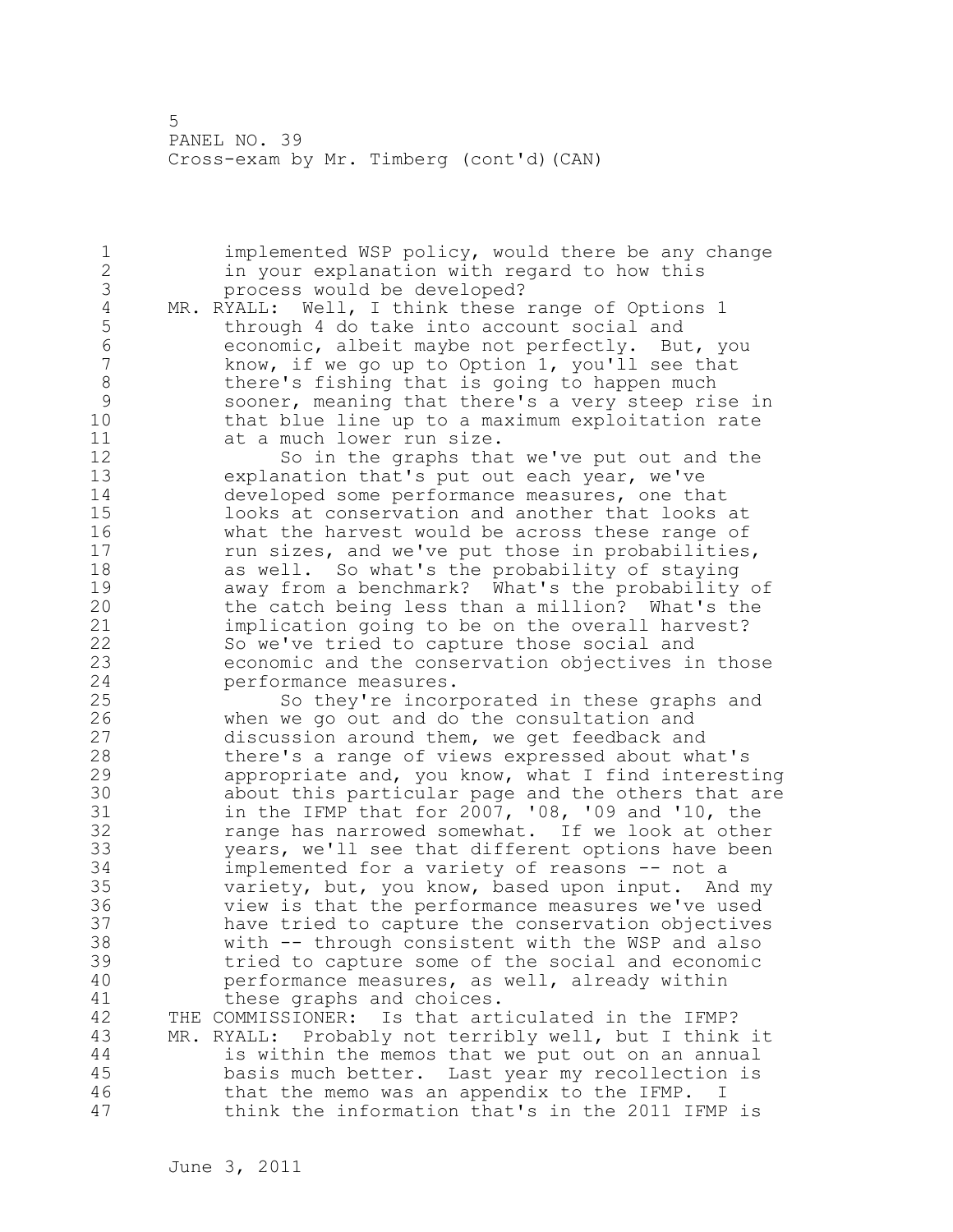implemented WSP policy, would there be any change in your explanation with regard to how this process would be developed?

MR. RYALL: Well, I think these range of Options 1 through 4 do take into account social and economic, albeit maybe not perfectly. But, you know, if we go up to Option 1, you'll see that there's fishing that is going to happen much sooner, meaning that there's a very steep rise in that blue line up to a maximum exploitation rate at a much lower run size.

So in the graphs that we've put out and the explanation that's put out each year, we've developed some performance measures, one that looks at conservation and another that looks at what the harvest would be across these range of run sizes, and we've put those in probabilities, as well. So what's the probability of staying away from a benchmark? What's the probability of the catch being less than a million? What's the implication going to be on the overall harvest? So we've tried to capture those social and economic and the conservation objectives in those performance measures.

So they're incorporated in these graphs and when we go out and do the consultation and discussion around them, we get feedback and there's a range of views expressed about what's appropriate and, you know, what I find interesting about this particular page and the others that are in the IFMP that for 2007, '08, '09 and '10, the range has narrowed somewhat. If we look at other years, we'll see that different options have been implemented for a variety of reasons -- not a variety, but, you know, based upon input. And my view is that the performance measures we've used have tried to capture the conservation objectives with -- through consistent with the WSP and also tried to capture some of the social and economic performance measures, as well, already within these graphs and choices.

THE COMMISSIONER: Is that articulated in the IFMP?

MR. RYALL: Probably not terribly well, but I think it is within the memos that we put out on an annual basis much better. Last year my recollection is that the memo was an appendix to the IFMP. I think the information that's in the 2011 IFMP is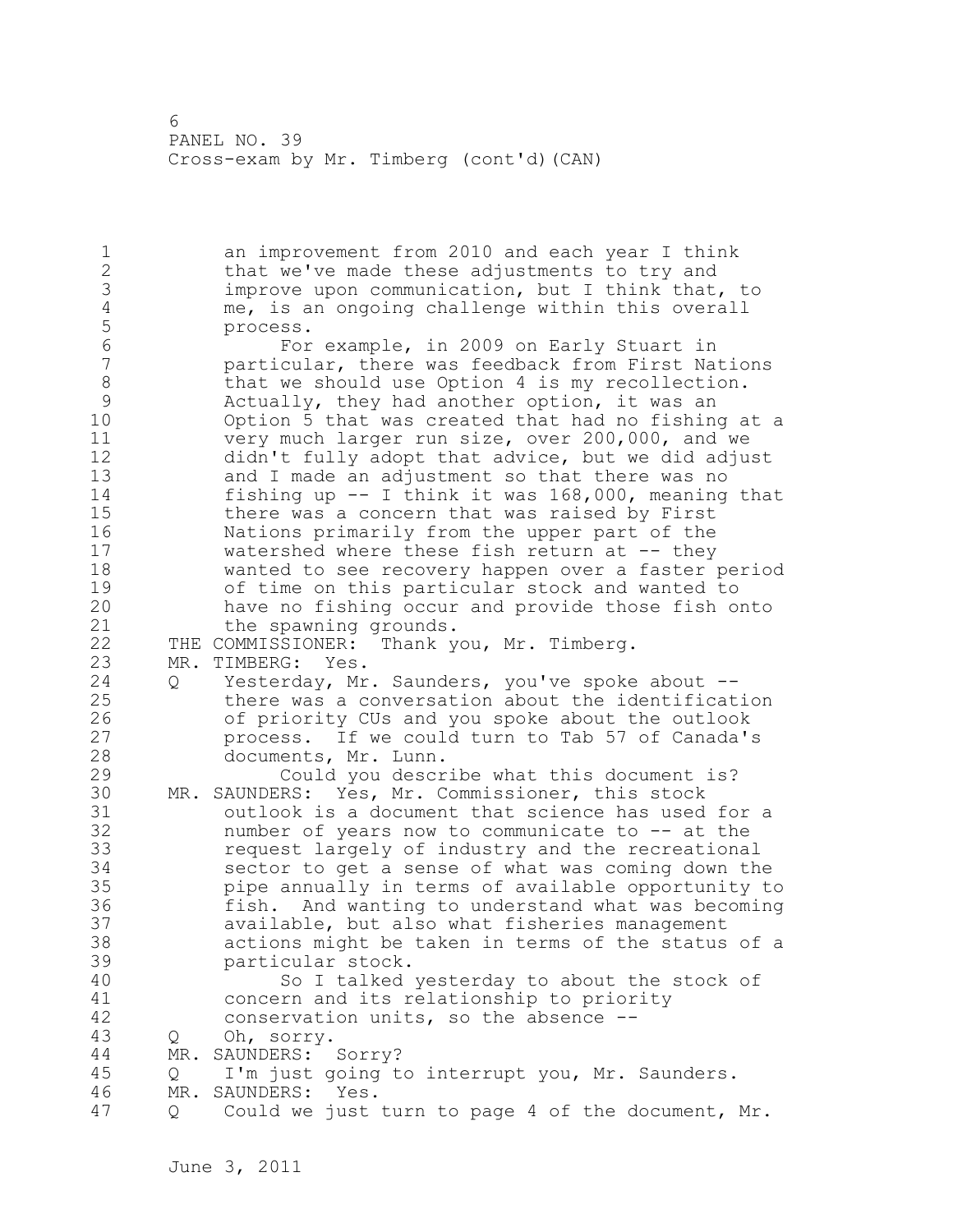an improvement from 2010 and each year I think that we've made these adjustments to try and improve upon communication, but I think that, to me, is an ongoing challenge within this overall process.

For example, in 2009 on Early Stuart in particular, there was feedback from First Nations that we should use Option 4 is my recollection. Actually, they had another option, it was an Option 5 that was created that had no fishing at a very much larger run size, over 200,000, and we didn't fully adopt that advice, but we did adjust and I made an adjustment so that there was no fishing up -- I think it was 168,000, meaning that there was a concern that was raised by First Nations primarily from the upper part of the watershed where these fish return at -- they wanted to see recovery happen over a faster period of time on this particular stock and wanted to have no fishing occur and provide those fish onto the spawning grounds.

THE COMMISSIONER: Thank you, Mr. Timberg.

MR. TIMBERG: Yes.

Q Yesterday, Mr. Saunders, you've spoke about -- there was a conversation about the identification of priority CUs and you spoke about the outlook process. If we could turn to Tab 57 of Canada's documents, Mr. Lunn.

Could you describe what this document is?

MR. SAUNDERS: Yes, Mr. Commissioner, this stock outlook is a document that science has used for a number of years now to communicate to -- at the request largely of industry and the recreational sector to get a sense of what was coming down the pipe annually in terms of available opportunity to fish. And wanting to understand what was becoming available, but also what fisheries management actions might be taken in terms of the status of a particular stock.

So I talked yesterday to about the stock of concern and its relationship to priority conservation units, so the absence --

Q Oh, sorry.

MR. SAUNDERS: Sorry?

Q I'm just going to interrupt you, Mr. Saunders.

MR. SAUNDERS: Yes.

Q Could we just turn to page 4 of the document, Mr.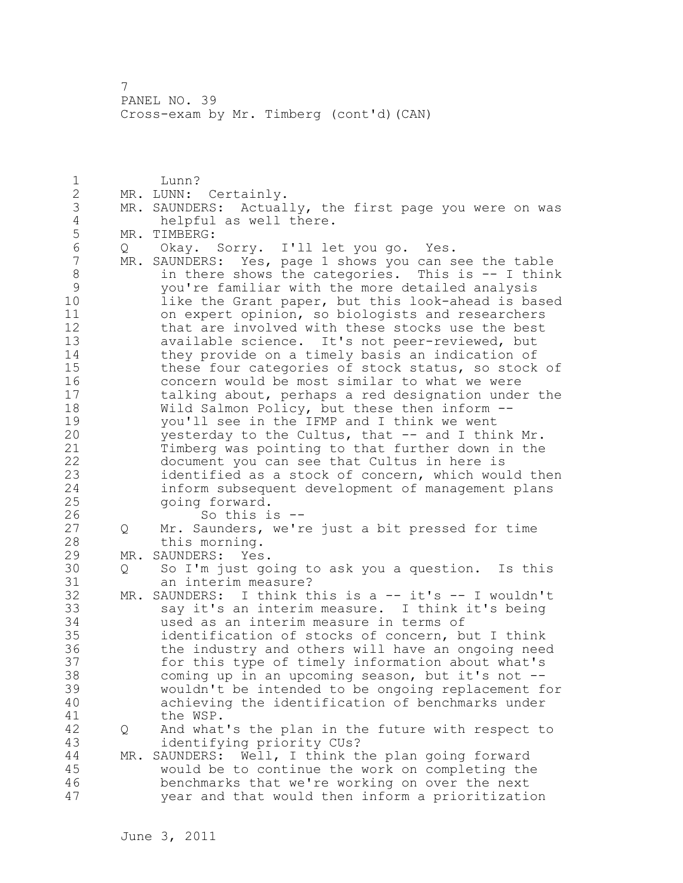Lunn?

MR. LUNN: Certainly.

MR. SAUNDERS: Actually, the first page you were on was helpful as well there.

MR. TIMBERG:

Q Okay. Sorry. I'll let you go. Yes.

MR. SAUNDERS: Yes, page 1 shows you can see the table in there shows the categories. This is -- I think you're familiar with the more detailed analysis like the Grant paper, but this look-ahead is based on expert opinion, so biologists and researchers that are involved with these stocks use the best available science. It's not peer-reviewed, but they provide on a timely basis an indication of these four categories of stock status, so stock of concern would be most similar to what we were talking about, perhaps a red designation under the Wild Salmon Policy, but these then inform -- you'll see in the IFMP and I think we went yesterday to the Cultus, that -- and I think Mr. Timberg was pointing to that further down in the document you can see that Cultus in here is identified as a stock of concern, which would then inform subsequent development of management plans going forward.

So this is --

Q Mr. Saunders, we're just a bit pressed for time this morning.

MR. SAUNDERS: Yes.

Q So I'm just going to ask you a question. Is this an interim measure?

MR. SAUNDERS: I think this is a -- it's -- I wouldn't say it's an interim measure. I think it's being used as an interim measure in terms of identification of stocks of concern, but I think the industry and others will have an ongoing need for this type of timely information about what's coming up in an upcoming season, but it's not -- wouldn't be intended to be ongoing replacement for achieving the identification of benchmarks under the WSP.

Q And what's the plan in the future with respect to identifying priority CUs?

MR. SAUNDERS: Well, I think the plan going forward would be to continue the work on completing the benchmarks that we're working on over the next year and that would then inform a prioritization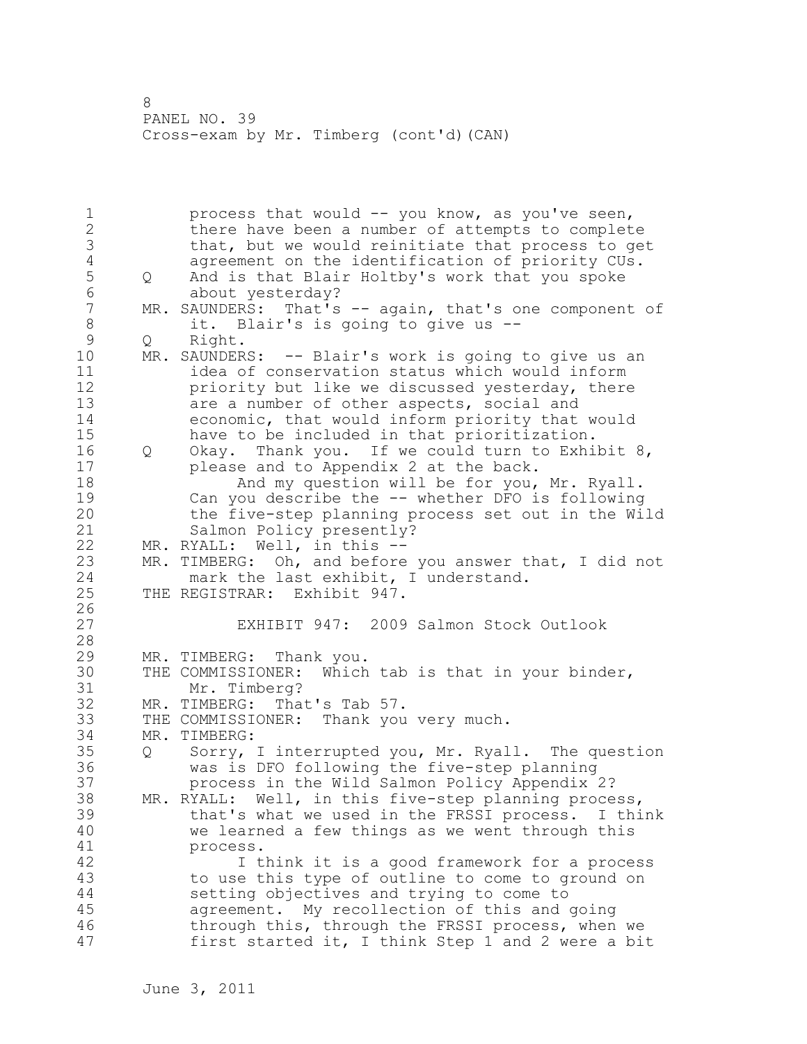PANEL NO. 39
Cross-exam by Mr. Timberg (cont'd)(CAN)

process that would -- you know, as you've seen, there have been a number of attempts to complete that, but we would reinitiate that process to get agreement on the identification of priority CUs.

Q And is that Blair Holtby's work that you spoke about yesterday?

MR. SAUNDERS: That's -- again, that's one component of it. Blair's is going to give us --

Q Right.

MR. SAUNDERS: -- Blair's work is going to give us an idea of conservation status which would inform priority but like we discussed yesterday, there are a number of other aspects, social and economic, that would inform priority that would have to be included in that prioritization.

Q Okay. Thank you. If we could turn to Exhibit 8, please and to Appendix 2 at the back.

And my question will be for you, Mr. Ryall. Can you describe the -- whether DFO is following the five-step planning process set out in the Wild Salmon Policy presently?

MR. RYALL: Well, in this --

MR. TIMBERG: Oh, and before you answer that, I did not mark the last exhibit, I understand.

THE REGISTRAR: Exhibit 947.

EXHIBIT 947: 2009 Salmon Stock Outlook

MR. TIMBERG: Thank you.

THE COMMISSIONER: Which tab is that in your binder, Mr. Timberg?

MR. TIMBERG: That's Tab 57.

THE COMMISSIONER: Thank you very much.

MR. TIMBERG:

Q Sorry, I interrupted you, Mr. Ryall. The question was is DFO following the five-step planning process in the Wild Salmon Policy Appendix 2?

MR. RYALL: Well, in this five-step planning process, that's what we used in the FRSSI process. I think we learned a few things as we went through this process.

I think it is a good framework for a process to use this type of outline to come to ground on setting objectives and trying to come to agreement. My recollection of this and going through this, through the FRSSI process, when we first started it, I think Step 1 and 2 were a bit

June 3, 2011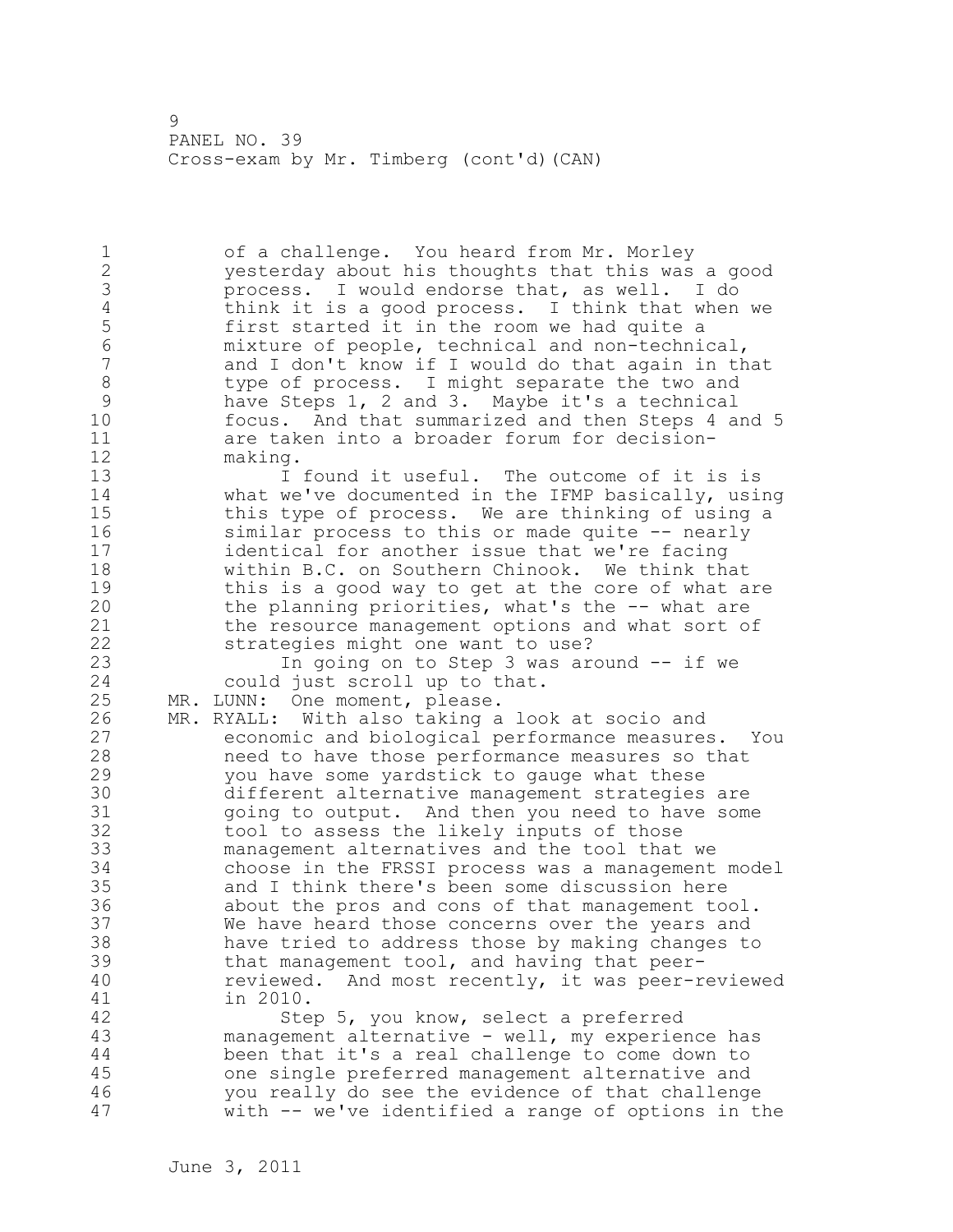of a challenge. You heard from Mr. Morley yesterday about his thoughts that this was a good process. I would endorse that, as well. I do think it is a good process. I think that when we first started it in the room we had quite a mixture of people, technical and non-technical, and I don't know if I would do that again in that type of process. I might separate the two and have Steps 1, 2 and 3. Maybe it's a technical focus. And that summarized and then Steps 4 and 5 are taken into a broader forum for decision-making.

I found it useful. The outcome of it is is what we've documented in the IFMP basically, using this type of process. We are thinking of using a similar process to this or made quite -- nearly identical for another issue that we're facing within B.C. on Southern Chinook. We think that this is a good way to get at the core of what are the planning priorities, what's the -- what are the resource management options and what sort of strategies might one want to use?

In going on to Step 3 was around -- if we could just scroll up to that.

MR. LUNN: One moment, please.

MR. RYALL: With also taking a look at socio and economic and biological performance measures. You need to have those performance measures so that you have some yardstick to gauge what these different alternative management strategies are going to output. And then you need to have some tool to assess the likely inputs of those management alternatives and the tool that we choose in the FRSSI process was a management model and I think there's been some discussion here about the pros and cons of that management tool. We have heard those concerns over the years and have tried to address those by making changes to that management tool, and having that peer-reviewed. And most recently, it was peer-reviewed in 2010.

Step 5, you know, select a preferred management alternative - well, my experience has been that it's a real challenge to come down to one single preferred management alternative and you really do see the evidence of that challenge with -- we've identified a range of options in the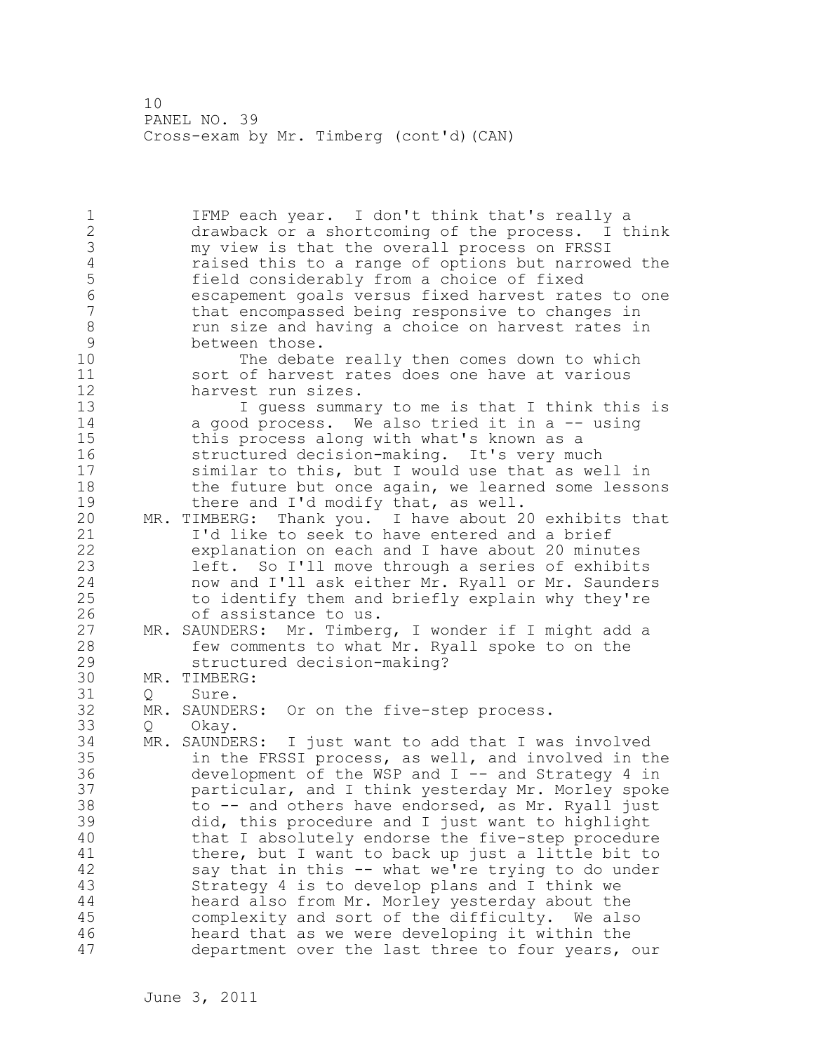IFMP each year. I don't think that's really a drawback or a shortcoming of the process. I think my view is that the overall process on FRSSI raised this to a range of options but narrowed the field considerably from a choice of fixed escapement goals versus fixed harvest rates to one that encompassed being responsive to changes in run size and having a choice on harvest rates in between those.

The debate really then comes down to which sort of harvest rates does one have at various harvest run sizes.

I guess summary to me is that I think this is a good process. We also tried it in a -- using this process along with what's known as a structured decision-making. It's very much similar to this, but I would use that as well in the future but once again, we learned some lessons there and I'd modify that, as well.

MR. TIMBERG: Thank you. I have about 20 exhibits that I'd like to seek to have entered and a brief explanation on each and I have about 20 minutes left. So I'll move through a series of exhibits now and I'll ask either Mr. Ryall or Mr. Saunders to identify them and briefly explain why they're of assistance to us.

MR. SAUNDERS: Mr. Timberg, I wonder if I might add a few comments to what Mr. Ryall spoke to on the structured decision-making?

MR. TIMBERG:

Q Sure.

MR. SAUNDERS: Or on the five-step process.

Q Okay.

MR. SAUNDERS: I just want to add that I was involved in the FRSSI process, as well, and involved in the development of the WSP and I -- and Strategy 4 in particular, and I think yesterday Mr. Morley spoke to -- and others have endorsed, as Mr. Ryall just did, this procedure and I just want to highlight that I absolutely endorse the five-step procedure there, but I want to back up just a little bit to say that in this -- what we're trying to do under Strategy 4 is to develop plans and I think we heard also from Mr. Morley yesterday about the complexity and sort of the difficulty. We also heard that as we were developing it within the department over the last three to four years, our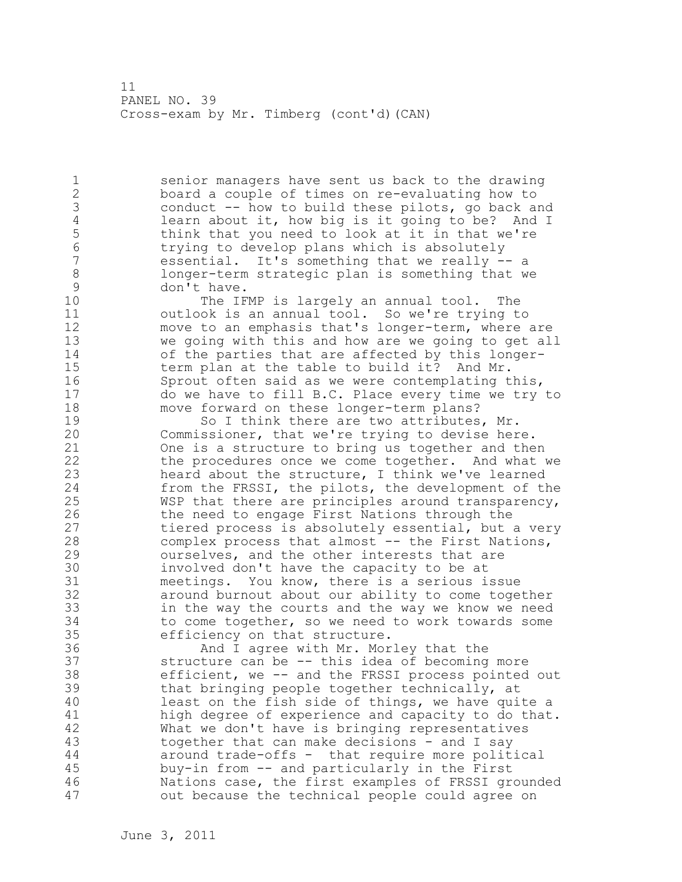senior managers have sent us back to the drawing board a couple of times on re-evaluating how to conduct -- how to build these pilots, go back and learn about it, how big is it going to be? And I think that you need to look at it in that we're trying to develop plans which is absolutely essential. It's something that we really -- a longer-term strategic plan is something that we don't have.

The IFMP is largely an annual tool. The outlook is an annual tool. So we're trying to move to an emphasis that's longer-term, where are we going with this and how are we going to get all of the parties that are affected by this longer-term plan at the table to build it? And Mr. Sprout often said as we were contemplating this, do we have to fill B.C. Place every time we try to move forward on these longer-term plans?

So I think there are two attributes, Mr. Commissioner, that we're trying to devise here. One is a structure to bring us together and then the procedures once we come together. And what we heard about the structure, I think we've learned from the FRSSI, the pilots, the development of the WSP that there are principles around transparency, the need to engage First Nations through the tiered process is absolutely essential, but a very complex process that almost -- the First Nations, ourselves, and the other interests that are involved don't have the capacity to be at meetings. You know, there is a serious issue around burnout about our ability to come together in the way the courts and the way we know we need to come together, so we need to work towards some efficiency on that structure.

And I agree with Mr. Morley that the structure can be -- this idea of becoming more efficient, we -- and the FRSSI process pointed out that bringing people together technically, at least on the fish side of things, we have quite a high degree of experience and capacity to do that. What we don't have is bringing representatives together that can make decisions - and I say around trade-offs - that require more political buy-in from -- and particularly in the First Nations case, the first examples of FRSSI grounded out because the technical people could agree on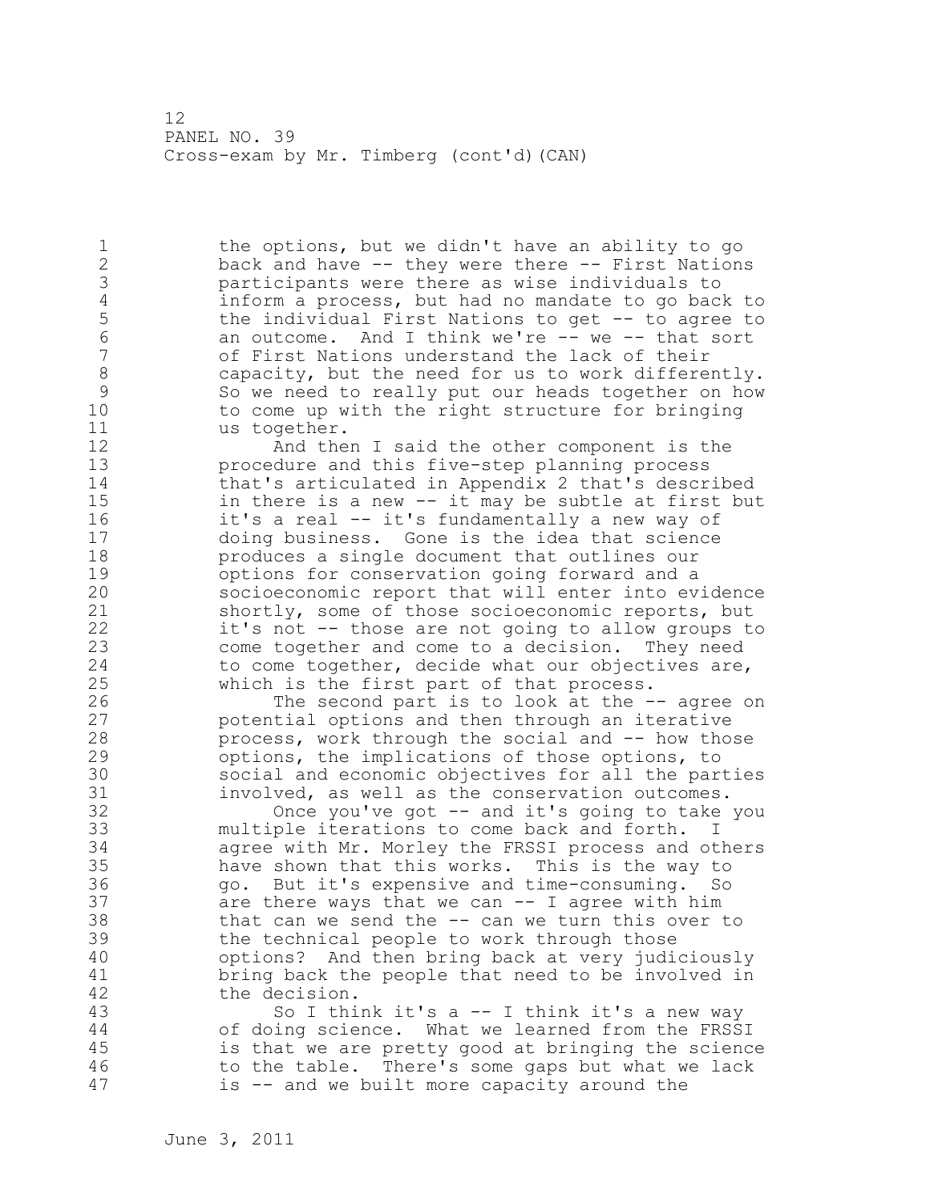the options, but we didn't have an ability to go back and have -- they were there -- First Nations participants were there as wise individuals to inform a process, but had no mandate to go back to the individual First Nations to get -- to agree to an outcome. And I think we're -- we -- that sort of First Nations understand the lack of their capacity, but the need for us to work differently. So we need to really put our heads together on how to come up with the right structure for bringing us together.

And then I said the other component is the procedure and this five-step planning process that's articulated in Appendix 2 that's described in there is a new -- it may be subtle at first but it's a real -- it's fundamentally a new way of doing business. Gone is the idea that science produces a single document that outlines our options for conservation going forward and a socioeconomic report that will enter into evidence shortly, some of those socioeconomic reports, but it's not -- those are not going to allow groups to come together and come to a decision. They need to come together, decide what our objectives are, which is the first part of that process.

The second part is to look at the -- agree on potential options and then through an iterative process, work through the social and -- how those options, the implications of those options, to social and economic objectives for all the parties involved, as well as the conservation outcomes.

Once you've got -- and it's going to take you multiple iterations to come back and forth. I agree with Mr. Morley the FRSSI process and others have shown that this works. This is the way to go. But it's expensive and time-consuming. So are there ways that we can -- I agree with him that can we send the -- can we turn this over to the technical people to work through those options? And then bring back at very judiciously bring back the people that need to be involved in the decision.

So I think it's a -- I think it's a new way of doing science. What we learned from the FRSSI is that we are pretty good at bringing the science to the table. There's some gaps but what we lack is -- and we built more capacity around the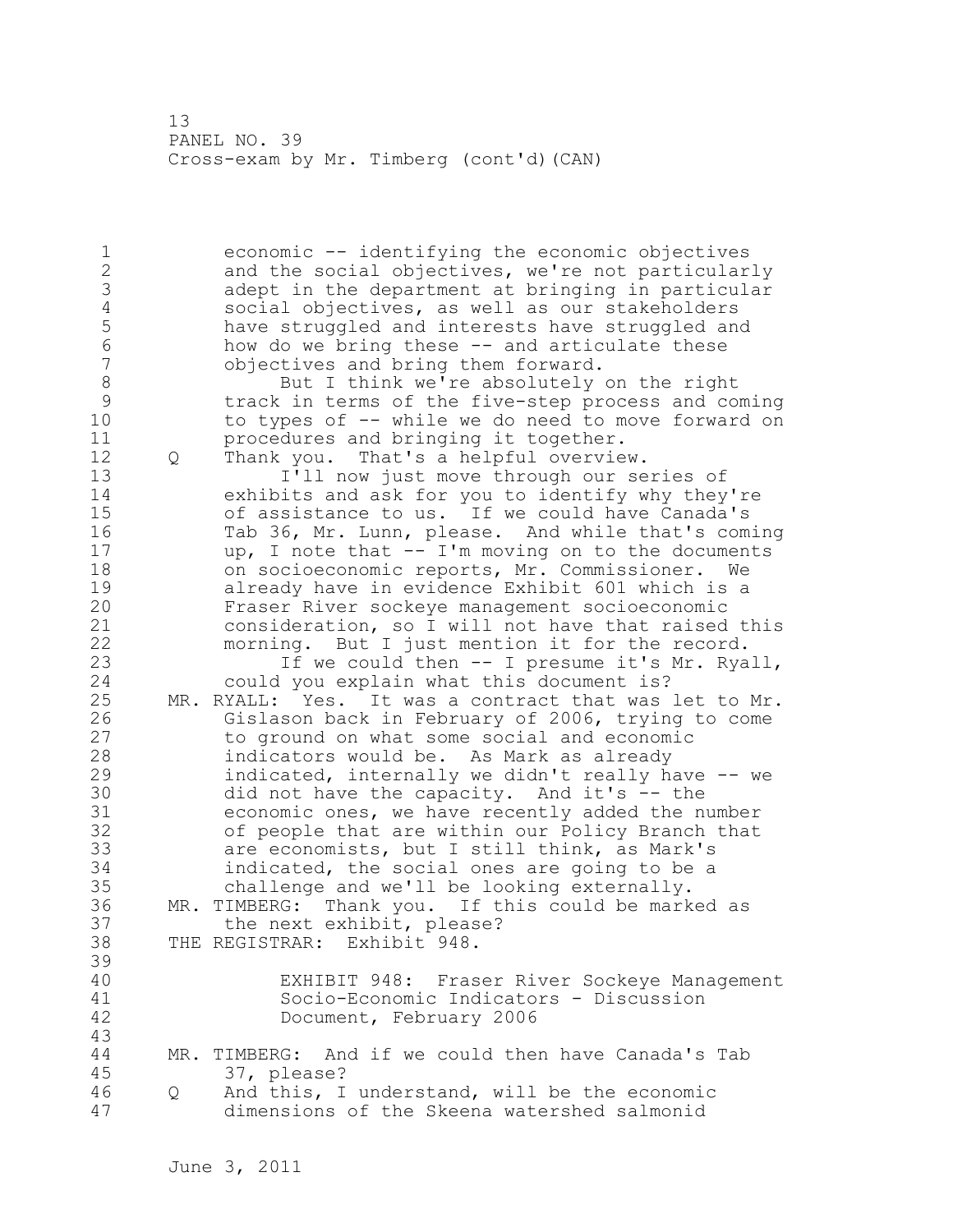economic -- identifying the economic objectives and the social objectives, we're not particularly adept in the department at bringing in particular social objectives, as well as our stakeholders have struggled and interests have struggled and how do we bring these -- and articulate these objectives and bring them forward.

But I think we're absolutely on the right track in terms of the five-step process and coming to types of -- while we do need to move forward on procedures and bringing it together.

Q Thank you. That's a helpful overview.

I'll now just move through our series of exhibits and ask for you to identify why they're of assistance to us. If we could have Canada's Tab 36, Mr. Lunn, please. And while that's coming up, I note that -- I'm moving on to the documents on socioeconomic reports, Mr. Commissioner. We already have in evidence Exhibit 601 which is a Fraser River sockeye management socioeconomic consideration, so I will not have that raised this morning. But I just mention it for the record.

If we could then -- I presume it's Mr. Ryall, could you explain what this document is?

MR. RYALL: Yes. It was a contract that was let to Mr. Gislason back in February of 2006, trying to come to ground on what some social and economic indicators would be. As Mark as already indicated, internally we didn't really have -- we did not have the capacity. And it's -- the economic ones, we have recently added the number of people that are within our Policy Branch that are economists, but I still think, as Mark's indicated, the social ones are going to be a challenge and we'll be looking externally.

MR. TIMBERG: Thank you. If this could be marked as the next exhibit, please?

THE REGISTRAR: Exhibit 948.

EXHIBIT 948: Fraser River Sockeye Management Socio-Economic Indicators - Discussion Document, February 2006

MR. TIMBERG: And if we could then have Canada's Tab 37, please?

Q And this, I understand, will be the economic dimensions of the Skeena watershed salmonid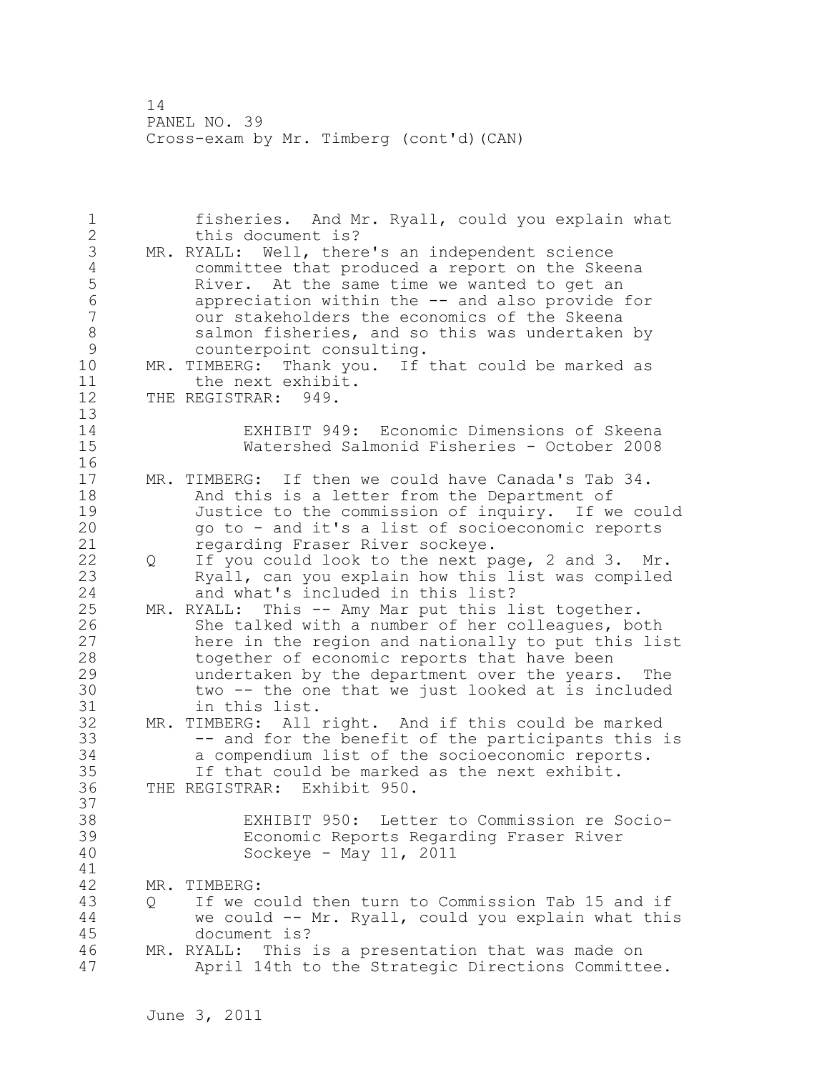fisheries. And Mr. Ryall, could you explain what this document is?

MR. RYALL: Well, there's an independent science committee that produced a report on the Skeena River. At the same time we wanted to get an appreciation within the -- and also provide for our stakeholders the economics of the Skeena salmon fisheries, and so this was undertaken by counterpoint consulting.

MR. TIMBERG: Thank you. If that could be marked as the next exhibit.

THE REGISTRAR: 949.

EXHIBIT 949: Economic Dimensions of Skeena Watershed Salmonid Fisheries - October 2008

MR. TIMBERG: If then we could have Canada's Tab 34. And this is a letter from the Department of Justice to the commission of inquiry. If we could go to - and it's a list of socioeconomic reports regarding Fraser River sockeye.

Q If you could look to the next page, 2 and 3. Mr. Ryall, can you explain how this list was compiled and what's included in this list?

MR. RYALL: This -- Amy Mar put this list together. She talked with a number of her colleagues, both here in the region and nationally to put this list together of economic reports that have been undertaken by the department over the years. The two -- the one that we just looked at is included in this list.

MR. TIMBERG: All right. And if this could be marked -- and for the benefit of the participants this is a compendium list of the socioeconomic reports. If that could be marked as the next exhibit.

THE REGISTRAR: Exhibit 950.

EXHIBIT 950: Letter to Commission re Socio-Economic Reports Regarding Fraser River Sockeye - May 11, 2011

MR. TIMBERG:

Q If we could then turn to Commission Tab 15 and if we could -- Mr. Ryall, could you explain what this document is?

MR. RYALL: This is a presentation that was made on April 14th to the Strategic Directions Committee.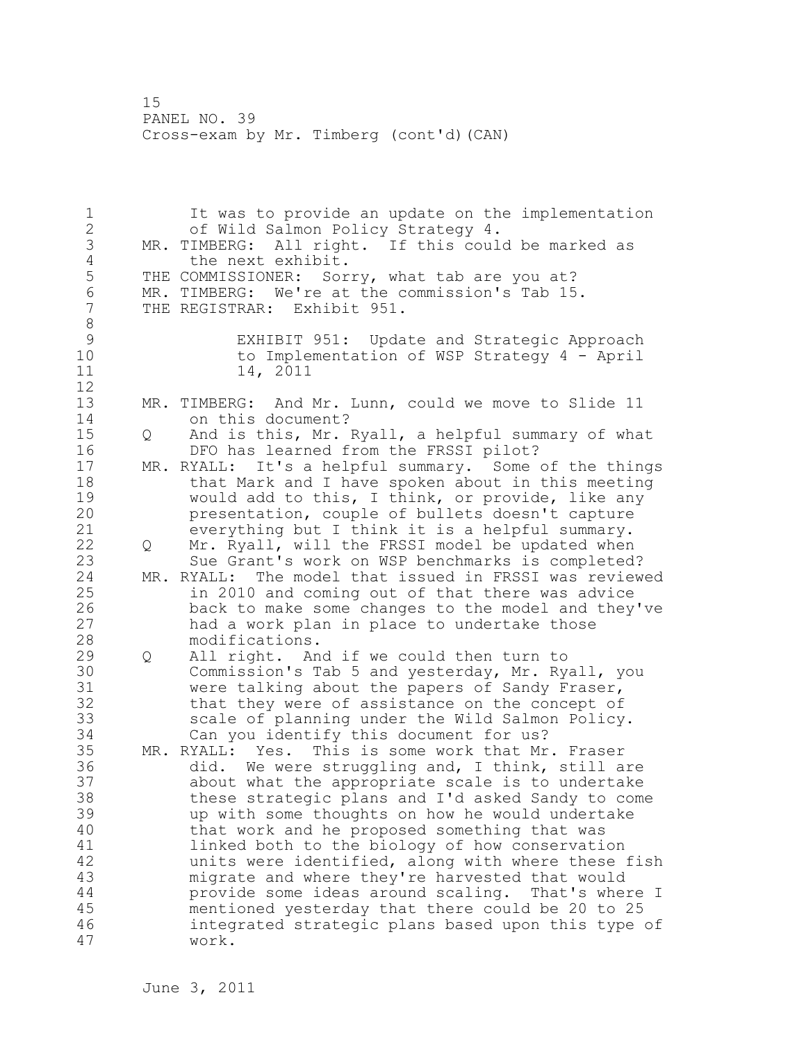It was to provide an update on the implementation of Wild Salmon Policy Strategy 4.

MR. TIMBERG: All right. If this could be marked as the next exhibit.

THE COMMISSIONER: Sorry, what tab are you at?

MR. TIMBERG: We're at the commission's Tab 15.

THE REGISTRAR: Exhibit 951.

EXHIBIT 951: Update and Strategic Approach to Implementation of WSP Strategy 4 - April 14, 2011

MR. TIMBERG: And Mr. Lunn, could we move to Slide 11 on this document?

Q And is this, Mr. Ryall, a helpful summary of what DFO has learned from the FRSSI pilot?

MR. RYALL: It's a helpful summary. Some of the things that Mark and I have spoken about in this meeting would add to this, I think, or provide, like any presentation, couple of bullets doesn't capture everything but I think it is a helpful summary.

Q Mr. Ryall, will the FRSSI model be updated when Sue Grant's work on WSP benchmarks is completed?

MR. RYALL: The model that issued in FRSSI was reviewed in 2010 and coming out of that there was advice back to make some changes to the model and they've had a work plan in place to undertake those modifications.

Q All right. And if we could then turn to Commission's Tab 5 and yesterday, Mr. Ryall, you were talking about the papers of Sandy Fraser, that they were of assistance on the concept of scale of planning under the Wild Salmon Policy. Can you identify this document for us?

MR. RYALL: Yes. This is some work that Mr. Fraser did. We were struggling and, I think, still are about what the appropriate scale is to undertake these strategic plans and I'd asked Sandy to come up with some thoughts on how he would undertake that work and he proposed something that was linked both to the biology of how conservation units were identified, along with where these fish migrate and where they're harvested that would provide some ideas around scaling. That's where I mentioned yesterday that there could be 20 to 25 integrated strategic plans based upon this type of work.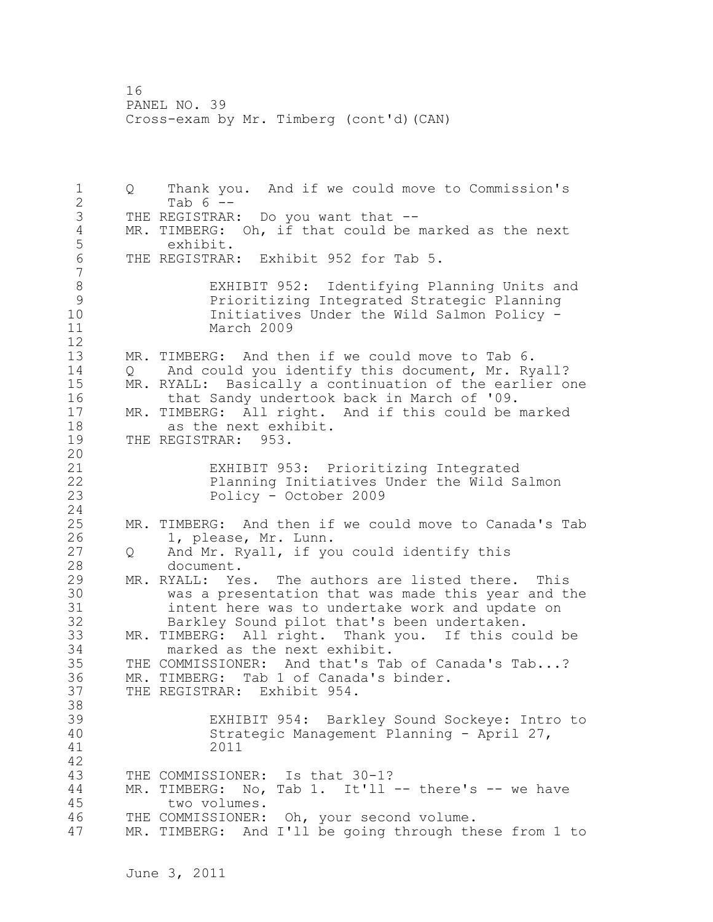Q Thank you. And if we could move to Commission's Tab 6 --

THE REGISTRAR: Do you want that --

MR. TIMBERG: Oh, if that could be marked as the next exhibit.

THE REGISTRAR: Exhibit 952 for Tab 5.

EXHIBIT 952: Identifying Planning Units and Prioritizing Integrated Strategic Planning Initiatives Under the Wild Salmon Policy - March 2009

MR. TIMBERG: And then if we could move to Tab 6.

Q And could you identify this document, Mr. Ryall?

MR. RYALL: Basically a continuation of the earlier one that Sandy undertook back in March of '09.

MR. TIMBERG: All right. And if this could be marked as the next exhibit.

THE REGISTRAR: 953.

EXHIBIT 953: Prioritizing Integrated Planning Initiatives Under the Wild Salmon Policy - October 2009

MR. TIMBERG: And then if we could move to Canada's Tab 1, please, Mr. Lunn.

Q And Mr. Ryall, if you could identify this document.

MR. RYALL: Yes. The authors are listed there. This was a presentation that was made this year and the intent here was to undertake work and update on Barkley Sound pilot that's been undertaken.

MR. TIMBERG: All right. Thank you. If this could be marked as the next exhibit.

THE COMMISSIONER: And that's Tab of Canada's Tab...?

MR. TIMBERG: Tab 1 of Canada's binder.

THE REGISTRAR: Exhibit 954.

EXHIBIT 954: Barkley Sound Sockeye: Intro to Strategic Management Planning - April 27, 2011

THE COMMISSIONER: Is that 30-1?

MR. TIMBERG: No, Tab 1. It'll -- there's -- we have two volumes.

THE COMMISSIONER: Oh, your second volume.

MR. TIMBERG: And I'll be going through these from 1 to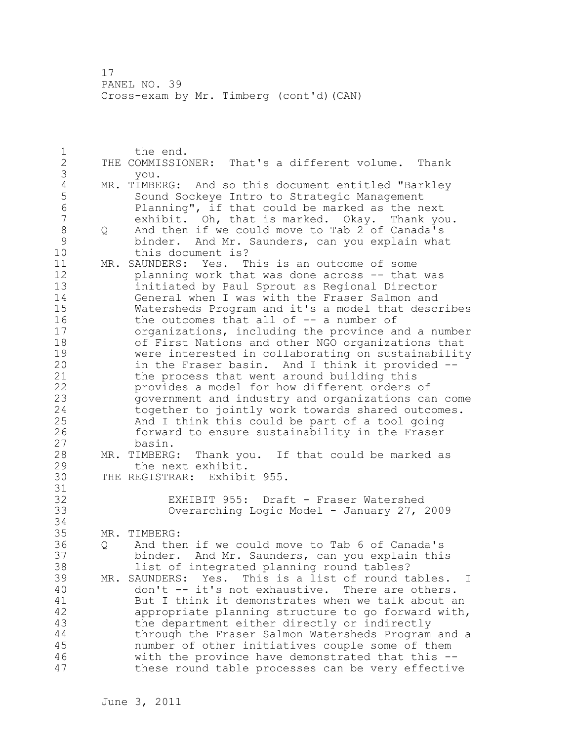the end.

THE COMMISSIONER: That's a different volume. Thank you.

MR. TIMBERG: And so this document entitled "Barkley Sound Sockeye Intro to Strategic Management Planning", if that could be marked as the next exhibit. Oh, that is marked. Okay. Thank you.

Q And then if we could move to Tab 2 of Canada's binder. And Mr. Saunders, can you explain what this document is?

MR. SAUNDERS: Yes. This is an outcome of some planning work that was done across -- that was initiated by Paul Sprout as Regional Director General when I was with the Fraser Salmon and Watersheds Program and it's a model that describes the outcomes that all of -- a number of organizations, including the province and a number of First Nations and other NGO organizations that were interested in collaborating on sustainability in the Fraser basin. And I think it provided -- the process that went around building this provides a model for how different orders of government and industry and organizations can come together to jointly work towards shared outcomes. And I think this could be part of a tool going forward to ensure sustainability in the Fraser basin.

MR. TIMBERG: Thank you. If that could be marked as the next exhibit.

THE REGISTRAR: Exhibit 955.

EXHIBIT 955: Draft - Fraser Watershed Overarching Logic Model - January 27, 2009

MR. TIMBERG:

Q And then if we could move to Tab 6 of Canada's binder. And Mr. Saunders, can you explain this list of integrated planning round tables?

MR. SAUNDERS: Yes. This is a list of round tables. I don't -- it's not exhaustive. There are others. But I think it demonstrates when we talk about an appropriate planning structure to go forward with, the department either directly or indirectly through the Fraser Salmon Watersheds Program and a number of other initiatives couple some of them with the province have demonstrated that this -- these round table processes can be very effective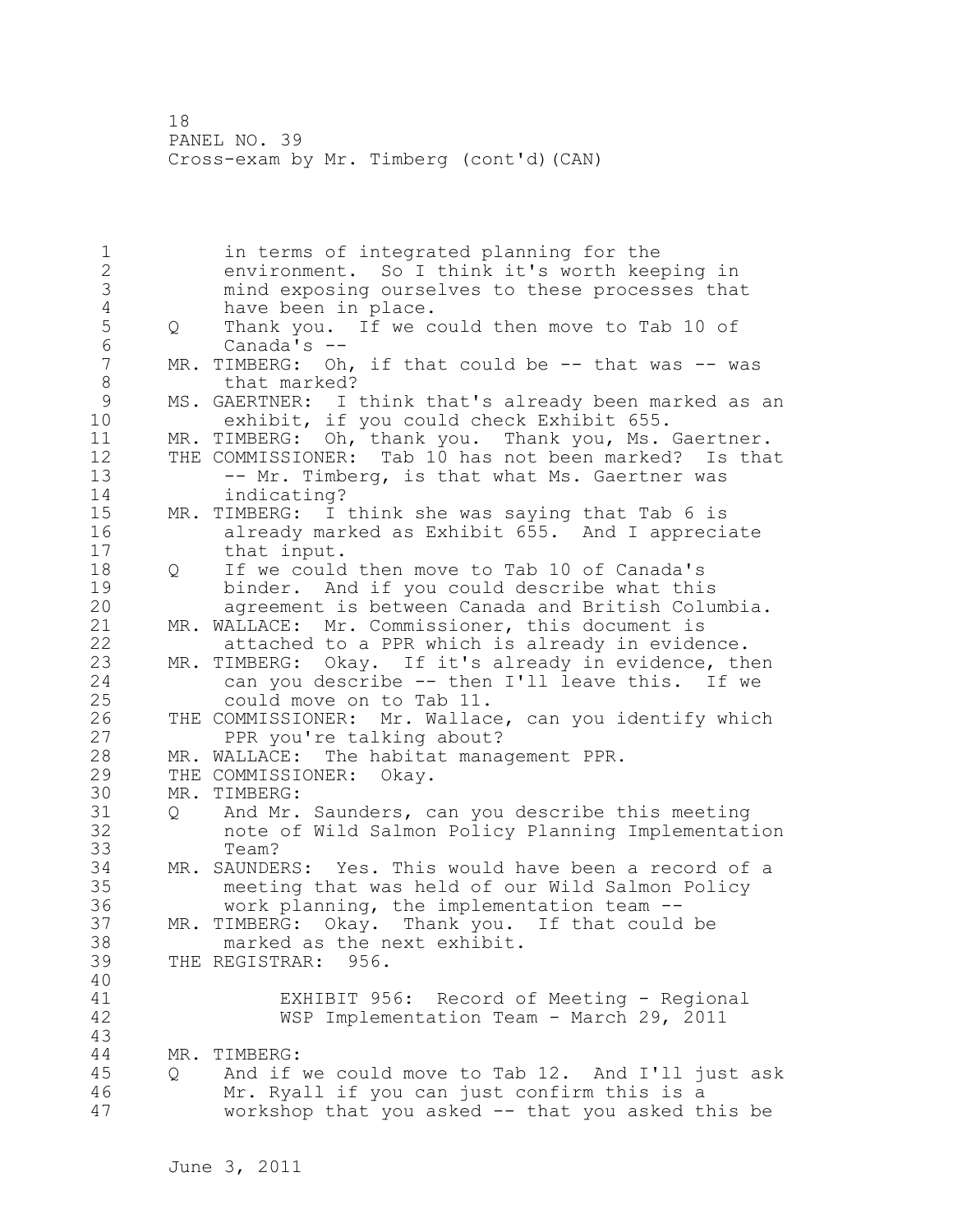in terms of integrated planning for the environment. So I think it's worth keeping in mind exposing ourselves to these processes that have been in place.

Q Thank you. If we could then move to Tab 10 of Canada's --

MR. TIMBERG: Oh, if that could be -- that was -- was that marked?

MS. GAERTNER: I think that's already been marked as an exhibit, if you could check Exhibit 655.

MR. TIMBERG: Oh, thank you. Thank you, Ms. Gaertner.

THE COMMISSIONER: Tab 10 has not been marked? Is that -- Mr. Timberg, is that what Ms. Gaertner was indicating?

MR. TIMBERG: I think she was saying that Tab 6 is already marked as Exhibit 655. And I appreciate that input.

Q If we could then move to Tab 10 of Canada's binder. And if you could describe what this agreement is between Canada and British Columbia.

MR. WALLACE: Mr. Commissioner, this document is attached to a PPR which is already in evidence.

MR. TIMBERG: Okay. If it's already in evidence, then can you describe -- then I'll leave this. If we could move on to Tab 11.

THE COMMISSIONER: Mr. Wallace, can you identify which PPR you're talking about?

MR. WALLACE: The habitat management PPR.

THE COMMISSIONER: Okay.

MR. TIMBERG:

Q And Mr. Saunders, can you describe this meeting note of Wild Salmon Policy Planning Implementation Team?

MR. SAUNDERS: Yes. This would have been a record of a meeting that was held of our Wild Salmon Policy work planning, the implementation team --

MR. TIMBERG: Okay. Thank you. If that could be marked as the next exhibit.

THE REGISTRAR: 956.

EXHIBIT 956: Record of Meeting - Regional WSP Implementation Team - March 29, 2011

MR. TIMBERG:

Q And if we could move to Tab 12. And I'll just ask Mr. Ryall if you can just confirm this is a workshop that you asked -- that you asked this be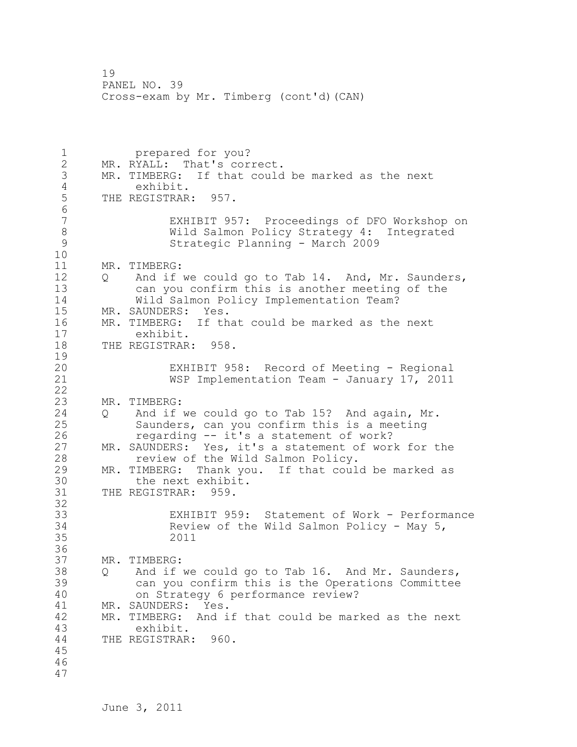prepared for you?

MR. RYALL: That's correct.

MR. TIMBERG: If that could be marked as the next exhibit.

THE REGISTRAR: 957.

EXHIBIT 957: Proceedings of DFO Workshop on Wild Salmon Policy Strategy 4: Integrated Strategic Planning - March 2009

MR. TIMBERG:

Q And if we could go to Tab 14. And, Mr. Saunders, can you confirm this is another meeting of the Wild Salmon Policy Implementation Team?

MR. SAUNDERS: Yes.

MR. TIMBERG: If that could be marked as the next exhibit.

THE REGISTRAR: 958.

EXHIBIT 958: Record of Meeting - Regional WSP Implementation Team - January 17, 2011

MR. TIMBERG:

Q And if we could go to Tab 15? And again, Mr. Saunders, can you confirm this is a meeting regarding -- it's a statement of work?

MR. SAUNDERS: Yes, it's a statement of work for the review of the Wild Salmon Policy.

MR. TIMBERG: Thank you. If that could be marked as the next exhibit.

THE REGISTRAR: 959.

EXHIBIT 959: Statement of Work - Performance Review of the Wild Salmon Policy - May 5, 2011

MR. TIMBERG:

Q And if we could go to Tab 16. And Mr. Saunders, can you confirm this is the Operations Committee on Strategy 6 performance review?

MR. SAUNDERS: Yes.

MR. TIMBERG: And if that could be marked as the next exhibit.

THE REGISTRAR: 960.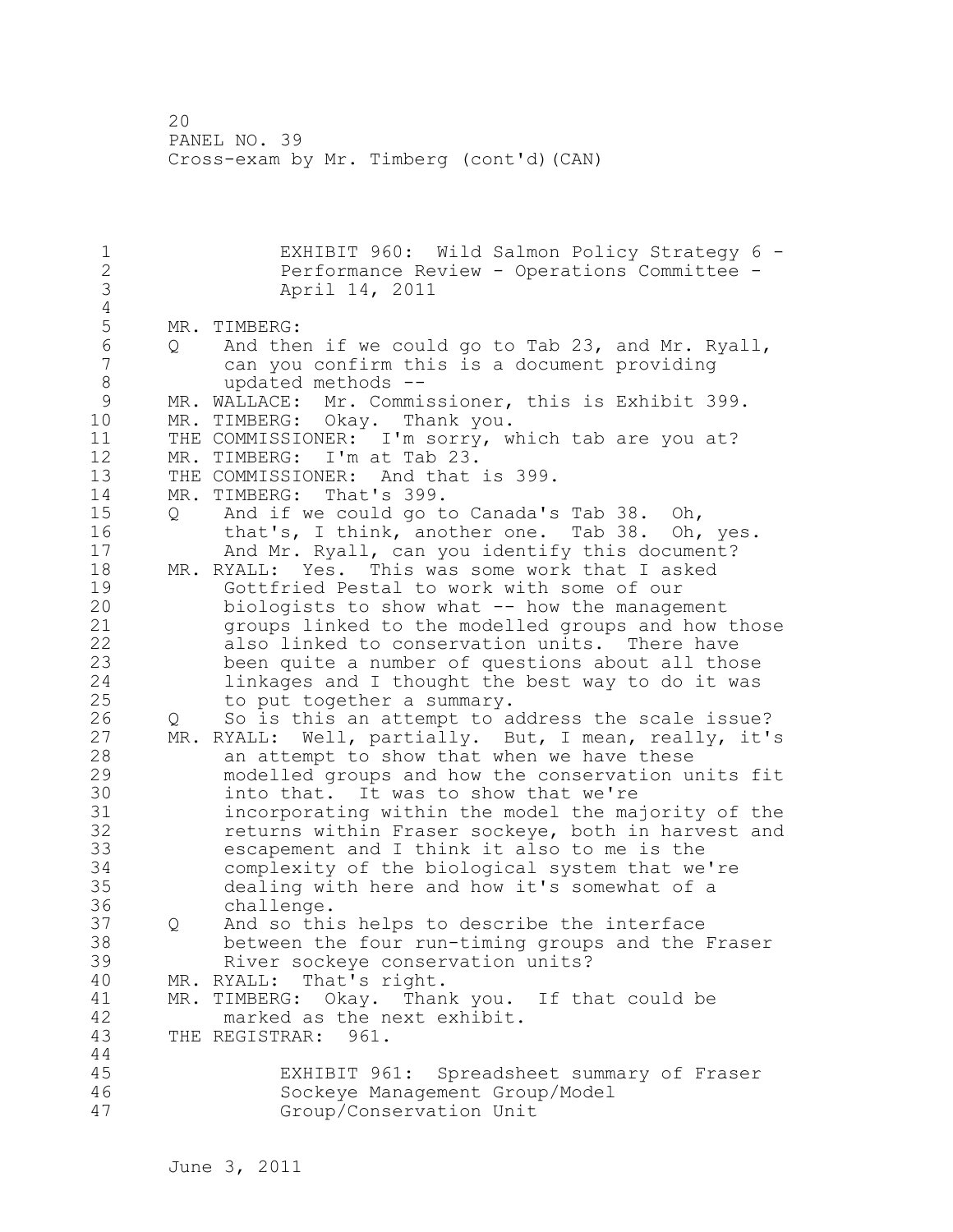EXHIBIT 960: Wild Salmon Policy Strategy 6 - Performance Review - Operations Committee - April 14, 2011

MR. TIMBERG:

Q And then if we could go to Tab 23, and Mr. Ryall, can you confirm this is a document providing updated methods --

MR. WALLACE: Mr. Commissioner, this is Exhibit 399.

MR. TIMBERG: Okay. Thank you.

THE COMMISSIONER: I'm sorry, which tab are you at?

MR. TIMBERG: I'm at Tab 23.

THE COMMISSIONER: And that is 399.

MR. TIMBERG: That's 399.

Q And if we could go to Canada's Tab 38. Oh, that's, I think, another one. Tab 38. Oh, yes. And Mr. Ryall, can you identify this document?

MR. RYALL: Yes. This was some work that I asked Gottfried Pestal to work with some of our biologists to show what -- how the management groups linked to the modelled groups and how those also linked to conservation units. There have been quite a number of questions about all those linkages and I thought the best way to do it was to put together a summary.

Q So is this an attempt to address the scale issue?

MR. RYALL: Well, partially. But, I mean, really, it's an attempt to show that when we have these modelled groups and how the conservation units fit into that. It was to show that we're incorporating within the model the majority of the returns within Fraser sockeye, both in harvest and escapement and I think it also to me is the complexity of the biological system that we're dealing with here and how it's somewhat of a challenge.

Q And so this helps to describe the interface between the four run-timing groups and the Fraser River sockeye conservation units?

MR. RYALL: That's right.

MR. TIMBERG: Okay. Thank you. If that could be marked as the next exhibit.

THE REGISTRAR: 961.

EXHIBIT 961: Spreadsheet summary of Fraser Sockeye Management Group/Model Group/Conservation Unit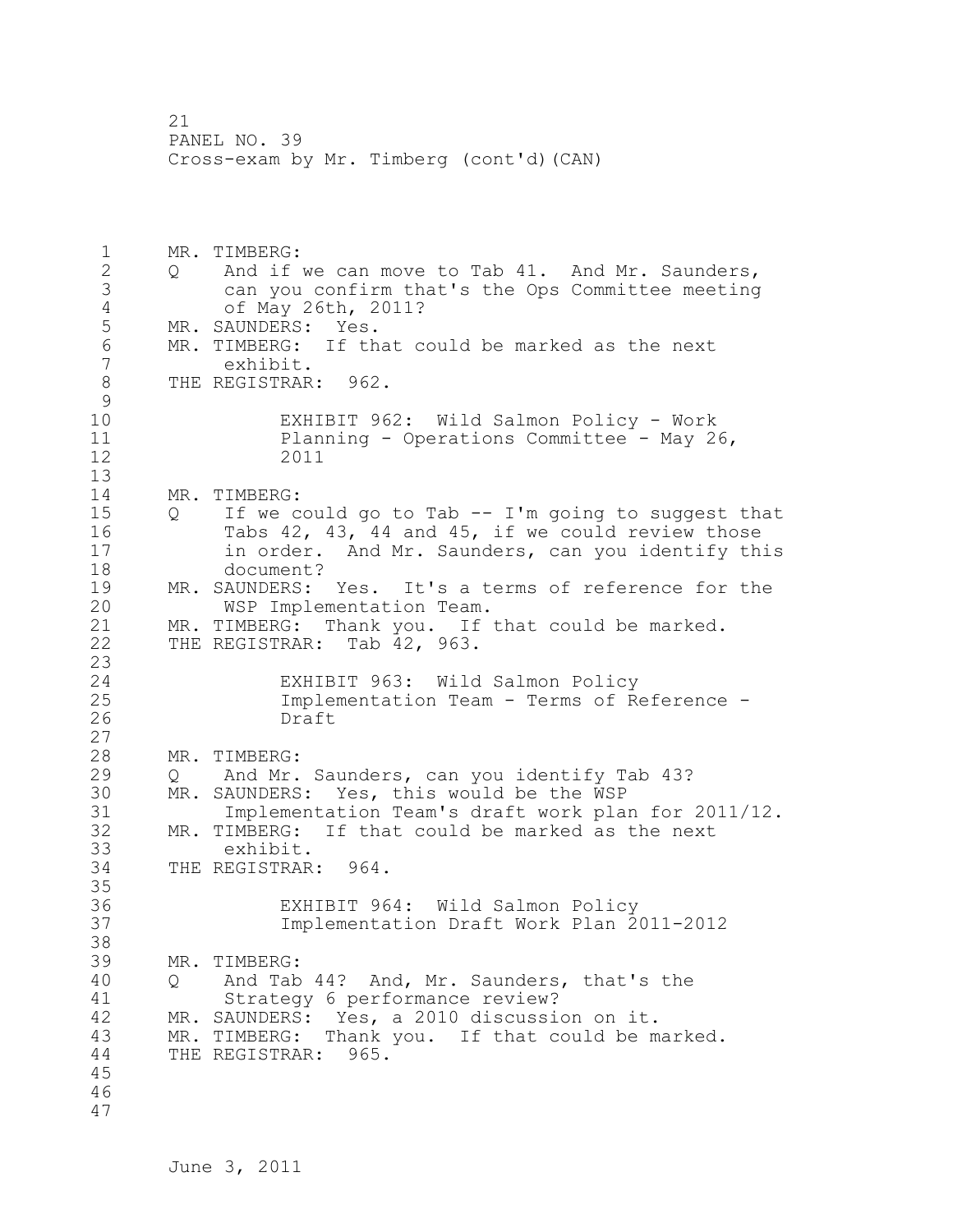MR. TIMBERG:
Q And if we can move to Tab 41. And Mr. Saunders, can you confirm that's the Ops Committee meeting of May 26th, 2011?

MR. SAUNDERS: Yes.

MR. TIMBERG: If that could be marked as the next exhibit.

THE REGISTRAR: 962.

EXHIBIT 962: Wild Salmon Policy - Work Planning - Operations Committee - May 26, 2011

MR. TIMBERG:
Q If we could go to Tab -- I'm going to suggest that Tabs 42, 43, 44 and 45, if we could review those in order. And Mr. Saunders, can you identify this document?

MR. SAUNDERS: Yes. It's a terms of reference for the WSP Implementation Team.

MR. TIMBERG: Thank you. If that could be marked.

THE REGISTRAR: Tab 42, 963.

EXHIBIT 963: Wild Salmon Policy Implementation Team - Terms of Reference - Draft

MR. TIMBERG:
Q And Mr. Saunders, can you identify Tab 43?

MR. SAUNDERS: Yes, this would be the WSP Implementation Team's draft work plan for 2011/12.

MR. TIMBERG: If that could be marked as the next exhibit.

THE REGISTRAR: 964.

EXHIBIT 964: Wild Salmon Policy Implementation Draft Work Plan 2011-2012

MR. TIMBERG:
Q And Tab 44? And, Mr. Saunders, that's the Strategy 6 performance review?

MR. SAUNDERS: Yes, a 2010 discussion on it.

MR. TIMBERG: Thank you. If that could be marked.

THE REGISTRAR: 965.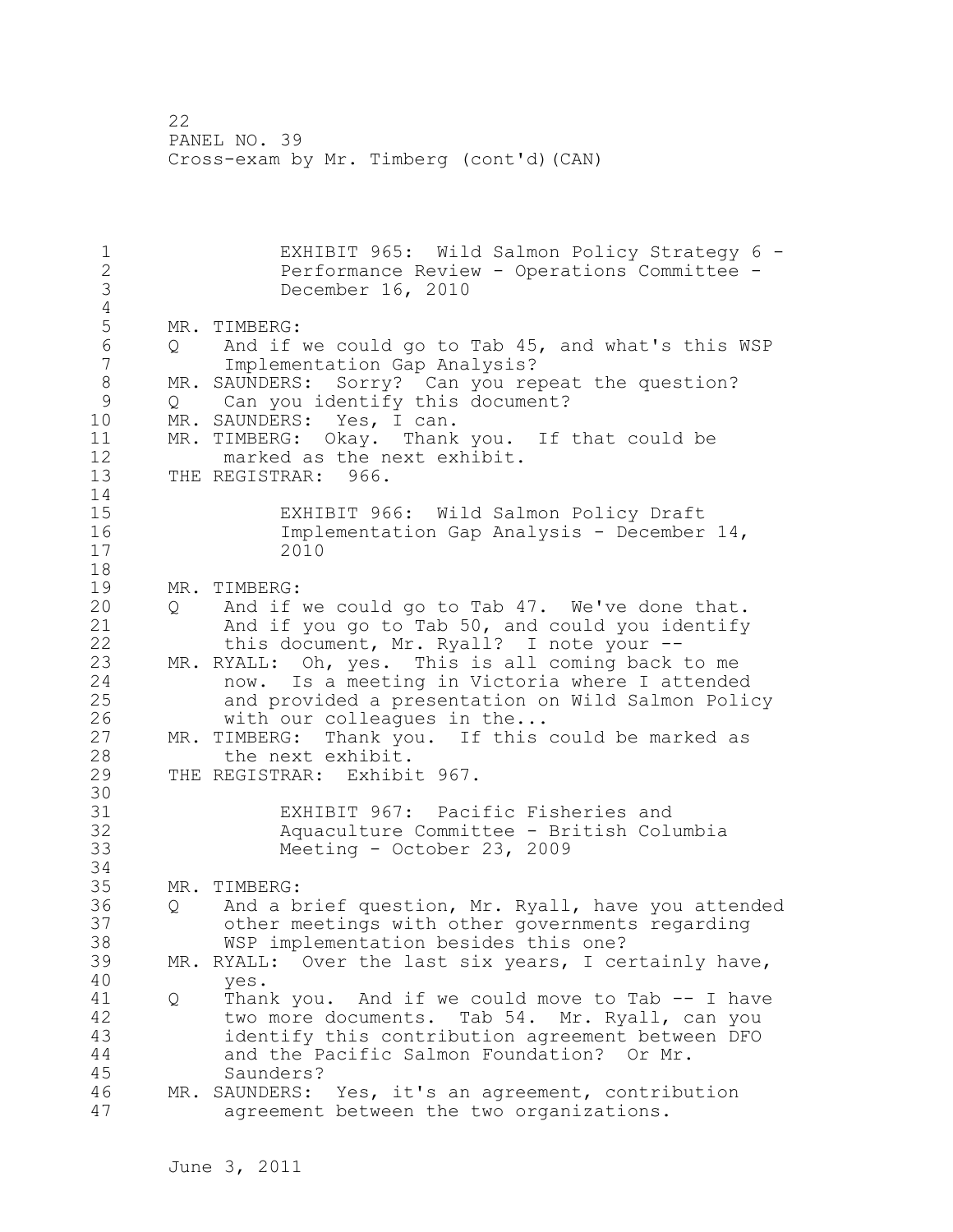EXHIBIT 965: Wild Salmon Policy Strategy 6 - Performance Review - Operations Committee - December 16, 2010

MR. TIMBERG:

Q And if we could go to Tab 45, and what's this WSP Implementation Gap Analysis?

MR. SAUNDERS: Sorry? Can you repeat the question?

Q Can you identify this document?

MR. SAUNDERS: Yes, I can.

MR. TIMBERG: Okay. Thank you. If that could be marked as the next exhibit.

THE REGISTRAR: 966.

EXHIBIT 966: Wild Salmon Policy Draft Implementation Gap Analysis - December 14, 2010

MR. TIMBERG:

Q And if we could go to Tab 47. We've done that. And if you go to Tab 50, and could you identify this document, Mr. Ryall? I note your --

MR. RYALL: Oh, yes. This is all coming back to me now. Is a meeting in Victoria where I attended and provided a presentation on Wild Salmon Policy with our colleagues in the...

MR. TIMBERG: Thank you. If this could be marked as the next exhibit.

THE REGISTRAR: Exhibit 967.

EXHIBIT 967: Pacific Fisheries and Aquaculture Committee - British Columbia Meeting - October 23, 2009

MR. TIMBERG:

Q And a brief question, Mr. Ryall, have you attended other meetings with other governments regarding WSP implementation besides this one?

MR. RYALL: Over the last six years, I certainly have, yes.

Q Thank you. And if we could move to Tab -- I have two more documents. Tab 54. Mr. Ryall, can you identify this contribution agreement between DFO and the Pacific Salmon Foundation? Or Mr. Saunders?

MR. SAUNDERS: Yes, it's an agreement, contribution agreement between the two organizations.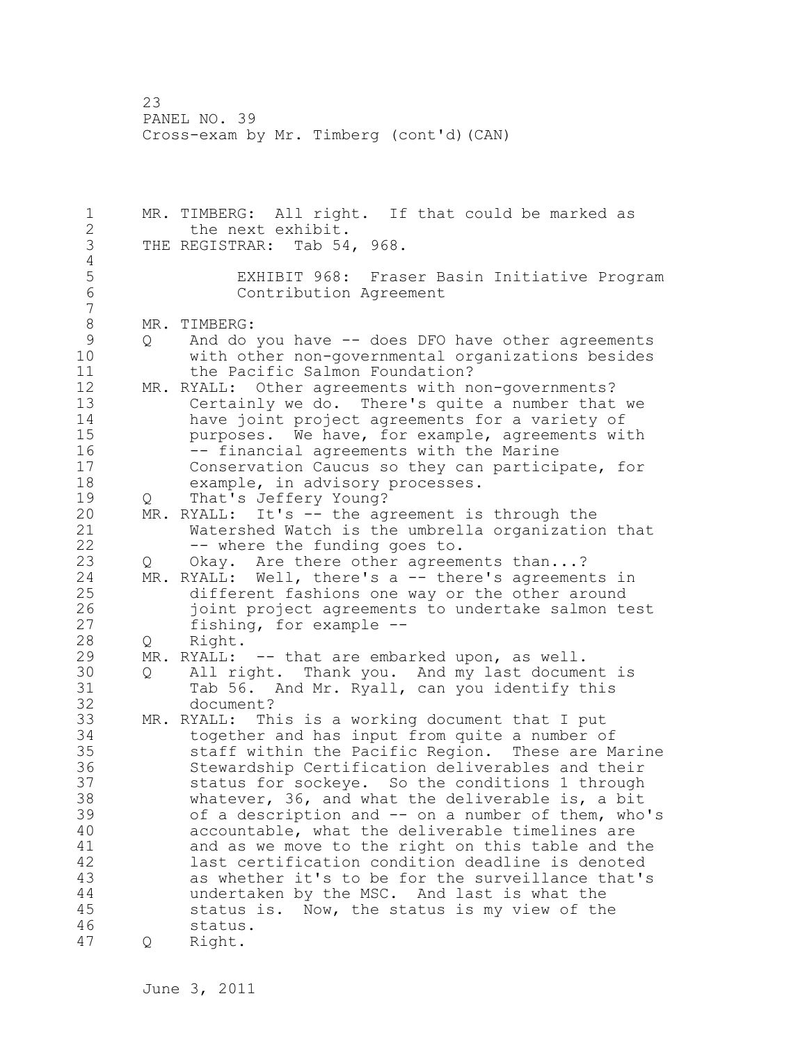MR. TIMBERG: All right. If that could be marked as the next exhibit.

THE REGISTRAR: Tab 54, 968.

EXHIBIT 968: Fraser Basin Initiative Program Contribution Agreement

MR. TIMBERG:

Q And do you have -- does DFO have other agreements with other non-governmental organizations besides the Pacific Salmon Foundation?

MR. RYALL: Other agreements with non-governments? Certainly we do. There's quite a number that we have joint project agreements for a variety of purposes. We have, for example, agreements with -- financial agreements with the Marine Conservation Caucus so they can participate, for example, in advisory processes.

Q That's Jeffery Young?

MR. RYALL: It's -- the agreement is through the Watershed Watch is the umbrella organization that -- where the funding goes to.

Q Okay. Are there other agreements than...?

MR. RYALL: Well, there's a -- there's agreements in different fashions one way or the other around joint project agreements to undertake salmon test fishing, for example --

Q Right.

MR. RYALL: -- that are embarked upon, as well.

Q All right. Thank you. And my last document is Tab 56. And Mr. Ryall, can you identify this document?

MR. RYALL: This is a working document that I put together and has input from quite a number of staff within the Pacific Region. These are Marine Stewardship Certification deliverables and their status for sockeye. So the conditions 1 through whatever, 36, and what the deliverable is, a bit of a description and -- on a number of them, who's accountable, what the deliverable timelines are and as we move to the right on this table and the last certification condition deadline is denoted as whether it's to be for the surveillance that's undertaken by the MSC. And last is what the status is. Now, the status is my view of the status.

Q Right.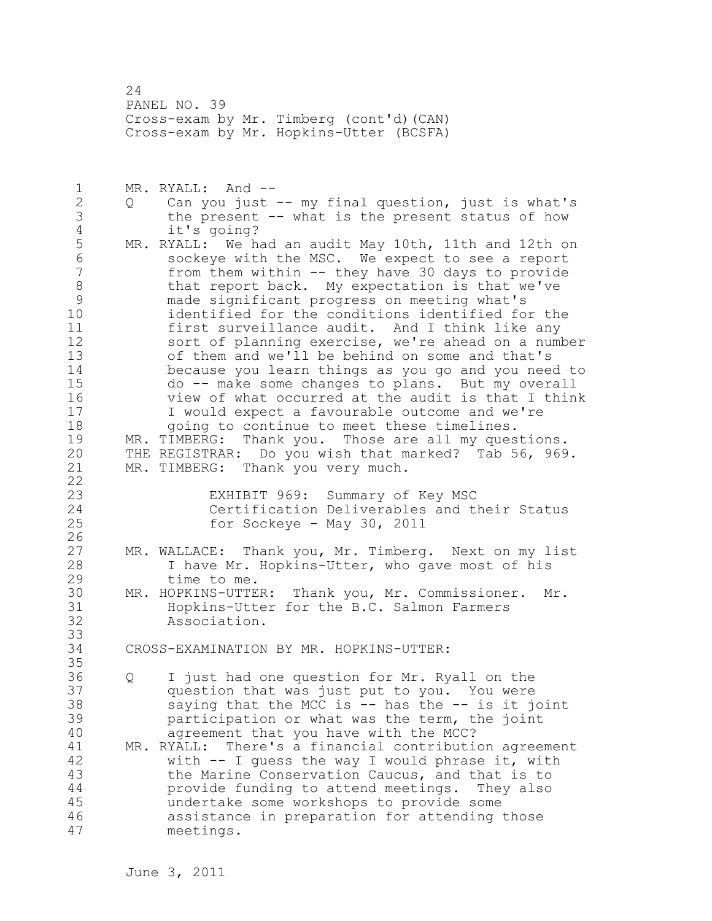MR. RYALL: And --

Q Can you just -- my final question, just is what's the present -- what is the present status of how it's going?

MR. RYALL: We had an audit May 10th, 11th and 12th on sockeye with the MSC. We expect to see a report from them within -- they have 30 days to provide that report back. My expectation is that we've made significant progress on meeting what's identified for the conditions identified for the first surveillance audit. And I think like any sort of planning exercise, we're ahead on a number of them and we'll be behind on some and that's because you learn things as you go and you need to do -- make some changes to plans. But my overall view of what occurred at the audit is that I think I would expect a favourable outcome and we're going to continue to meet these timelines.

MR. TIMBERG: Thank you. Those are all my questions.

THE REGISTRAR: Do you wish that marked? Tab 56, 969.

MR. TIMBERG: Thank you very much.

EXHIBIT 969: Summary of Key MSC Certification Deliverables and their Status for Sockeye - May 30, 2011

MR. WALLACE: Thank you, Mr. Timberg. Next on my list I have Mr. Hopkins-Utter, who gave most of his time to me.

MR. HOPKINS-UTTER: Thank you, Mr. Commissioner. Mr. Hopkins-Utter for the B.C. Salmon Farmers Association.

CROSS-EXAMINATION BY MR. HOPKINS-UTTER:

Q I just had one question for Mr. Ryall on the question that was just put to you. You were saying that the MCC is -- has the -- is it joint participation or what was the term, the joint agreement that you have with the MCC?

MR. RYALL: There's a financial contribution agreement with -- I guess the way I would phrase it, with the Marine Conservation Caucus, and that is to provide funding to attend meetings. They also undertake some workshops to provide some assistance in preparation for attending those meetings.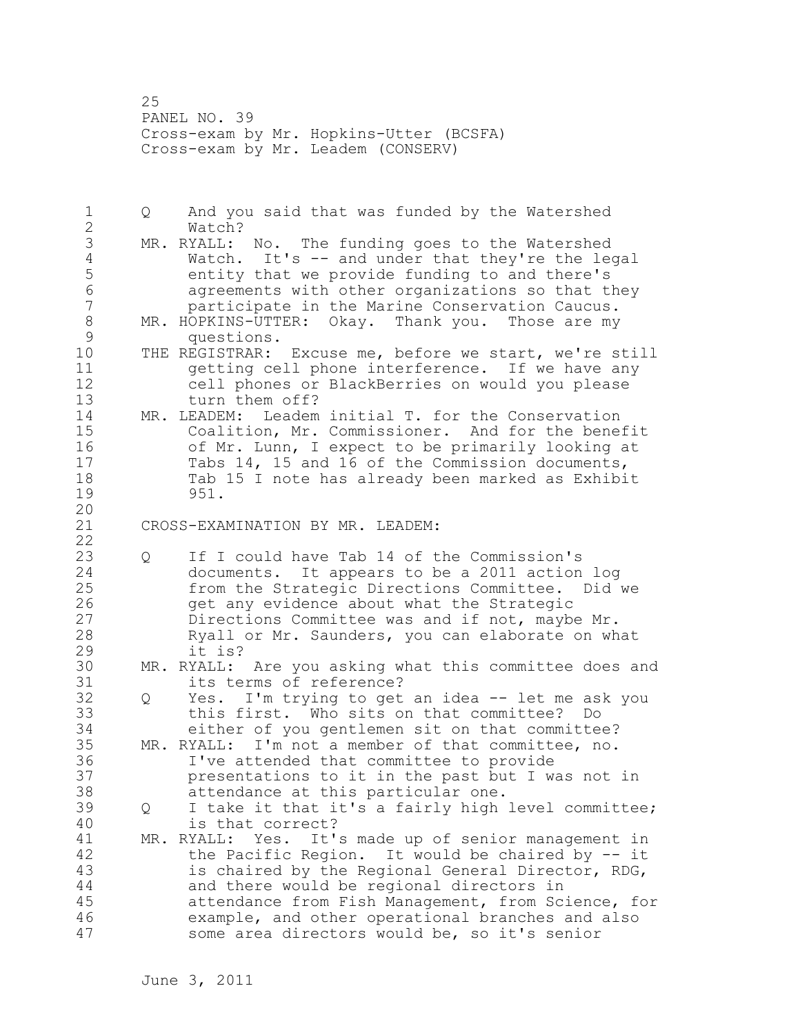Q And you said that was funded by the Watershed Watch?

MR. RYALL: No. The funding goes to the Watershed Watch. It's -- and under that they're the legal entity that we provide funding to and there's agreements with other organizations so that they participate in the Marine Conservation Caucus.

MR. HOPKINS-UTTER: Okay. Thank you. Those are my questions.

THE REGISTRAR: Excuse me, before we start, we're still getting cell phone interference. If we have any cell phones or BlackBerries on would you please turn them off?

MR. LEADEM: Leadem initial T. for the Conservation Coalition, Mr. Commissioner. And for the benefit of Mr. Lunn, I expect to be primarily looking at Tabs 14, 15 and 16 of the Commission documents, Tab 15 I note has already been marked as Exhibit 951.

CROSS-EXAMINATION BY MR. LEADEM:

Q If I could have Tab 14 of the Commission's documents. It appears to be a 2011 action log from the Strategic Directions Committee. Did we get any evidence about what the Strategic Directions Committee was and if not, maybe Mr. Ryall or Mr. Saunders, you can elaborate on what it is?

MR. RYALL: Are you asking what this committee does and its terms of reference?

Q Yes. I'm trying to get an idea -- let me ask you this first. Who sits on that committee? Do either of you gentlemen sit on that committee?

MR. RYALL: I'm not a member of that committee, no. I've attended that committee to provide presentations to it in the past but I was not in attendance at this particular one.

Q I take it that it's a fairly high level committee; is that correct?

MR. RYALL: Yes. It's made up of senior management in the Pacific Region. It would be chaired by -- it is chaired by the Regional General Director, RDG, and there would be regional directors in attendance from Fish Management, from Science, for example, and other operational branches and also some area directors would be, so it's senior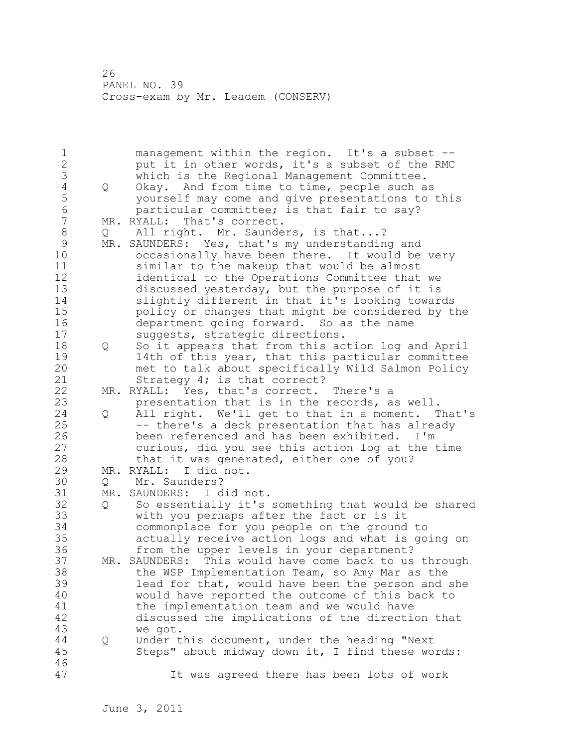management within the region. It's a subset -- put it in other words, it's a subset of the RMC which is the Regional Management Committee.

Q Okay. And from time to time, people such as yourself may come and give presentations to this particular committee; is that fair to say?

MR. RYALL: That's correct.

Q All right. Mr. Saunders, is that...?

MR. SAUNDERS: Yes, that's my understanding and occasionally have been there. It would be very similar to the makeup that would be almost identical to the Operations Committee that we discussed yesterday, but the purpose of it is slightly different in that it's looking towards policy or changes that might be considered by the department going forward. So as the name suggests, strategic directions.

Q So it appears that from this action log and April 14th of this year, that this particular committee met to talk about specifically Wild Salmon Policy Strategy 4; is that correct?

MR. RYALL: Yes, that's correct. There's a presentation that is in the records, as well.

Q All right. We'll get to that in a moment. That's -- there's a deck presentation that has already been referenced and has been exhibited. I'm curious, did you see this action log at the time that it was generated, either one of you?

MR. RYALL: I did not.

Q Mr. Saunders?

MR. SAUNDERS: I did not.

Q So essentially it's something that would be shared with you perhaps after the fact or is it commonplace for you people on the ground to actually receive action logs and what is going on from the upper levels in your department?

MR. SAUNDERS: This would have come back to us through the WSP Implementation Team, so Amy Mar as the lead for that, would have been the person and she would have reported the outcome of this back to the implementation team and we would have discussed the implications of the direction that we got.

Q Under this document, under the heading "Next Steps" about midway down it, I find these words:

> It was agreed there has been lots of work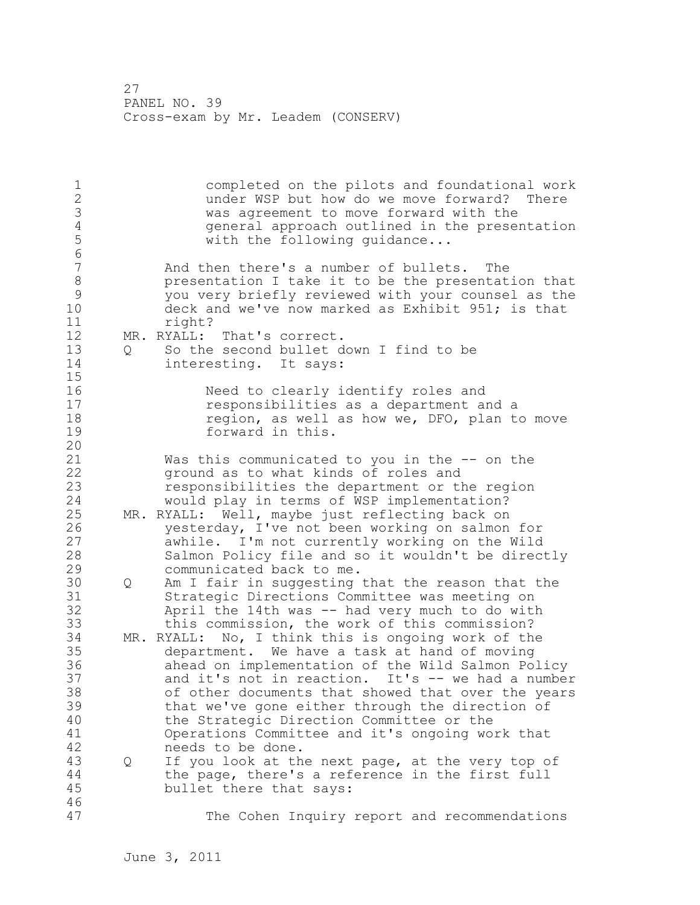completed on the pilots and foundational work under WSP but how do we move forward? There was agreement to move forward with the general approach outlined in the presentation with the following guidance...

And then there's a number of bullets. The presentation I take it to be the presentation that you very briefly reviewed with your counsel as the deck and we've now marked as Exhibit 951; is that right?

MR. RYALL: That's correct.

Q So the second bullet down I find to be interesting. It says:

> Need to clearly identify roles and responsibilities as a department and a region, as well as how we, DFO, plan to move forward in this.

Was this communicated to you in the -- on the ground as to what kinds of roles and responsibilities the department or the region would play in terms of WSP implementation?

MR. RYALL: Well, maybe just reflecting back on yesterday, I've not been working on salmon for awhile. I'm not currently working on the Wild Salmon Policy file and so it wouldn't be directly communicated back to me.

Q Am I fair in suggesting that the reason that the Strategic Directions Committee was meeting on April the 14th was -- had very much to do with this commission, the work of this commission?

MR. RYALL: No, I think this is ongoing work of the department. We have a task at hand of moving ahead on implementation of the Wild Salmon Policy and it's not in reaction. It's -- we had a number of other documents that showed that over the years that we've gone either through the direction of the Strategic Direction Committee or the Operations Committee and it's ongoing work that needs to be done.

Q If you look at the next page, at the very top of the page, there's a reference in the first full bullet there that says:

> The Cohen Inquiry report and recommendations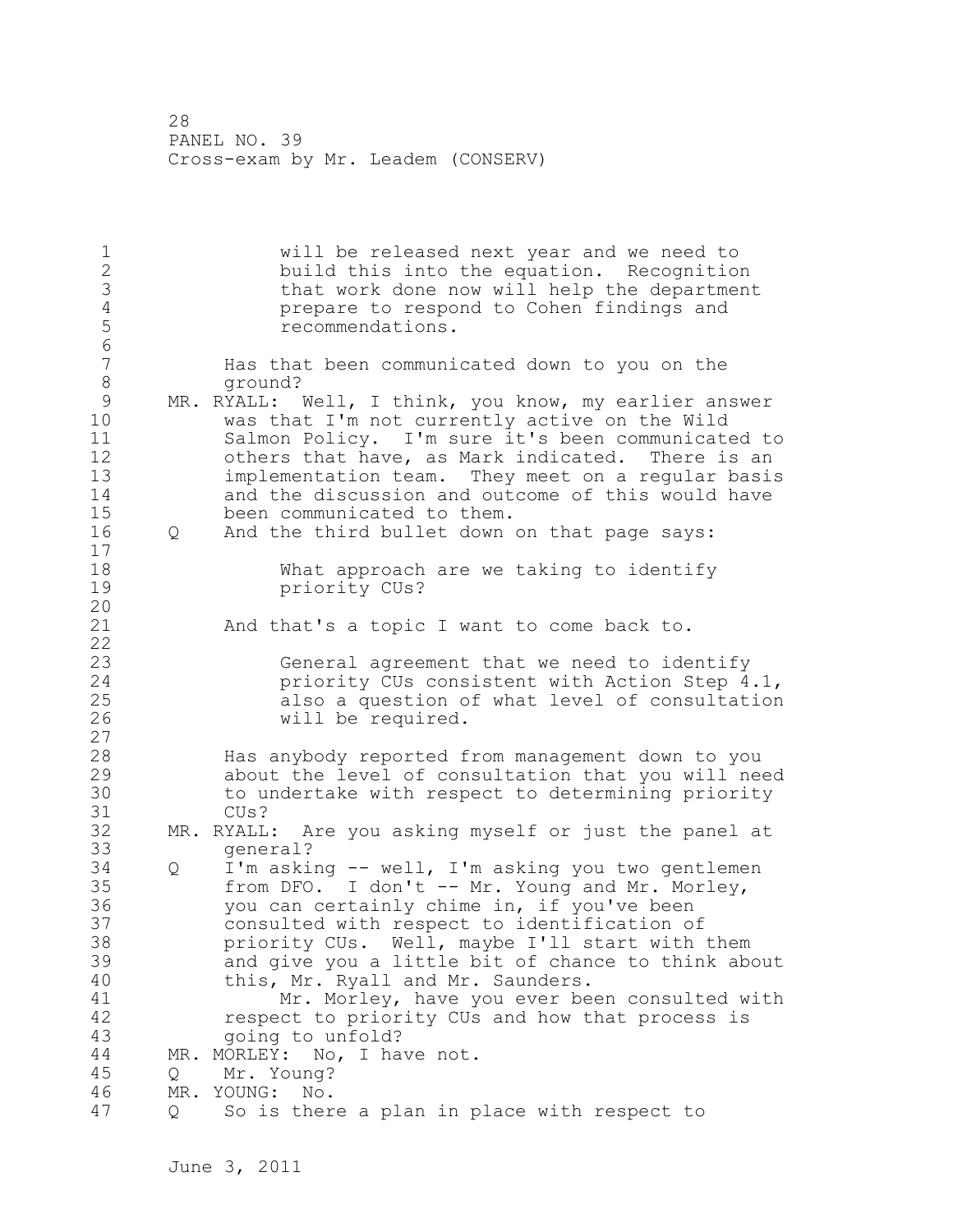will be released next year and we need to build this into the equation. Recognition that work done now will help the department prepare to respond to Cohen findings and recommendations.

Has that been communicated down to you on the ground?

MR. RYALL: Well, I think, you know, my earlier answer was that I'm not currently active on the Wild Salmon Policy. I'm sure it's been communicated to others that have, as Mark indicated. There is an implementation team. They meet on a regular basis and the discussion and outcome of this would have been communicated to them.

Q And the third bullet down on that page says:

> What approach are we taking to identify priority CUs?

And that's a topic I want to come back to.

> General agreement that we need to identify priority CUs consistent with Action Step 4.1, also a question of what level of consultation will be required.

Has anybody reported from management down to you about the level of consultation that you will need to undertake with respect to determining priority CUs?

MR. RYALL: Are you asking myself or just the panel at general?

Q I'm asking -- well, I'm asking you two gentlemen from DFO. I don't -- Mr. Young and Mr. Morley, you can certainly chime in, if you've been consulted with respect to identification of priority CUs. Well, maybe I'll start with them and give you a little bit of chance to think about this, Mr. Ryall and Mr. Saunders.

Mr. Morley, have you ever been consulted with respect to priority CUs and how that process is going to unfold?

MR. MORLEY: No, I have not.

Q Mr. Young?

MR. YOUNG: No.

Q So is there a plan in place with respect to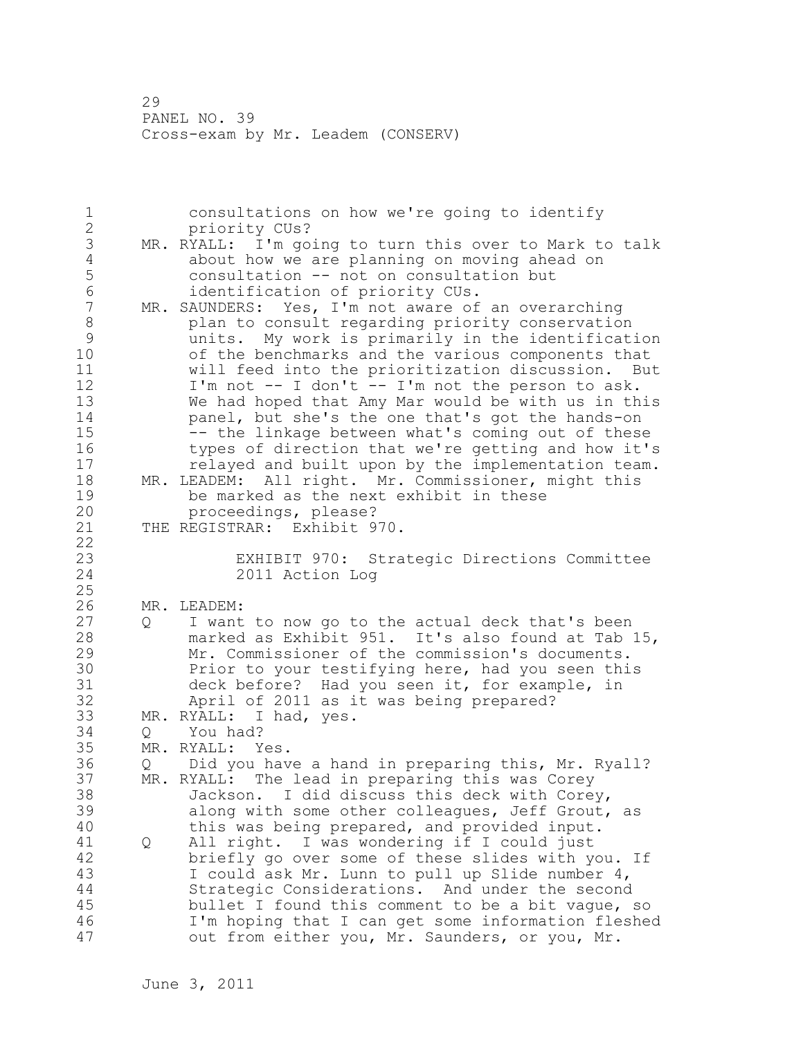consultations on how we're going to identify priority CUs?

MR. RYALL: I'm going to turn this over to Mark to talk about how we are planning on moving ahead on consultation -- not on consultation but identification of priority CUs.

MR. SAUNDERS: Yes, I'm not aware of an overarching plan to consult regarding priority conservation units. My work is primarily in the identification of the benchmarks and the various components that will feed into the prioritization discussion. But I'm not -- I don't -- I'm not the person to ask. We had hoped that Amy Mar would be with us in this panel, but she's the one that's got the hands-on -- the linkage between what's coming out of these types of direction that we're getting and how it's relayed and built upon by the implementation team.

MR. LEADEM: All right. Mr. Commissioner, might this be marked as the next exhibit in these proceedings, please?

THE REGISTRAR: Exhibit 970.

EXHIBIT 970: Strategic Directions Committee 2011 Action Log

MR. LEADEM:

Q I want to now go to the actual deck that's been marked as Exhibit 951. It's also found at Tab 15, Mr. Commissioner of the commission's documents. Prior to your testifying here, had you seen this deck before? Had you seen it, for example, in April of 2011 as it was being prepared?

MR. RYALL: I had, yes.

Q You had?

MR. RYALL: Yes.

Q Did you have a hand in preparing this, Mr. Ryall?

MR. RYALL: The lead in preparing this was Corey Jackson. I did discuss this deck with Corey, along with some other colleagues, Jeff Grout, as this was being prepared, and provided input.

Q All right. I was wondering if I could just briefly go over some of these slides with you. If I could ask Mr. Lunn to pull up Slide number 4, Strategic Considerations. And under the second bullet I found this comment to be a bit vague, so I'm hoping that I can get some information fleshed out from either you, Mr. Saunders, or you, Mr.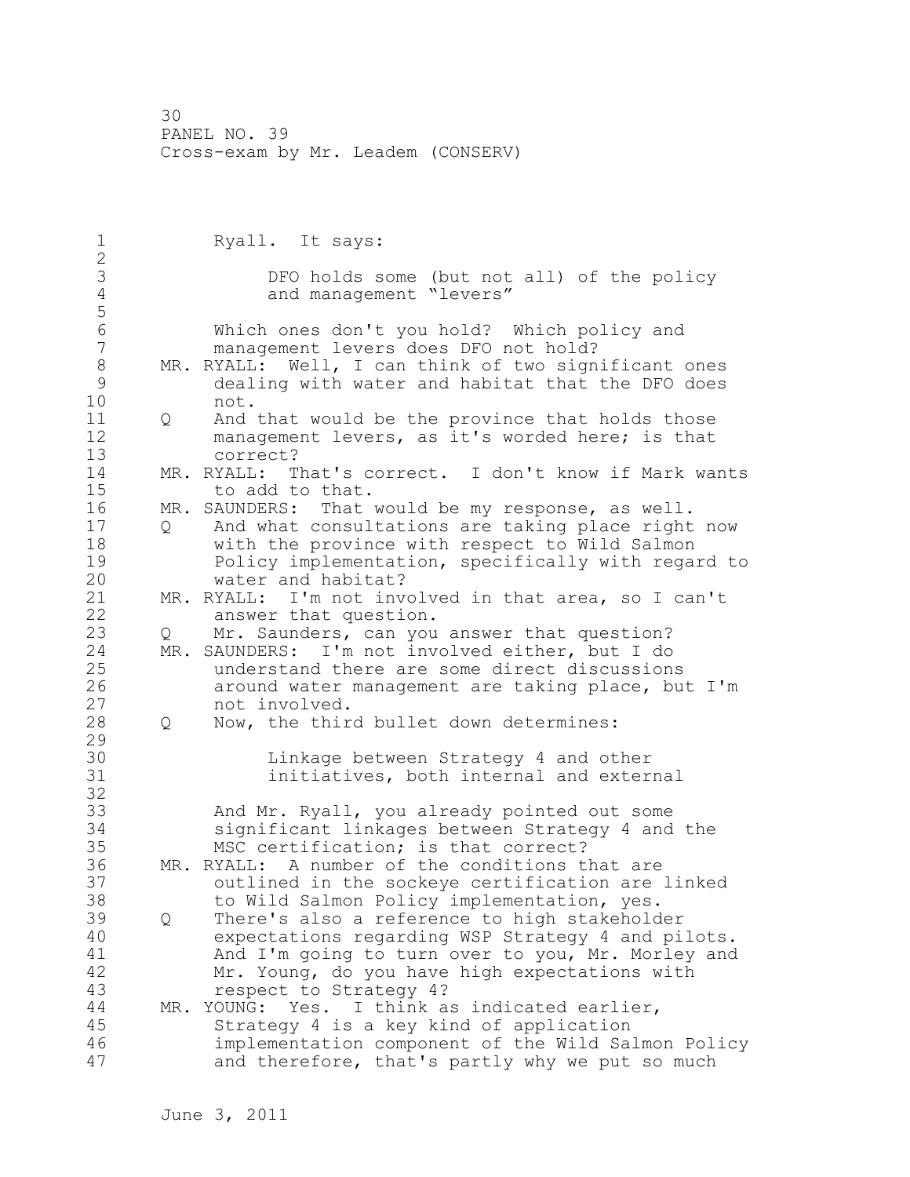Ryall. It says:

> DFO holds some (but not all) of the policy and management "levers"

Which ones don't you hold? Which policy and management levers does DFO not hold?

MR. RYALL: Well, I can think of two significant ones dealing with water and habitat that the DFO does not.

Q And that would be the province that holds those management levers, as it's worded here; is that correct?

MR. RYALL: That's correct. I don't know if Mark wants to add to that.

MR. SAUNDERS: That would be my response, as well.

Q And what consultations are taking place right now with the province with respect to Wild Salmon Policy implementation, specifically with regard to water and habitat?

MR. RYALL: I'm not involved in that area, so I can't answer that question.

Q Mr. Saunders, can you answer that question?

MR. SAUNDERS: I'm not involved either, but I do understand there are some direct discussions around water management are taking place, but I'm not involved.

Q Now, the third bullet down determines:

> Linkage between Strategy 4 and other initiatives, both internal and external

And Mr. Ryall, you already pointed out some significant linkages between Strategy 4 and the MSC certification; is that correct?

MR. RYALL: A number of the conditions that are outlined in the sockeye certification are linked to Wild Salmon Policy implementation, yes.

Q There's also a reference to high stakeholder expectations regarding WSP Strategy 4 and pilots. And I'm going to turn over to you, Mr. Morley and Mr. Young, do you have high expectations with respect to Strategy 4?

MR. YOUNG: Yes. I think as indicated earlier, Strategy 4 is a key kind of application implementation component of the Wild Salmon Policy and therefore, that's partly why we put so much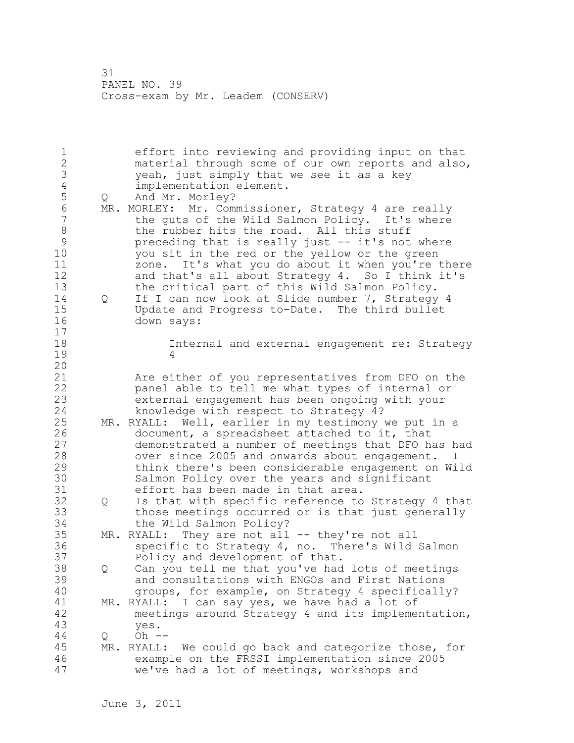effort into reviewing and providing input on that material through some of our own reports and also, yeah, just simply that we see it as a key implementation element.

Q And Mr. Morley?

MR. MORLEY: Mr. Commissioner, Strategy 4 are really the guts of the Wild Salmon Policy. It's where the rubber hits the road. All this stuff preceding that is really just -- it's not where you sit in the red or the yellow or the green zone. It's what you do about it when you're there and that's all about Strategy 4. So I think it's the critical part of this Wild Salmon Policy.

Q If I can now look at Slide number 7, Strategy 4 Update and Progress to-Date. The third bullet down says:

> Internal and external engagement re: Strategy 4

Are either of you representatives from DFO on the panel able to tell me what types of internal or external engagement has been ongoing with your knowledge with respect to Strategy 4?

MR. RYALL: Well, earlier in my testimony we put in a document, a spreadsheet attached to it, that demonstrated a number of meetings that DFO has had over since 2005 and onwards about engagement. I think there's been considerable engagement on Wild Salmon Policy over the years and significant effort has been made in that area.

Q Is that with specific reference to Strategy 4 that those meetings occurred or is that just generally the Wild Salmon Policy?

MR. RYALL: They are not all -- they're not all specific to Strategy 4, no. There's Wild Salmon Policy and development of that.

Q Can you tell me that you've had lots of meetings and consultations with ENGOs and First Nations groups, for example, on Strategy 4 specifically?

MR. RYALL: I can say yes, we have had a lot of meetings around Strategy 4 and its implementation, yes.

Q Oh --

MR. RYALL: We could go back and categorize those, for example on the FRSSI implementation since 2005 we've had a lot of meetings, workshops and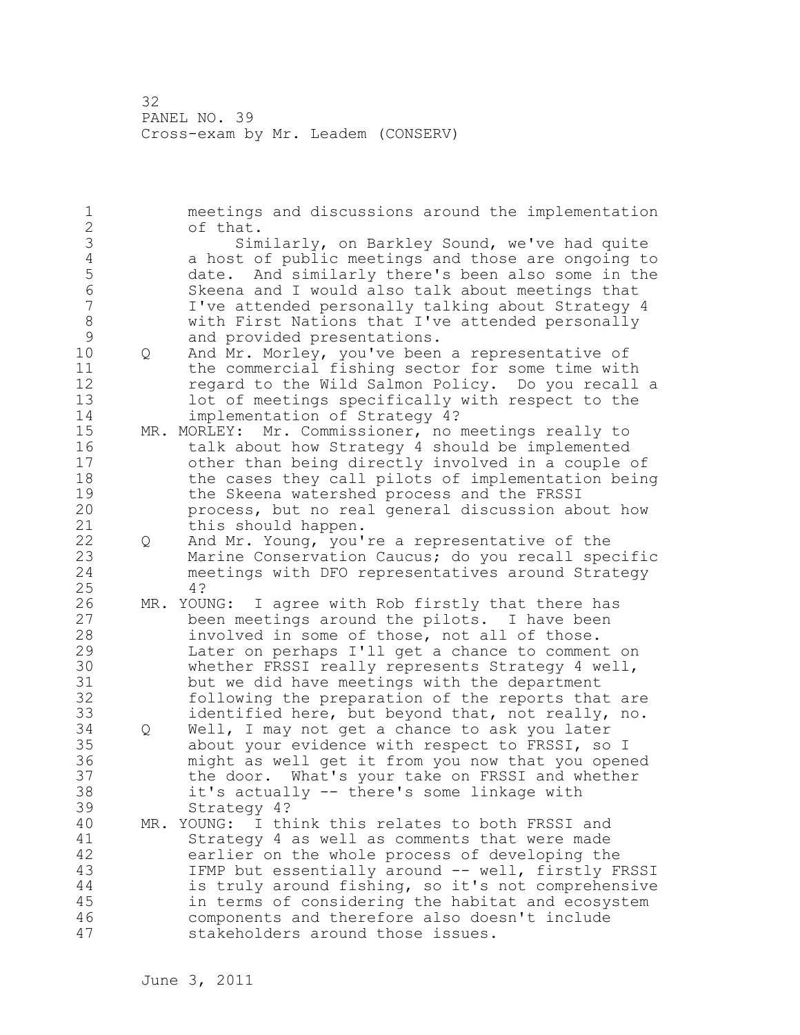meetings and discussions around the implementation of that.

Similarly, on Barkley Sound, we've had quite a host of public meetings and those are ongoing to date. And similarly there's been also some in the Skeena and I would also talk about meetings that I've attended personally talking about Strategy 4 with First Nations that I've attended personally and provided presentations.

Q And Mr. Morley, you've been a representative of the commercial fishing sector for some time with regard to the Wild Salmon Policy. Do you recall a lot of meetings specifically with respect to the implementation of Strategy 4?

MR. MORLEY: Mr. Commissioner, no meetings really to talk about how Strategy 4 should be implemented other than being directly involved in a couple of the cases they call pilots of implementation being the Skeena watershed process and the FRSSI process, but no real general discussion about how this should happen.

Q And Mr. Young, you're a representative of the Marine Conservation Caucus; do you recall specific meetings with DFO representatives around Strategy 4?

MR. YOUNG: I agree with Rob firstly that there has been meetings around the pilots. I have been involved in some of those, not all of those. Later on perhaps I'll get a chance to comment on whether FRSSI really represents Strategy 4 well, but we did have meetings with the department following the preparation of the reports that are identified here, but beyond that, not really, no.

Q Well, I may not get a chance to ask you later about your evidence with respect to FRSSI, so I might as well get it from you now that you opened the door. What's your take on FRSSI and whether it's actually -- there's some linkage with Strategy 4?

MR. YOUNG: I think this relates to both FRSSI and Strategy 4 as well as comments that were made earlier on the whole process of developing the IFMP but essentially around -- well, firstly FRSSI is truly around fishing, so it's not comprehensive in terms of considering the habitat and ecosystem components and therefore also doesn't include stakeholders around those issues.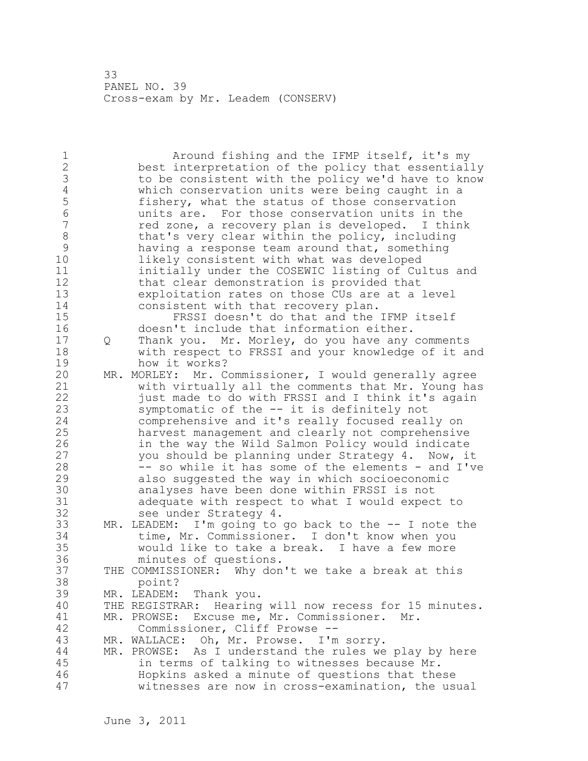PANEL NO. 39
Cross-exam by Mr. Leadem (CONSERV)

Around fishing and the IFMP itself, it's my best interpretation of the policy that essentially to be consistent with the policy we'd have to know which conservation units were being caught in a fishery, what the status of those conservation units are. For those conservation units in the red zone, a recovery plan is developed. I think that's very clear within the policy, including having a response team around that, something likely consistent with what was developed initially under the COSEWIC listing of Cultus and that clear demonstration is provided that exploitation rates on those CUs are at a level consistent with that recovery plan.

FRSSI doesn't do that and the IFMP itself doesn't include that information either.

Q Thank you. Mr. Morley, do you have any comments with respect to FRSSI and your knowledge of it and how it works?

MR. MORLEY: Mr. Commissioner, I would generally agree with virtually all the comments that Mr. Young has just made to do with FRSSI and I think it's again symptomatic of the -- it is definitely not comprehensive and it's really focused really on harvest management and clearly not comprehensive in the way the Wild Salmon Policy would indicate you should be planning under Strategy 4. Now, it -- so while it has some of the elements - and I've also suggested the way in which socioeconomic analyses have been done within FRSSI is not adequate with respect to what I would expect to see under Strategy 4.

MR. LEADEM: I'm going to go back to the -- I note the time, Mr. Commissioner. I don't know when you would like to take a break. I have a few more minutes of questions.

THE COMMISSIONER: Why don't we take a break at this point?

MR. LEADEM: Thank you.

THE REGISTRAR: Hearing will now recess for 15 minutes.

MR. PROWSE: Excuse me, Mr. Commissioner. Mr. Commissioner, Cliff Prowse --

MR. WALLACE: Oh, Mr. Prowse. I'm sorry.

MR. PROWSE: As I understand the rules we play by here in terms of talking to witnesses because Mr. Hopkins asked a minute of questions that these witnesses are now in cross-examination, the usual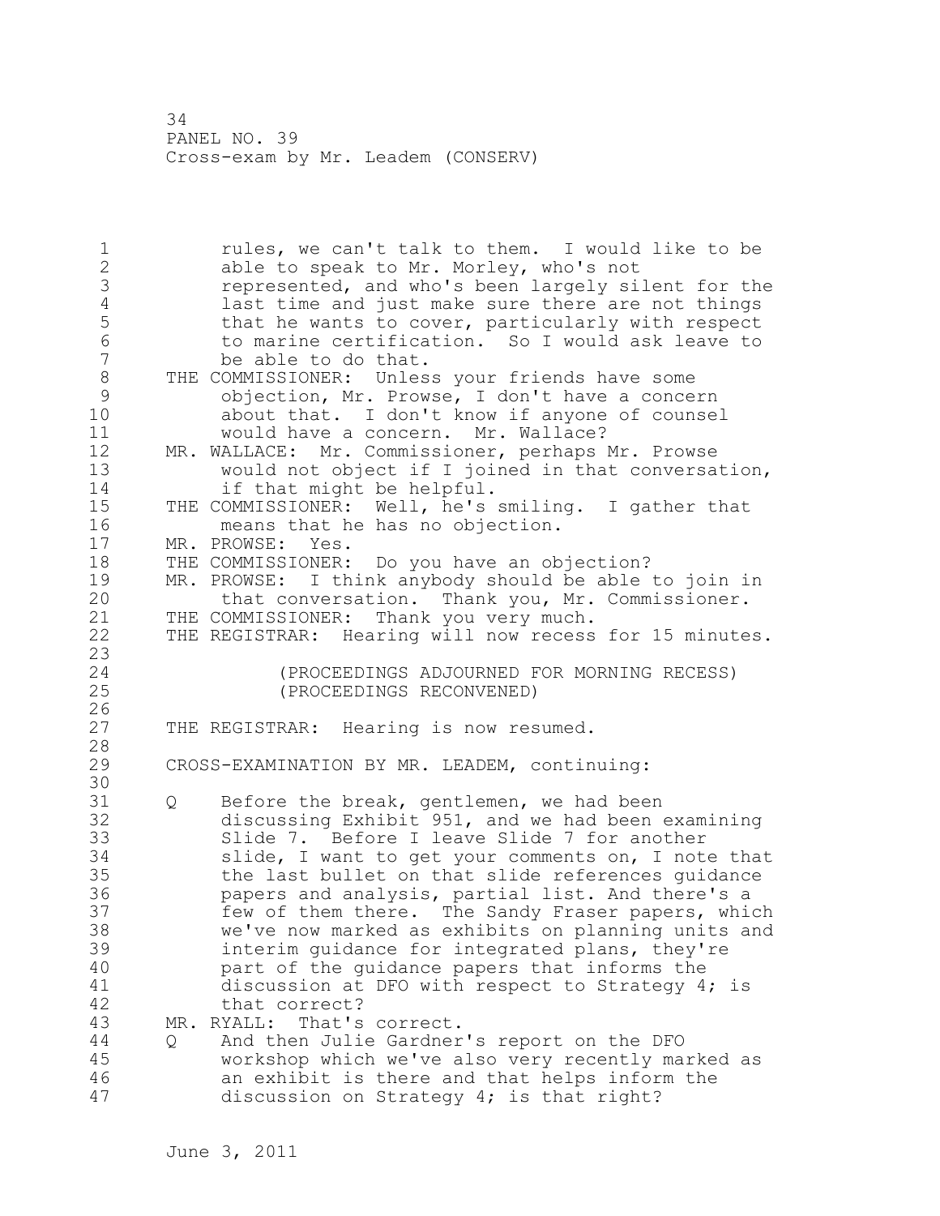rules, we can't talk to them. I would like to be able to speak to Mr. Morley, who's not represented, and who's been largely silent for the last time and just make sure there are not things that he wants to cover, particularly with respect to marine certification. So I would ask leave to be able to do that.

THE COMMISSIONER: Unless your friends have some objection, Mr. Prowse, I don't have a concern about that. I don't know if anyone of counsel would have a concern. Mr. Wallace?

MR. WALLACE: Mr. Commissioner, perhaps Mr. Prowse would not object if I joined in that conversation, if that might be helpful.

THE COMMISSIONER: Well, he's smiling. I gather that means that he has no objection.

MR. PROWSE: Yes.

THE COMMISSIONER: Do you have an objection?

MR. PROWSE: I think anybody should be able to join in that conversation. Thank you, Mr. Commissioner.

THE COMMISSIONER: Thank you very much.

THE REGISTRAR: Hearing will now recess for 15 minutes.

(PROCEEDINGS ADJOURNED FOR MORNING RECESS)
(PROCEEDINGS RECONVENED)

THE REGISTRAR: Hearing is now resumed.

CROSS-EXAMINATION BY MR. LEADEM, continuing:

Q Before the break, gentlemen, we had been discussing Exhibit 951, and we had been examining Slide 7. Before I leave Slide 7 for another slide, I want to get your comments on, I note that the last bullet on that slide references guidance papers and analysis, partial list. And there's a few of them there. The Sandy Fraser papers, which we've now marked as exhibits on planning units and interim guidance for integrated plans, they're part of the guidance papers that informs the discussion at DFO with respect to Strategy 4; is that correct?

MR. RYALL: That's correct.

Q And then Julie Gardner's report on the DFO workshop which we've also very recently marked as an exhibit is there and that helps inform the discussion on Strategy 4; is that right?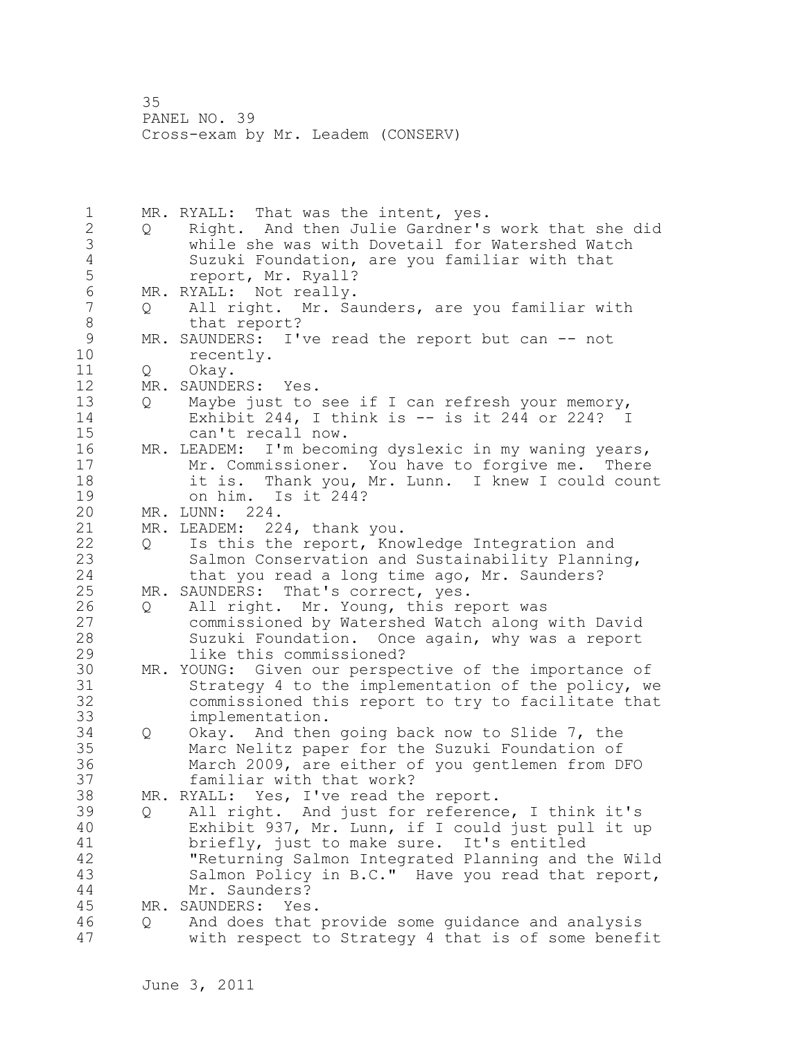MR. RYALL: That was the intent, yes.

Q Right. And then Julie Gardner's work that she did while she was with Dovetail for Watershed Watch Suzuki Foundation, are you familiar with that report, Mr. Ryall?

MR. RYALL: Not really.

Q All right. Mr. Saunders, are you familiar with that report?

MR. SAUNDERS: I've read the report but can -- not recently.

Q Okay.

MR. SAUNDERS: Yes.

Q Maybe just to see if I can refresh your memory, Exhibit 244, I think is -- is it 244 or 224? I can't recall now.

MR. LEADEM: I'm becoming dyslexic in my waning years, Mr. Commissioner. You have to forgive me. There it is. Thank you, Mr. Lunn. I knew I could count on him. Is it 244?

MR. LUNN: 224.

MR. LEADEM: 224, thank you.

Q Is this the report, Knowledge Integration and Salmon Conservation and Sustainability Planning, that you read a long time ago, Mr. Saunders?

MR. SAUNDERS: That's correct, yes.

Q All right. Mr. Young, this report was commissioned by Watershed Watch along with David Suzuki Foundation. Once again, why was a report like this commissioned?

MR. YOUNG: Given our perspective of the importance of Strategy 4 to the implementation of the policy, we commissioned this report to try to facilitate that implementation.

Q Okay. And then going back now to Slide 7, the Marc Nelitz paper for the Suzuki Foundation of March 2009, are either of you gentlemen from DFO familiar with that work?

MR. RYALL: Yes, I've read the report.

Q All right. And just for reference, I think it's Exhibit 937, Mr. Lunn, if I could just pull it up briefly, just to make sure. It's entitled "Returning Salmon Integrated Planning and the Wild Salmon Policy in B.C." Have you read that report, Mr. Saunders?

MR. SAUNDERS: Yes.

Q And does that provide some guidance and analysis with respect to Strategy 4 that is of some benefit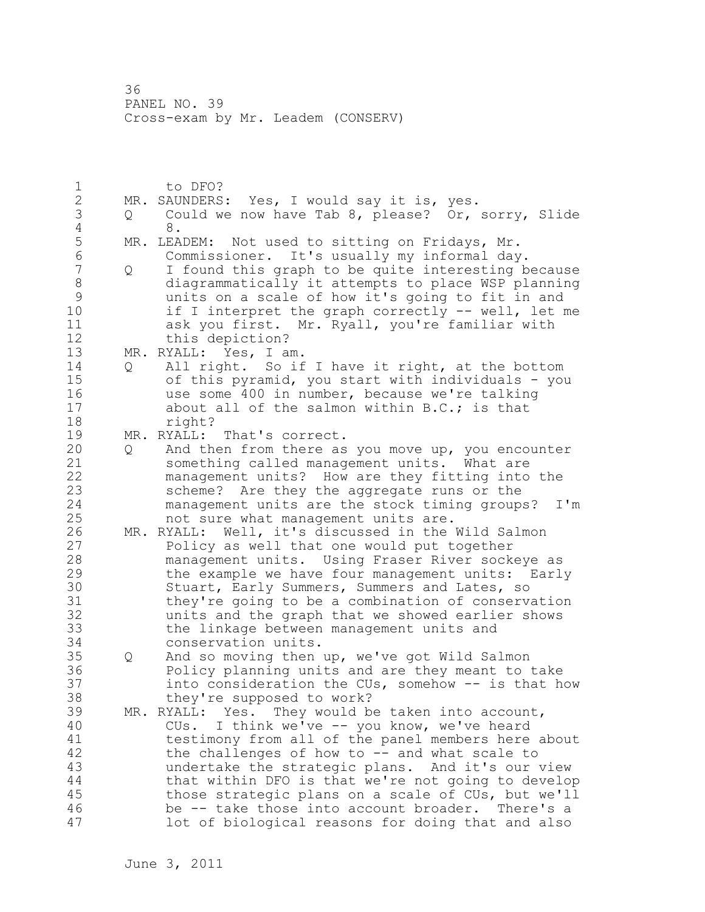to DFO?

MR. SAUNDERS: Yes, I would say it is, yes.

Q Could we now have Tab 8, please? Or, sorry, Slide 8.

MR. LEADEM: Not used to sitting on Fridays, Mr. Commissioner. It's usually my informal day.

Q I found this graph to be quite interesting because diagrammatically it attempts to place WSP planning units on a scale of how it's going to fit in and if I interpret the graph correctly -- well, let me ask you first. Mr. Ryall, you're familiar with this depiction?

MR. RYALL: Yes, I am.

Q All right. So if I have it right, at the bottom of this pyramid, you start with individuals - you use some 400 in number, because we're talking about all of the salmon within B.C.; is that right?

MR. RYALL: That's correct.

Q And then from there as you move up, you encounter something called management units. What are management units? How are they fitting into the scheme? Are they the aggregate runs or the management units are the stock timing groups? I'm not sure what management units are.

MR. RYALL: Well, it's discussed in the Wild Salmon Policy as well that one would put together management units. Using Fraser River sockeye as the example we have four management units: Early Stuart, Early Summers, Summers and Lates, so they're going to be a combination of conservation units and the graph that we showed earlier shows the linkage between management units and conservation units.

Q And so moving then up, we've got Wild Salmon Policy planning units and are they meant to take into consideration the CUs, somehow -- is that how they're supposed to work?

MR. RYALL: Yes. They would be taken into account, CUs. I think we've -- you know, we've heard testimony from all of the panel members here about the challenges of how to -- and what scale to undertake the strategic plans. And it's our view that within DFO is that we're not going to develop those strategic plans on a scale of CUs, but we'll be -- take those into account broader. There's a lot of biological reasons for doing that and also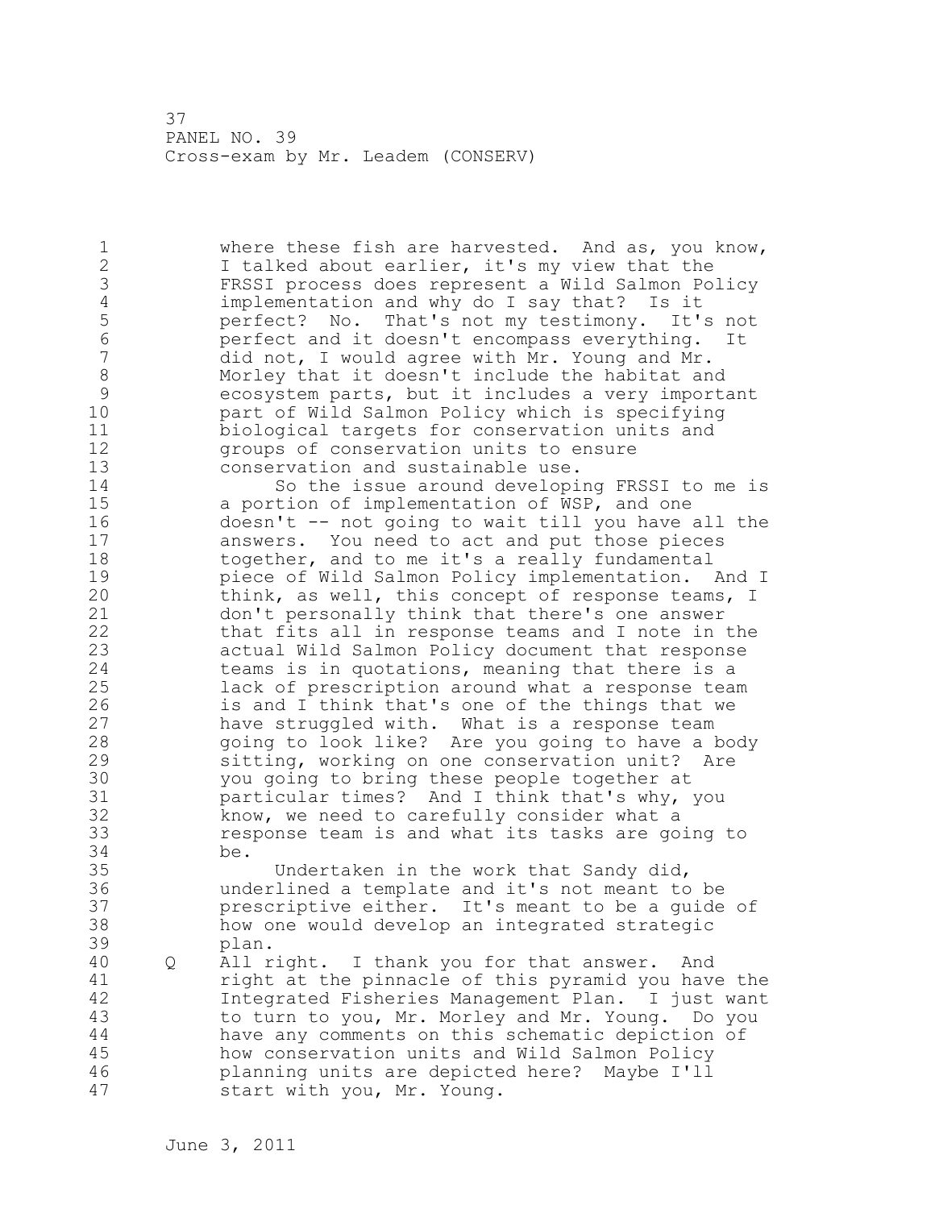where these fish are harvested. And as, you know, I talked about earlier, it's my view that the FRSSI process does represent a Wild Salmon Policy implementation and why do I say that? Is it perfect? No. That's not my testimony. It's not perfect and it doesn't encompass everything. It did not, I would agree with Mr. Young and Mr. Morley that it doesn't include the habitat and ecosystem parts, but it includes a very important part of Wild Salmon Policy which is specifying biological targets for conservation units and groups of conservation units to ensure conservation and sustainable use.

So the issue around developing FRSSI to me is a portion of implementation of WSP, and one doesn't -- not going to wait till you have all the answers. You need to act and put those pieces together, and to me it's a really fundamental piece of Wild Salmon Policy implementation. And I think, as well, this concept of response teams, I don't personally think that there's one answer that fits all in response teams and I note in the actual Wild Salmon Policy document that response teams is in quotations, meaning that there is a lack of prescription around what a response team is and I think that's one of the things that we have struggled with. What is a response team going to look like? Are you going to have a body sitting, working on one conservation unit? Are you going to bring these people together at particular times? And I think that's why, you know, we need to carefully consider what a response team is and what its tasks are going to be.

Undertaken in the work that Sandy did, underlined a template and it's not meant to be prescriptive either. It's meant to be a guide of how one would develop an integrated strategic plan.

Q All right. I thank you for that answer. And right at the pinnacle of this pyramid you have the Integrated Fisheries Management Plan. I just want to turn to you, Mr. Morley and Mr. Young. Do you have any comments on this schematic depiction of how conservation units and Wild Salmon Policy planning units are depicted here? Maybe I'll start with you, Mr. Young.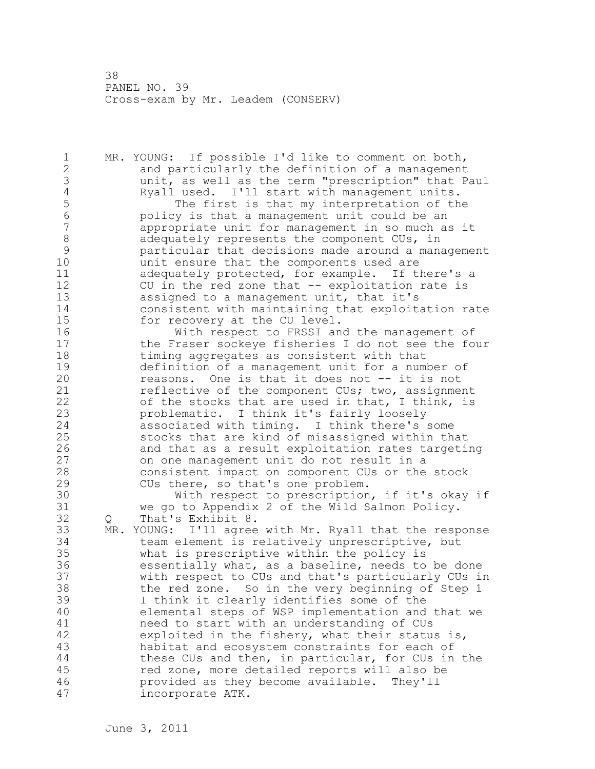MR. YOUNG: If possible I'd like to comment on both, and particularly the definition of a management unit, as well as the term "prescription" that Paul Ryall used. I'll start with management units.

The first is that my interpretation of the policy is that a management unit could be an appropriate unit for management in so much as it adequately represents the component CUs, in particular that decisions made around a management unit ensure that the components used are adequately protected, for example. If there's a CU in the red zone that -- exploitation rate is assigned to a management unit, that it's consistent with maintaining that exploitation rate for recovery at the CU level.

With respect to FRSSI and the management of the Fraser sockeye fisheries I do not see the four timing aggregates as consistent with that definition of a management unit for a number of reasons. One is that it does not -- it is not reflective of the component CUs; two, assignment of the stocks that are used in that, I think, is problematic. I think it's fairly loosely associated with timing. I think there's some stocks that are kind of misassigned within that and that as a result exploitation rates targeting on one management unit do not result in a consistent impact on component CUs or the stock CUs there, so that's one problem.

With respect to prescription, if it's okay if we go to Appendix 2 of the Wild Salmon Policy.

Q That's Exhibit 8.

MR. YOUNG: I'll agree with Mr. Ryall that the response team element is relatively unprescriptive, but what is prescriptive within the policy is essentially what, as a baseline, needs to be done with respect to CUs and that's particularly CUs in the red zone. So in the very beginning of Step 1 I think it clearly identifies some of the elemental steps of WSP implementation and that we need to start with an understanding of CUs exploited in the fishery, what their status is, habitat and ecosystem constraints for each of these CUs and then, in particular, for CUs in the red zone, more detailed reports will also be provided as they become available. They'll incorporate ATK.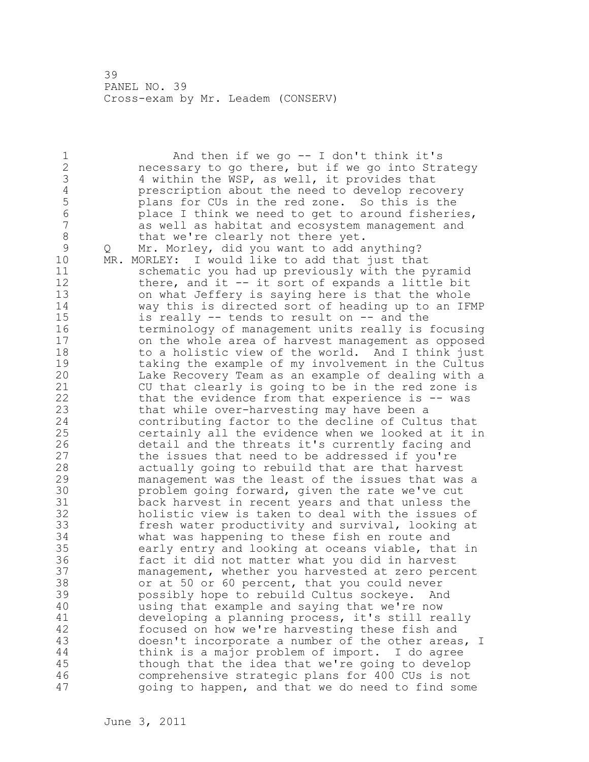And then if we go -- I don't think it's necessary to go there, but if we go into Strategy 4 within the WSP, as well, it provides that prescription about the need to develop recovery plans for CUs in the red zone. So this is the place I think we need to get to around fisheries, as well as habitat and ecosystem management and that we're clearly not there yet.

Q Mr. Morley, did you want to add anything?

MR. MORLEY: I would like to add that just that schematic you had up previously with the pyramid there, and it -- it sort of expands a little bit on what Jeffery is saying here is that the whole way this is directed sort of heading up to an IFMP is really -- tends to result on -- and the terminology of management units really is focusing on the whole area of harvest management as opposed to a holistic view of the world. And I think just taking the example of my involvement in the Cultus Lake Recovery Team as an example of dealing with a CU that clearly is going to be in the red zone is that the evidence from that experience is -- was that while over-harvesting may have been a contributing factor to the decline of Cultus that certainly all the evidence when we looked at it in detail and the threats it's currently facing and the issues that need to be addressed if you're actually going to rebuild that are that harvest management was the least of the issues that was a problem going forward, given the rate we've cut back harvest in recent years and that unless the holistic view is taken to deal with the issues of fresh water productivity and survival, looking at what was happening to these fish en route and early entry and looking at oceans viable, that in fact it did not matter what you did in harvest management, whether you harvested at zero percent or at 50 or 60 percent, that you could never possibly hope to rebuild Cultus sockeye. And using that example and saying that we're now developing a planning process, it's still really focused on how we're harvesting these fish and doesn't incorporate a number of the other areas, I think is a major problem of import. I do agree though that the idea that we're going to develop comprehensive strategic plans for 400 CUs is not going to happen, and that we do need to find some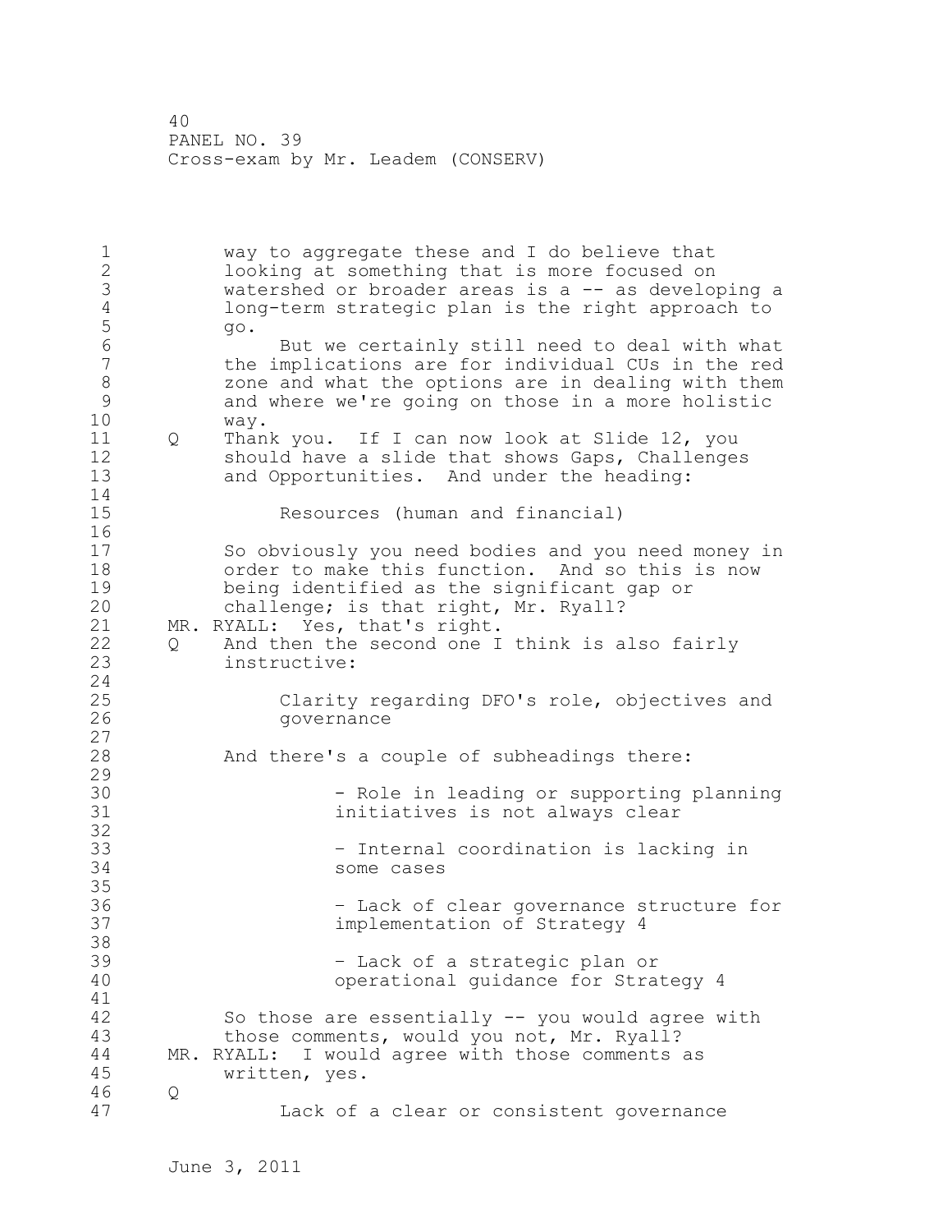way to aggregate these and I do believe that looking at something that is more focused on watershed or broader areas is a -- as developing a long-term strategic plan is the right approach to go.

But we certainly still need to deal with what the implications are for individual CUs in the red zone and what the options are in dealing with them and where we're going on those in a more holistic way.

Q Thank you. If I can now look at Slide 12, you should have a slide that shows Gaps, Challenges and Opportunities. And under the heading:

> Resources (human and financial)

So obviously you need bodies and you need money in order to make this function. And so this is now being identified as the significant gap or challenge; is that right, Mr. Ryall?

MR. RYALL: Yes, that's right.

Q And then the second one I think is also fairly instructive:

> Clarity regarding DFO's role, objectives and governance

And there's a couple of subheadings there:

> - Role in leading or supporting planning initiatives is not always clear
>
> - Internal coordination is lacking in some cases
>
> - Lack of clear governance structure for implementation of Strategy 4
>
> - Lack of a strategic plan or operational guidance for Strategy 4

So those are essentially -- you would agree with those comments, would you not, Mr. Ryall?

MR. RYALL: I would agree with those comments as written, yes.

Q

> Lack of a clear or consistent governance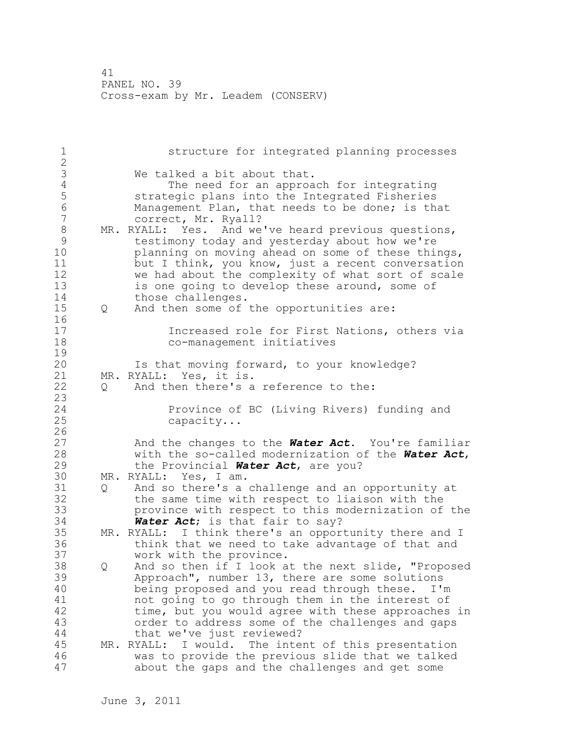structure for integrated planning processes

We talked a bit about that.

The need for an approach for integrating strategic plans into the Integrated Fisheries Management Plan, that needs to be done; is that correct, Mr. Ryall?

MR. RYALL: Yes. And we've heard previous questions, testimony today and yesterday about how we're planning on moving ahead on some of these things, but I think, you know, just a recent conversation we had about the complexity of what sort of scale is one going to develop these around, some of those challenges.

Q And then some of the opportunities are:

> Increased role for First Nations, others via co-management initiatives

Is that moving forward, to your knowledge?

MR. RYALL: Yes, it is.

Q And then there's a reference to the:

> Province of BC (Living Rivers) funding and capacity...

And the changes to the ***Water Act***. You're familiar with the so-called modernization of the ***Water Act***, the Provincial ***Water Act***, are you?

MR. RYALL: Yes, I am.

Q And so there's a challenge and an opportunity at the same time with respect to liaison with the province with respect to this modernization of the ***Water Act***; is that fair to say?

MR. RYALL: I think there's an opportunity there and I think that we need to take advantage of that and work with the province.

Q And so then if I look at the next slide, "Proposed Approach", number 13, there are some solutions being proposed and you read through these. I'm not going to go through them in the interest of time, but you would agree with these approaches in order to address some of the challenges and gaps that we've just reviewed?

MR. RYALL: I would. The intent of this presentation was to provide the previous slide that we talked about the gaps and the challenges and get some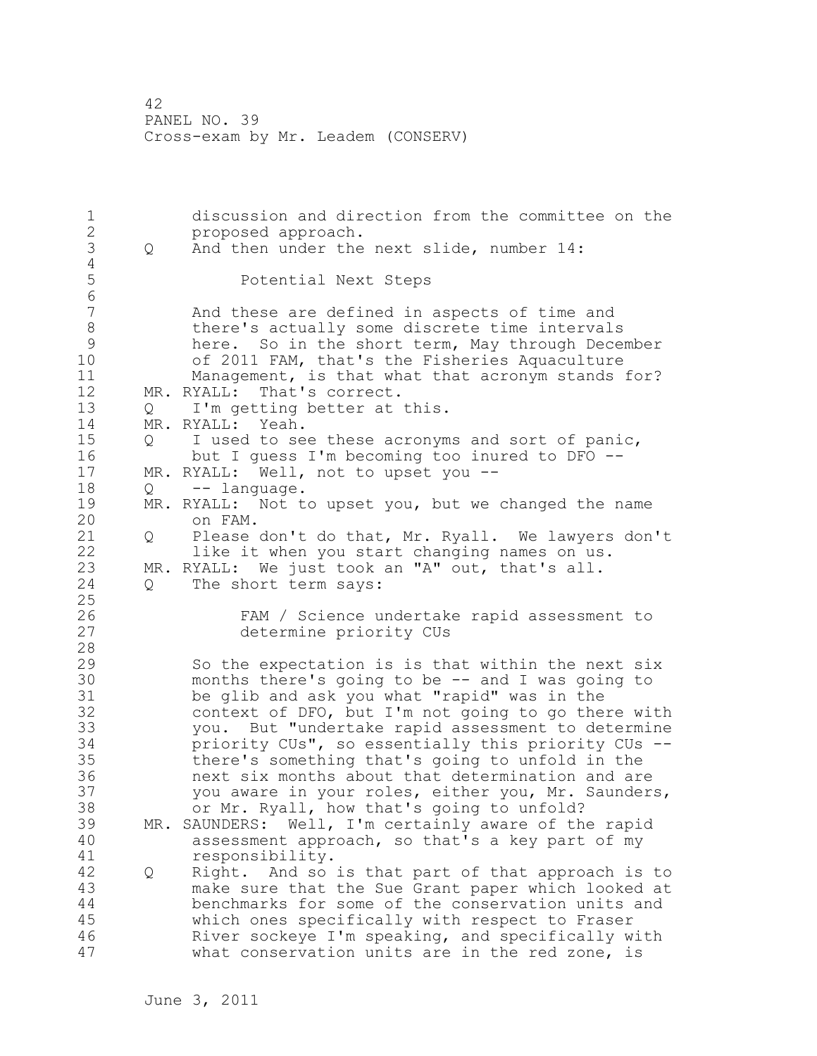discussion and direction from the committee on the proposed approach.

Q And then under the next slide, number 14:

> Potential Next Steps

And these are defined in aspects of time and there's actually some discrete time intervals here. So in the short term, May through December of 2011 FAM, that's the Fisheries Aquaculture Management, is that what that acronym stands for?

MR. RYALL: That's correct.

Q I'm getting better at this.

MR. RYALL: Yeah.

Q I used to see these acronyms and sort of panic, but I guess I'm becoming too inured to DFO --

MR. RYALL: Well, not to upset you --

Q -- language.

MR. RYALL: Not to upset you, but we changed the name on FAM.

Q Please don't do that, Mr. Ryall. We lawyers don't like it when you start changing names on us.

MR. RYALL: We just took an "A" out, that's all.

Q The short term says:

> FAM / Science undertake rapid assessment to determine priority CUs

So the expectation is is that within the next six months there's going to be -- and I was going to be glib and ask you what "rapid" was in the context of DFO, but I'm not going to go there with you. But "undertake rapid assessment to determine priority CUs", so essentially this priority CUs -- there's something that's going to unfold in the next six months about that determination and are you aware in your roles, either you, Mr. Saunders, or Mr. Ryall, how that's going to unfold?

MR. SAUNDERS: Well, I'm certainly aware of the rapid assessment approach, so that's a key part of my responsibility.

Q Right. And so is that part of that approach is to make sure that the Sue Grant paper which looked at benchmarks for some of the conservation units and which ones specifically with respect to Fraser River sockeye I'm speaking, and specifically with what conservation units are in the red zone, is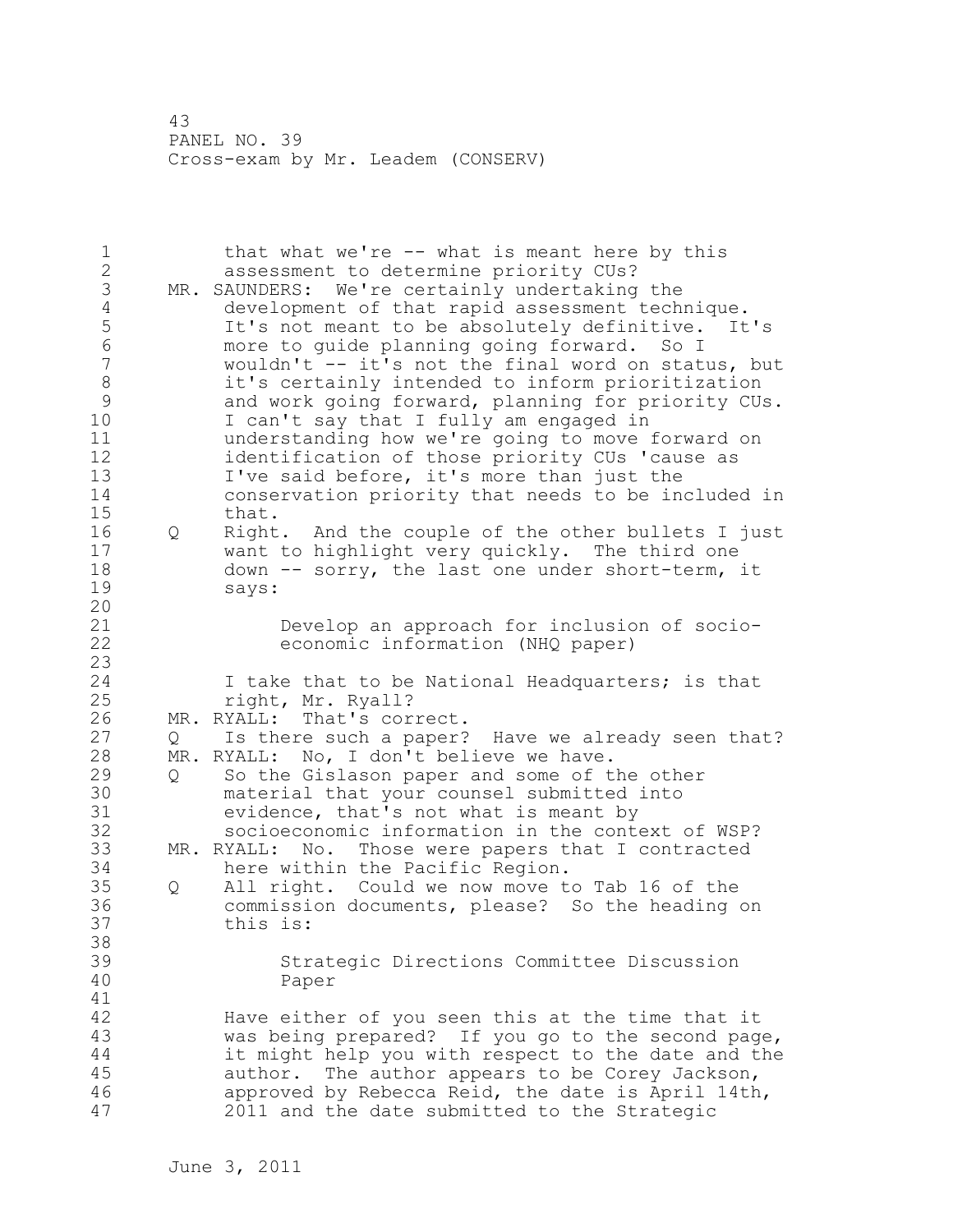that what we're -- what is meant here by this assessment to determine priority CUs?

MR. SAUNDERS: We're certainly undertaking the development of that rapid assessment technique. It's not meant to be absolutely definitive. It's more to guide planning going forward. So I wouldn't -- it's not the final word on status, but it's certainly intended to inform prioritization and work going forward, planning for priority CUs. I can't say that I fully am engaged in understanding how we're going to move forward on identification of those priority CUs 'cause as I've said before, it's more than just the conservation priority that needs to be included in that.

Q Right. And the couple of the other bullets I just want to highlight very quickly. The third one down -- sorry, the last one under short-term, it says:

> Develop an approach for inclusion of socio-economic information (NHQ paper)

I take that to be National Headquarters; is that right, Mr. Ryall?

MR. RYALL: That's correct.

Q Is there such a paper? Have we already seen that?

MR. RYALL: No, I don't believe we have.

Q So the Gislason paper and some of the other material that your counsel submitted into evidence, that's not what is meant by socioeconomic information in the context of WSP?

MR. RYALL: No. Those were papers that I contracted here within the Pacific Region.

Q All right. Could we now move to Tab 16 of the commission documents, please? So the heading on this is:

> Strategic Directions Committee Discussion Paper

Have either of you seen this at the time that it was being prepared? If you go to the second page, it might help you with respect to the date and the author. The author appears to be Corey Jackson, approved by Rebecca Reid, the date is April 14th, 2011 and the date submitted to the Strategic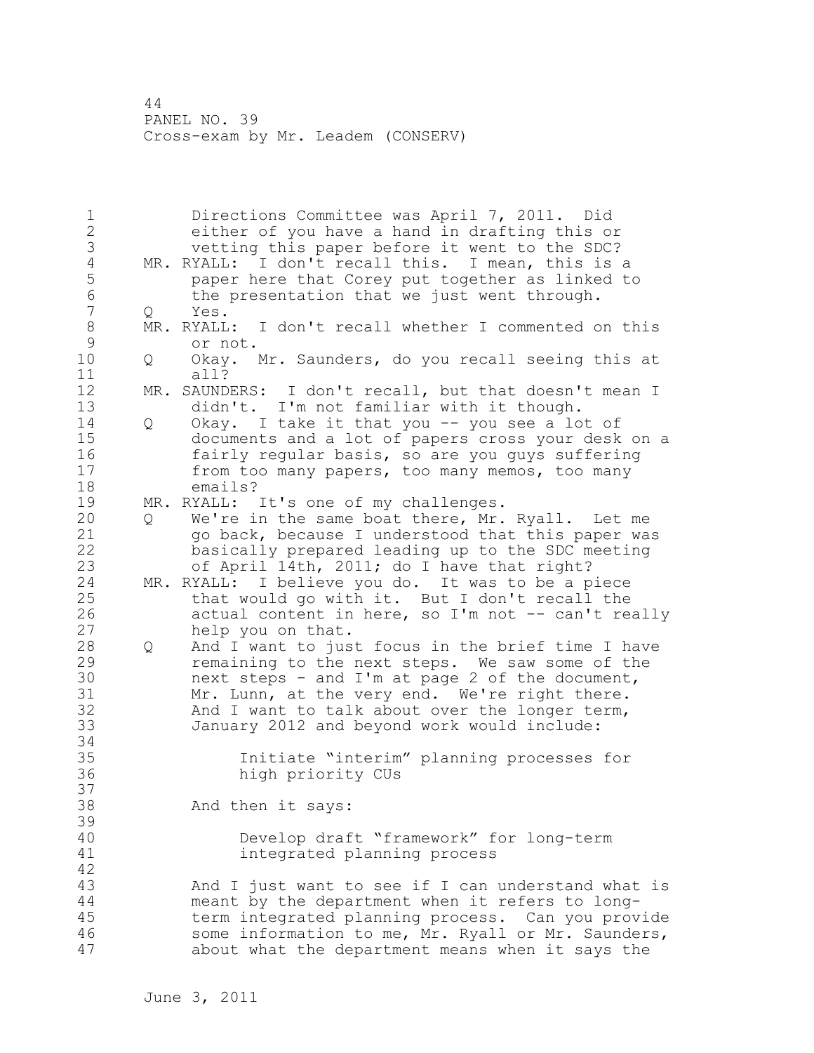Directions Committee was April 7, 2011. Did either of you have a hand in drafting this or vetting this paper before it went to the SDC?

MR. RYALL: I don't recall this. I mean, this is a paper here that Corey put together as linked to the presentation that we just went through.

Q Yes.

MR. RYALL: I don't recall whether I commented on this or not.

Q Okay. Mr. Saunders, do you recall seeing this at all?

MR. SAUNDERS: I don't recall, but that doesn't mean I didn't. I'm not familiar with it though.

Q Okay. I take it that you -- you see a lot of documents and a lot of papers cross your desk on a fairly regular basis, so are you guys suffering from too many papers, too many memos, too many emails?

MR. RYALL: It's one of my challenges.

Q We're in the same boat there, Mr. Ryall. Let me go back, because I understood that this paper was basically prepared leading up to the SDC meeting of April 14th, 2011; do I have that right?

MR. RYALL: I believe you do. It was to be a piece that would go with it. But I don't recall the actual content in here, so I'm not -- can't really help you on that.

Q And I want to just focus in the brief time I have remaining to the next steps. We saw some of the next steps - and I'm at page 2 of the document, Mr. Lunn, at the very end. We're right there. And I want to talk about over the longer term, January 2012 and beyond work would include:

> Initiate "interim" planning processes for high priority CUs

And then it says:

> Develop draft "framework" for long-term integrated planning process

And I just want to see if I can understand what is meant by the department when it refers to long-term integrated planning process. Can you provide some information to me, Mr. Ryall or Mr. Saunders, about what the department means when it says the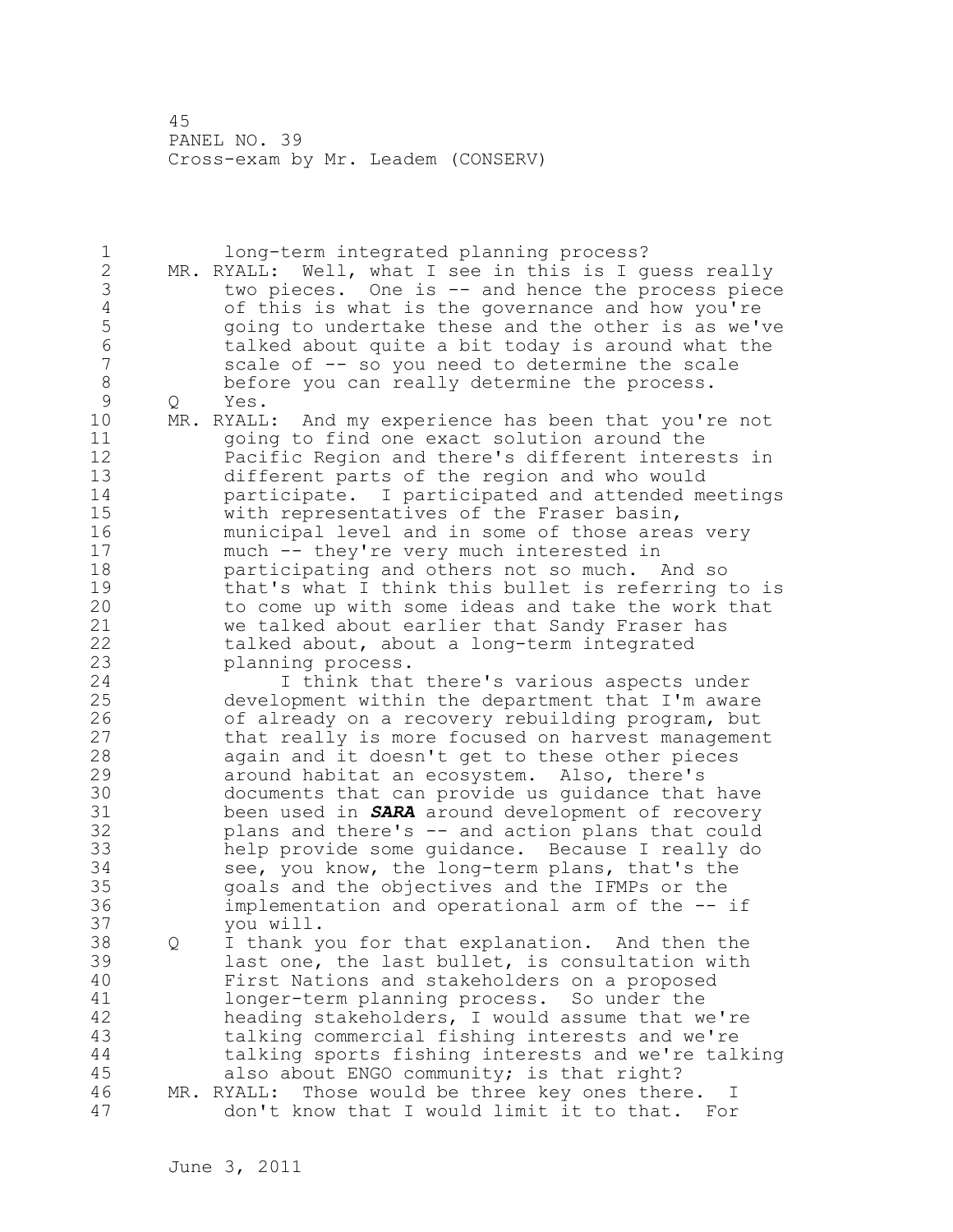long-term integrated planning process?

MR. RYALL: Well, what I see in this is I guess really two pieces. One is -- and hence the process piece of this is what is the governance and how you're going to undertake these and the other is as we've talked about quite a bit today is around what the scale of -- so you need to determine the scale before you can really determine the process.

Q Yes.

MR. RYALL: And my experience has been that you're not going to find one exact solution around the Pacific Region and there's different interests in different parts of the region and who would participate. I participated and attended meetings with representatives of the Fraser basin, municipal level and in some of those areas very much -- they're very much interested in participating and others not so much. And so that's what I think this bullet is referring to is to come up with some ideas and take the work that we talked about earlier that Sandy Fraser has talked about, about a long-term integrated planning process.

I think that there's various aspects under development within the department that I'm aware of already on a recovery rebuilding program, but that really is more focused on harvest management again and it doesn't get to these other pieces around habitat an ecosystem. Also, there's documents that can provide us guidance that have been used in ***SARA*** around development of recovery plans and there's -- and action plans that could help provide some guidance. Because I really do see, you know, the long-term plans, that's the goals and the objectives and the IFMPs or the implementation and operational arm of the -- if you will.

Q I thank you for that explanation. And then the last one, the last bullet, is consultation with First Nations and stakeholders on a proposed longer-term planning process. So under the heading stakeholders, I would assume that we're talking commercial fishing interests and we're talking sports fishing interests and we're talking also about ENGO community; is that right?

MR. RYALL: Those would be three key ones there. I don't know that I would limit it to that. For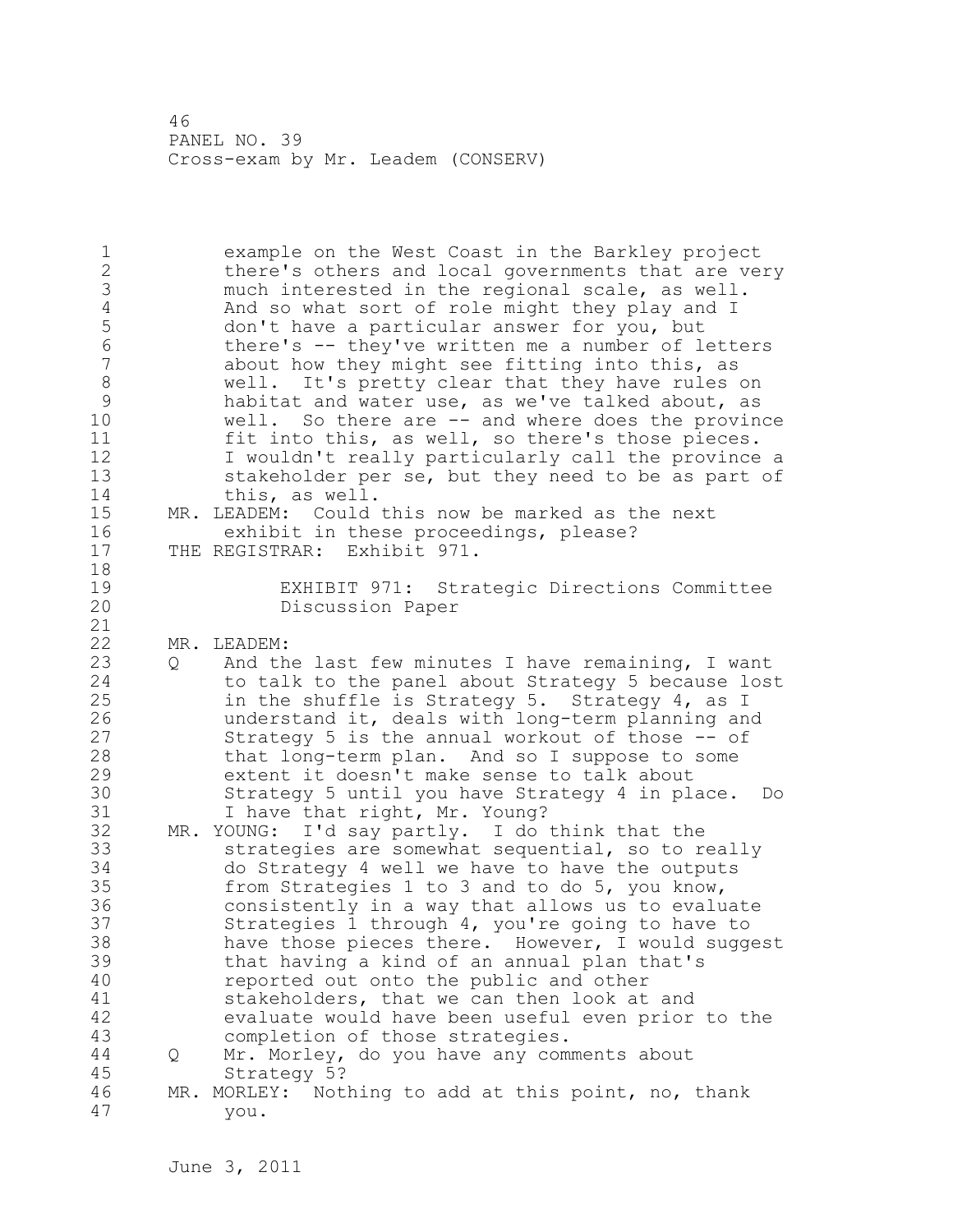example on the West Coast in the Barkley project there's others and local governments that are very much interested in the regional scale, as well. And so what sort of role might they play and I don't have a particular answer for you, but there's -- they've written me a number of letters about how they might see fitting into this, as well. It's pretty clear that they have rules on habitat and water use, as we've talked about, as well. So there are -- and where does the province fit into this, as well, so there's those pieces. I wouldn't really particularly call the province a stakeholder per se, but they need to be as part of this, as well.

MR. LEADEM: Could this now be marked as the next exhibit in these proceedings, please?

THE REGISTRAR: Exhibit 971.

EXHIBIT 971: Strategic Directions Committee Discussion Paper

MR. LEADEM:

Q And the last few minutes I have remaining, I want to talk to the panel about Strategy 5 because lost in the shuffle is Strategy 5. Strategy 4, as I understand it, deals with long-term planning and Strategy 5 is the annual workout of those -- of that long-term plan. And so I suppose to some extent it doesn't make sense to talk about Strategy 5 until you have Strategy 4 in place. Do I have that right, Mr. Young?

MR. YOUNG: I'd say partly. I do think that the strategies are somewhat sequential, so to really do Strategy 4 well we have to have the outputs from Strategies 1 to 3 and to do 5, you know, consistently in a way that allows us to evaluate Strategies 1 through 4, you're going to have to have those pieces there. However, I would suggest that having a kind of an annual plan that's reported out onto the public and other stakeholders, that we can then look at and evaluate would have been useful even prior to the completion of those strategies.

Q Mr. Morley, do you have any comments about Strategy 5?

MR. MORLEY: Nothing to add at this point, no, thank you.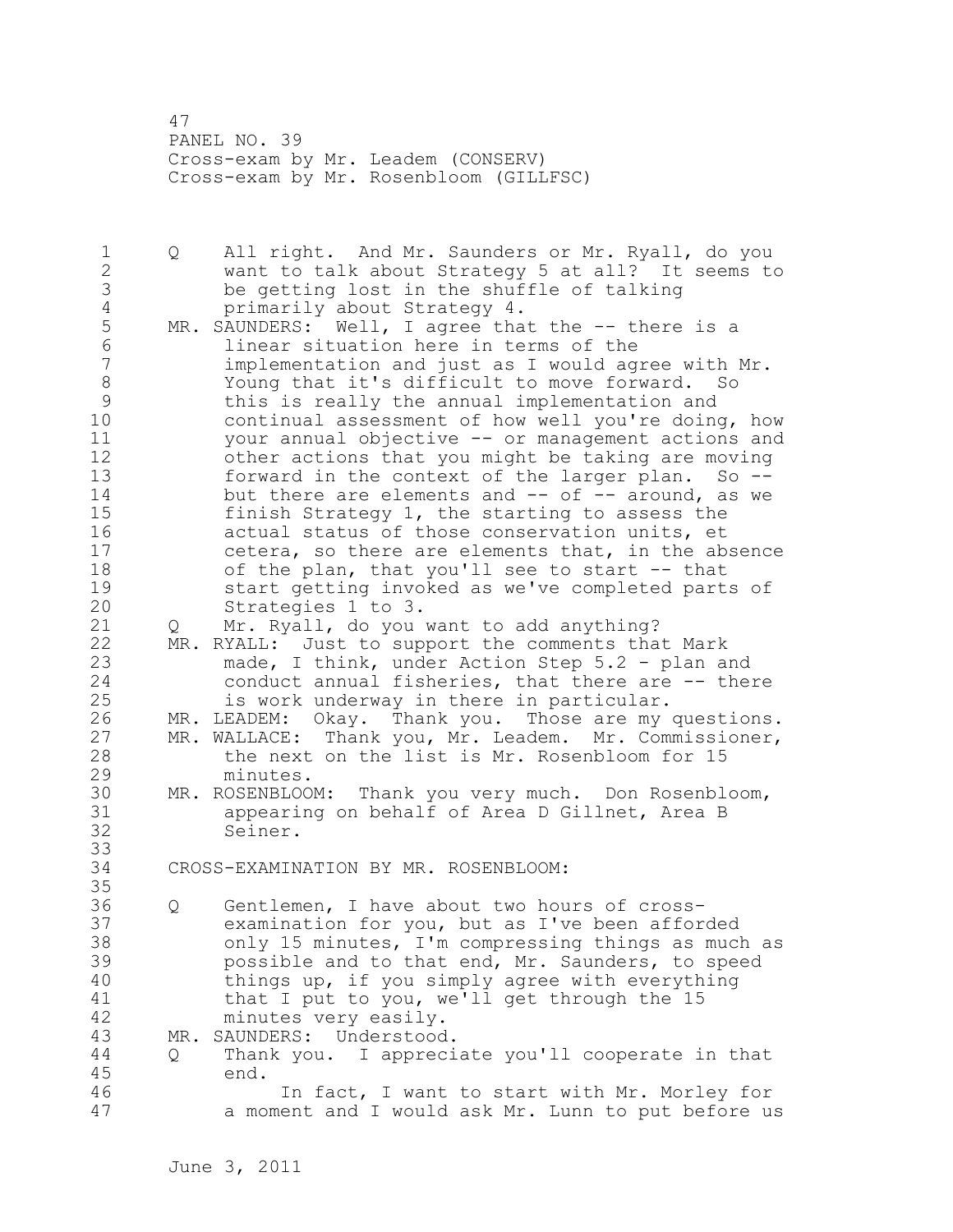Q All right. And Mr. Saunders or Mr. Ryall, do you want to talk about Strategy 5 at all? It seems to be getting lost in the shuffle of talking primarily about Strategy 4.

MR. SAUNDERS: Well, I agree that the -- there is a linear situation here in terms of the implementation and just as I would agree with Mr. Young that it's difficult to move forward. So this is really the annual implementation and continual assessment of how well you're doing, how your annual objective -- or management actions and other actions that you might be taking are moving forward in the context of the larger plan. So -- but there are elements and -- of -- around, as we finish Strategy 1, the starting to assess the actual status of those conservation units, et cetera, so there are elements that, in the absence of the plan, that you'll see to start -- that start getting invoked as we've completed parts of Strategies 1 to 3.

Q Mr. Ryall, do you want to add anything?

MR. RYALL: Just to support the comments that Mark made, I think, under Action Step 5.2 - plan and conduct annual fisheries, that there are -- there is work underway in there in particular.

MR. LEADEM: Okay. Thank you. Those are my questions.

MR. WALLACE: Thank you, Mr. Leadem. Mr. Commissioner, the next on the list is Mr. Rosenbloom for 15 minutes.

MR. ROSENBLOOM: Thank you very much. Don Rosenbloom, appearing on behalf of Area D Gillnet, Area B Seiner.

CROSS-EXAMINATION BY MR. ROSENBLOOM:

Q Gentlemen, I have about two hours of cross-examination for you, but as I've been afforded only 15 minutes, I'm compressing things as much as possible and to that end, Mr. Saunders, to speed things up, if you simply agree with everything that I put to you, we'll get through the 15 minutes very easily.

MR. SAUNDERS: Understood.

Q Thank you. I appreciate you'll cooperate in that end.

In fact, I want to start with Mr. Morley for a moment and I would ask Mr. Lunn to put before us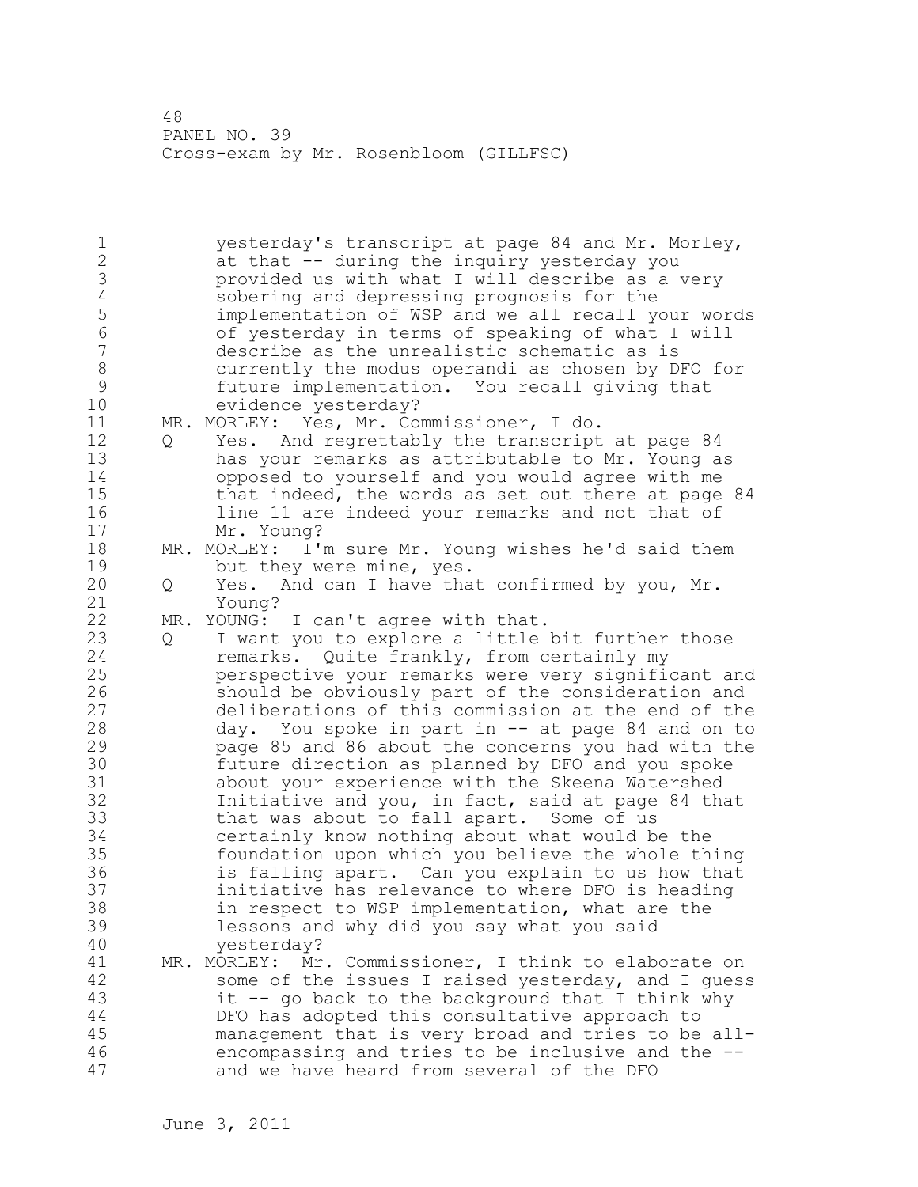yesterday's transcript at page 84 and Mr. Morley, at that -- during the inquiry yesterday you provided us with what I will describe as a very sobering and depressing prognosis for the implementation of WSP and we all recall your words of yesterday in terms of speaking of what I will describe as the unrealistic schematic as is currently the modus operandi as chosen by DFO for future implementation. You recall giving that evidence yesterday?

MR. MORLEY: Yes, Mr. Commissioner, I do.

Q Yes. And regrettably the transcript at page 84 has your remarks as attributable to Mr. Young as opposed to yourself and you would agree with me that indeed, the words as set out there at page 84 line 11 are indeed your remarks and not that of Mr. Young?

MR. MORLEY: I'm sure Mr. Young wishes he'd said them but they were mine, yes.

Q Yes. And can I have that confirmed by you, Mr. Young?

MR. YOUNG: I can't agree with that.

Q I want you to explore a little bit further those remarks. Quite frankly, from certainly my perspective your remarks were very significant and should be obviously part of the consideration and deliberations of this commission at the end of the day. You spoke in part in -- at page 84 and on to page 85 and 86 about the concerns you had with the future direction as planned by DFO and you spoke about your experience with the Skeena Watershed Initiative and you, in fact, said at page 84 that that was about to fall apart. Some of us certainly know nothing about what would be the foundation upon which you believe the whole thing is falling apart. Can you explain to us how that initiative has relevance to where DFO is heading in respect to WSP implementation, what are the lessons and why did you say what you said yesterday?

MR. MORLEY: Mr. Commissioner, I think to elaborate on some of the issues I raised yesterday, and I guess it -- go back to the background that I think why DFO has adopted this consultative approach to management that is very broad and tries to be all-encompassing and tries to be inclusive and the -- and we have heard from several of the DFO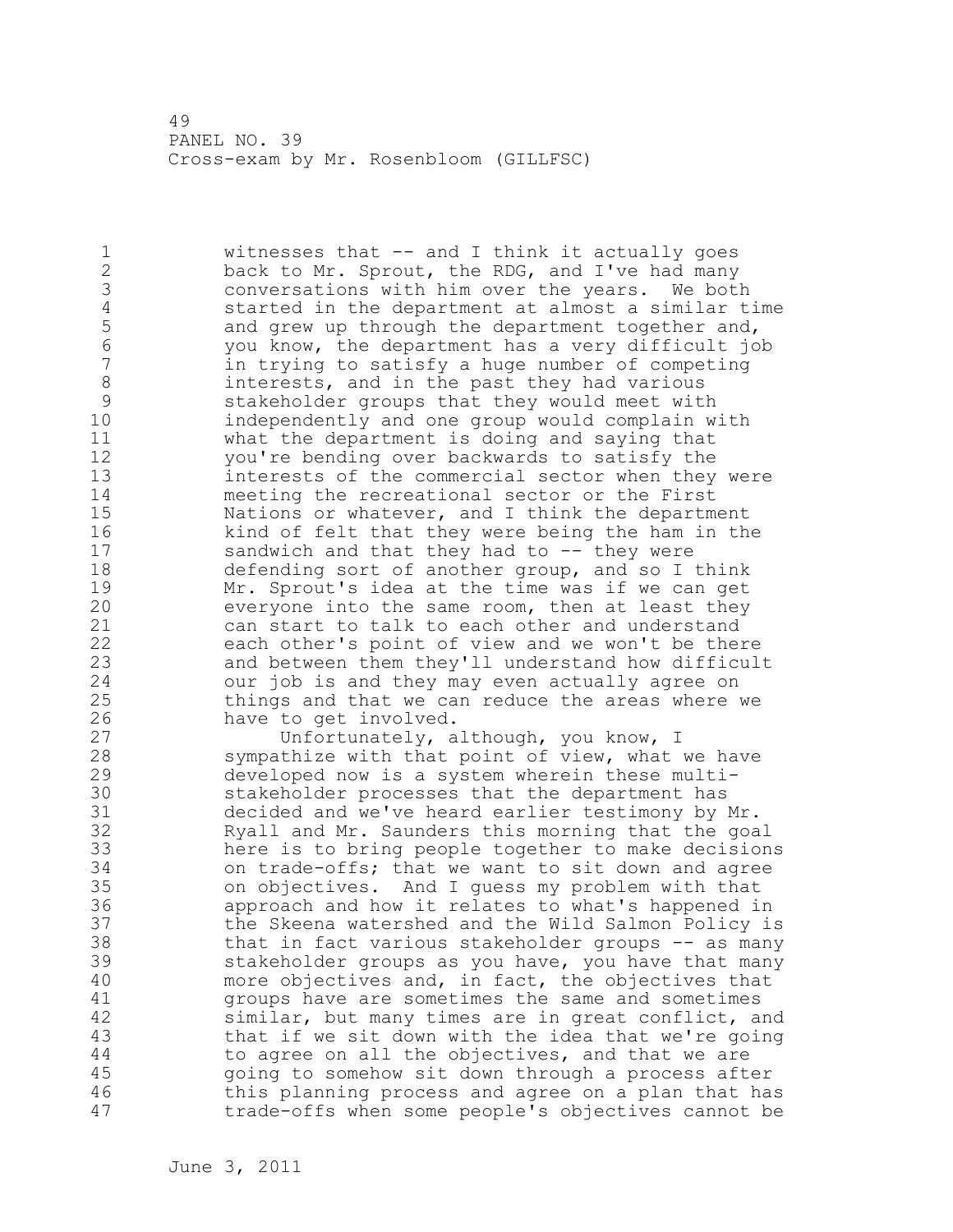witnesses that -- and I think it actually goes back to Mr. Sprout, the RDG, and I've had many conversations with him over the years. We both started in the department at almost a similar time and grew up through the department together and, you know, the department has a very difficult job in trying to satisfy a huge number of competing interests, and in the past they had various stakeholder groups that they would meet with independently and one group would complain with what the department is doing and saying that you're bending over backwards to satisfy the interests of the commercial sector when they were meeting the recreational sector or the First Nations or whatever, and I think the department kind of felt that they were being the ham in the sandwich and that they had to -- they were defending sort of another group, and so I think Mr. Sprout's idea at the time was if we can get everyone into the same room, then at least they can start to talk to each other and understand each other's point of view and we won't be there and between them they'll understand how difficult our job is and they may even actually agree on things and that we can reduce the areas where we have to get involved.

Unfortunately, although, you know, I sympathize with that point of view, what we have developed now is a system wherein these multi-stakeholder processes that the department has decided and we've heard earlier testimony by Mr. Ryall and Mr. Saunders this morning that the goal here is to bring people together to make decisions on trade-offs; that we want to sit down and agree on objectives. And I guess my problem with that approach and how it relates to what's happened in the Skeena watershed and the Wild Salmon Policy is that in fact various stakeholder groups -- as many stakeholder groups as you have, you have that many more objectives and, in fact, the objectives that groups have are sometimes the same and sometimes similar, but many times are in great conflict, and that if we sit down with the idea that we're going to agree on all the objectives, and that we are going to somehow sit down through a process after this planning process and agree on a plan that has trade-offs when some people's objectives cannot be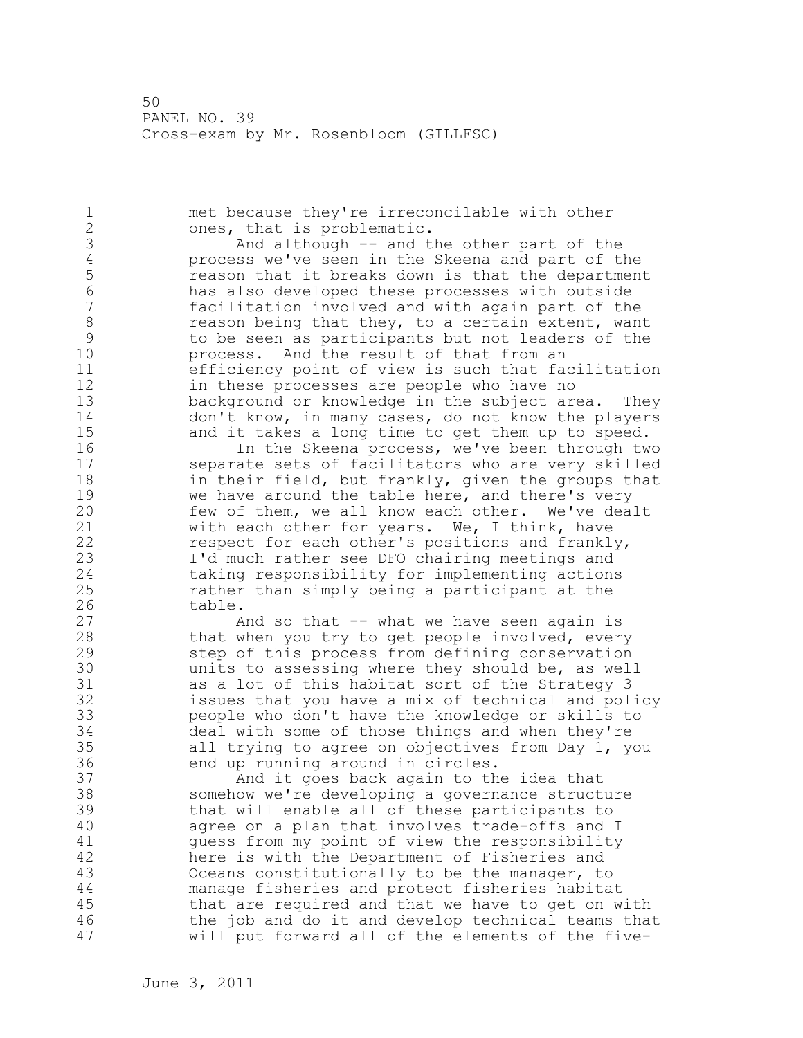met because they're irreconcilable with other ones, that is problematic.

And although -- and the other part of the process we've seen in the Skeena and part of the reason that it breaks down is that the department has also developed these processes with outside facilitation involved and with again part of the reason being that they, to a certain extent, want to be seen as participants but not leaders of the process. And the result of that from an efficiency point of view is such that facilitation in these processes are people who have no background or knowledge in the subject area. They don't know, in many cases, do not know the players and it takes a long time to get them up to speed.

In the Skeena process, we've been through two separate sets of facilitators who are very skilled in their field, but frankly, given the groups that we have around the table here, and there's very few of them, we all know each other. We've dealt with each other for years. We, I think, have respect for each other's positions and frankly, I'd much rather see DFO chairing meetings and taking responsibility for implementing actions rather than simply being a participant at the table.

And so that -- what we have seen again is that when you try to get people involved, every step of this process from defining conservation units to assessing where they should be, as well as a lot of this habitat sort of the Strategy 3 issues that you have a mix of technical and policy people who don't have the knowledge or skills to deal with some of those things and when they're all trying to agree on objectives from Day 1, you end up running around in circles.

And it goes back again to the idea that somehow we're developing a governance structure that will enable all of these participants to agree on a plan that involves trade-offs and I guess from my point of view the responsibility here is with the Department of Fisheries and Oceans constitutionally to be the manager, to manage fisheries and protect fisheries habitat that are required and that we have to get on with the job and do it and develop technical teams that will put forward all of the elements of the five-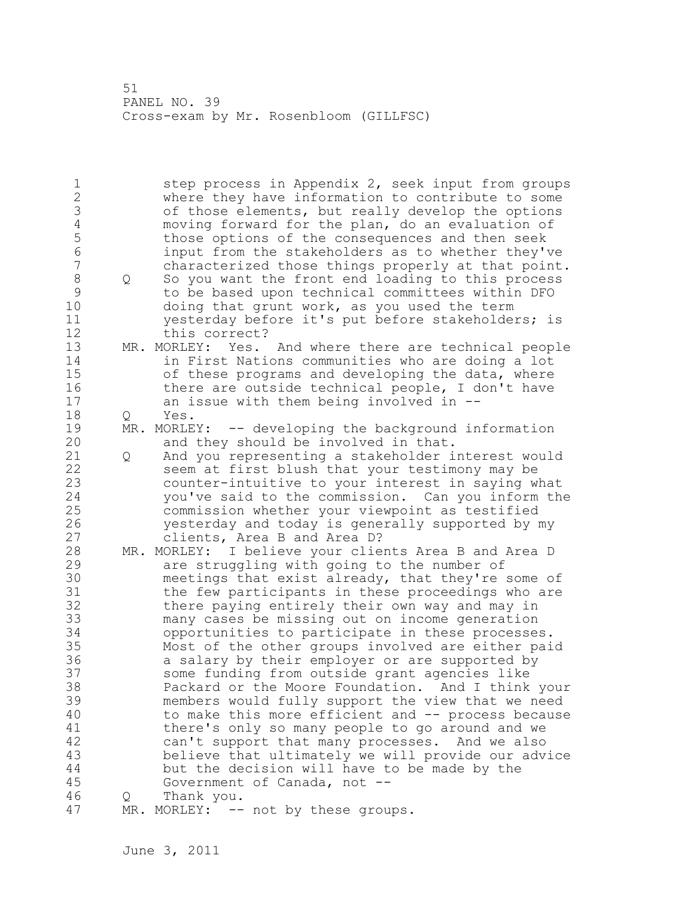step process in Appendix 2, seek input from groups where they have information to contribute to some of those elements, but really develop the options moving forward for the plan, do an evaluation of those options of the consequences and then seek input from the stakeholders as to whether they've characterized those things properly at that point.

Q So you want the front end loading to this process to be based upon technical committees within DFO doing that grunt work, as you used the term yesterday before it's put before stakeholders; is this correct?

MR. MORLEY: Yes. And where there are technical people in First Nations communities who are doing a lot of these programs and developing the data, where there are outside technical people, I don't have an issue with them being involved in --

Q Yes.

MR. MORLEY: -- developing the background information and they should be involved in that.

Q And you representing a stakeholder interest would seem at first blush that your testimony may be counter-intuitive to your interest in saying what you've said to the commission. Can you inform the commission whether your viewpoint as testified yesterday and today is generally supported by my clients, Area B and Area D?

MR. MORLEY: I believe your clients Area B and Area D are struggling with going to the number of meetings that exist already, that they're some of the few participants in these proceedings who are there paying entirely their own way and may in many cases be missing out on income generation opportunities to participate in these processes. Most of the other groups involved are either paid a salary by their employer or are supported by some funding from outside grant agencies like Packard or the Moore Foundation. And I think your members would fully support the view that we need to make this more efficient and -- process because there's only so many people to go around and we can't support that many processes. And we also believe that ultimately we will provide our advice but the decision will have to be made by the Government of Canada, not --

Q Thank you.

MR. MORLEY: -- not by these groups.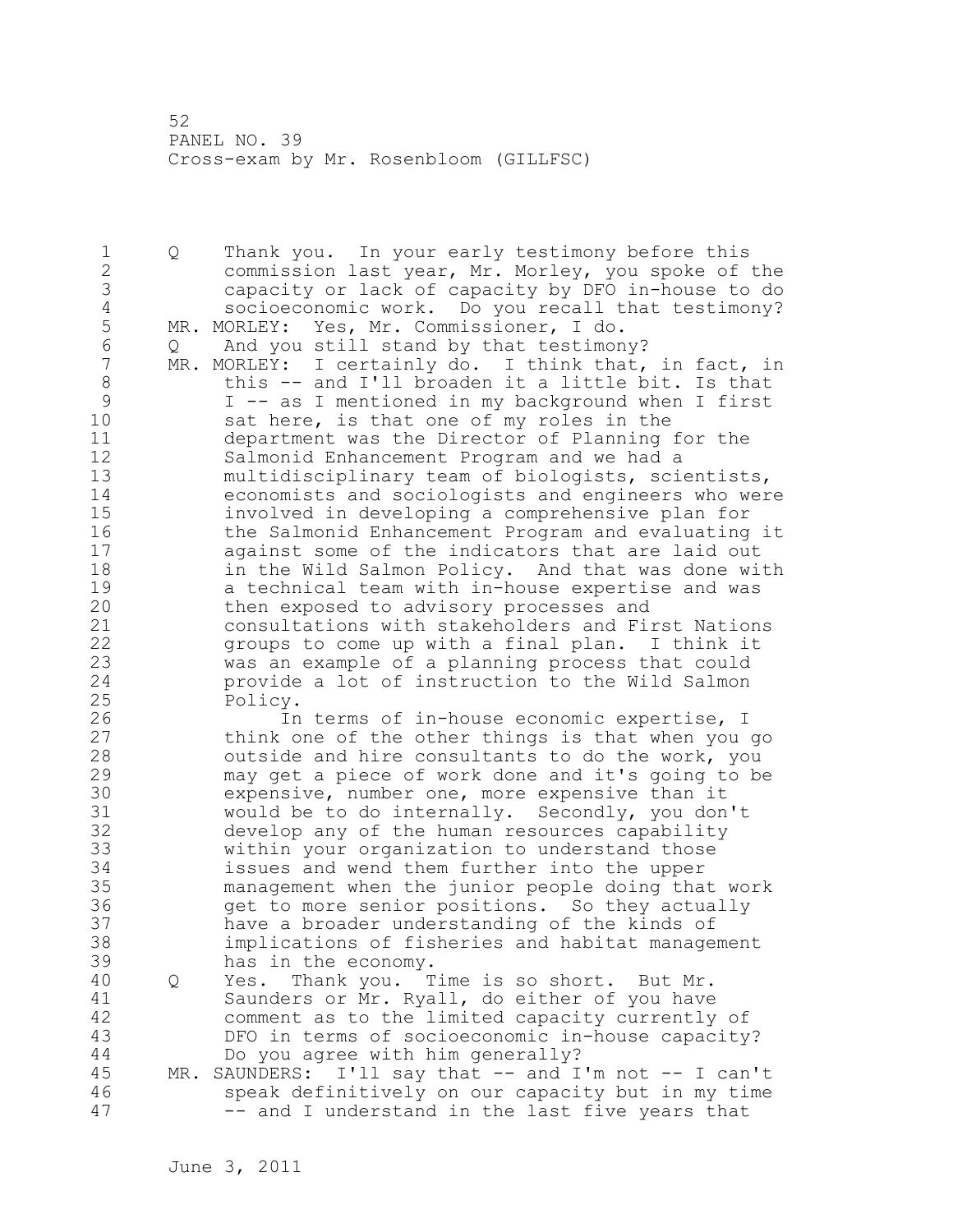Q Thank you. In your early testimony before this commission last year, Mr. Morley, you spoke of the capacity or lack of capacity by DFO in-house to do socioeconomic work. Do you recall that testimony?

MR. MORLEY: Yes, Mr. Commissioner, I do.

Q And you still stand by that testimony?

MR. MORLEY: I certainly do. I think that, in fact, in this -- and I'll broaden it a little bit. Is that I -- as I mentioned in my background when I first sat here, is that one of my roles in the department was the Director of Planning for the Salmonid Enhancement Program and we had a multidisciplinary team of biologists, scientists, economists and sociologists and engineers who were involved in developing a comprehensive plan for the Salmonid Enhancement Program and evaluating it against some of the indicators that are laid out in the Wild Salmon Policy. And that was done with a technical team with in-house expertise and was then exposed to advisory processes and consultations with stakeholders and First Nations groups to come up with a final plan. I think it was an example of a planning process that could provide a lot of instruction to the Wild Salmon Policy.

In terms of in-house economic expertise, I think one of the other things is that when you go outside and hire consultants to do the work, you may get a piece of work done and it's going to be expensive, number one, more expensive than it would be to do internally. Secondly, you don't develop any of the human resources capability within your organization to understand those issues and wend them further into the upper management when the junior people doing that work get to more senior positions. So they actually have a broader understanding of the kinds of implications of fisheries and habitat management has in the economy.

Q Yes. Thank you. Time is so short. But Mr. Saunders or Mr. Ryall, do either of you have comment as to the limited capacity currently of DFO in terms of socioeconomic in-house capacity? Do you agree with him generally?

MR. SAUNDERS: I'll say that -- and I'm not -- I can't speak definitively on our capacity but in my time -- and I understand in the last five years that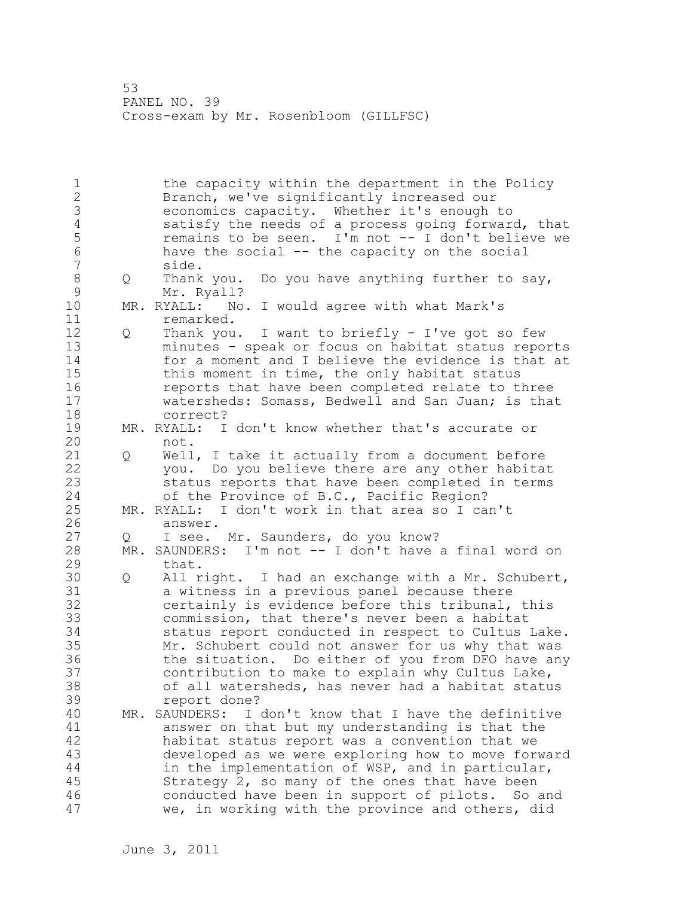the capacity within the department in the Policy Branch, we've significantly increased our economics capacity. Whether it's enough to satisfy the needs of a process going forward, that remains to be seen. I'm not -- I don't believe we have the social -- the capacity on the social side.

Q Thank you. Do you have anything further to say, Mr. Ryall?

MR. RYALL: No. I would agree with what Mark's remarked.

Q Thank you. I want to briefly - I've got so few minutes - speak or focus on habitat status reports for a moment and I believe the evidence is that at this moment in time, the only habitat status reports that have been completed relate to three watersheds: Somass, Bedwell and San Juan; is that correct?

MR. RYALL: I don't know whether that's accurate or not.

Q Well, I take it actually from a document before you. Do you believe there are any other habitat status reports that have been completed in terms of the Province of B.C., Pacific Region?

MR. RYALL: I don't work in that area so I can't answer.

Q I see. Mr. Saunders, do you know?

MR. SAUNDERS: I'm not -- I don't have a final word on that.

Q All right. I had an exchange with a Mr. Schubert, a witness in a previous panel because there certainly is evidence before this tribunal, this commission, that there's never been a habitat status report conducted in respect to Cultus Lake. Mr. Schubert could not answer for us why that was the situation. Do either of you from DFO have any contribution to make to explain why Cultus Lake, of all watersheds, has never had a habitat status report done?

MR. SAUNDERS: I don't know that I have the definitive answer on that but my understanding is that the habitat status report was a convention that we developed as we were exploring how to move forward in the implementation of WSP, and in particular, Strategy 2, so many of the ones that have been conducted have been in support of pilots. So and we, in working with the province and others, did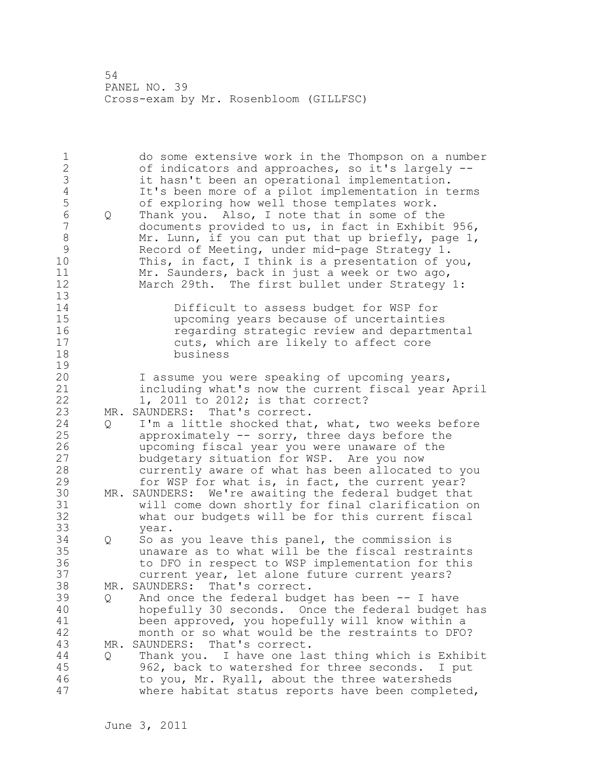do some extensive work in the Thompson on a number of indicators and approaches, so it's largely -- it hasn't been an operational implementation. It's been more of a pilot implementation in terms of exploring how well those templates work.

Q Thank you. Also, I note that in some of the documents provided to us, in fact in Exhibit 956, Mr. Lunn, if you can put that up briefly, page 1, Record of Meeting, under mid-page Strategy 1. This, in fact, I think is a presentation of you, Mr. Saunders, back in just a week or two ago, March 29th. The first bullet under Strategy 1:

> Difficult to assess budget for WSP for upcoming years because of uncertainties regarding strategic review and departmental cuts, which are likely to affect core business

I assume you were speaking of upcoming years, including what's now the current fiscal year April 1, 2011 to 2012; is that correct?

MR. SAUNDERS: That's correct.

Q I'm a little shocked that, what, two weeks before approximately -- sorry, three days before the upcoming fiscal year you were unaware of the budgetary situation for WSP. Are you now currently aware of what has been allocated to you for WSP for what is, in fact, the current year?

MR. SAUNDERS: We're awaiting the federal budget that will come down shortly for final clarification on what our budgets will be for this current fiscal year.

Q So as you leave this panel, the commission is unaware as to what will be the fiscal restraints to DFO in respect to WSP implementation for this current year, let alone future current years?

MR. SAUNDERS: That's correct.

Q And once the federal budget has been -- I have hopefully 30 seconds. Once the federal budget has been approved, you hopefully will know within a month or so what would be the restraints to DFO?

MR. SAUNDERS: That's correct.

Q Thank you. I have one last thing which is Exhibit 962, back to watershed for three seconds. I put to you, Mr. Ryall, about the three watersheds where habitat status reports have been completed,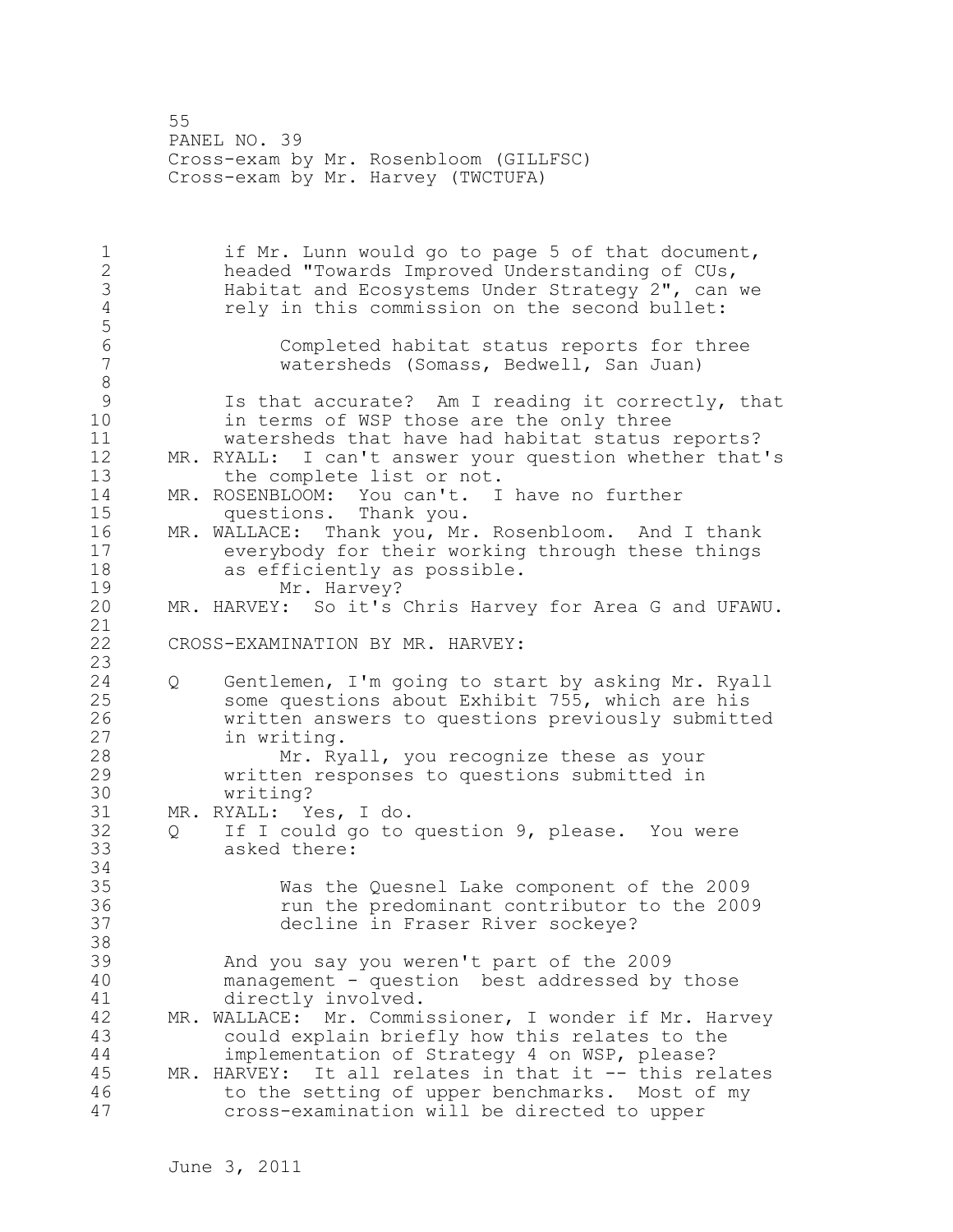if Mr. Lunn would go to page 5 of that document, headed "Towards Improved Understanding of CUs, Habitat and Ecosystems Under Strategy 2", can we rely in this commission on the second bullet:

> Completed habitat status reports for three watersheds (Somass, Bedwell, San Juan)

Is that accurate? Am I reading it correctly, that in terms of WSP those are the only three watersheds that have had habitat status reports?

MR. RYALL: I can't answer your question whether that's the complete list or not.

MR. ROSENBLOOM: You can't. I have no further questions. Thank you.

MR. WALLACE: Thank you, Mr. Rosenbloom. And I thank everybody for their working through these things as efficiently as possible.

Mr. Harvey?

MR. HARVEY: So it's Chris Harvey for Area G and UFAWU.

CROSS-EXAMINATION BY MR. HARVEY:

Q Gentlemen, I'm going to start by asking Mr. Ryall some questions about Exhibit 755, which are his written answers to questions previously submitted in writing.

Mr. Ryall, you recognize these as your written responses to questions submitted in writing?

MR. RYALL: Yes, I do.

Q If I could go to question 9, please. You were asked there:

> Was the Quesnel Lake component of the 2009 run the predominant contributor to the 2009 decline in Fraser River sockeye?

And you say you weren't part of the 2009 management - question best addressed by those directly involved.

MR. WALLACE: Mr. Commissioner, I wonder if Mr. Harvey could explain briefly how this relates to the implementation of Strategy 4 on WSP, please?

MR. HARVEY: It all relates in that it -- this relates to the setting of upper benchmarks. Most of my cross-examination will be directed to upper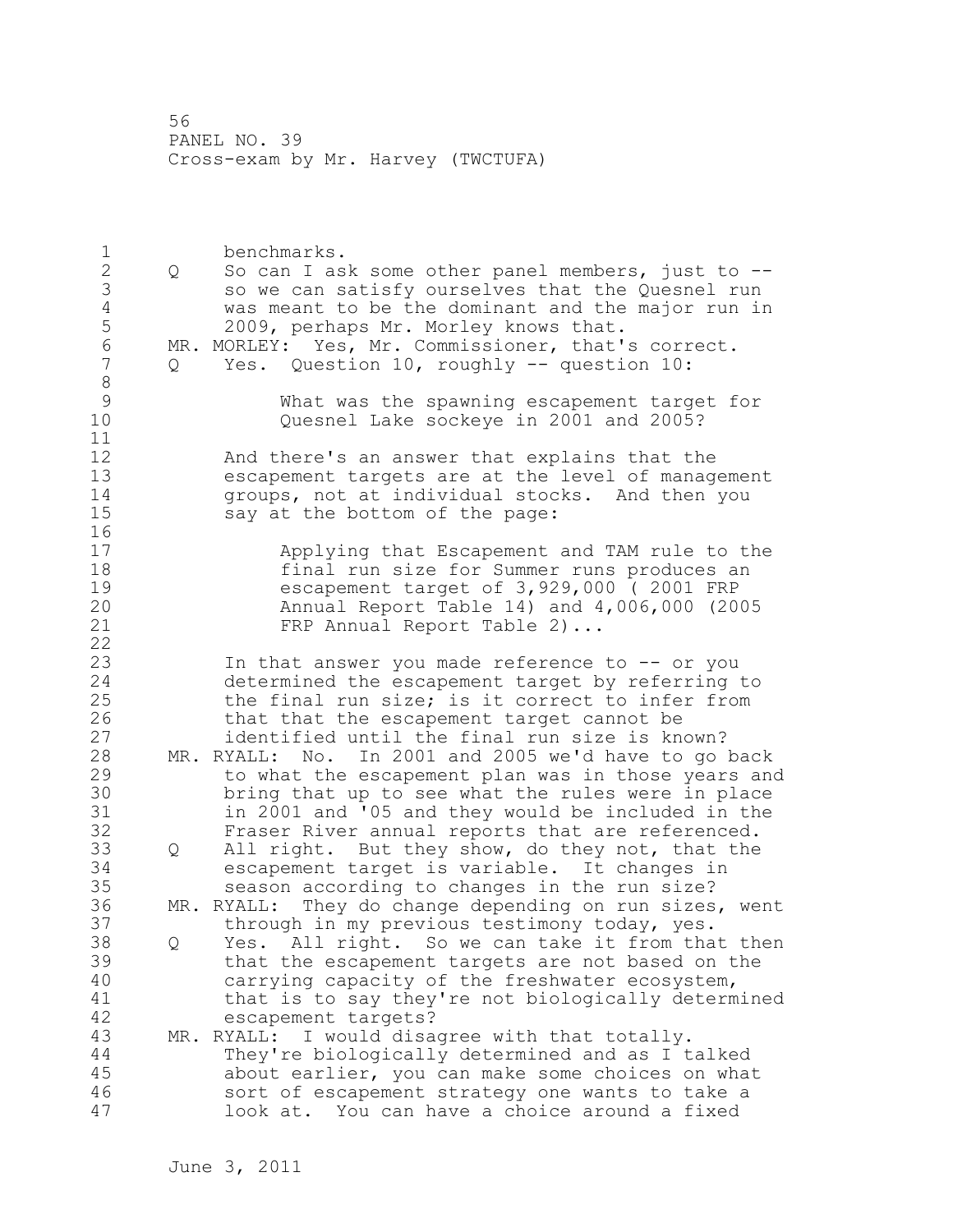benchmarks.

Q So can I ask some other panel members, just to -- so we can satisfy ourselves that the Quesnel run was meant to be the dominant and the major run in 2009, perhaps Mr. Morley knows that.

MR. MORLEY: Yes, Mr. Commissioner, that's correct.

Q Yes. Question 10, roughly -- question 10:

> What was the spawning escapement target for Quesnel Lake sockeye in 2001 and 2005?

And there's an answer that explains that the escapement targets are at the level of management groups, not at individual stocks. And then you say at the bottom of the page:

> Applying that Escapement and TAM rule to the final run size for Summer runs produces an escapement target of 3,929,000 ( 2001 FRP Annual Report Table 14) and 4,006,000 (2005 FRP Annual Report Table 2)...

In that answer you made reference to -- or you determined the escapement target by referring to the final run size; is it correct to infer from that that the escapement target cannot be identified until the final run size is known?

MR. RYALL: No. In 2001 and 2005 we'd have to go back to what the escapement plan was in those years and bring that up to see what the rules were in place in 2001 and '05 and they would be included in the Fraser River annual reports that are referenced.

Q All right. But they show, do they not, that the escapement target is variable. It changes in season according to changes in the run size?

MR. RYALL: They do change depending on run sizes, went through in my previous testimony today, yes.

Q Yes. All right. So we can take it from that then that the escapement targets are not based on the carrying capacity of the freshwater ecosystem, that is to say they're not biologically determined escapement targets?

MR. RYALL: I would disagree with that totally. They're biologically determined and as I talked about earlier, you can make some choices on what sort of escapement strategy one wants to take a look at. You can have a choice around a fixed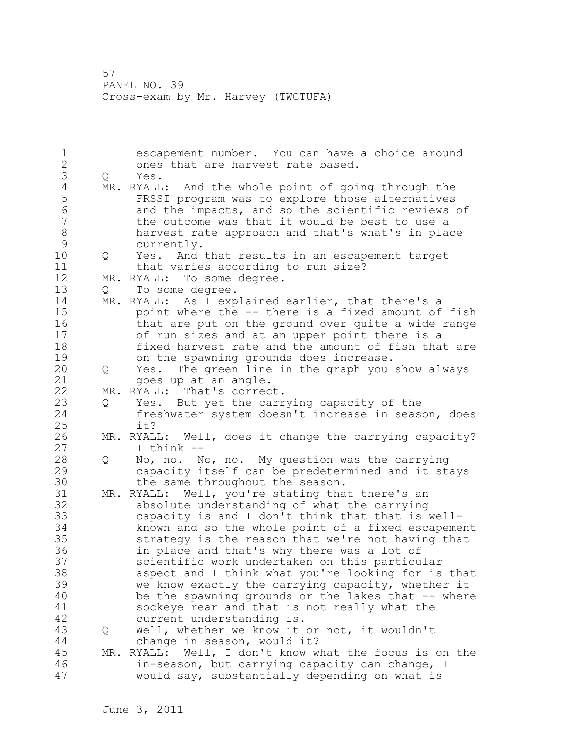escapement number. You can have a choice around ones that are harvest rate based.

Q Yes.

MR. RYALL: And the whole point of going through the FRSSI program was to explore those alternatives and the impacts, and so the scientific reviews of the outcome was that it would be best to use a harvest rate approach and that's what's in place currently.

Q Yes. And that results in an escapement target that varies according to run size?

MR. RYALL: To some degree.

Q To some degree.

MR. RYALL: As I explained earlier, that there's a point where the -- there is a fixed amount of fish that are put on the ground over quite a wide range of run sizes and at an upper point there is a fixed harvest rate and the amount of fish that are on the spawning grounds does increase.

Q Yes. The green line in the graph you show always goes up at an angle.

MR. RYALL: That's correct.

Q Yes. But yet the carrying capacity of the freshwater system doesn't increase in season, does it?

MR. RYALL: Well, does it change the carrying capacity? I think --

Q No, no. No, no. My question was the carrying capacity itself can be predetermined and it stays the same throughout the season.

MR. RYALL: Well, you're stating that there's an absolute understanding of what the carrying capacity is and I don't think that that is well-known and so the whole point of a fixed escapement strategy is the reason that we're not having that in place and that's why there was a lot of scientific work undertaken on this particular aspect and I think what you're looking for is that we know exactly the carrying capacity, whether it be the spawning grounds or the lakes that -- where sockeye rear and that is not really what the current understanding is.

Q Well, whether we know it or not, it wouldn't change in season, would it?

MR. RYALL: Well, I don't know what the focus is on the in-season, but carrying capacity can change, I would say, substantially depending on what is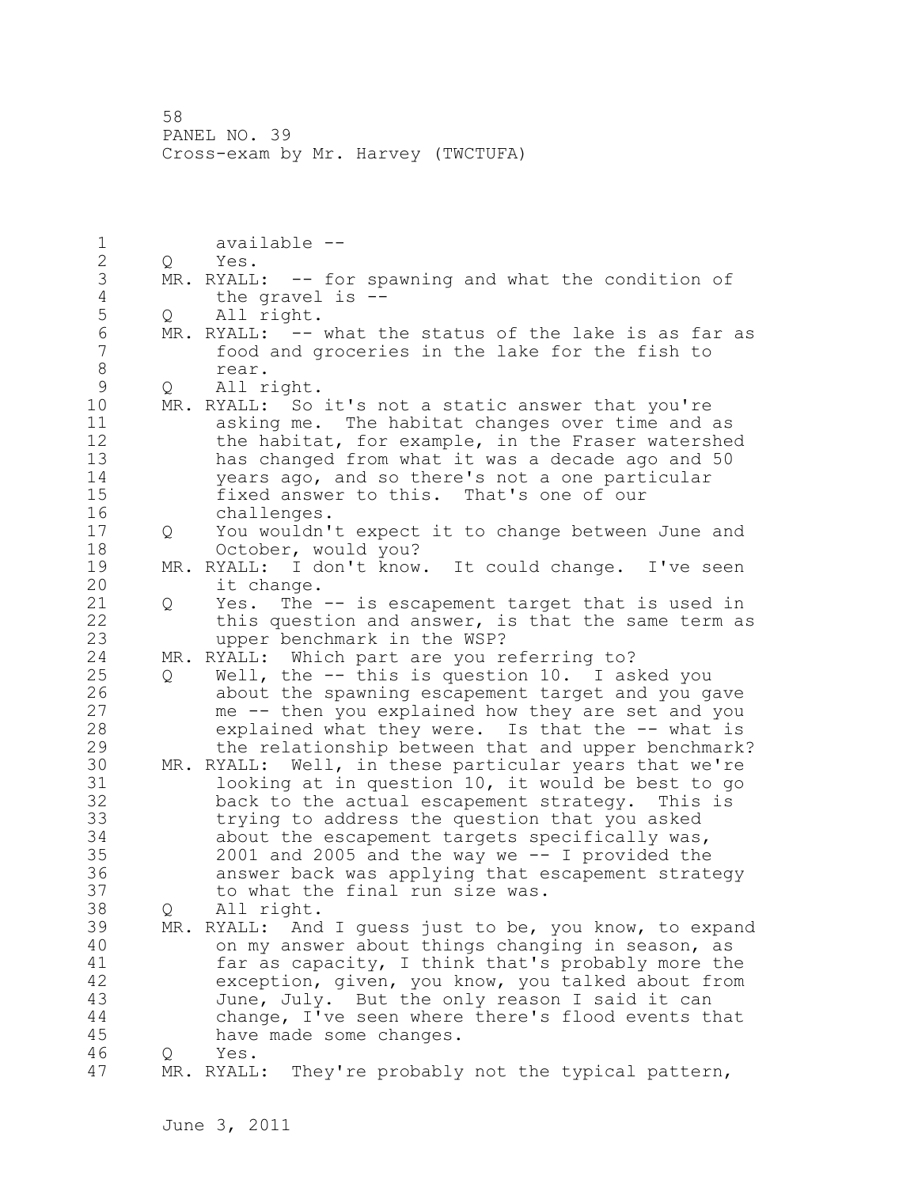available --

Q Yes.

MR. RYALL: -- for spawning and what the condition of the gravel is --

Q All right.

MR. RYALL: -- what the status of the lake is as far as food and groceries in the lake for the fish to rear.

Q All right.

MR. RYALL: So it's not a static answer that you're asking me. The habitat changes over time and as the habitat, for example, in the Fraser watershed has changed from what it was a decade ago and 50 years ago, and so there's not a one particular fixed answer to this. That's one of our challenges.

Q You wouldn't expect it to change between June and October, would you?

MR. RYALL: I don't know. It could change. I've seen it change.

Q Yes. The -- is escapement target that is used in this question and answer, is that the same term as upper benchmark in the WSP?

MR. RYALL: Which part are you referring to?

Q Well, the -- this is question 10. I asked you about the spawning escapement target and you gave me -- then you explained how they are set and you explained what they were. Is that the -- what is the relationship between that and upper benchmark?

MR. RYALL: Well, in these particular years that we're looking at in question 10, it would be best to go back to the actual escapement strategy. This is trying to address the question that you asked about the escapement targets specifically was, 2001 and 2005 and the way we -- I provided the answer back was applying that escapement strategy to what the final run size was.

Q All right.

MR. RYALL: And I guess just to be, you know, to expand on my answer about things changing in season, as far as capacity, I think that's probably more the exception, given, you know, you talked about from June, July. But the only reason I said it can change, I've seen where there's flood events that have made some changes.

Q Yes.

MR. RYALL: They're probably not the typical pattern,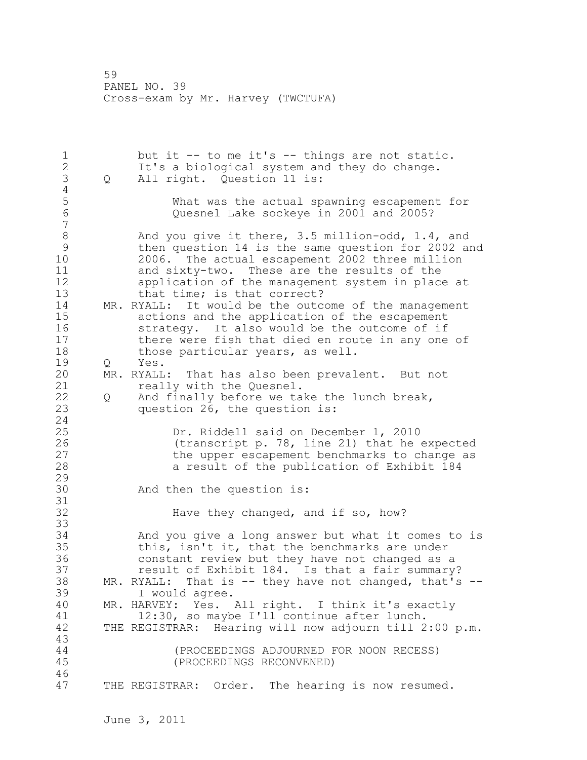but it -- to me it's -- things are not static. It's a biological system and they do change.

Q All right. Question 11 is:

> What was the actual spawning escapement for Quesnel Lake sockeye in 2001 and 2005?

And you give it there, 3.5 million-odd, 1.4, and then question 14 is the same question for 2002 and 2006. The actual escapement 2002 three million and sixty-two. These are the results of the application of the management system in place at that time; is that correct?

MR. RYALL: It would be the outcome of the management actions and the application of the escapement strategy. It also would be the outcome of if there were fish that died en route in any one of those particular years, as well.

Q Yes.

MR. RYALL: That has also been prevalent. But not really with the Quesnel.

Q And finally before we take the lunch break, question 26, the question is:

> Dr. Riddell said on December 1, 2010 (transcript p. 78, line 21) that he expected the upper escapement benchmarks to change as a result of the publication of Exhibit 184

And then the question is:

> Have they changed, and if so, how?

And you give a long answer but what it comes to is this, isn't it, that the benchmarks are under constant review but they have not changed as a result of Exhibit 184. Is that a fair summary?

MR. RYALL: That is -- they have not changed, that's -- I would agree.

MR. HARVEY: Yes. All right. I think it's exactly 12:30, so maybe I'll continue after lunch.

THE REGISTRAR: Hearing will now adjourn till 2:00 p.m.

(PROCEEDINGS ADJOURNED FOR NOON RECESS)
(PROCEEDINGS RECONVENED)

THE REGISTRAR: Order. The hearing is now resumed.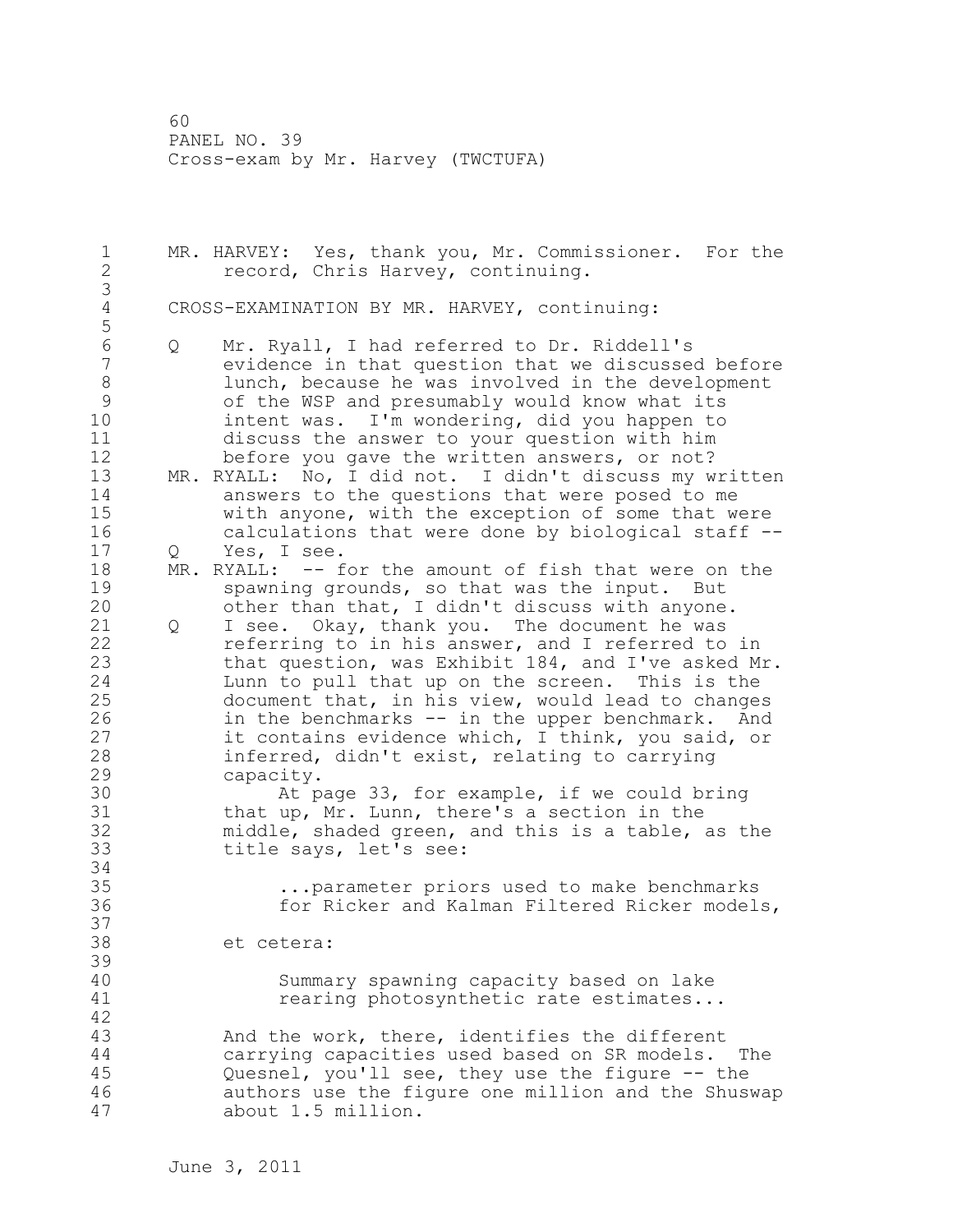MR. HARVEY: Yes, thank you, Mr. Commissioner. For the record, Chris Harvey, continuing.

CROSS-EXAMINATION BY MR. HARVEY, continuing:

Q Mr. Ryall, I had referred to Dr. Riddell's evidence in that question that we discussed before lunch, because he was involved in the development of the WSP and presumably would know what its intent was. I'm wondering, did you happen to discuss the answer to your question with him before you gave the written answers, or not?

MR. RYALL: No, I did not. I didn't discuss my written answers to the questions that were posed to me with anyone, with the exception of some that were calculations that were done by biological staff --

Q Yes, I see.

MR. RYALL: -- for the amount of fish that were on the spawning grounds, so that was the input. But other than that, I didn't discuss with anyone.

Q I see. Okay, thank you. The document he was referring to in his answer, and I referred to in that question, was Exhibit 184, and I've asked Mr. Lunn to pull that up on the screen. This is the document that, in his view, would lead to changes in the benchmarks -- in the upper benchmark. And it contains evidence which, I think, you said, or inferred, didn't exist, relating to carrying capacity.

At page 33, for example, if we could bring that up, Mr. Lunn, there's a section in the middle, shaded green, and this is a table, as the title says, let's see:

> ...parameter priors used to make benchmarks for Ricker and Kalman Filtered Ricker models,

et cetera:

> Summary spawning capacity based on lake rearing photosynthetic rate estimates...

And the work, there, identifies the different carrying capacities used based on SR models. The Quesnel, you'll see, they use the figure -- the authors use the figure one million and the Shuswap about 1.5 million.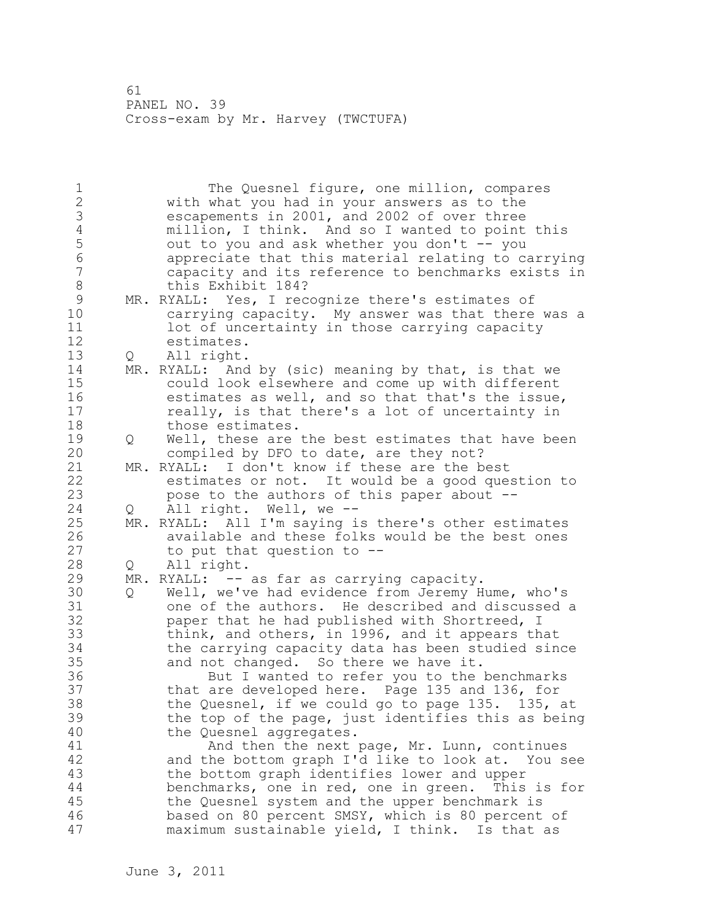The Quesnel figure, one million, compares with what you had in your answers as to the escapements in 2001, and 2002 of over three million, I think. And so I wanted to point this out to you and ask whether you don't -- you appreciate that this material relating to carrying capacity and its reference to benchmarks exists in this Exhibit 184?

MR. RYALL: Yes, I recognize there's estimates of carrying capacity. My answer was that there was a lot of uncertainty in those carrying capacity estimates.

Q All right.

MR. RYALL: And by (sic) meaning by that, is that we could look elsewhere and come up with different estimates as well, and so that that's the issue, really, is that there's a lot of uncertainty in those estimates.

Q Well, these are the best estimates that have been compiled by DFO to date, are they not?

MR. RYALL: I don't know if these are the best estimates or not. It would be a good question to pose to the authors of this paper about --

Q All right. Well, we --

MR. RYALL: All I'm saying is there's other estimates available and these folks would be the best ones to put that question to --

Q All right.

MR. RYALL: -- as far as carrying capacity.

Q Well, we've had evidence from Jeremy Hume, who's one of the authors. He described and discussed a paper that he had published with Shortreed, I think, and others, in 1996, and it appears that the carrying capacity data has been studied since and not changed. So there we have it.

But I wanted to refer you to the benchmarks that are developed here. Page 135 and 136, for the Quesnel, if we could go to page 135. 135, at the top of the page, just identifies this as being the Quesnel aggregates.

And then the next page, Mr. Lunn, continues and the bottom graph I'd like to look at. You see the bottom graph identifies lower and upper benchmarks, one in red, one in green. This is for the Quesnel system and the upper benchmark is based on 80 percent SMSY, which is 80 percent of maximum sustainable yield, I think. Is that as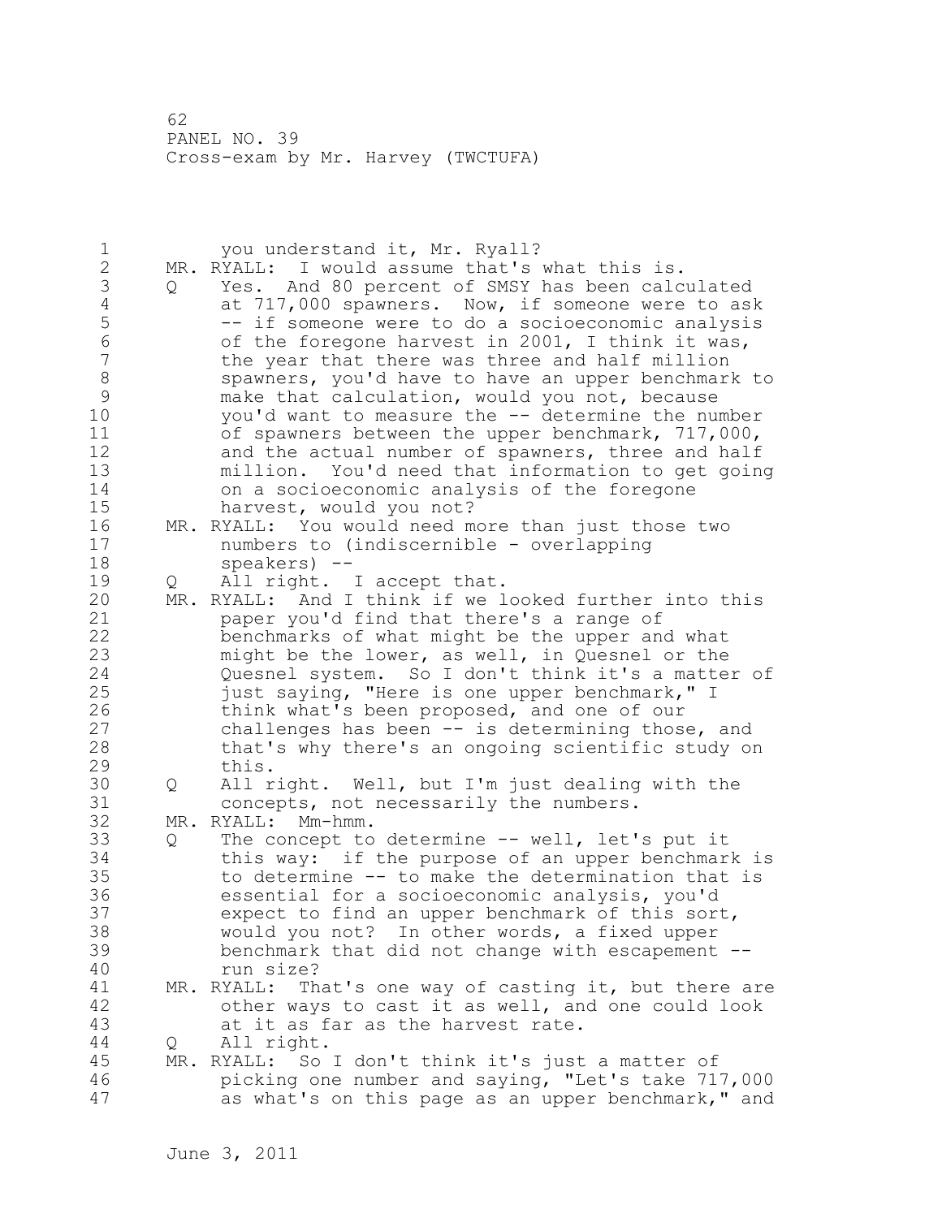you understand it, Mr. Ryall?

MR. RYALL: I would assume that's what this is.

Q Yes. And 80 percent of SMSY has been calculated at 717,000 spawners. Now, if someone were to ask -- if someone were to do a socioeconomic analysis of the foregone harvest in 2001, I think it was, the year that there was three and half million spawners, you'd have to have an upper benchmark to make that calculation, would you not, because you'd want to measure the -- determine the number of spawners between the upper benchmark, 717,000, and the actual number of spawners, three and half million. You'd need that information to get going on a socioeconomic analysis of the foregone harvest, would you not?

MR. RYALL: You would need more than just those two numbers to (indiscernible - overlapping speakers) --

Q All right. I accept that.

MR. RYALL: And I think if we looked further into this paper you'd find that there's a range of benchmarks of what might be the upper and what might be the lower, as well, in Quesnel or the Quesnel system. So I don't think it's a matter of just saying, "Here is one upper benchmark," I think what's been proposed, and one of our challenges has been -- is determining those, and that's why there's an ongoing scientific study on this.

Q All right. Well, but I'm just dealing with the concepts, not necessarily the numbers.

MR. RYALL: Mm-hmm.

Q The concept to determine -- well, let's put it this way: if the purpose of an upper benchmark is to determine -- to make the determination that is essential for a socioeconomic analysis, you'd expect to find an upper benchmark of this sort, would you not? In other words, a fixed upper benchmark that did not change with escapement -- run size?

MR. RYALL: That's one way of casting it, but there are other ways to cast it as well, and one could look at it as far as the harvest rate.

Q All right.

MR. RYALL: So I don't think it's just a matter of picking one number and saying, "Let's take 717,000 as what's on this page as an upper benchmark," and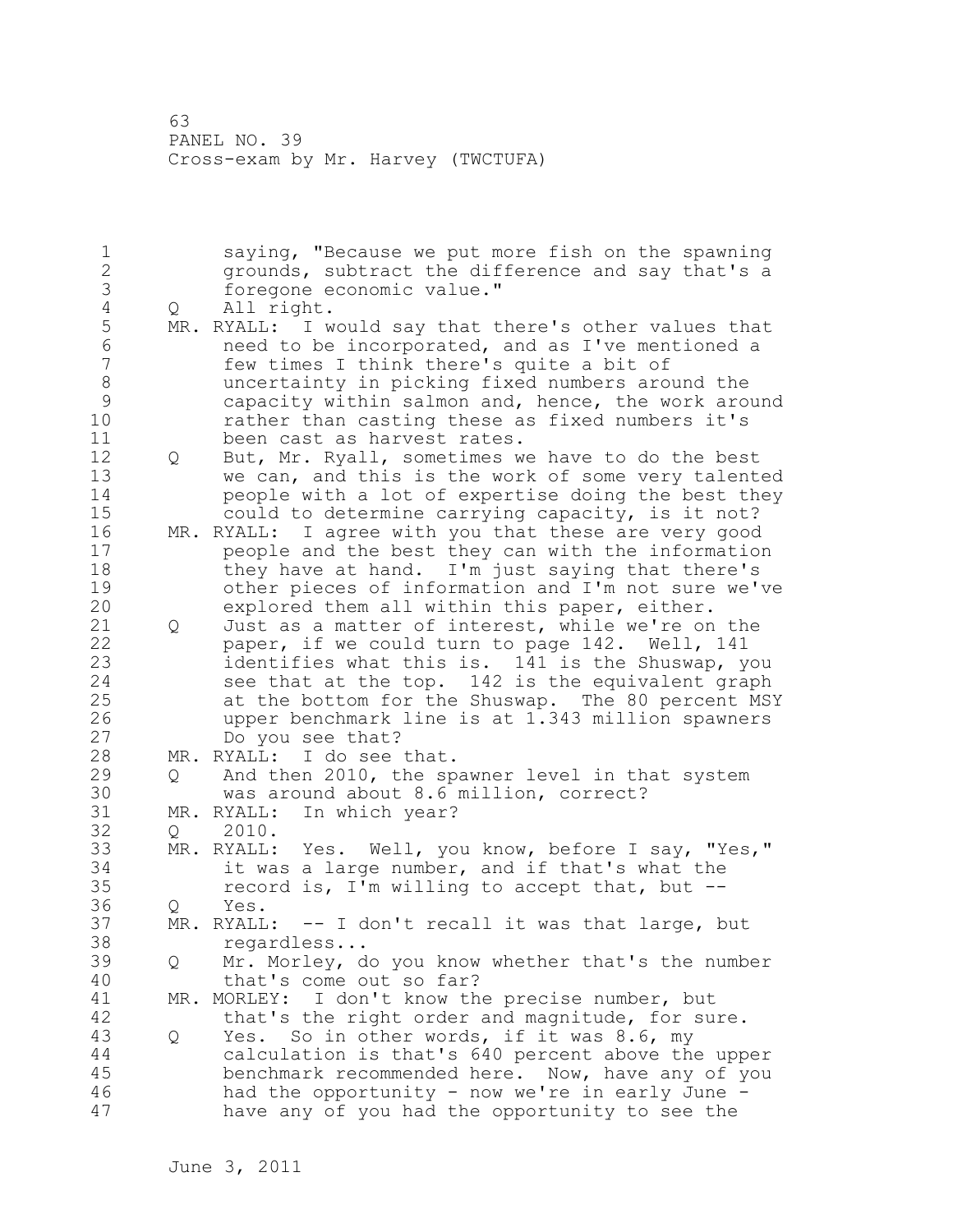saying, "Because we put more fish on the spawning grounds, subtract the difference and say that's a foregone economic value."

Q All right.

MR. RYALL: I would say that there's other values that need to be incorporated, and as I've mentioned a few times I think there's quite a bit of uncertainty in picking fixed numbers around the capacity within salmon and, hence, the work around rather than casting these as fixed numbers it's been cast as harvest rates.

Q But, Mr. Ryall, sometimes we have to do the best we can, and this is the work of some very talented people with a lot of expertise doing the best they could to determine carrying capacity, is it not?

MR. RYALL: I agree with you that these are very good people and the best they can with the information they have at hand. I'm just saying that there's other pieces of information and I'm not sure we've explored them all within this paper, either.

Q Just as a matter of interest, while we're on the paper, if we could turn to page 142. Well, 141 identifies what this is. 141 is the Shuswap, you see that at the top. 142 is the equivalent graph at the bottom for the Shuswap. The 80 percent MSY upper benchmark line is at 1.343 million spawners Do you see that?

MR. RYALL: I do see that.

Q And then 2010, the spawner level in that system was around about 8.6 million, correct?

MR. RYALL: In which year?

Q 2010.

MR. RYALL: Yes. Well, you know, before I say, "Yes," it was a large number, and if that's what the record is, I'm willing to accept that, but --

Q Yes.

MR. RYALL: -- I don't recall it was that large, but regardless...

Q Mr. Morley, do you know whether that's the number that's come out so far?

MR. MORLEY: I don't know the precise number, but that's the right order and magnitude, for sure.

Q Yes. So in other words, if it was 8.6, my calculation is that's 640 percent above the upper benchmark recommended here. Now, have any of you had the opportunity - now we're in early June - have any of you had the opportunity to see the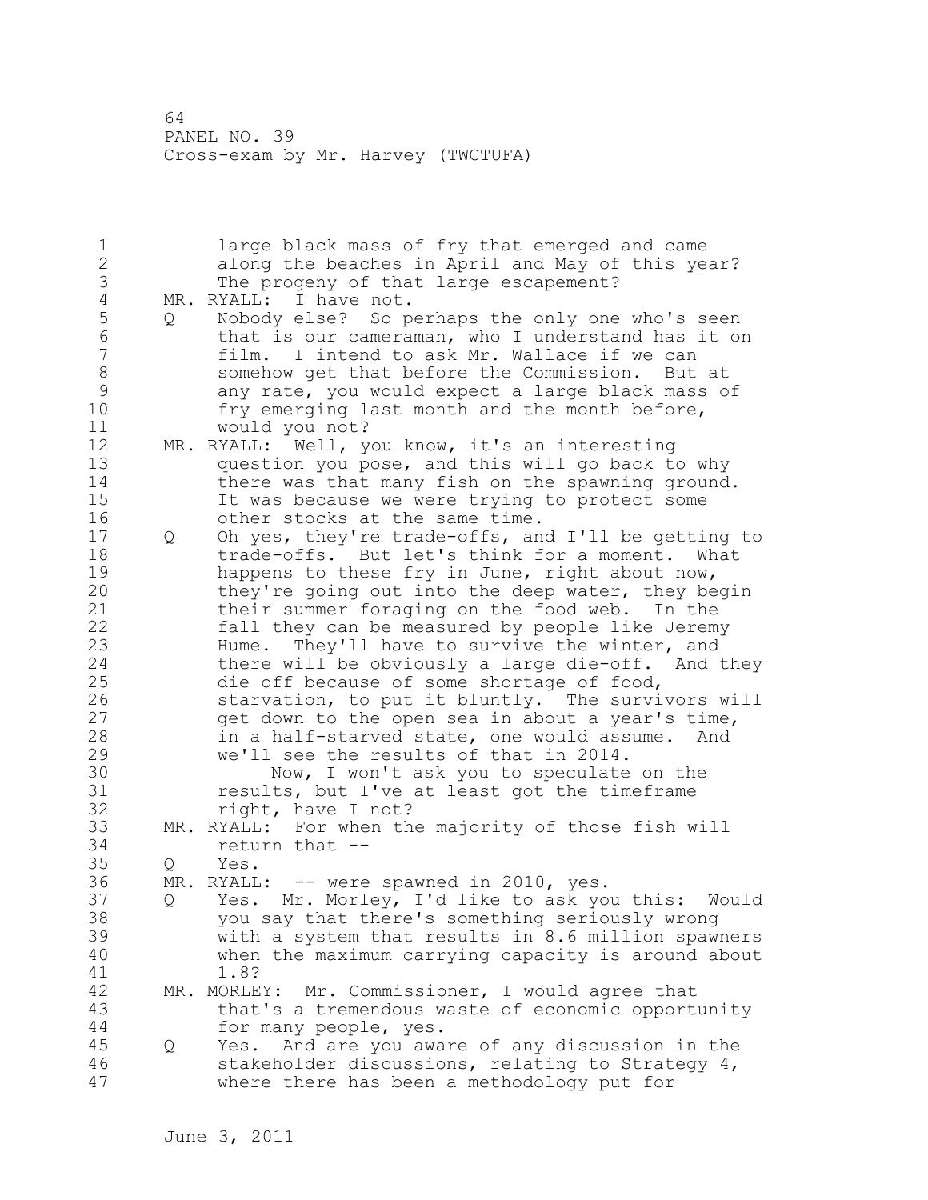large black mass of fry that emerged and came along the beaches in April and May of this year? The progeny of that large escapement?

MR. RYALL: I have not.

Q Nobody else? So perhaps the only one who's seen that is our cameraman, who I understand has it on film. I intend to ask Mr. Wallace if we can somehow get that before the Commission. But at any rate, you would expect a large black mass of fry emerging last month and the month before, would you not?

MR. RYALL: Well, you know, it's an interesting question you pose, and this will go back to why there was that many fish on the spawning ground. It was because we were trying to protect some other stocks at the same time.

Q Oh yes, they're trade-offs, and I'll be getting to trade-offs. But let's think for a moment. What happens to these fry in June, right about now, they're going out into the deep water, they begin their summer foraging on the food web. In the fall they can be measured by people like Jeremy Hume. They'll have to survive the winter, and there will be obviously a large die-off. And they die off because of some shortage of food, starvation, to put it bluntly. The survivors will get down to the open sea in about a year's time, in a half-starved state, one would assume. And we'll see the results of that in 2014.

Now, I won't ask you to speculate on the results, but I've at least got the timeframe right, have I not?

MR. RYALL: For when the majority of those fish will return that --

Q Yes.

MR. RYALL: -- were spawned in 2010, yes.

Q Yes. Mr. Morley, I'd like to ask you this: Would you say that there's something seriously wrong with a system that results in 8.6 million spawners when the maximum carrying capacity is around about 1.8?

MR. MORLEY: Mr. Commissioner, I would agree that that's a tremendous waste of economic opportunity for many people, yes.

Q Yes. And are you aware of any discussion in the stakeholder discussions, relating to Strategy 4, where there has been a methodology put for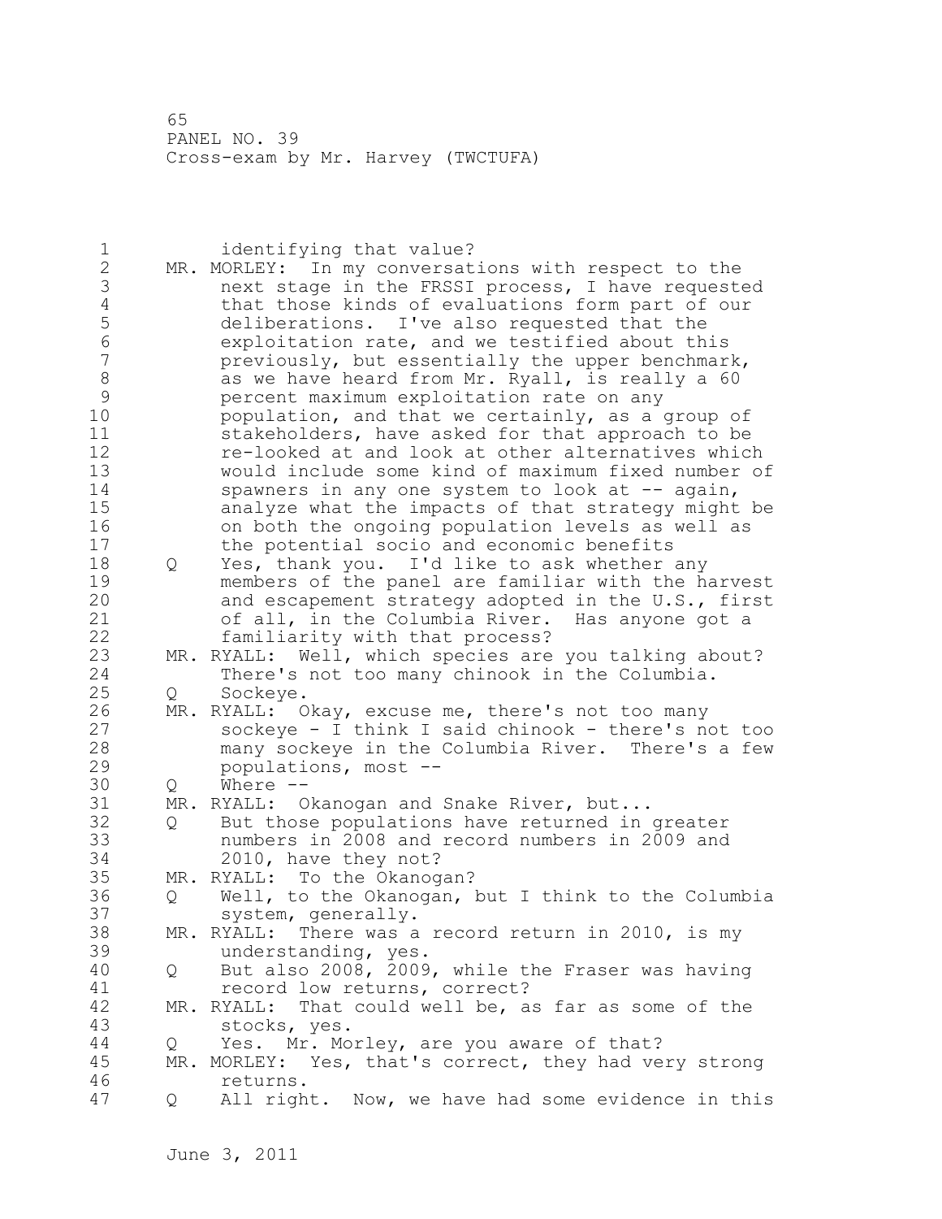identifying that value?

MR. MORLEY: In my conversations with respect to the next stage in the FRSSI process, I have requested that those kinds of evaluations form part of our deliberations. I've also requested that the exploitation rate, and we testified about this previously, but essentially the upper benchmark, as we have heard from Mr. Ryall, is really a 60 percent maximum exploitation rate on any population, and that we certainly, as a group of stakeholders, have asked for that approach to be re-looked at and look at other alternatives which would include some kind of maximum fixed number of spawners in any one system to look at -- again, analyze what the impacts of that strategy might be on both the ongoing population levels as well as the potential socio and economic benefits

Q Yes, thank you. I'd like to ask whether any members of the panel are familiar with the harvest and escapement strategy adopted in the U.S., first of all, in the Columbia River. Has anyone got a familiarity with that process?

MR. RYALL: Well, which species are you talking about? There's not too many chinook in the Columbia.

Q Sockeye.

MR. RYALL: Okay, excuse me, there's not too many sockeye - I think I said chinook - there's not too many sockeye in the Columbia River. There's a few populations, most --

Q Where --

MR. RYALL: Okanogan and Snake River, but...

Q But those populations have returned in greater numbers in 2008 and record numbers in 2009 and 2010, have they not?

MR. RYALL: To the Okanogan?

Q Well, to the Okanogan, but I think to the Columbia system, generally.

MR. RYALL: There was a record return in 2010, is my understanding, yes.

Q But also 2008, 2009, while the Fraser was having record low returns, correct?

MR. RYALL: That could well be, as far as some of the stocks, yes.

Q Yes. Mr. Morley, are you aware of that?

MR. MORLEY: Yes, that's correct, they had very strong returns.

Q All right. Now, we have had some evidence in this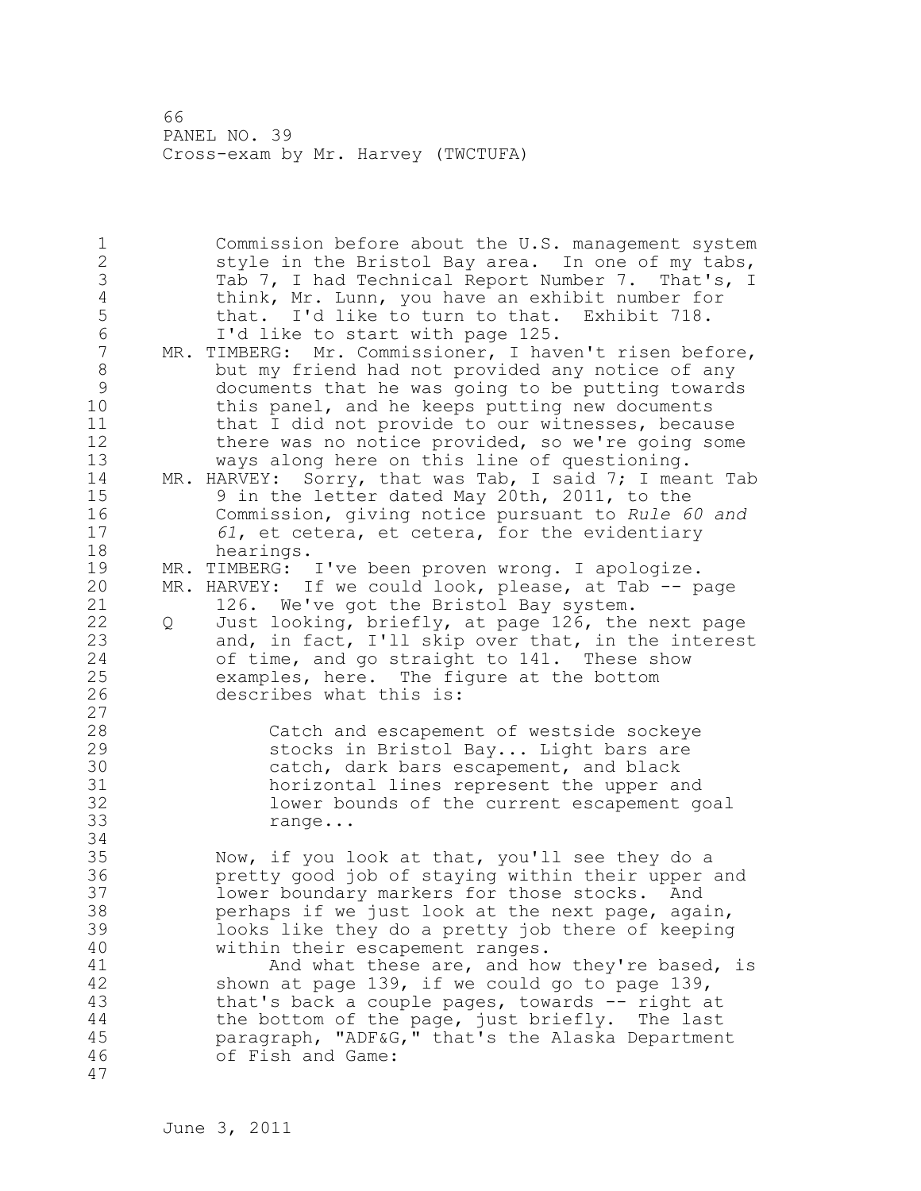Commission before about the U.S. management system style in the Bristol Bay area. In one of my tabs, Tab 7, I had Technical Report Number 7. That's, I think, Mr. Lunn, you have an exhibit number for that. I'd like to turn to that. Exhibit 718. I'd like to start with page 125.

MR. TIMBERG: Mr. Commissioner, I haven't risen before, but my friend had not provided any notice of any documents that he was going to be putting towards this panel, and he keeps putting new documents that I did not provide to our witnesses, because there was no notice provided, so we're going some ways along here on this line of questioning.

MR. HARVEY: Sorry, that was Tab, I said 7; I meant Tab 9 in the letter dated May 20th, 2011, to the Commission, giving notice pursuant to *Rule 60 and 61*, et cetera, et cetera, for the evidentiary hearings.

MR. TIMBERG: I've been proven wrong. I apologize.

MR. HARVEY: If we could look, please, at Tab -- page 126. We've got the Bristol Bay system.

Q Just looking, briefly, at page 126, the next page and, in fact, I'll skip over that, in the interest of time, and go straight to 141. These show examples, here. The figure at the bottom describes what this is:

> Catch and escapement of westside sockeye stocks in Bristol Bay... Light bars are catch, dark bars escapement, and black horizontal lines represent the upper and lower bounds of the current escapement goal range...

Now, if you look at that, you'll see they do a pretty good job of staying within their upper and lower boundary markers for those stocks. And perhaps if we just look at the next page, again, looks like they do a pretty job there of keeping within their escapement ranges.

And what these are, and how they're based, is shown at page 139, if we could go to page 139, that's back a couple pages, towards -- right at the bottom of the page, just briefly. The last paragraph, "ADF&G," that's the Alaska Department of Fish and Game: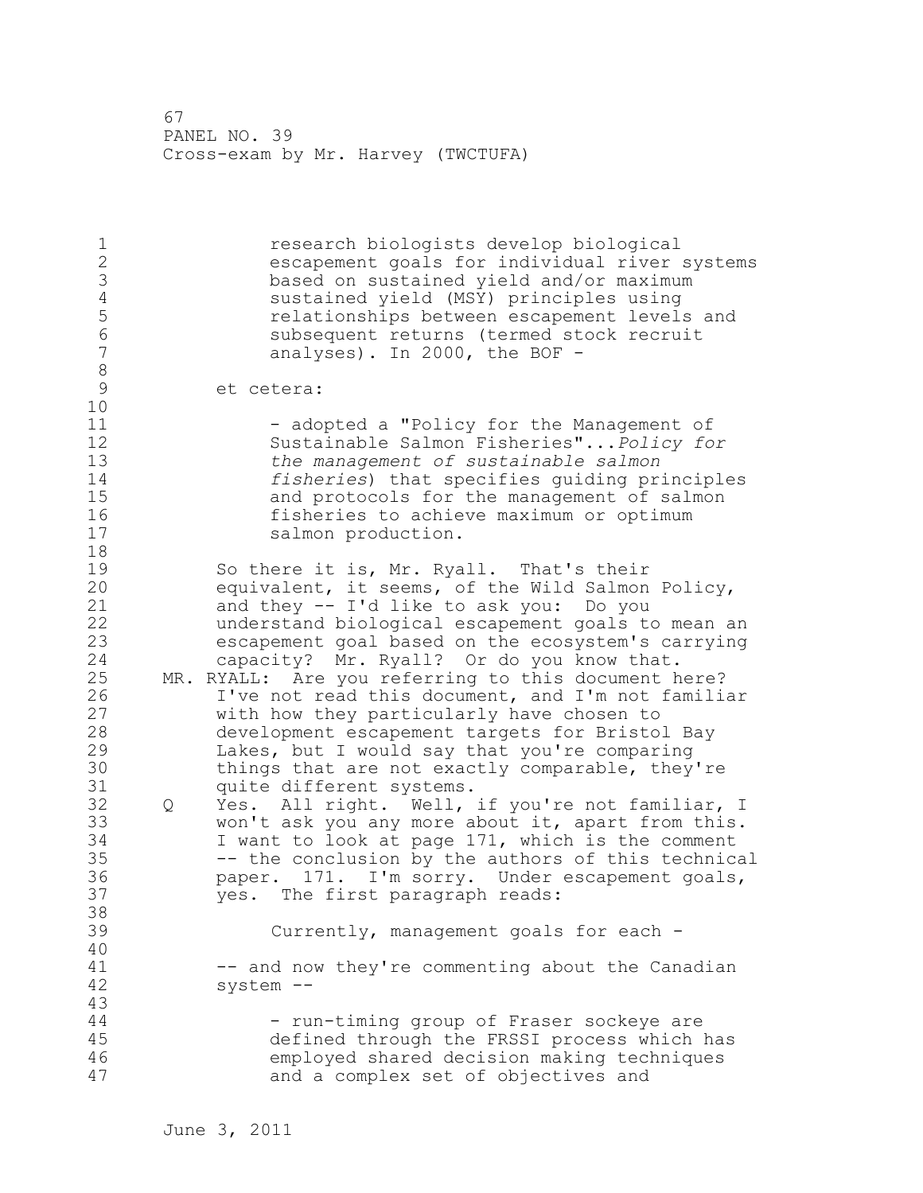> research biologists develop biological escapement goals for individual river systems based on sustained yield and/or maximum sustained yield (MSY) principles using relationships between escapement levels and subsequent returns (termed stock recruit analyses). In 2000, the BOF -

et cetera:

> - adopted a "Policy for the Management of Sustainable Salmon Fisheries"...*Policy for the management of sustainable salmon fisheries*) that specifies guiding principles and protocols for the management of salmon fisheries to achieve maximum or optimum salmon production.

So there it is, Mr. Ryall. That's their equivalent, it seems, of the Wild Salmon Policy, and they -- I'd like to ask you: Do you understand biological escapement goals to mean an escapement goal based on the ecosystem's carrying capacity? Mr. Ryall? Or do you know that.

MR. RYALL: Are you referring to this document here? I've not read this document, and I'm not familiar with how they particularly have chosen to development escapement targets for Bristol Bay Lakes, but I would say that you're comparing things that are not exactly comparable, they're quite different systems.

Q Yes. All right. Well, if you're not familiar, I won't ask you any more about it, apart from this. I want to look at page 171, which is the comment -- the conclusion by the authors of this technical paper. 171. I'm sorry. Under escapement goals, yes. The first paragraph reads:

> Currently, management goals for each -

-- and now they're commenting about the Canadian system --

> - run-timing group of Fraser sockeye are defined through the FRSSI process which has employed shared decision making techniques and a complex set of objectives and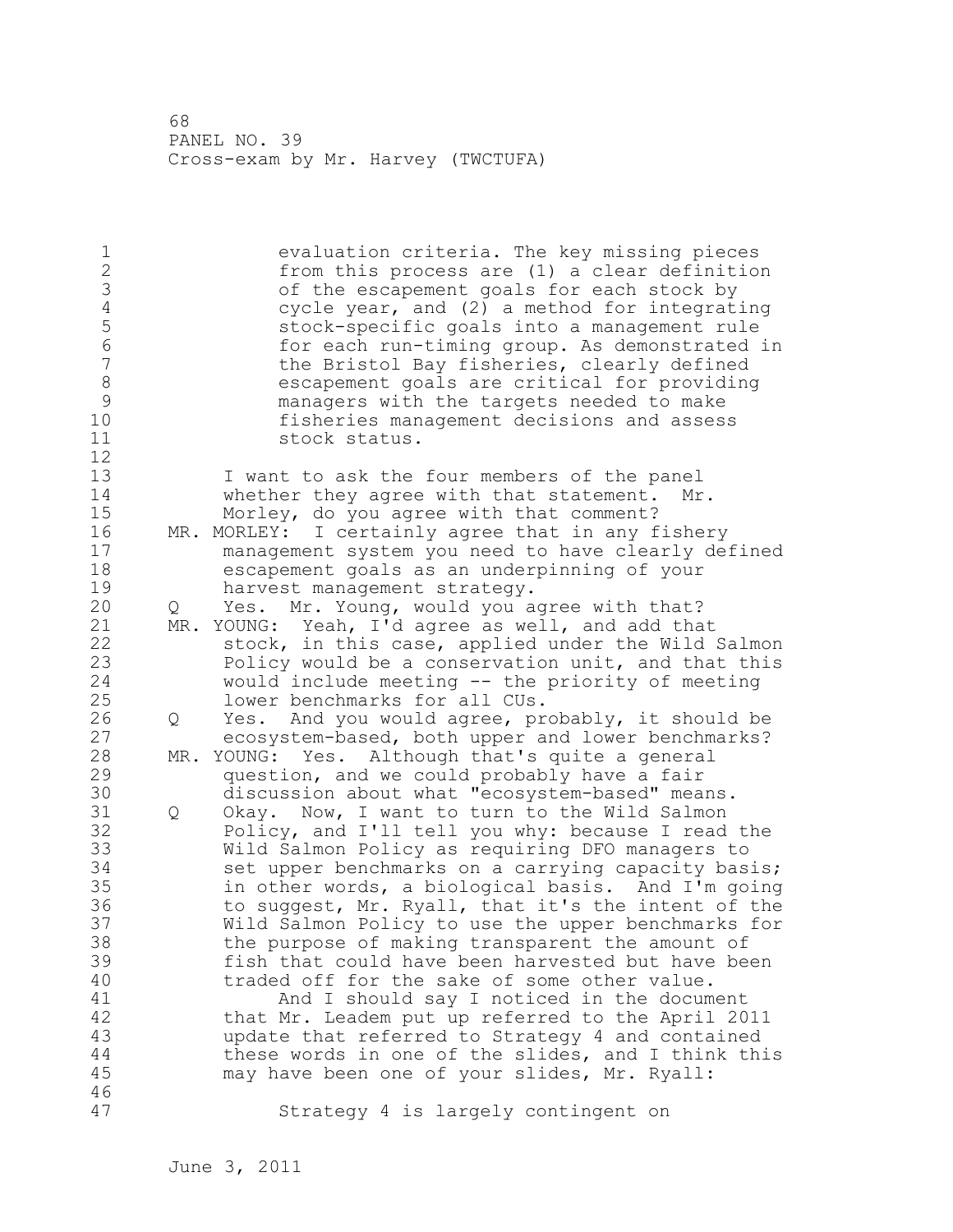evaluation criteria. The key missing pieces from this process are (1) a clear definition of the escapement goals for each stock by cycle year, and (2) a method for integrating stock-specific goals into a management rule for each run-timing group. As demonstrated in the Bristol Bay fisheries, clearly defined escapement goals are critical for providing managers with the targets needed to make fisheries management decisions and assess stock status.

I want to ask the four members of the panel whether they agree with that statement. Mr. Morley, do you agree with that comment?

MR. MORLEY: I certainly agree that in any fishery management system you need to have clearly defined escapement goals as an underpinning of your harvest management strategy.

Q Yes. Mr. Young, would you agree with that?

MR. YOUNG: Yeah, I'd agree as well, and add that stock, in this case, applied under the Wild Salmon Policy would be a conservation unit, and that this would include meeting -- the priority of meeting lower benchmarks for all CUs.

Q Yes. And you would agree, probably, it should be ecosystem-based, both upper and lower benchmarks?

MR. YOUNG: Yes. Although that's quite a general question, and we could probably have a fair discussion about what "ecosystem-based" means.

Q Okay. Now, I want to turn to the Wild Salmon Policy, and I'll tell you why: because I read the Wild Salmon Policy as requiring DFO managers to set upper benchmarks on a carrying capacity basis; in other words, a biological basis. And I'm going to suggest, Mr. Ryall, that it's the intent of the Wild Salmon Policy to use the upper benchmarks for the purpose of making transparent the amount of fish that could have been harvested but have been traded off for the sake of some other value.

And I should say I noticed in the document that Mr. Leadem put up referred to the April 2011 update that referred to Strategy 4 and contained these words in one of the slides, and I think this may have been one of your slides, Mr. Ryall:

Strategy 4 is largely contingent on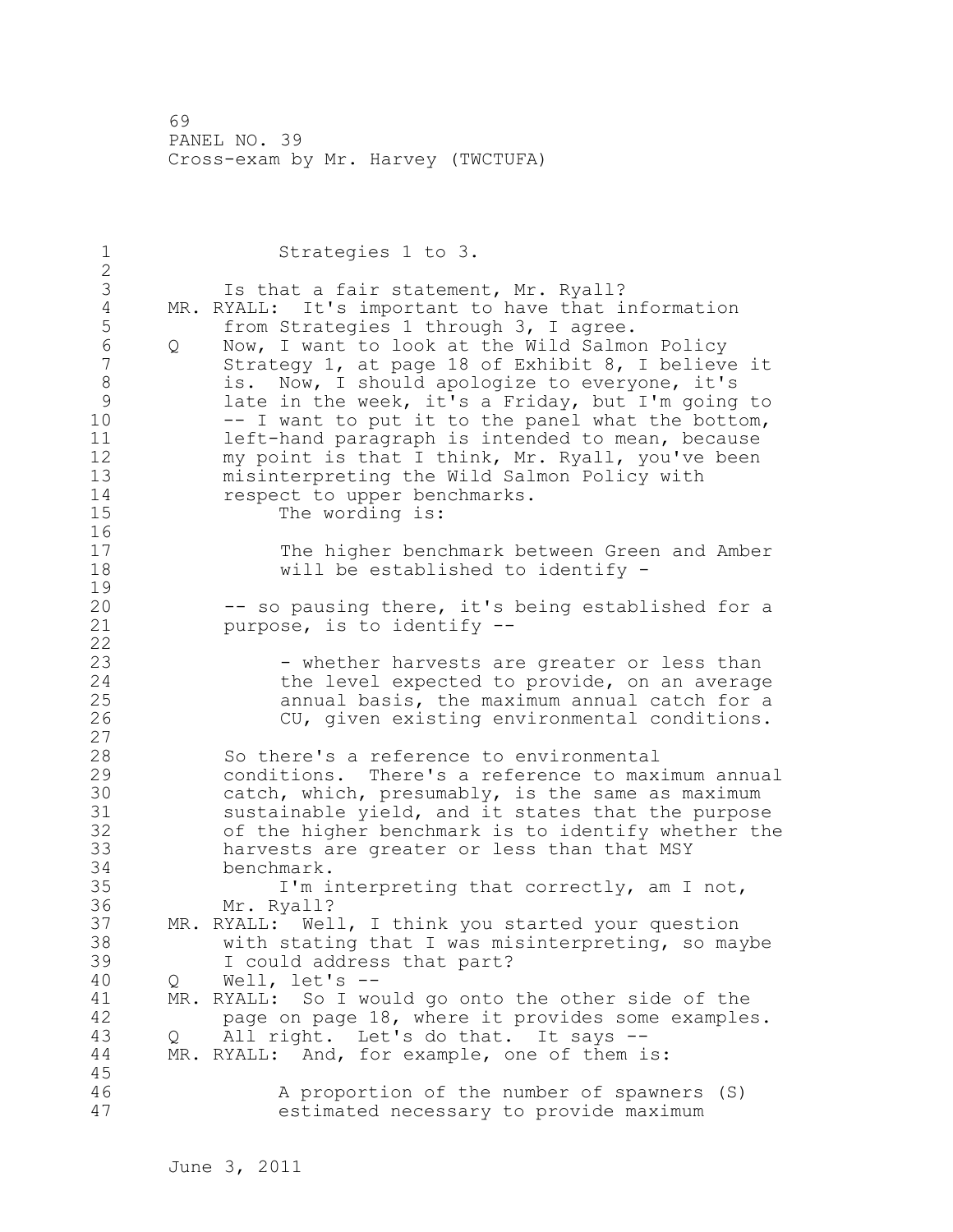Strategies 1 to 3.

Is that a fair statement, Mr. Ryall?

MR. RYALL: It's important to have that information from Strategies 1 through 3, I agree.

Q Now, I want to look at the Wild Salmon Policy Strategy 1, at page 18 of Exhibit 8, I believe it is. Now, I should apologize to everyone, it's late in the week, it's a Friday, but I'm going to -- I want to put it to the panel what the bottom, left-hand paragraph is intended to mean, because my point is that I think, Mr. Ryall, you've been misinterpreting the Wild Salmon Policy with respect to upper benchmarks.

The wording is:

> The higher benchmark between Green and Amber will be established to identify -

-- so pausing there, it's being established for a purpose, is to identify --

> - whether harvests are greater or less than the level expected to provide, on an average annual basis, the maximum annual catch for a CU, given existing environmental conditions.

So there's a reference to environmental conditions. There's a reference to maximum annual catch, which, presumably, is the same as maximum sustainable yield, and it states that the purpose of the higher benchmark is to identify whether the harvests are greater or less than that MSY benchmark.

I'm interpreting that correctly, am I not, Mr. Ryall?

MR. RYALL: Well, I think you started your question with stating that I was misinterpreting, so maybe I could address that part?

Q Well, let's --

MR. RYALL: So I would go onto the other side of the page on page 18, where it provides some examples.

Q All right. Let's do that. It says --

MR. RYALL: And, for example, one of them is:

> A proportion of the number of spawners (S) estimated necessary to provide maximum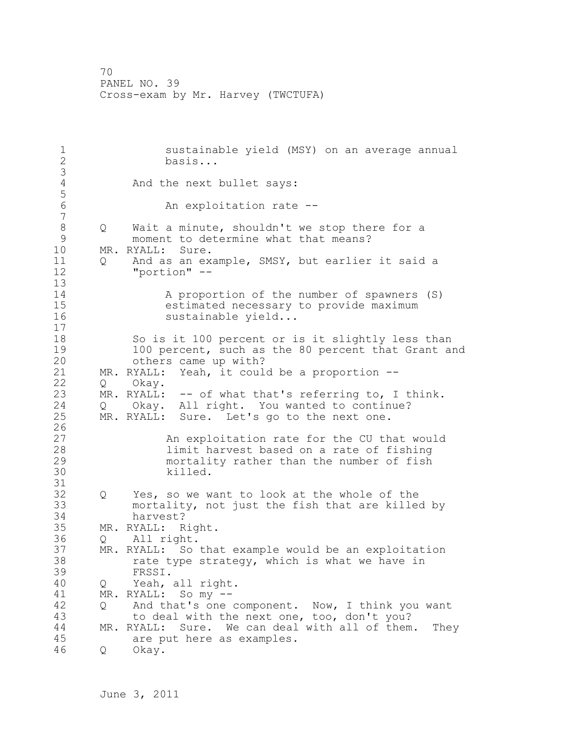sustainable yield (MSY) on an average annual basis...

And the next bullet says:

An exploitation rate --

Q Wait a minute, shouldn't we stop there for a moment to determine what that means?

MR. RYALL: Sure.

Q And as an example, SMSY, but earlier it said a "portion" --

A proportion of the number of spawners (S) estimated necessary to provide maximum sustainable yield...

So is it 100 percent or is it slightly less than 100 percent, such as the 80 percent that Grant and others came up with?

MR. RYALL: Yeah, it could be a proportion --

Q Okay.

MR. RYALL: -- of what that's referring to, I think.

Q Okay. All right. You wanted to continue?

MR. RYALL: Sure. Let's go to the next one.

An exploitation rate for the CU that would limit harvest based on a rate of fishing mortality rather than the number of fish killed.

Q Yes, so we want to look at the whole of the mortality, not just the fish that are killed by harvest?

MR. RYALL: Right.

Q All right.

MR. RYALL: So that example would be an exploitation rate type strategy, which is what we have in FRSSI.

Q Yeah, all right.

MR. RYALL: So my --

Q And that's one component. Now, I think you want to deal with the next one, too, don't you?

MR. RYALL: Sure. We can deal with all of them. They are put here as examples.

Q Okay.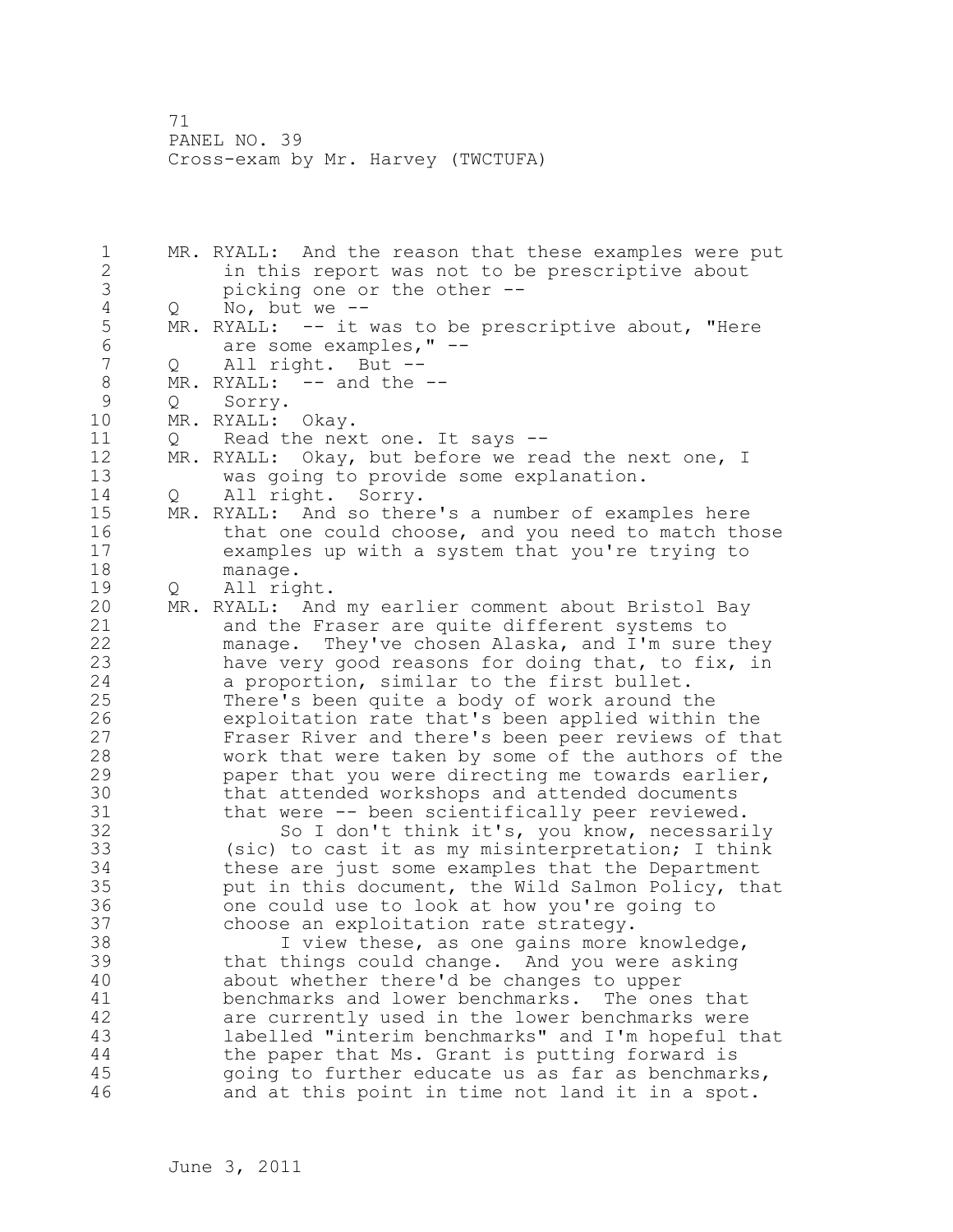MR. RYALL: And the reason that these examples were put in this report was not to be prescriptive about picking one or the other --

Q No, but we --

MR. RYALL: -- it was to be prescriptive about, "Here are some examples," --

Q All right. But --

MR. RYALL: -- and the --

Q Sorry.

MR. RYALL: Okay.

Q Read the next one. It says --

MR. RYALL: Okay, but before we read the next one, I was going to provide some explanation.

Q All right. Sorry.

MR. RYALL: And so there's a number of examples here that one could choose, and you need to match those examples up with a system that you're trying to manage.

Q All right.

MR. RYALL: And my earlier comment about Bristol Bay and the Fraser are quite different systems to manage. They've chosen Alaska, and I'm sure they have very good reasons for doing that, to fix, in a proportion, similar to the first bullet. There's been quite a body of work around the exploitation rate that's been applied within the Fraser River and there's been peer reviews of that work that were taken by some of the authors of the paper that you were directing me towards earlier, that attended workshops and attended documents that were -- been scientifically peer reviewed.

So I don't think it's, you know, necessarily (sic) to cast it as my misinterpretation; I think these are just some examples that the Department put in this document, the Wild Salmon Policy, that one could use to look at how you're going to choose an exploitation rate strategy.

I view these, as one gains more knowledge, that things could change. And you were asking about whether there'd be changes to upper benchmarks and lower benchmarks. The ones that are currently used in the lower benchmarks were labelled "interim benchmarks" and I'm hopeful that the paper that Ms. Grant is putting forward is going to further educate us as far as benchmarks, and at this point in time not land it in a spot.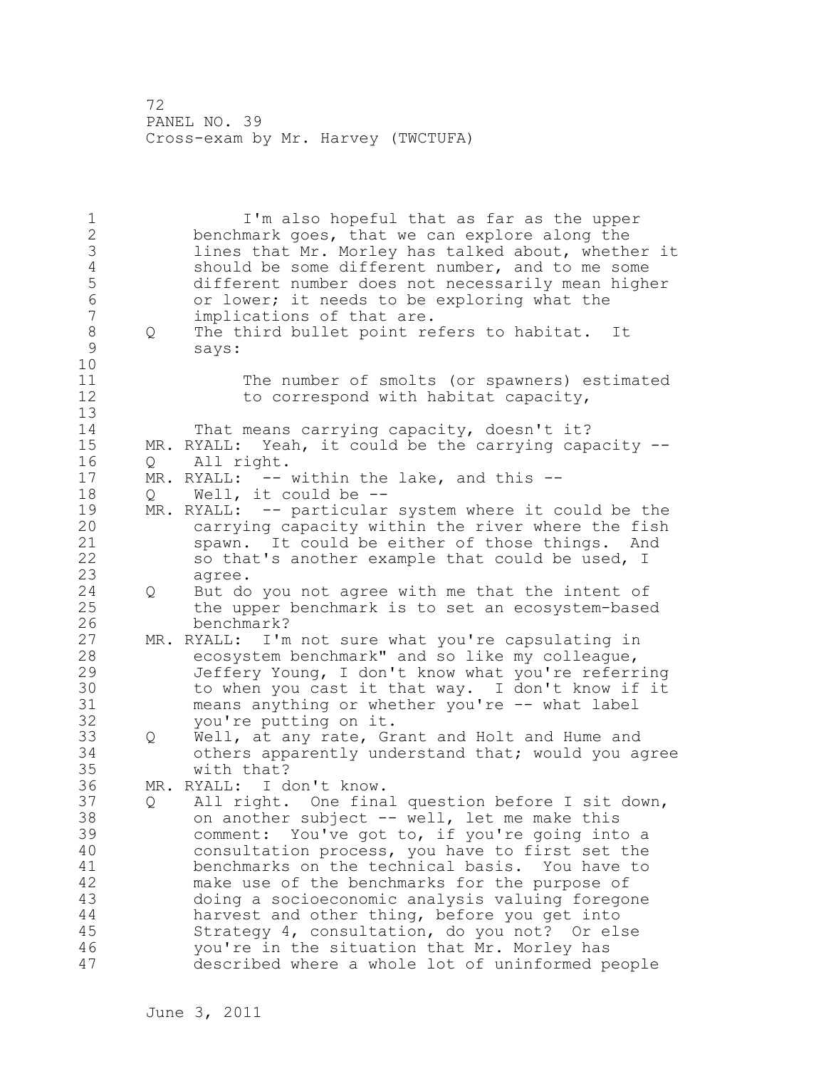I'm also hopeful that as far as the upper benchmark goes, that we can explore along the lines that Mr. Morley has talked about, whether it should be some different number, and to me some different number does not necessarily mean higher or lower; it needs to be exploring what the implications of that are.

Q The third bullet point refers to habitat. It says:

> The number of smolts (or spawners) estimated to correspond with habitat capacity,

That means carrying capacity, doesn't it?

MR. RYALL: Yeah, it could be the carrying capacity --

Q All right.

MR. RYALL: -- within the lake, and this --

Q Well, it could be --

MR. RYALL: -- particular system where it could be the carrying capacity within the river where the fish spawn. It could be either of those things. And so that's another example that could be used, I agree.

Q But do you not agree with me that the intent of the upper benchmark is to set an ecosystem-based benchmark?

MR. RYALL: I'm not sure what you're capsulating in ecosystem benchmark" and so like my colleague, Jeffery Young, I don't know what you're referring to when you cast it that way. I don't know if it means anything or whether you're -- what label you're putting on it.

Q Well, at any rate, Grant and Holt and Hume and others apparently understand that; would you agree with that?

MR. RYALL: I don't know.

Q All right. One final question before I sit down, on another subject -- well, let me make this comment: You've got to, if you're going into a consultation process, you have to first set the benchmarks on the technical basis. You have to make use of the benchmarks for the purpose of doing a socioeconomic analysis valuing foregone harvest and other thing, before you get into Strategy 4, consultation, do you not? Or else you're in the situation that Mr. Morley has described where a whole lot of uninformed people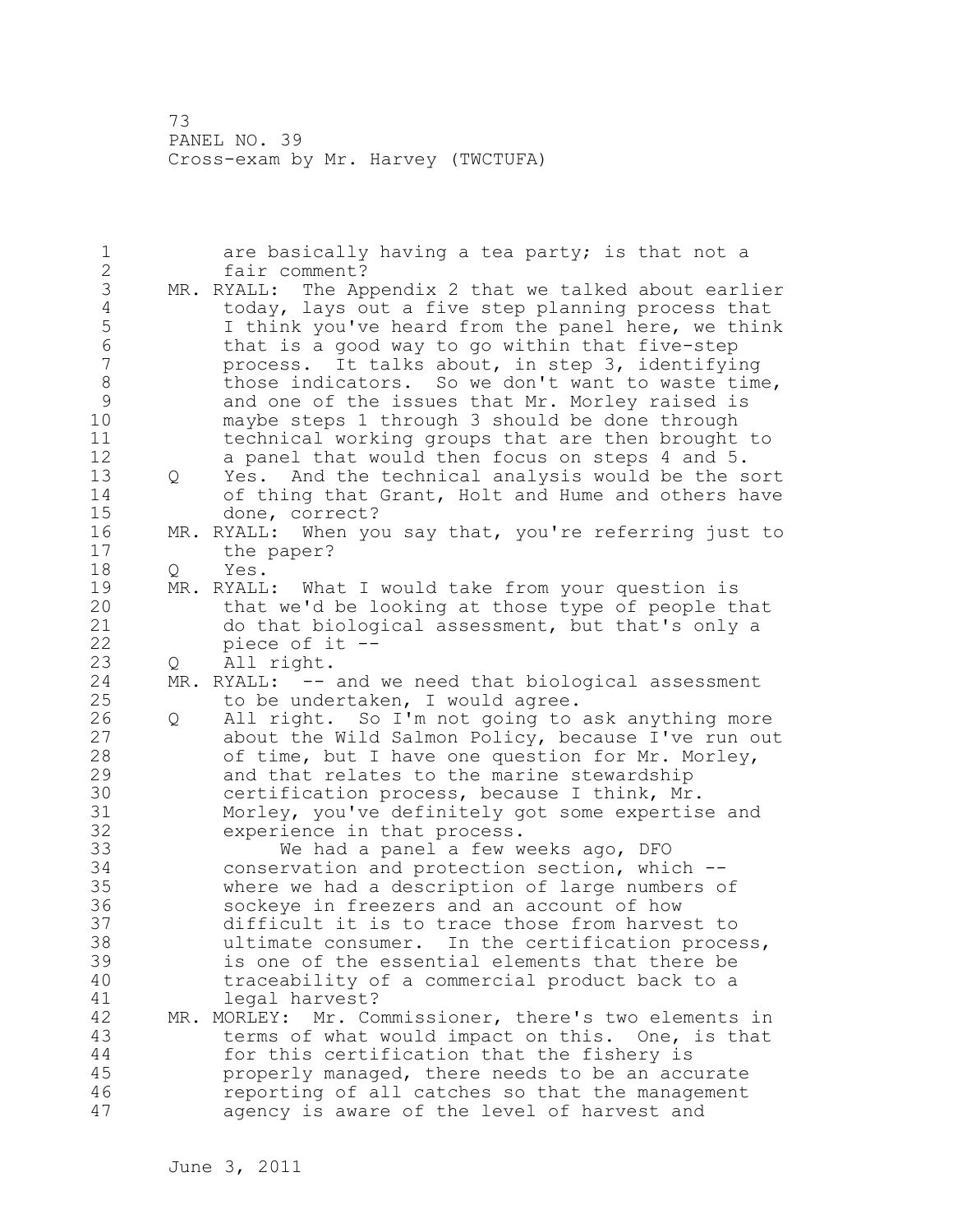are basically having a tea party; is that not a fair comment?

MR. RYALL: The Appendix 2 that we talked about earlier today, lays out a five step planning process that I think you've heard from the panel here, we think that is a good way to go within that five-step process. It talks about, in step 3, identifying those indicators. So we don't want to waste time, and one of the issues that Mr. Morley raised is maybe steps 1 through 3 should be done through technical working groups that are then brought to a panel that would then focus on steps 4 and 5.

Q Yes. And the technical analysis would be the sort of thing that Grant, Holt and Hume and others have done, correct?

MR. RYALL: When you say that, you're referring just to the paper?

Q Yes.

MR. RYALL: What I would take from your question is that we'd be looking at those type of people that do that biological assessment, but that's only a piece of it --

Q All right.

MR. RYALL: -- and we need that biological assessment to be undertaken, I would agree.

Q All right. So I'm not going to ask anything more about the Wild Salmon Policy, because I've run out of time, but I have one question for Mr. Morley, and that relates to the marine stewardship certification process, because I think, Mr. Morley, you've definitely got some expertise and experience in that process.

We had a panel a few weeks ago, DFO conservation and protection section, which -- where we had a description of large numbers of sockeye in freezers and an account of how difficult it is to trace those from harvest to ultimate consumer. In the certification process, is one of the essential elements that there be traceability of a commercial product back to a legal harvest?

MR. MORLEY: Mr. Commissioner, there's two elements in terms of what would impact on this. One, is that for this certification that the fishery is properly managed, there needs to be an accurate reporting of all catches so that the management agency is aware of the level of harvest and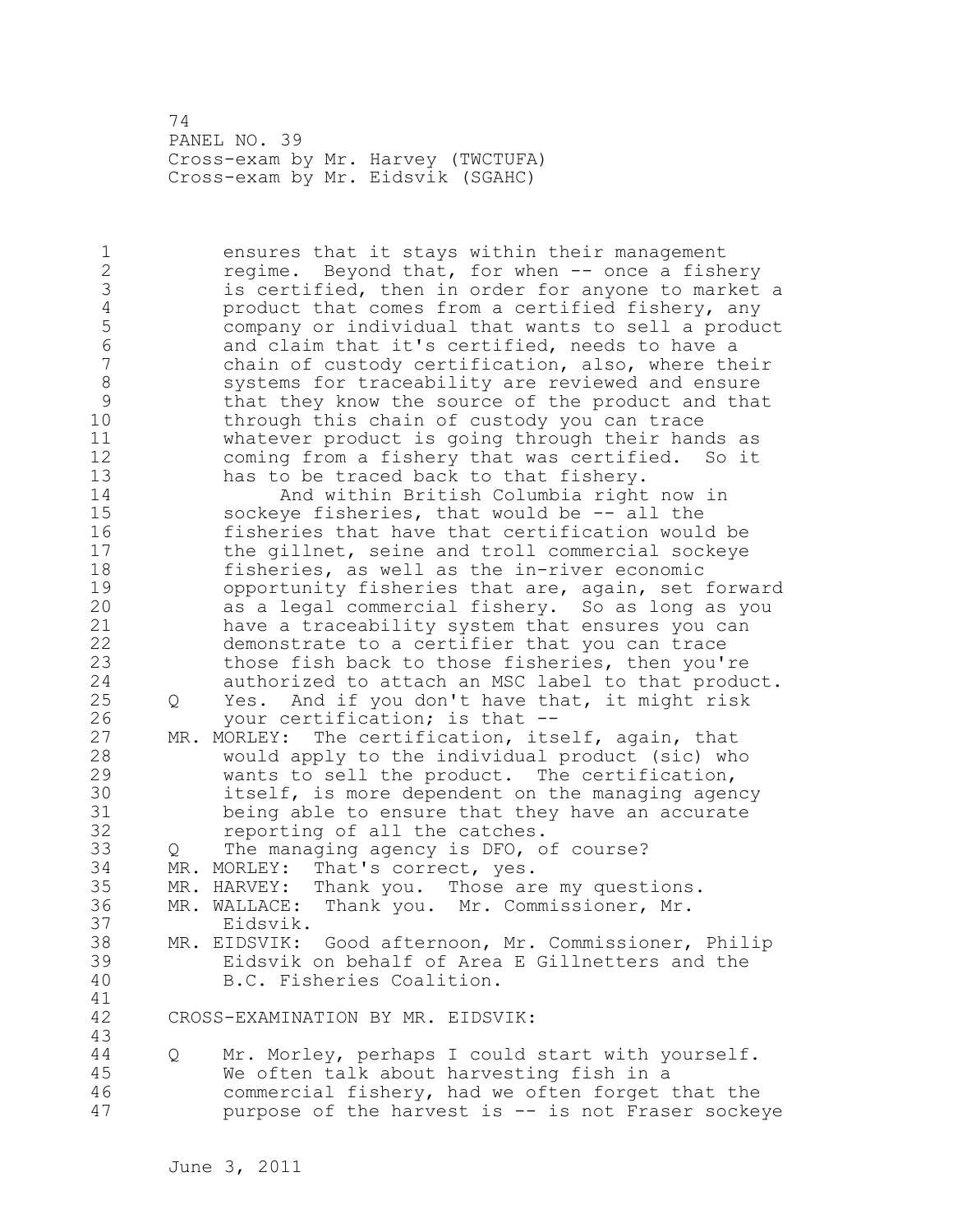ensures that it stays within their management regime. Beyond that, for when -- once a fishery is certified, then in order for anyone to market a product that comes from a certified fishery, any company or individual that wants to sell a product and claim that it's certified, needs to have a chain of custody certification, also, where their systems for traceability are reviewed and ensure that they know the source of the product and that through this chain of custody you can trace whatever product is going through their hands as coming from a fishery that was certified. So it has to be traced back to that fishery.

And within British Columbia right now in sockeye fisheries, that would be -- all the fisheries that have that certification would be the gillnet, seine and troll commercial sockeye fisheries, as well as the in-river economic opportunity fisheries that are, again, set forward as a legal commercial fishery. So as long as you have a traceability system that ensures you can demonstrate to a certifier that you can trace those fish back to those fisheries, then you're authorized to attach an MSC label to that product.

Q Yes. And if you don't have that, it might risk your certification; is that --

MR. MORLEY: The certification, itself, again, that would apply to the individual product (sic) who wants to sell the product. The certification, itself, is more dependent on the managing agency being able to ensure that they have an accurate reporting of all the catches.

Q The managing agency is DFO, of course?

MR. MORLEY: That's correct, yes.

MR. HARVEY: Thank you. Those are my questions.

MR. WALLACE: Thank you. Mr. Commissioner, Mr. Eidsvik.

MR. EIDSVIK: Good afternoon, Mr. Commissioner, Philip Eidsvik on behalf of Area E Gillnetters and the B.C. Fisheries Coalition.

CROSS-EXAMINATION BY MR. EIDSVIK:

Q Mr. Morley, perhaps I could start with yourself. We often talk about harvesting fish in a commercial fishery, had we often forget that the purpose of the harvest is -- is not Fraser sockeye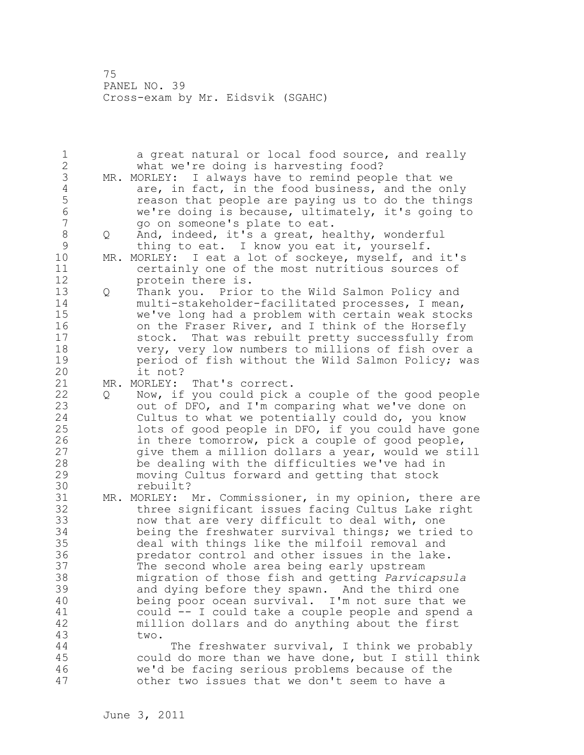a great natural or local food source, and really what we're doing is harvesting food?

MR. MORLEY: I always have to remind people that we are, in fact, in the food business, and the only reason that people are paying us to do the things we're doing is because, ultimately, it's going to go on someone's plate to eat.

Q And, indeed, it's a great, healthy, wonderful thing to eat. I know you eat it, yourself.

MR. MORLEY: I eat a lot of sockeye, myself, and it's certainly one of the most nutritious sources of protein there is.

Q Thank you. Prior to the Wild Salmon Policy and multi-stakeholder-facilitated processes, I mean, we've long had a problem with certain weak stocks on the Fraser River, and I think of the Horsefly stock. That was rebuilt pretty successfully from very, very low numbers to millions of fish over a period of fish without the Wild Salmon Policy; was it not?

MR. MORLEY: That's correct.

Q Now, if you could pick a couple of the good people out of DFO, and I'm comparing what we've done on Cultus to what we potentially could do, you know lots of good people in DFO, if you could have gone in there tomorrow, pick a couple of good people, give them a million dollars a year, would we still be dealing with the difficulties we've had in moving Cultus forward and getting that stock rebuilt?

MR. MORLEY: Mr. Commissioner, in my opinion, there are three significant issues facing Cultus Lake right now that are very difficult to deal with, one being the freshwater survival things; we tried to deal with things like the milfoil removal and predator control and other issues in the lake. The second whole area being early upstream migration of those fish and getting *Parvicapsula* and dying before they spawn. And the third one being poor ocean survival. I'm not sure that we could -- I could take a couple people and spend a million dollars and do anything about the first two.

The freshwater survival, I think we probably could do more than we have done, but I still think we'd be facing serious problems because of the other two issues that we don't seem to have a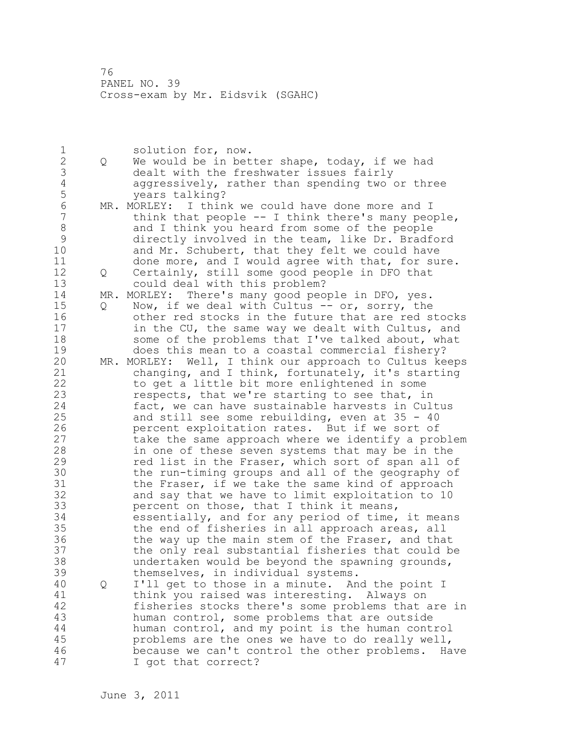solution for, now.

Q We would be in better shape, today, if we had dealt with the freshwater issues fairly aggressively, rather than spending two or three years talking?

MR. MORLEY: I think we could have done more and I think that people -- I think there's many people, and I think you heard from some of the people directly involved in the team, like Dr. Bradford and Mr. Schubert, that they felt we could have done more, and I would agree with that, for sure.

Q Certainly, still some good people in DFO that could deal with this problem?

MR. MORLEY: There's many good people in DFO, yes.

Q Now, if we deal with Cultus -- or, sorry, the other red stocks in the future that are red stocks in the CU, the same way we dealt with Cultus, and some of the problems that I've talked about, what does this mean to a coastal commercial fishery?

MR. MORLEY: Well, I think our approach to Cultus keeps changing, and I think, fortunately, it's starting to get a little bit more enlightened in some respects, that we're starting to see that, in fact, we can have sustainable harvests in Cultus and still see some rebuilding, even at 35 - 40 percent exploitation rates. But if we sort of take the same approach where we identify a problem in one of these seven systems that may be in the red list in the Fraser, which sort of span all of the run-timing groups and all of the geography of the Fraser, if we take the same kind of approach and say that we have to limit exploitation to 10 percent on those, that I think it means, essentially, and for any period of time, it means the end of fisheries in all approach areas, all the way up the main stem of the Fraser, and that the only real substantial fisheries that could be undertaken would be beyond the spawning grounds, themselves, in individual systems.

Q I'll get to those in a minute. And the point I think you raised was interesting. Always on fisheries stocks there's some problems that are in human control, some problems that are outside human control, and my point is the human control problems are the ones we have to do really well, because we can't control the other problems. Have I got that correct?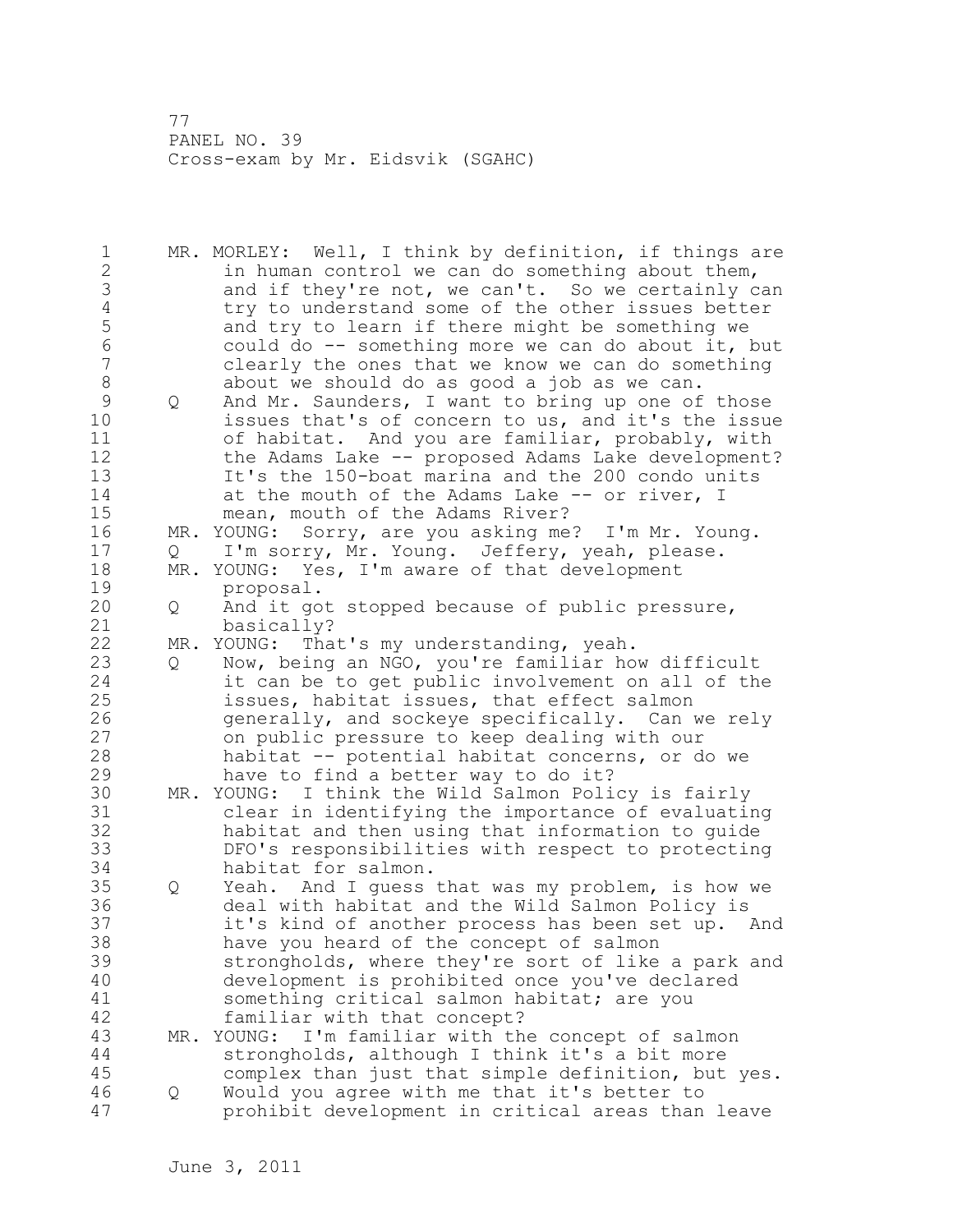MR. MORLEY: Well, I think by definition, if things are in human control we can do something about them, and if they're not, we can't. So we certainly can try to understand some of the other issues better and try to learn if there might be something we could do -- something more we can do about it, but clearly the ones that we know we can do something about we should do as good a job as we can.

Q And Mr. Saunders, I want to bring up one of those issues that's of concern to us, and it's the issue of habitat. And you are familiar, probably, with the Adams Lake -- proposed Adams Lake development? It's the 150-boat marina and the 200 condo units at the mouth of the Adams Lake -- or river, I mean, mouth of the Adams River?

MR. YOUNG: Sorry, are you asking me? I'm Mr. Young.

Q I'm sorry, Mr. Young. Jeffery, yeah, please.

MR. YOUNG: Yes, I'm aware of that development proposal.

Q And it got stopped because of public pressure, basically?

MR. YOUNG: That's my understanding, yeah.

Q Now, being an NGO, you're familiar how difficult it can be to get public involvement on all of the issues, habitat issues, that effect salmon generally, and sockeye specifically. Can we rely on public pressure to keep dealing with our habitat -- potential habitat concerns, or do we have to find a better way to do it?

MR. YOUNG: I think the Wild Salmon Policy is fairly clear in identifying the importance of evaluating habitat and then using that information to guide DFO's responsibilities with respect to protecting habitat for salmon.

Q Yeah. And I guess that was my problem, is how we deal with habitat and the Wild Salmon Policy is it's kind of another process has been set up. And have you heard of the concept of salmon strongholds, where they're sort of like a park and development is prohibited once you've declared something critical salmon habitat; are you familiar with that concept?

MR. YOUNG: I'm familiar with the concept of salmon strongholds, although I think it's a bit more complex than just that simple definition, but yes.

Q Would you agree with me that it's better to prohibit development in critical areas than leave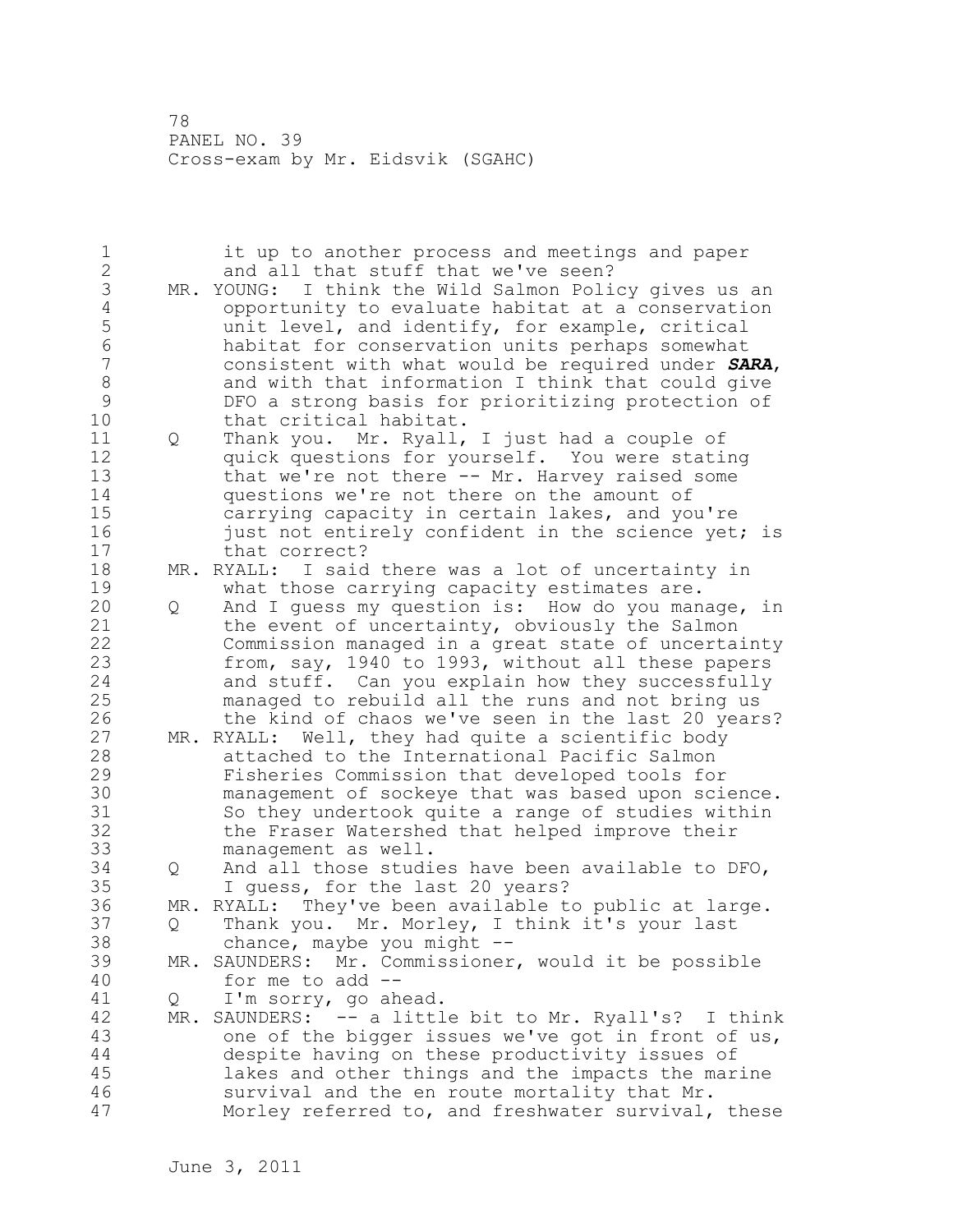it up to another process and meetings and paper and all that stuff that we've seen?

MR. YOUNG: I think the Wild Salmon Policy gives us an opportunity to evaluate habitat at a conservation unit level, and identify, for example, critical habitat for conservation units perhaps somewhat consistent with what would be required under ***SARA***, and with that information I think that could give DFO a strong basis for prioritizing protection of that critical habitat.

Q Thank you. Mr. Ryall, I just had a couple of quick questions for yourself. You were stating that we're not there -- Mr. Harvey raised some questions we're not there on the amount of carrying capacity in certain lakes, and you're just not entirely confident in the science yet; is that correct?

MR. RYALL: I said there was a lot of uncertainty in what those carrying capacity estimates are.

Q And I guess my question is: How do you manage, in the event of uncertainty, obviously the Salmon Commission managed in a great state of uncertainty from, say, 1940 to 1993, without all these papers and stuff. Can you explain how they successfully managed to rebuild all the runs and not bring us the kind of chaos we've seen in the last 20 years?

MR. RYALL: Well, they had quite a scientific body attached to the International Pacific Salmon Fisheries Commission that developed tools for management of sockeye that was based upon science. So they undertook quite a range of studies within the Fraser Watershed that helped improve their management as well.

Q And all those studies have been available to DFO, I guess, for the last 20 years?

MR. RYALL: They've been available to public at large.

Q Thank you. Mr. Morley, I think it's your last chance, maybe you might --

MR. SAUNDERS: Mr. Commissioner, would it be possible for me to add --

Q I'm sorry, go ahead.

MR. SAUNDERS: -- a little bit to Mr. Ryall's? I think one of the bigger issues we've got in front of us, despite having on these productivity issues of lakes and other things and the impacts the marine survival and the en route mortality that Mr. Morley referred to, and freshwater survival, these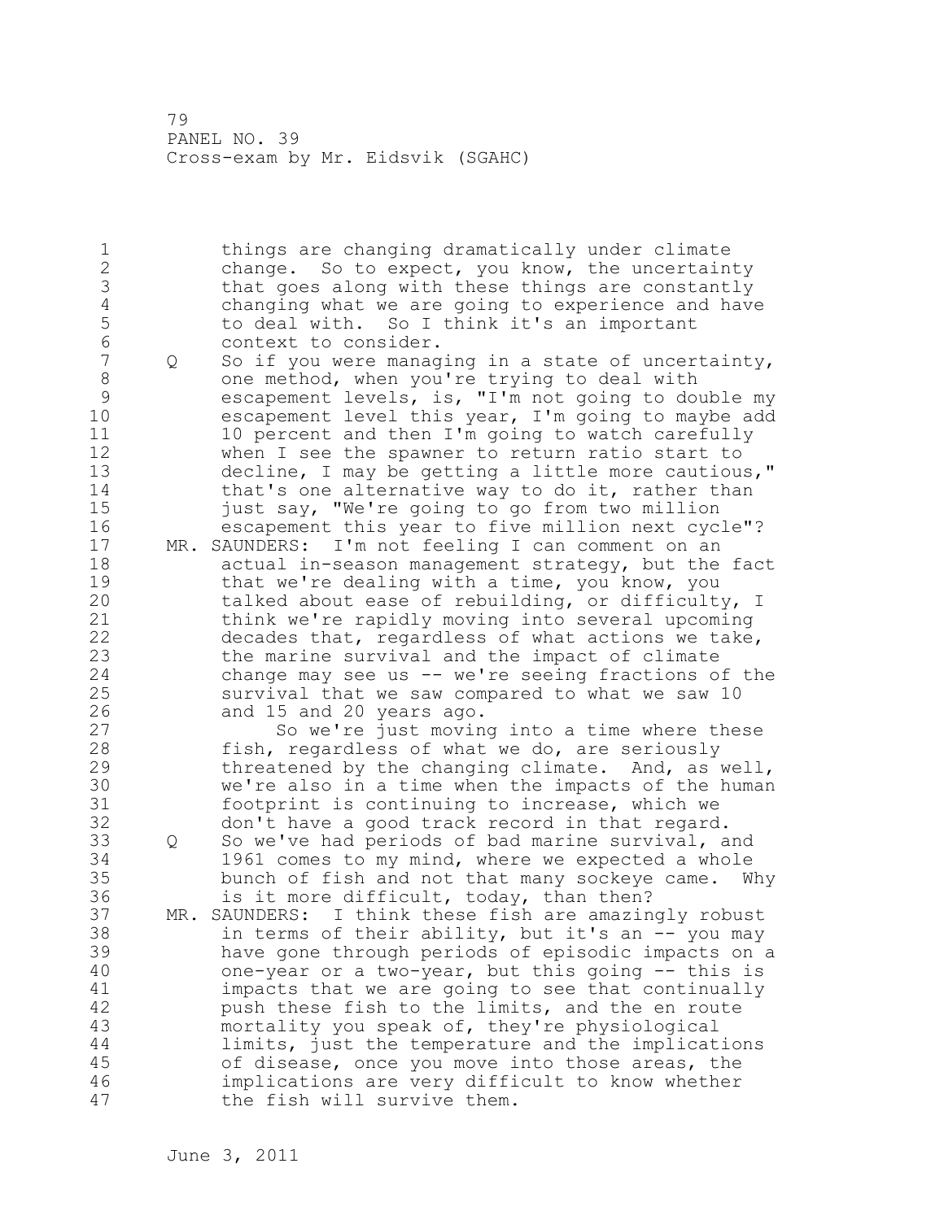things are changing dramatically under climate change. So to expect, you know, the uncertainty that goes along with these things are constantly changing what we are going to experience and have to deal with. So I think it's an important context to consider.

Q So if you were managing in a state of uncertainty, one method, when you're trying to deal with escapement levels, is, "I'm not going to double my escapement level this year, I'm going to maybe add 10 percent and then I'm going to watch carefully when I see the spawner to return ratio start to decline, I may be getting a little more cautious," that's one alternative way to do it, rather than just say, "We're going to go from two million escapement this year to five million next cycle"?

MR. SAUNDERS: I'm not feeling I can comment on an actual in-season management strategy, but the fact that we're dealing with a time, you know, you talked about ease of rebuilding, or difficulty, I think we're rapidly moving into several upcoming decades that, regardless of what actions we take, the marine survival and the impact of climate change may see us -- we're seeing fractions of the survival that we saw compared to what we saw 10 and 15 and 20 years ago.

So we're just moving into a time where these fish, regardless of what we do, are seriously threatened by the changing climate. And, as well, we're also in a time when the impacts of the human footprint is continuing to increase, which we don't have a good track record in that regard.

Q So we've had periods of bad marine survival, and 1961 comes to my mind, where we expected a whole bunch of fish and not that many sockeye came. Why is it more difficult, today, than then?

MR. SAUNDERS: I think these fish are amazingly robust in terms of their ability, but it's an -- you may have gone through periods of episodic impacts on a one-year or a two-year, but this going -- this is impacts that we are going to see that continually push these fish to the limits, and the en route mortality you speak of, they're physiological limits, just the temperature and the implications of disease, once you move into those areas, the implications are very difficult to know whether the fish will survive them.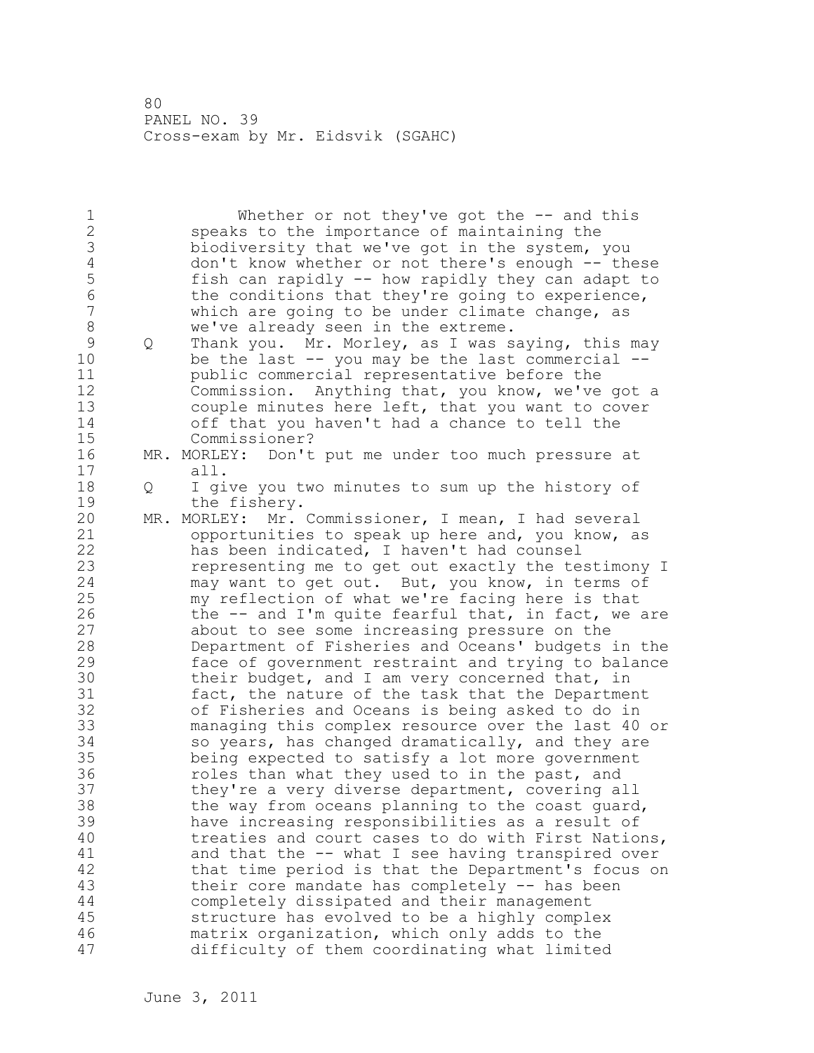Whether or not they've got the -- and this speaks to the importance of maintaining the biodiversity that we've got in the system, you don't know whether or not there's enough -- these fish can rapidly -- how rapidly they can adapt to the conditions that they're going to experience, which are going to be under climate change, as we've already seen in the extreme.

Q Thank you. Mr. Morley, as I was saying, this may be the last -- you may be the last commercial -- public commercial representative before the Commission. Anything that, you know, we've got a couple minutes here left, that you want to cover off that you haven't had a chance to tell the Commissioner?

MR. MORLEY: Don't put me under too much pressure at all.

Q I give you two minutes to sum up the history of the fishery.

MR. MORLEY: Mr. Commissioner, I mean, I had several opportunities to speak up here and, you know, as has been indicated, I haven't had counsel representing me to get out exactly the testimony I may want to get out. But, you know, in terms of my reflection of what we're facing here is that the -- and I'm quite fearful that, in fact, we are about to see some increasing pressure on the Department of Fisheries and Oceans' budgets in the face of government restraint and trying to balance their budget, and I am very concerned that, in fact, the nature of the task that the Department of Fisheries and Oceans is being asked to do in managing this complex resource over the last 40 or so years, has changed dramatically, and they are being expected to satisfy a lot more government roles than what they used to in the past, and they're a very diverse department, covering all the way from oceans planning to the coast guard, have increasing responsibilities as a result of treaties and court cases to do with First Nations, and that the -- what I see having transpired over that time period is that the Department's focus on their core mandate has completely -- has been completely dissipated and their management structure has evolved to be a highly complex matrix organization, which only adds to the difficulty of them coordinating what limited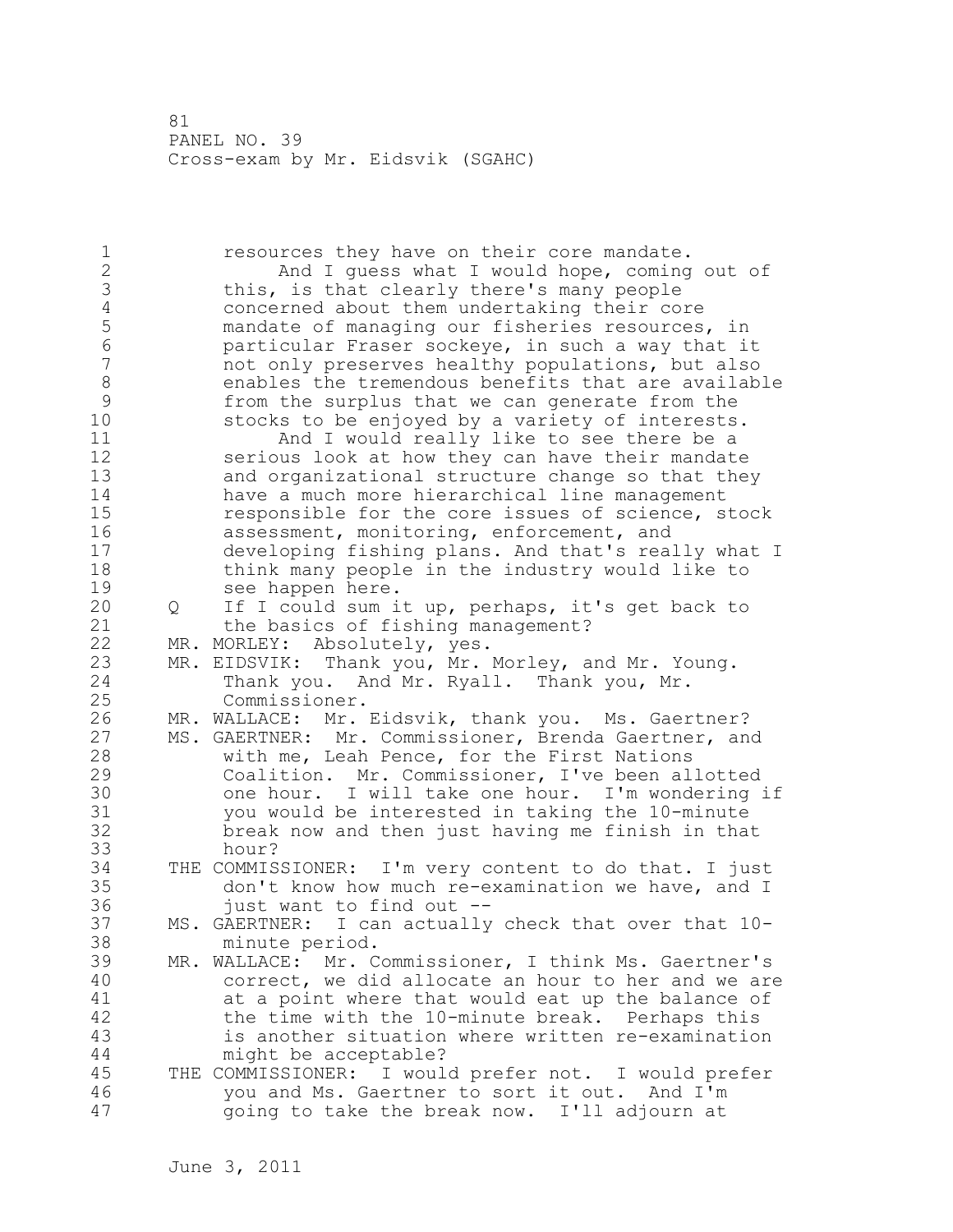resources they have on their core mandate.

And I guess what I would hope, coming out of this, is that clearly there's many people concerned about them undertaking their core mandate of managing our fisheries resources, in particular Fraser sockeye, in such a way that it not only preserves healthy populations, but also enables the tremendous benefits that are available from the surplus that we can generate from the stocks to be enjoyed by a variety of interests.

And I would really like to see there be a serious look at how they can have their mandate and organizational structure change so that they have a much more hierarchical line management responsible for the core issues of science, stock assessment, monitoring, enforcement, and developing fishing plans. And that's really what I think many people in the industry would like to see happen here.

Q If I could sum it up, perhaps, it's get back to the basics of fishing management?

MR. MORLEY: Absolutely, yes.

MR. EIDSVIK: Thank you, Mr. Morley, and Mr. Young. Thank you. And Mr. Ryall. Thank you, Mr. Commissioner.

MR. WALLACE: Mr. Eidsvik, thank you. Ms. Gaertner?

MS. GAERTNER: Mr. Commissioner, Brenda Gaertner, and with me, Leah Pence, for the First Nations Coalition. Mr. Commissioner, I've been allotted one hour. I will take one hour. I'm wondering if you would be interested in taking the 10-minute break now and then just having me finish in that hour?

THE COMMISSIONER: I'm very content to do that. I just don't know how much re-examination we have, and I just want to find out --

MS. GAERTNER: I can actually check that over that 10-minute period.

MR. WALLACE: Mr. Commissioner, I think Ms. Gaertner's correct, we did allocate an hour to her and we are at a point where that would eat up the balance of the time with the 10-minute break. Perhaps this is another situation where written re-examination might be acceptable?

THE COMMISSIONER: I would prefer not. I would prefer you and Ms. Gaertner to sort it out. And I'm going to take the break now. I'll adjourn at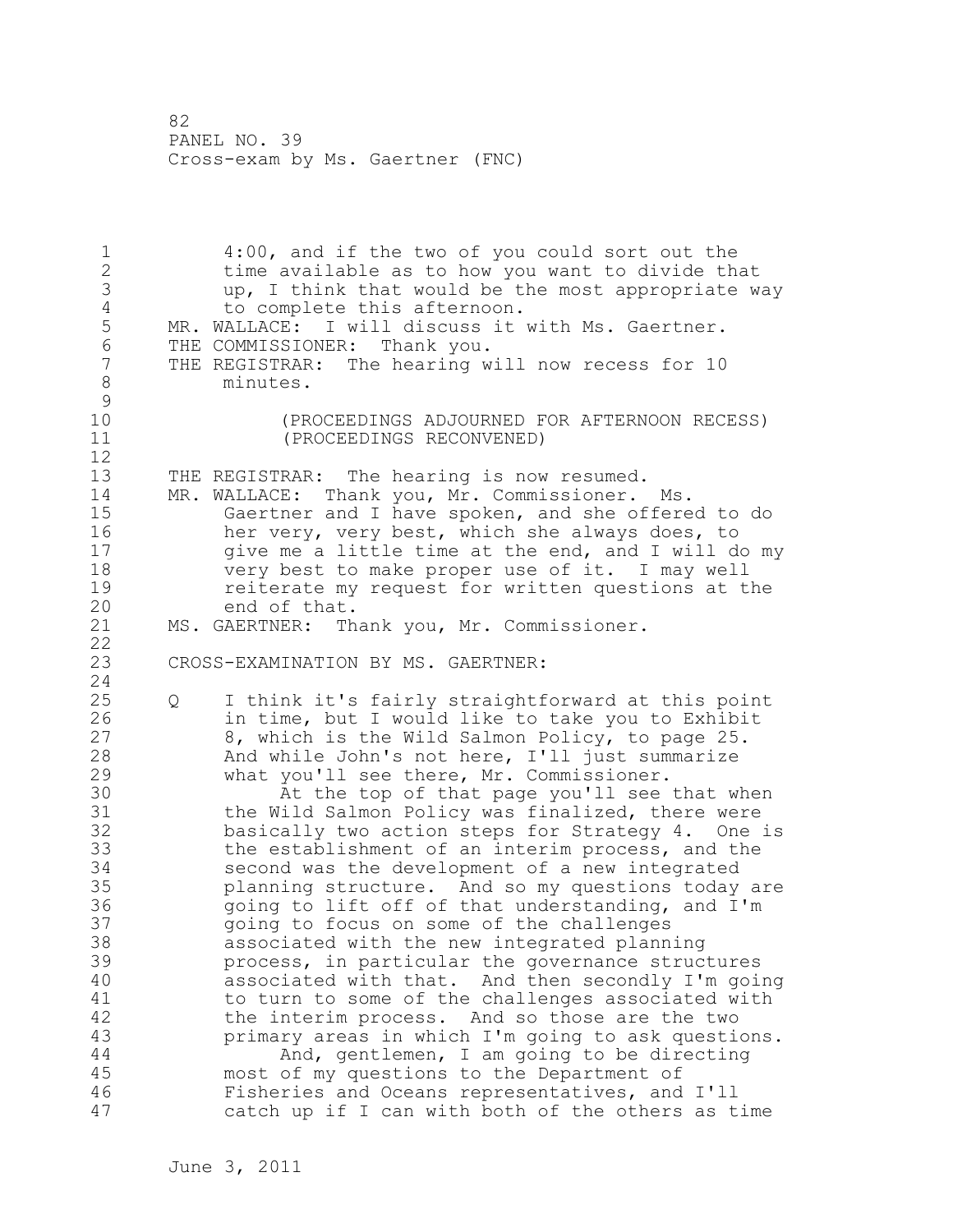4:00, and if the two of you could sort out the time available as to how you want to divide that up, I think that would be the most appropriate way to complete this afternoon.

MR. WALLACE: I will discuss it with Ms. Gaertner.

THE COMMISSIONER: Thank you.

THE REGISTRAR: The hearing will now recess for 10 minutes.

(PROCEEDINGS ADJOURNED FOR AFTERNOON RECESS)
(PROCEEDINGS RECONVENED)

THE REGISTRAR: The hearing is now resumed.

MR. WALLACE: Thank you, Mr. Commissioner. Ms. Gaertner and I have spoken, and she offered to do her very, very best, which she always does, to give me a little time at the end, and I will do my very best to make proper use of it. I may well reiterate my request for written questions at the end of that.

MS. GAERTNER: Thank you, Mr. Commissioner.

CROSS-EXAMINATION BY MS. GAERTNER:

Q I think it's fairly straightforward at this point in time, but I would like to take you to Exhibit 8, which is the Wild Salmon Policy, to page 25. And while John's not here, I'll just summarize what you'll see there, Mr. Commissioner.

At the top of that page you'll see that when the Wild Salmon Policy was finalized, there were basically two action steps for Strategy 4. One is the establishment of an interim process, and the second was the development of a new integrated planning structure. And so my questions today are going to lift off of that understanding, and I'm going to focus on some of the challenges associated with the new integrated planning process, in particular the governance structures associated with that. And then secondly I'm going to turn to some of the challenges associated with the interim process. And so those are the two primary areas in which I'm going to ask questions.

And, gentlemen, I am going to be directing most of my questions to the Department of Fisheries and Oceans representatives, and I'll catch up if I can with both of the others as time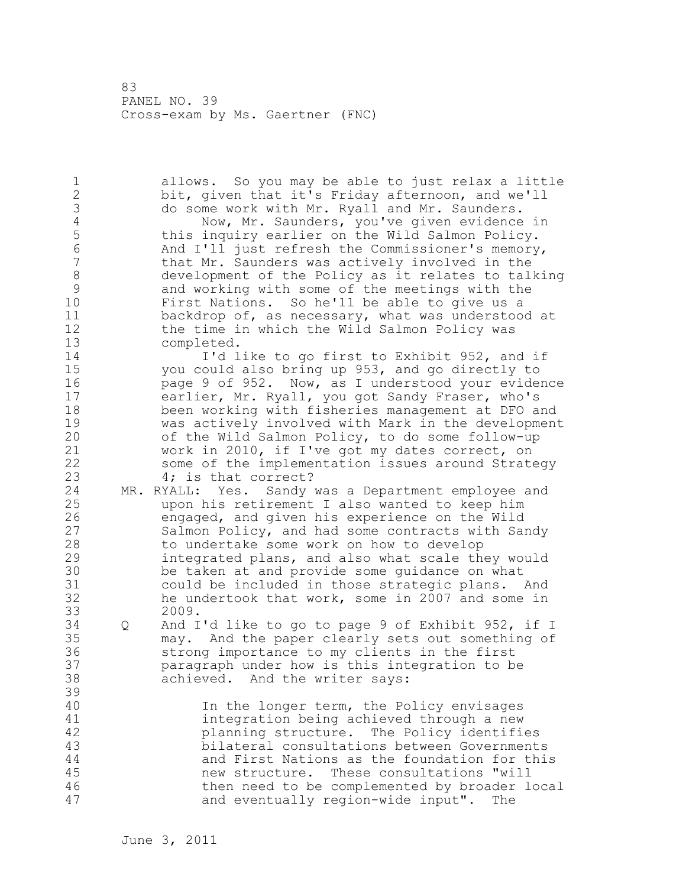allows. So you may be able to just relax a little bit, given that it's Friday afternoon, and we'll do some work with Mr. Ryall and Mr. Saunders.

Now, Mr. Saunders, you've given evidence in this inquiry earlier on the Wild Salmon Policy. And I'll just refresh the Commissioner's memory, that Mr. Saunders was actively involved in the development of the Policy as it relates to talking and working with some of the meetings with the First Nations. So he'll be able to give us a backdrop of, as necessary, what was understood at the time in which the Wild Salmon Policy was completed.

I'd like to go first to Exhibit 952, and if you could also bring up 953, and go directly to page 9 of 952. Now, as I understood your evidence earlier, Mr. Ryall, you got Sandy Fraser, who's been working with fisheries management at DFO and was actively involved with Mark in the development of the Wild Salmon Policy, to do some follow-up work in 2010, if I've got my dates correct, on some of the implementation issues around Strategy 4; is that correct?

MR. RYALL: Yes. Sandy was a Department employee and upon his retirement I also wanted to keep him engaged, and given his experience on the Wild Salmon Policy, and had some contracts with Sandy to undertake some work on how to develop integrated plans, and also what scale they would be taken at and provide some guidance on what could be included in those strategic plans. And he undertook that work, some in 2007 and some in 2009.

Q And I'd like to go to page 9 of Exhibit 952, if I may. And the paper clearly sets out something of strong importance to my clients in the first paragraph under how is this integration to be achieved. And the writer says:

> In the longer term, the Policy envisages integration being achieved through a new planning structure. The Policy identifies bilateral consultations between Governments and First Nations as the foundation for this new structure. These consultations "will then need to be complemented by broader local and eventually region-wide input". The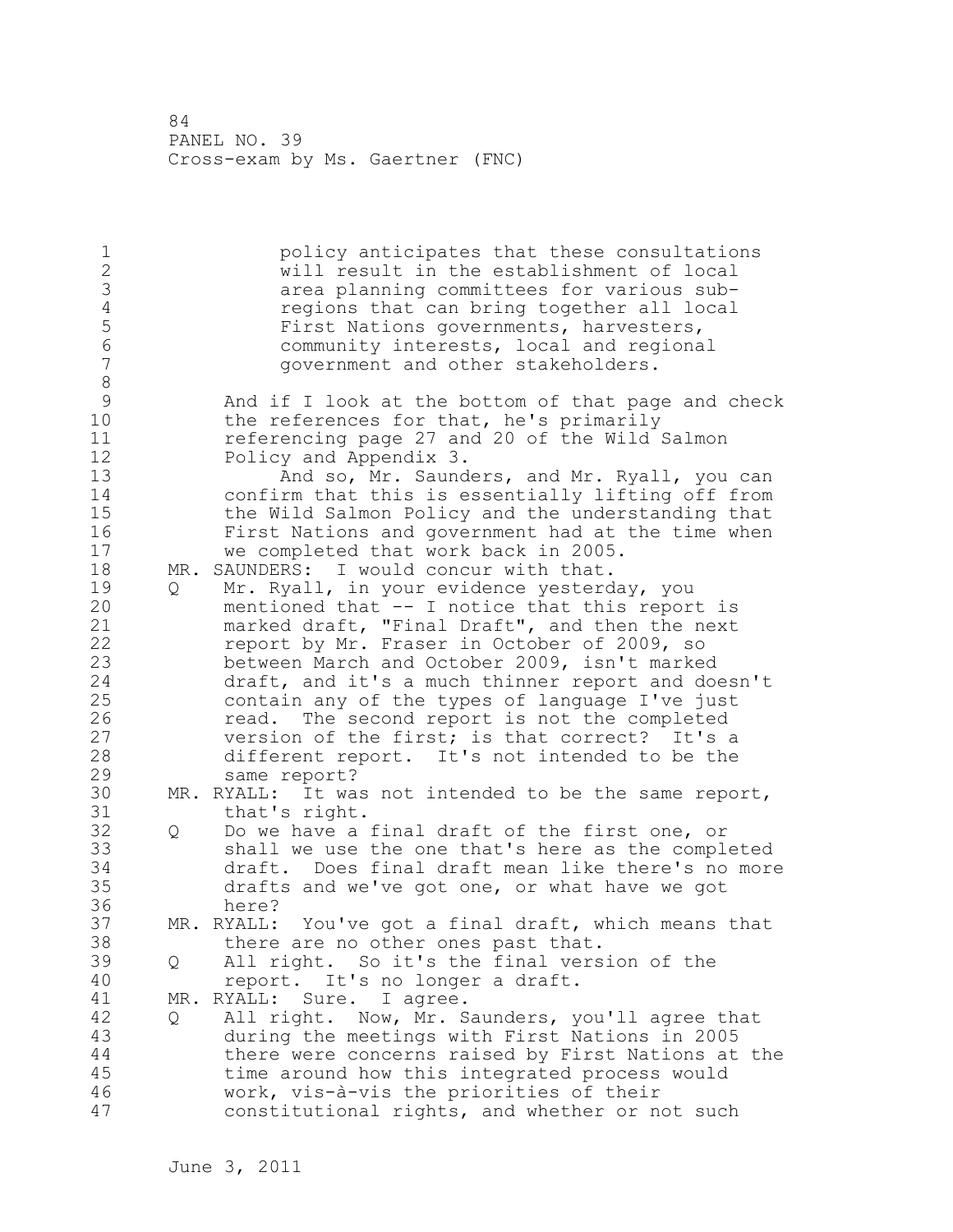policy anticipates that these consultations will result in the establishment of local area planning committees for various sub-regions that can bring together all local First Nations governments, harvesters, community interests, local and regional government and other stakeholders.

And if I look at the bottom of that page and check the references for that, he's primarily referencing page 27 and 20 of the Wild Salmon Policy and Appendix 3.

And so, Mr. Saunders, and Mr. Ryall, you can confirm that this is essentially lifting off from the Wild Salmon Policy and the understanding that First Nations and government had at the time when we completed that work back in 2005.

MR. SAUNDERS: I would concur with that.

Q Mr. Ryall, in your evidence yesterday, you mentioned that -- I notice that this report is marked draft, "Final Draft", and then the next report by Mr. Fraser in October of 2009, so between March and October 2009, isn't marked draft, and it's a much thinner report and doesn't contain any of the types of language I've just read. The second report is not the completed version of the first; is that correct? It's a different report. It's not intended to be the same report?

MR. RYALL: It was not intended to be the same report, that's right.

Q Do we have a final draft of the first one, or shall we use the one that's here as the completed draft. Does final draft mean like there's no more drafts and we've got one, or what have we got here?

MR. RYALL: You've got a final draft, which means that there are no other ones past that.

Q All right. So it's the final version of the report. It's no longer a draft.

MR. RYALL: Sure. I agree.

Q All right. Now, Mr. Saunders, you'll agree that during the meetings with First Nations in 2005 there were concerns raised by First Nations at the time around how this integrated process would work, vis-à-vis the priorities of their constitutional rights, and whether or not such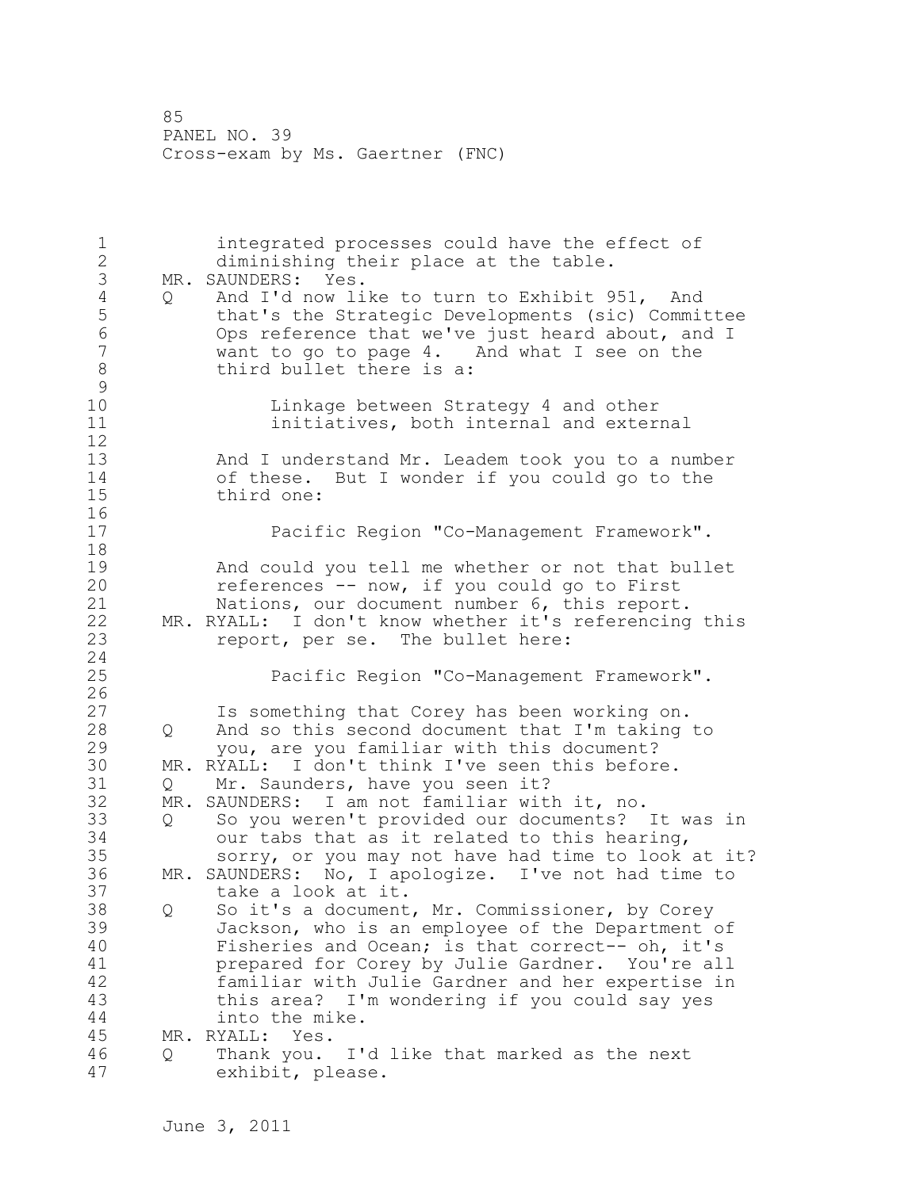integrated processes could have the effect of diminishing their place at the table.

MR. SAUNDERS: Yes.

Q And I'd now like to turn to Exhibit 951, And that's the Strategic Developments (sic) Committee Ops reference that we've just heard about, and I want to go to page 4. And what I see on the third bullet there is a:

> Linkage between Strategy 4 and other initiatives, both internal and external

And I understand Mr. Leadem took you to a number of these. But I wonder if you could go to the third one:

> Pacific Region "Co-Management Framework".

And could you tell me whether or not that bullet references -- now, if you could go to First Nations, our document number 6, this report.

MR. RYALL: I don't know whether it's referencing this report, per se. The bullet here:

> Pacific Region "Co-Management Framework".

Is something that Corey has been working on.

Q And so this second document that I'm taking to you, are you familiar with this document?

MR. RYALL: I don't think I've seen this before.

Q Mr. Saunders, have you seen it?

MR. SAUNDERS: I am not familiar with it, no.

Q So you weren't provided our documents? It was in our tabs that as it related to this hearing, sorry, or you may not have had time to look at it?

MR. SAUNDERS: No, I apologize. I've not had time to take a look at it.

Q So it's a document, Mr. Commissioner, by Corey Jackson, who is an employee of the Department of Fisheries and Ocean; is that correct-- oh, it's prepared for Corey by Julie Gardner. You're all familiar with Julie Gardner and her expertise in this area? I'm wondering if you could say yes into the mike.

MR. RYALL: Yes.

Q Thank you. I'd like that marked as the next exhibit, please.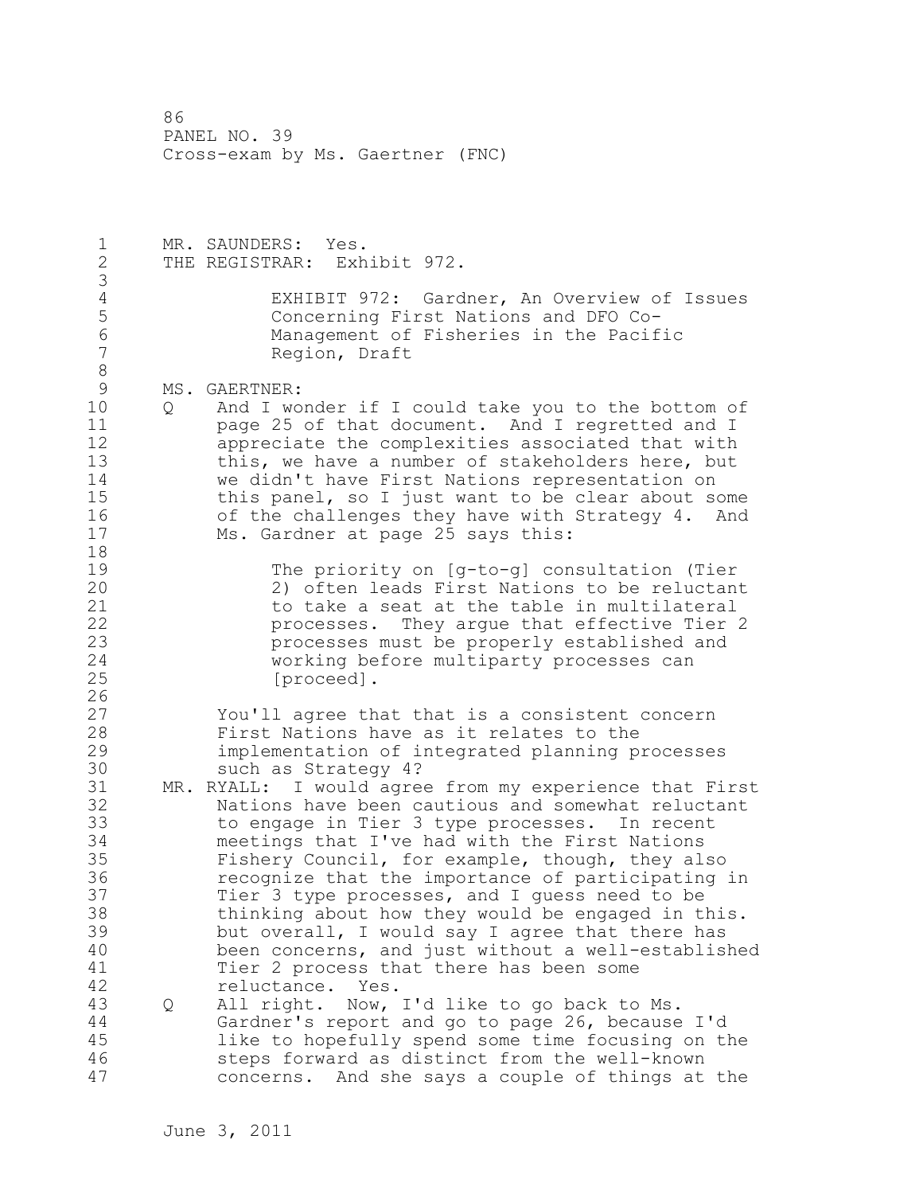MR. SAUNDERS: Yes.
THE REGISTRAR: Exhibit 972.

EXHIBIT 972: Gardner, An Overview of Issues Concerning First Nations and DFO Co-Management of Fisheries in the Pacific Region, Draft

MS. GAERTNER:

Q And I wonder if I could take you to the bottom of page 25 of that document. And I regretted and I appreciate the complexities associated that with this, we have a number of stakeholders here, but we didn't have First Nations representation on this panel, so I just want to be clear about some of the challenges they have with Strategy 4. And Ms. Gardner at page 25 says this:

> The priority on [g-to-g] consultation (Tier 2) often leads First Nations to be reluctant to take a seat at the table in multilateral processes. They argue that effective Tier 2 processes must be properly established and working before multiparty processes can [proceed].

You'll agree that that is a consistent concern First Nations have as it relates to the implementation of integrated planning processes such as Strategy 4?

MR. RYALL: I would agree from my experience that First Nations have been cautious and somewhat reluctant to engage in Tier 3 type processes. In recent meetings that I've had with the First Nations Fishery Council, for example, though, they also recognize that the importance of participating in Tier 3 type processes, and I guess need to be thinking about how they would be engaged in this. but overall, I would say I agree that there has been concerns, and just without a well-established Tier 2 process that there has been some reluctance. Yes.

Q All right. Now, I'd like to go back to Ms. Gardner's report and go to page 26, because I'd like to hopefully spend some time focusing on the steps forward as distinct from the well-known concerns. And she says a couple of things at the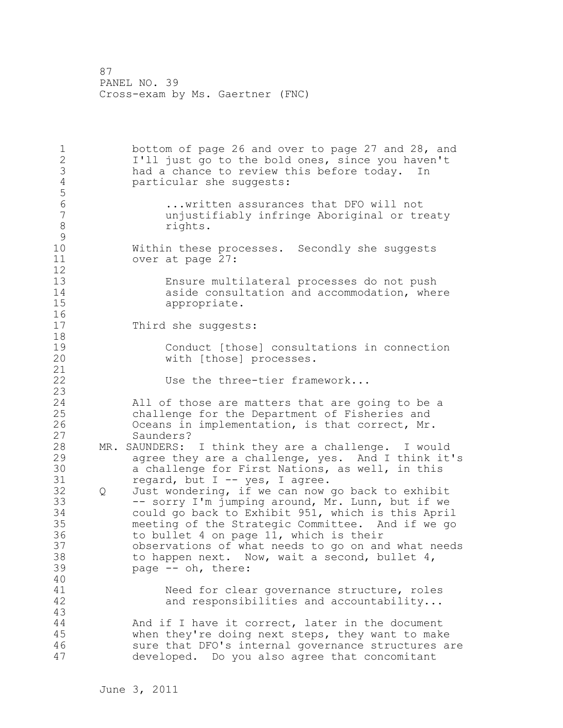bottom of page 26 and over to page 27 and 28, and I'll just go to the bold ones, since you haven't had a chance to review this before today. In particular she suggests:

> ...written assurances that DFO will not unjustifiably infringe Aboriginal or treaty rights.

Within these processes. Secondly she suggests over at page 27:

> Ensure multilateral processes do not push aside consultation and accommodation, where appropriate.

Third she suggests:

> Conduct [those] consultations in connection with [those] processes.
>
> Use the three-tier framework...

All of those are matters that are going to be a challenge for the Department of Fisheries and Oceans in implementation, is that correct, Mr. Saunders?

MR. SAUNDERS: I think they are a challenge. I would agree they are a challenge, yes. And I think it's a challenge for First Nations, as well, in this regard, but I -- yes, I agree.

Q Just wondering, if we can now go back to exhibit -- sorry I'm jumping around, Mr. Lunn, but if we could go back to Exhibit 951, which is this April meeting of the Strategic Committee. And if we go to bullet 4 on page 11, which is their observations of what needs to go on and what needs to happen next. Now, wait a second, bullet 4, page -- oh, there:

> Need for clear governance structure, roles and responsibilities and accountability...

And if I have it correct, later in the document when they're doing next steps, they want to make sure that DFO's internal governance structures are developed. Do you also agree that concomitant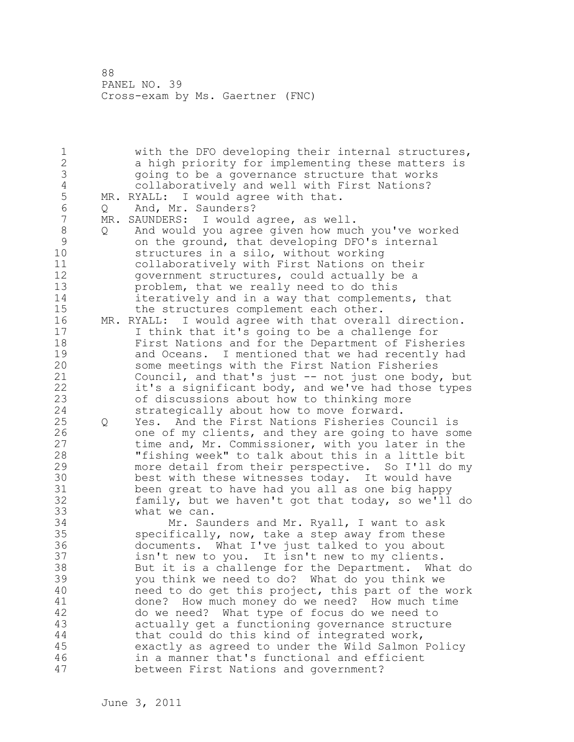with the DFO developing their internal structures, a high priority for implementing these matters is going to be a governance structure that works collaboratively and well with First Nations?

MR. RYALL: I would agree with that.

Q And, Mr. Saunders?

MR. SAUNDERS: I would agree, as well.

Q And would you agree given how much you've worked on the ground, that developing DFO's internal structures in a silo, without working collaboratively with First Nations on their government structures, could actually be a problem, that we really need to do this iteratively and in a way that complements, that the structures complement each other.

MR. RYALL: I would agree with that overall direction. I think that it's going to be a challenge for First Nations and for the Department of Fisheries and Oceans. I mentioned that we had recently had some meetings with the First Nation Fisheries Council, and that's just -- not just one body, but it's a significant body, and we've had those types of discussions about how to thinking more strategically about how to move forward.

Q Yes. And the First Nations Fisheries Council is one of my clients, and they are going to have some time and, Mr. Commissioner, with you later in the "fishing week" to talk about this in a little bit more detail from their perspective. So I'll do my best with these witnesses today. It would have been great to have had you all as one big happy family, but we haven't got that today, so we'll do what we can.

Mr. Saunders and Mr. Ryall, I want to ask specifically, now, take a step away from these documents. What I've just talked to you about isn't new to you. It isn't new to my clients. But it is a challenge for the Department. What do you think we need to do? What do you think we need to do get this project, this part of the work done? How much money do we need? How much time do we need? What type of focus do we need to actually get a functioning governance structure that could do this kind of integrated work, exactly as agreed to under the Wild Salmon Policy in a manner that's functional and efficient between First Nations and government?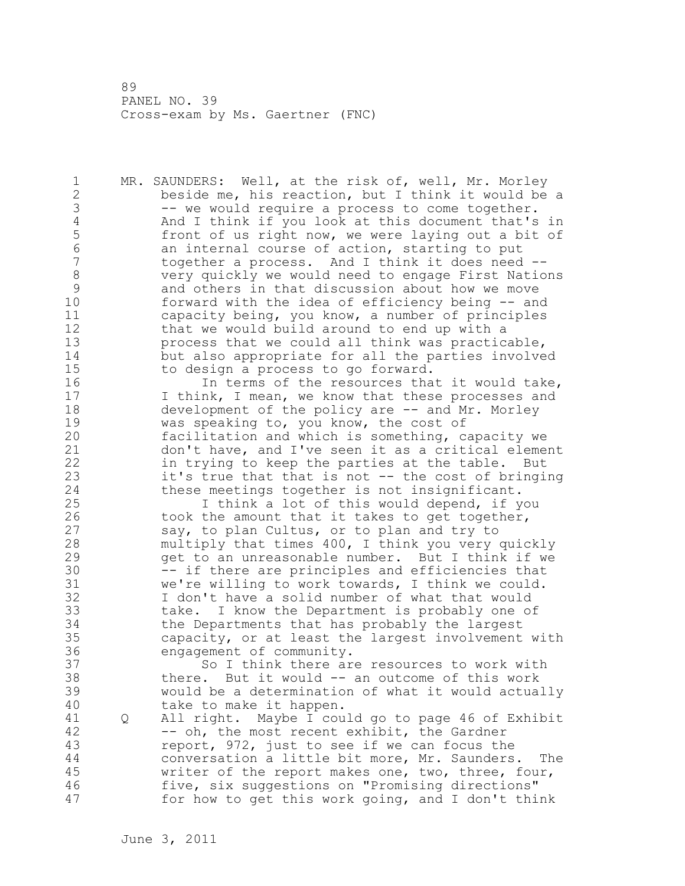PANEL NO. 39
Cross-exam by Ms. Gaertner (FNC)

MR. SAUNDERS: Well, at the risk of, well, Mr. Morley beside me, his reaction, but I think it would be a -- we would require a process to come together. And I think if you look at this document that's in front of us right now, we were laying out a bit of an internal course of action, starting to put together a process. And I think it does need -- very quickly we would need to engage First Nations and others in that discussion about how we move forward with the idea of efficiency being -- and capacity being, you know, a number of principles that we would build around to end up with a process that we could all think was practicable, but also appropriate for all the parties involved to design a process to go forward.

In terms of the resources that it would take, I think, I mean, we know that these processes and development of the policy are -- and Mr. Morley was speaking to, you know, the cost of facilitation and which is something, capacity we don't have, and I've seen it as a critical element in trying to keep the parties at the table. But it's true that that is not -- the cost of bringing these meetings together is not insignificant.

I think a lot of this would depend, if you took the amount that it takes to get together, say, to plan Cultus, or to plan and try to multiply that times 400, I think you very quickly get to an unreasonable number. But I think if we -- if there are principles and efficiencies that we're willing to work towards, I think we could. I don't have a solid number of what that would take. I know the Department is probably one of the Departments that has probably the largest capacity, or at least the largest involvement with engagement of community.

So I think there are resources to work with there. But it would -- an outcome of this work would be a determination of what it would actually take to make it happen.

Q All right. Maybe I could go to page 46 of Exhibit -- oh, the most recent exhibit, the Gardner report, 972, just to see if we can focus the conversation a little bit more, Mr. Saunders. The writer of the report makes one, two, three, four, five, six suggestions on "Promising directions" for how to get this work going, and I don't think

June 3, 2011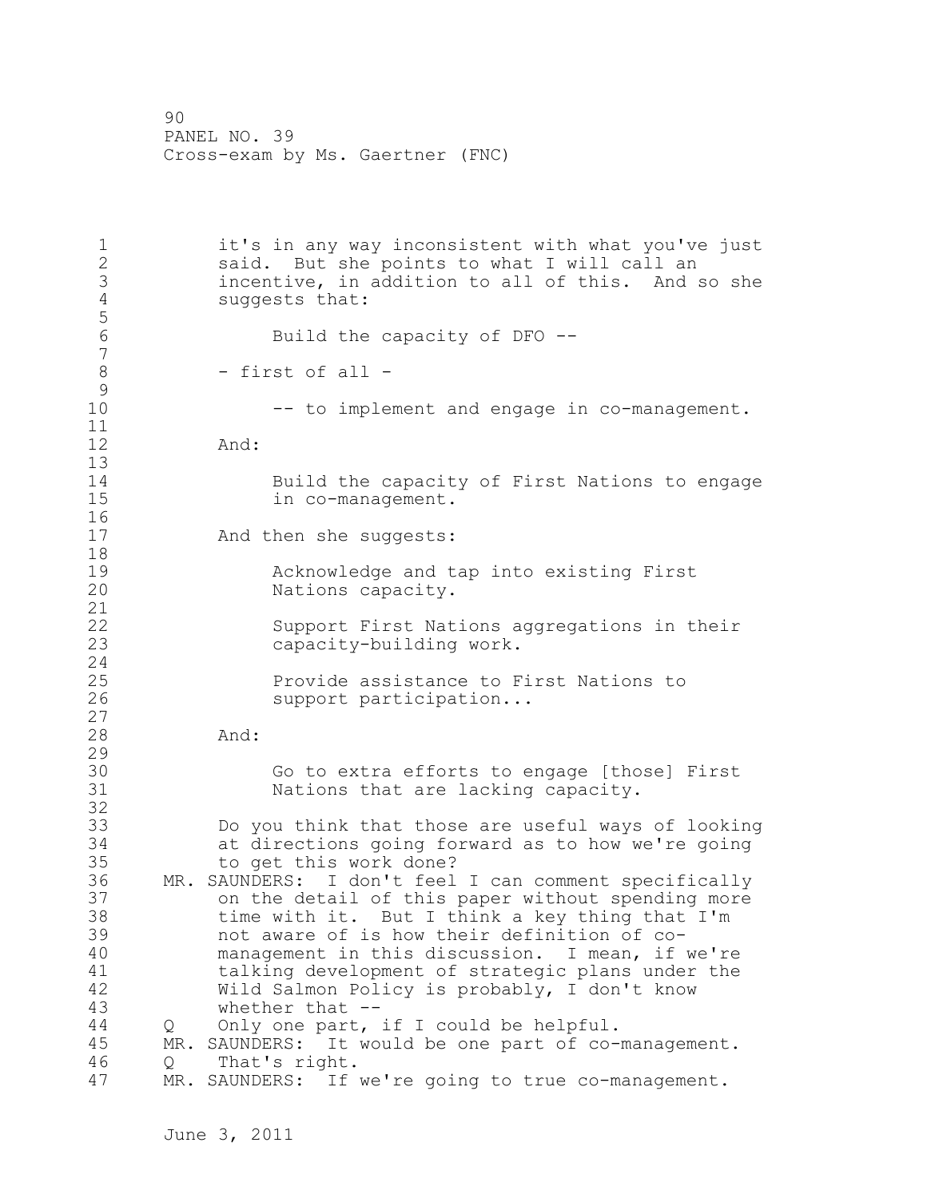it's in any way inconsistent with what you've just said. But she points to what I will call an incentive, in addition to all of this. And so she suggests that:

> Build the capacity of DFO --

- first of all -

> -- to implement and engage in co-management.

And:

> Build the capacity of First Nations to engage in co-management.

And then she suggests:

> Acknowledge and tap into existing First Nations capacity.
>
> Support First Nations aggregations in their capacity-building work.
>
> Provide assistance to First Nations to support participation...

And:

> Go to extra efforts to engage [those] First Nations that are lacking capacity.

Do you think that those are useful ways of looking at directions going forward as to how we're going to get this work done?

MR. SAUNDERS: I don't feel I can comment specifically on the detail of this paper without spending more time with it. But I think a key thing that I'm not aware of is how their definition of co-management in this discussion. I mean, if we're talking development of strategic plans under the Wild Salmon Policy is probably, I don't know whether that --

Q Only one part, if I could be helpful.

MR. SAUNDERS: It would be one part of co-management.

Q That's right.

MR. SAUNDERS: If we're going to true co-management.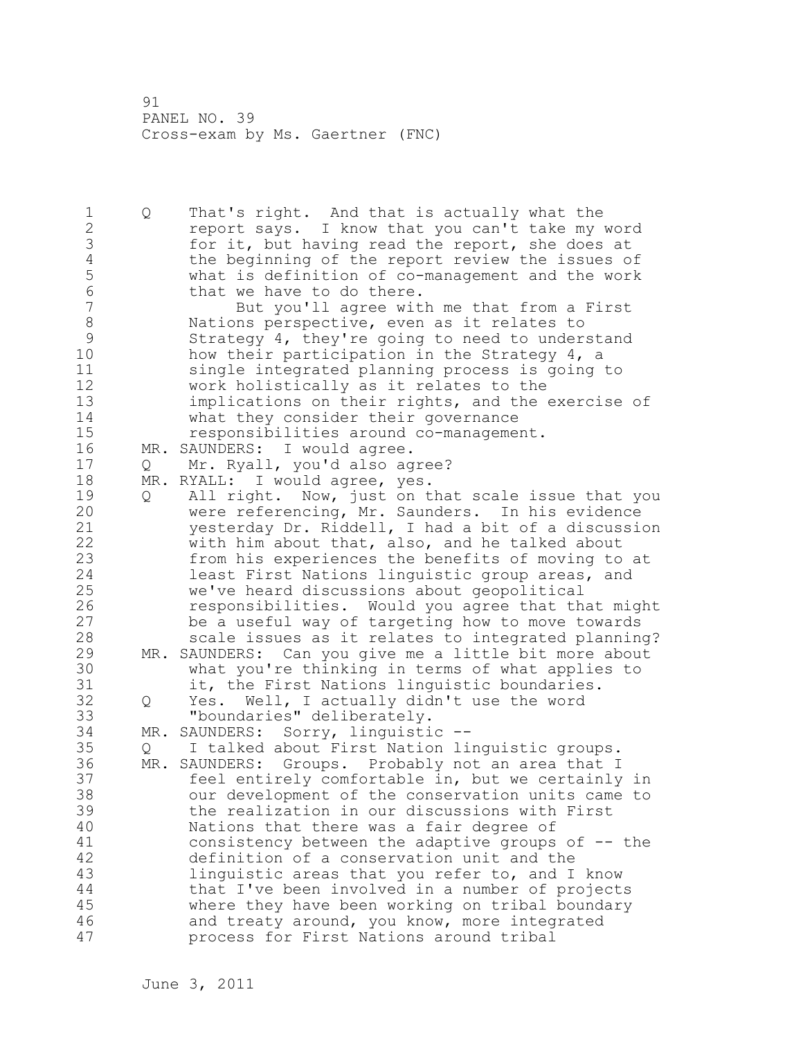Q That's right. And that is actually what the report says. I know that you can't take my word for it, but having read the report, she does at the beginning of the report review the issues of what is definition of co-management and the work that we have to do there.

But you'll agree with me that from a First Nations perspective, even as it relates to Strategy 4, they're going to need to understand how their participation in the Strategy 4, a single integrated planning process is going to work holistically as it relates to the implications on their rights, and the exercise of what they consider their governance responsibilities around co-management.

MR. SAUNDERS: I would agree.

Q Mr. Ryall, you'd also agree?

MR. RYALL: I would agree, yes.

Q All right. Now, just on that scale issue that you were referencing, Mr. Saunders. In his evidence yesterday Dr. Riddell, I had a bit of a discussion with him about that, also, and he talked about from his experiences the benefits of moving to at least First Nations linguistic group areas, and we've heard discussions about geopolitical responsibilities. Would you agree that that might be a useful way of targeting how to move towards scale issues as it relates to integrated planning?

MR. SAUNDERS: Can you give me a little bit more about what you're thinking in terms of what applies to it, the First Nations linguistic boundaries.

Q Yes. Well, I actually didn't use the word "boundaries" deliberately.

MR. SAUNDERS: Sorry, linguistic --

Q I talked about First Nation linguistic groups.

MR. SAUNDERS: Groups. Probably not an area that I feel entirely comfortable in, but we certainly in our development of the conservation units came to the realization in our discussions with First Nations that there was a fair degree of consistency between the adaptive groups of -- the definition of a conservation unit and the linguistic areas that you refer to, and I know that I've been involved in a number of projects where they have been working on tribal boundary and treaty around, you know, more integrated process for First Nations around tribal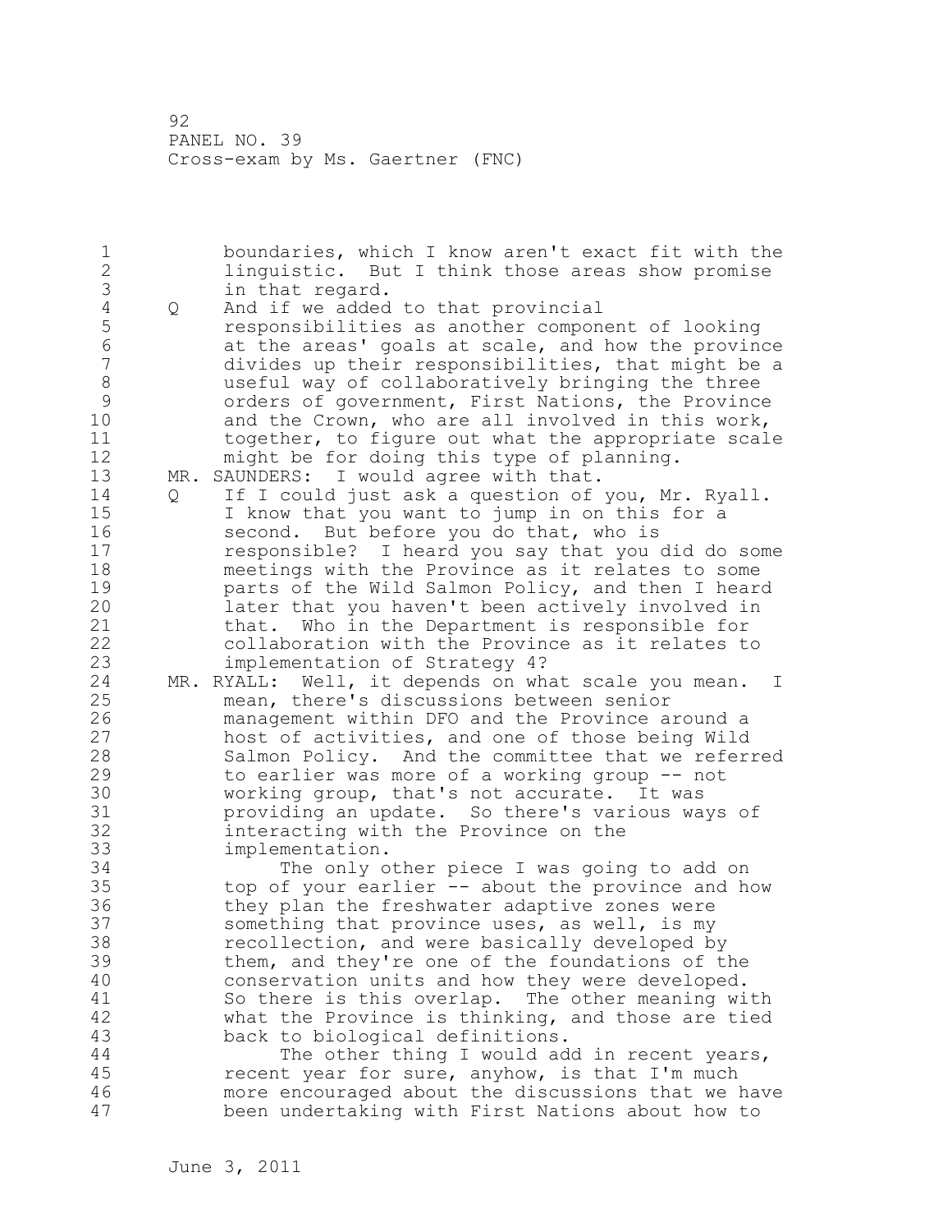boundaries, which I know aren't exact fit with the linguistic. But I think those areas show promise in that regard.

Q And if we added to that provincial responsibilities as another component of looking at the areas' goals at scale, and how the province divides up their responsibilities, that might be a useful way of collaboratively bringing the three orders of government, First Nations, the Province and the Crown, who are all involved in this work, together, to figure out what the appropriate scale might be for doing this type of planning.

MR. SAUNDERS: I would agree with that.

Q If I could just ask a question of you, Mr. Ryall. I know that you want to jump in on this for a second. But before you do that, who is responsible? I heard you say that you did do some meetings with the Province as it relates to some parts of the Wild Salmon Policy, and then I heard later that you haven't been actively involved in that. Who in the Department is responsible for collaboration with the Province as it relates to implementation of Strategy 4?

MR. RYALL: Well, it depends on what scale you mean. I mean, there's discussions between senior management within DFO and the Province around a host of activities, and one of those being Wild Salmon Policy. And the committee that we referred to earlier was more of a working group -- not working group, that's not accurate. It was providing an update. So there's various ways of interacting with the Province on the implementation.

The only other piece I was going to add on top of your earlier -- about the province and how they plan the freshwater adaptive zones were something that province uses, as well, is my recollection, and were basically developed by them, and they're one of the foundations of the conservation units and how they were developed. So there is this overlap. The other meaning with what the Province is thinking, and those are tied back to biological definitions.

The other thing I would add in recent years, recent year for sure, anyhow, is that I'm much more encouraged about the discussions that we have been undertaking with First Nations about how to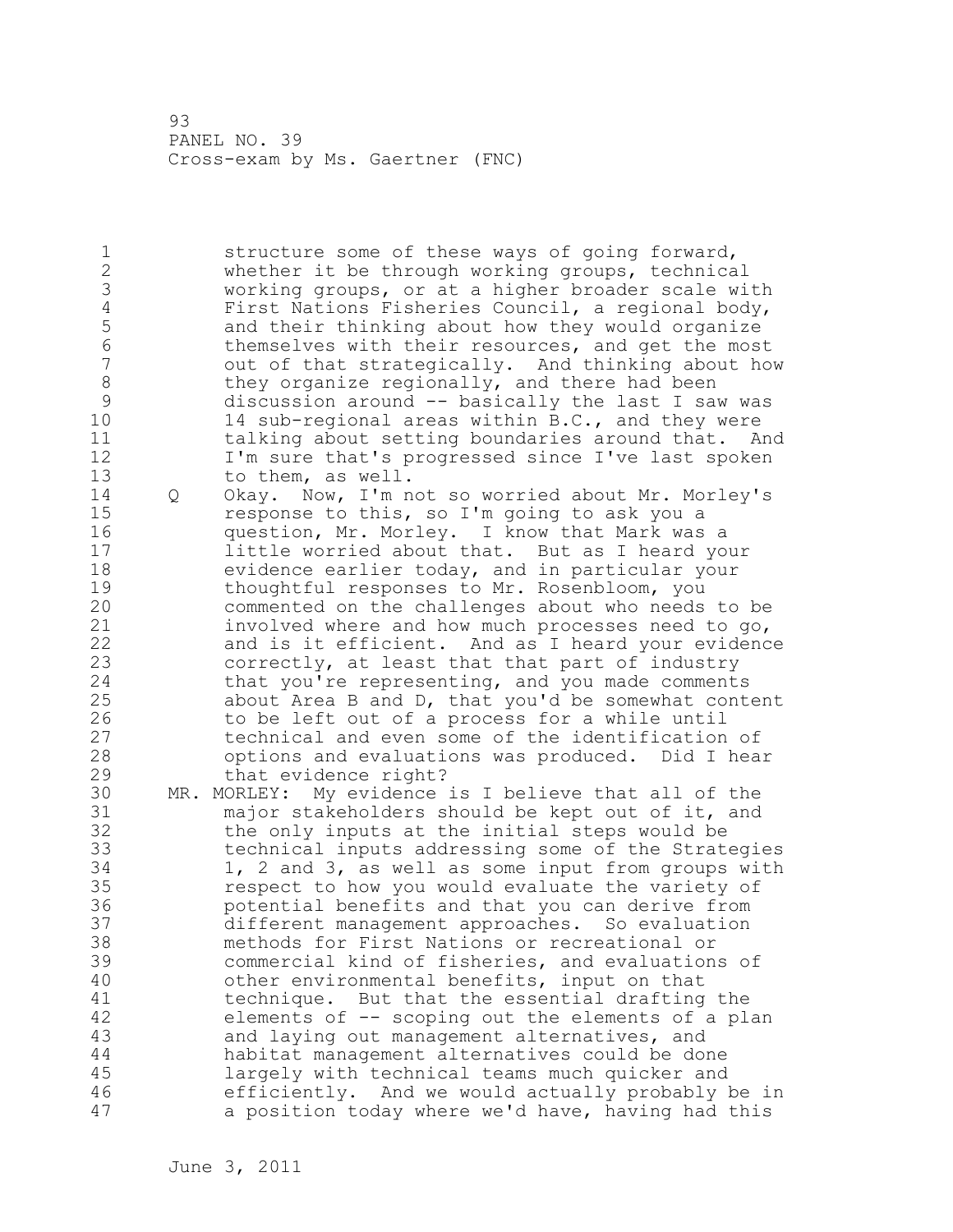structure some of these ways of going forward, whether it be through working groups, technical working groups, or at a higher broader scale with First Nations Fisheries Council, a regional body, and their thinking about how they would organize themselves with their resources, and get the most out of that strategically. And thinking about how they organize regionally, and there had been discussion around -- basically the last I saw was 14 sub-regional areas within B.C., and they were talking about setting boundaries around that. And I'm sure that's progressed since I've last spoken to them, as well.

Q Okay. Now, I'm not so worried about Mr. Morley's response to this, so I'm going to ask you a question, Mr. Morley. I know that Mark was a little worried about that. But as I heard your evidence earlier today, and in particular your thoughtful responses to Mr. Rosenbloom, you commented on the challenges about who needs to be involved where and how much processes need to go, and is it efficient. And as I heard your evidence correctly, at least that that part of industry that you're representing, and you made comments about Area B and D, that you'd be somewhat content to be left out of a process for a while until technical and even some of the identification of options and evaluations was produced. Did I hear that evidence right?

MR. MORLEY: My evidence is I believe that all of the major stakeholders should be kept out of it, and the only inputs at the initial steps would be technical inputs addressing some of the Strategies 1, 2 and 3, as well as some input from groups with respect to how you would evaluate the variety of potential benefits and that you can derive from different management approaches. So evaluation methods for First Nations or recreational or commercial kind of fisheries, and evaluations of other environmental benefits, input on that technique. But that the essential drafting the elements of -- scoping out the elements of a plan and laying out management alternatives, and habitat management alternatives could be done largely with technical teams much quicker and efficiently. And we would actually probably be in a position today where we'd have, having had this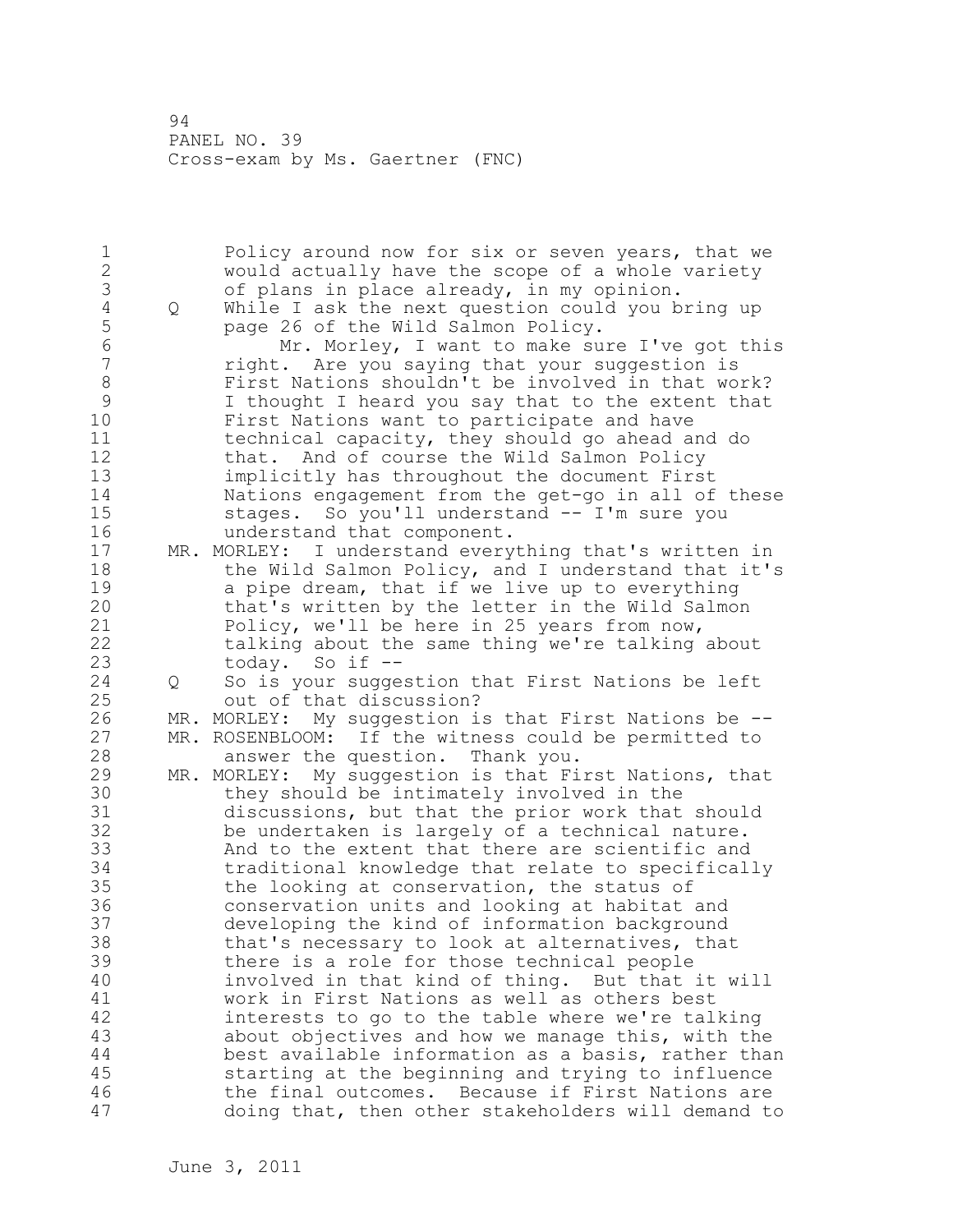Policy around now for six or seven years, that we would actually have the scope of a whole variety of plans in place already, in my opinion.

Q While I ask the next question could you bring up page 26 of the Wild Salmon Policy.

Mr. Morley, I want to make sure I've got this right. Are you saying that your suggestion is First Nations shouldn't be involved in that work? I thought I heard you say that to the extent that First Nations want to participate and have technical capacity, they should go ahead and do that. And of course the Wild Salmon Policy implicitly has throughout the document First Nations engagement from the get-go in all of these stages. So you'll understand -- I'm sure you understand that component.

MR. MORLEY: I understand everything that's written in the Wild Salmon Policy, and I understand that it's a pipe dream, that if we live up to everything that's written by the letter in the Wild Salmon Policy, we'll be here in 25 years from now, talking about the same thing we're talking about today. So if --

Q So is your suggestion that First Nations be left out of that discussion?

MR. MORLEY: My suggestion is that First Nations be --

MR. ROSENBLOOM: If the witness could be permitted to answer the question. Thank you.

MR. MORLEY: My suggestion is that First Nations, that they should be intimately involved in the discussions, but that the prior work that should be undertaken is largely of a technical nature. And to the extent that there are scientific and traditional knowledge that relate to specifically the looking at conservation, the status of conservation units and looking at habitat and developing the kind of information background that's necessary to look at alternatives, that there is a role for those technical people involved in that kind of thing. But that it will work in First Nations as well as others best interests to go to the table where we're talking about objectives and how we manage this, with the best available information as a basis, rather than starting at the beginning and trying to influence the final outcomes. Because if First Nations are doing that, then other stakeholders will demand to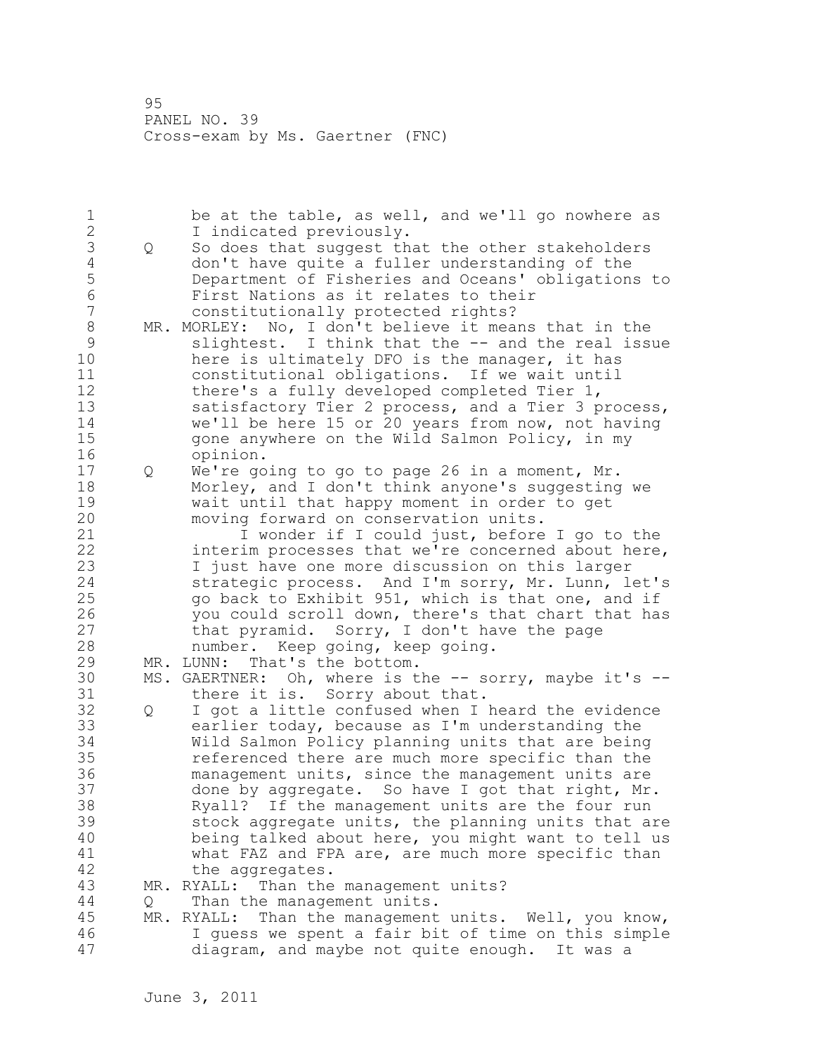be at the table, as well, and we'll go nowhere as I indicated previously.

Q So does that suggest that the other stakeholders don't have quite a fuller understanding of the Department of Fisheries and Oceans' obligations to First Nations as it relates to their constitutionally protected rights?

MR. MORLEY: No, I don't believe it means that in the slightest. I think that the -- and the real issue here is ultimately DFO is the manager, it has constitutional obligations. If we wait until there's a fully developed completed Tier 1, satisfactory Tier 2 process, and a Tier 3 process, we'll be here 15 or 20 years from now, not having gone anywhere on the Wild Salmon Policy, in my opinion.

Q We're going to go to page 26 in a moment, Mr. Morley, and I don't think anyone's suggesting we wait until that happy moment in order to get moving forward on conservation units.

I wonder if I could just, before I go to the interim processes that we're concerned about here, I just have one more discussion on this larger strategic process. And I'm sorry, Mr. Lunn, let's go back to Exhibit 951, which is that one, and if you could scroll down, there's that chart that has that pyramid. Sorry, I don't have the page number. Keep going, keep going.

MR. LUNN: That's the bottom.

MS. GAERTNER: Oh, where is the -- sorry, maybe it's -- there it is. Sorry about that.

Q I got a little confused when I heard the evidence earlier today, because as I'm understanding the Wild Salmon Policy planning units that are being referenced there are much more specific than the management units, since the management units are done by aggregate. So have I got that right, Mr. Ryall? If the management units are the four run stock aggregate units, the planning units that are being talked about here, you might want to tell us what FAZ and FPA are, are much more specific than the aggregates.

MR. RYALL: Than the management units?

Q Than the management units.

MR. RYALL: Than the management units. Well, you know, I guess we spent a fair bit of time on this simple diagram, and maybe not quite enough. It was a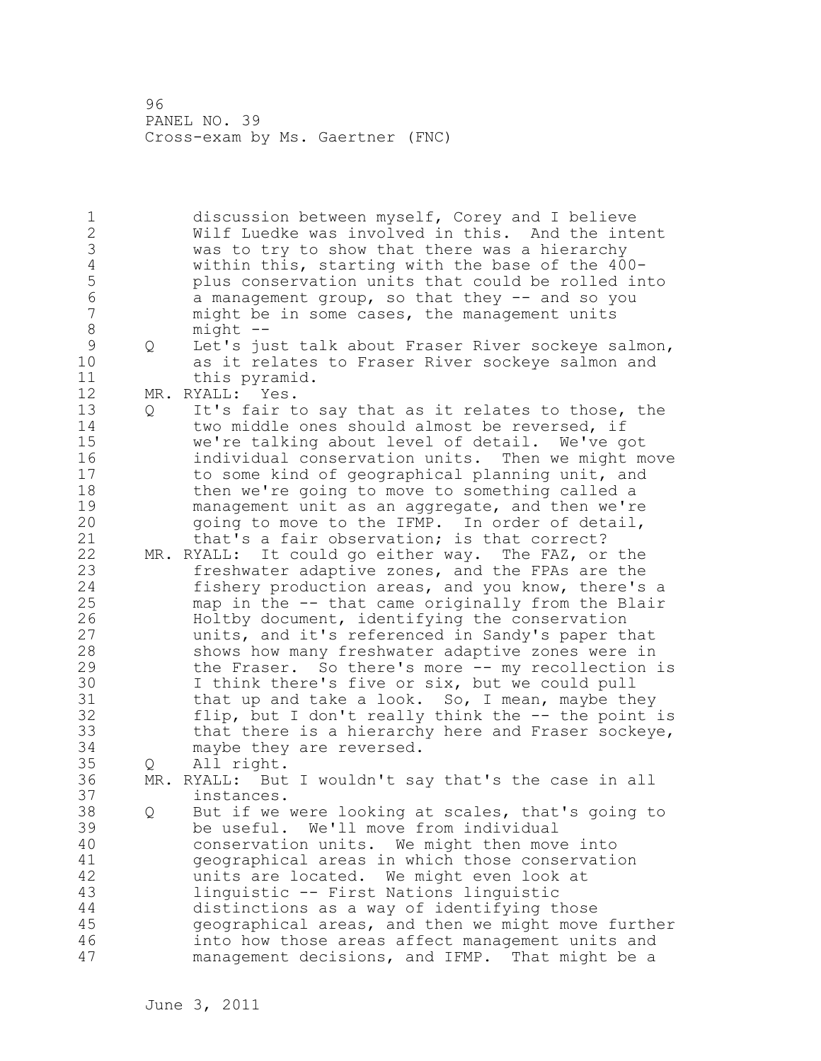discussion between myself, Corey and I believe Wilf Luedke was involved in this. And the intent was to try to show that there was a hierarchy within this, starting with the base of the 400-plus conservation units that could be rolled into a management group, so that they -- and so you might be in some cases, the management units might --

Q Let's just talk about Fraser River sockeye salmon, as it relates to Fraser River sockeye salmon and this pyramid.

MR. RYALL: Yes.

Q It's fair to say that as it relates to those, the two middle ones should almost be reversed, if we're talking about level of detail. We've got individual conservation units. Then we might move to some kind of geographical planning unit, and then we're going to move to something called a management unit as an aggregate, and then we're going to move to the IFMP. In order of detail, that's a fair observation; is that correct?

MR. RYALL: It could go either way. The FAZ, or the freshwater adaptive zones, and the FPAs are the fishery production areas, and you know, there's a map in the -- that came originally from the Blair Holtby document, identifying the conservation units, and it's referenced in Sandy's paper that shows how many freshwater adaptive zones were in the Fraser. So there's more -- my recollection is I think there's five or six, but we could pull that up and take a look. So, I mean, maybe they flip, but I don't really think the -- the point is that there is a hierarchy here and Fraser sockeye, maybe they are reversed.

Q All right.

MR. RYALL: But I wouldn't say that's the case in all instances.

Q But if we were looking at scales, that's going to be useful. We'll move from individual conservation units. We might then move into geographical areas in which those conservation units are located. We might even look at linguistic -- First Nations linguistic distinctions as a way of identifying those geographical areas, and then we might move further into how those areas affect management units and management decisions, and IFMP. That might be a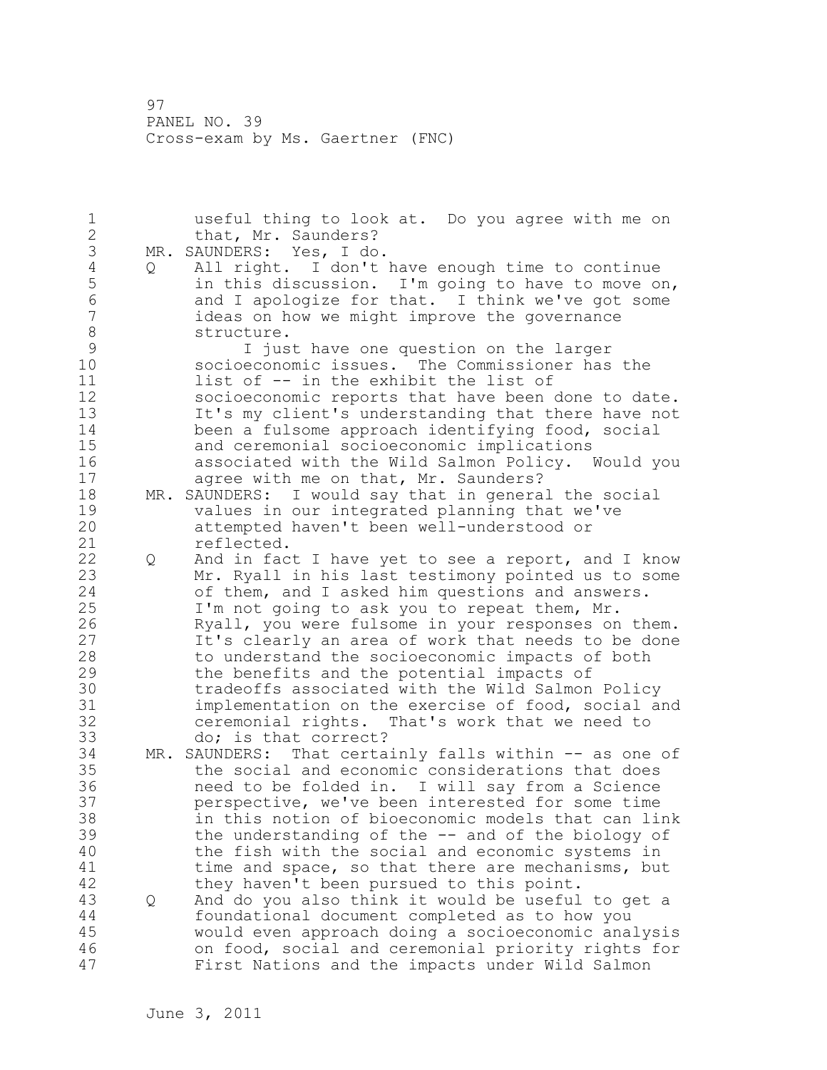useful thing to look at. Do you agree with me on that, Mr. Saunders?

MR. SAUNDERS: Yes, I do.

Q All right. I don't have enough time to continue in this discussion. I'm going to have to move on, and I apologize for that. I think we've got some ideas on how we might improve the governance structure.

I just have one question on the larger socioeconomic issues. The Commissioner has the list of -- in the exhibit the list of socioeconomic reports that have been done to date. It's my client's understanding that there have not been a fulsome approach identifying food, social and ceremonial socioeconomic implications associated with the Wild Salmon Policy. Would you agree with me on that, Mr. Saunders?

MR. SAUNDERS: I would say that in general the social values in our integrated planning that we've attempted haven't been well-understood or reflected.

Q And in fact I have yet to see a report, and I know Mr. Ryall in his last testimony pointed us to some of them, and I asked him questions and answers. I'm not going to ask you to repeat them, Mr. Ryall, you were fulsome in your responses on them. It's clearly an area of work that needs to be done to understand the socioeconomic impacts of both the benefits and the potential impacts of tradeoffs associated with the Wild Salmon Policy implementation on the exercise of food, social and ceremonial rights. That's work that we need to do; is that correct?

MR. SAUNDERS: That certainly falls within -- as one of the social and economic considerations that does need to be folded in. I will say from a Science perspective, we've been interested for some time in this notion of bioeconomic models that can link the understanding of the -- and of the biology of the fish with the social and economic systems in time and space, so that there are mechanisms, but they haven't been pursued to this point.

Q And do you also think it would be useful to get a foundational document completed as to how you would even approach doing a socioeconomic analysis on food, social and ceremonial priority rights for First Nations and the impacts under Wild Salmon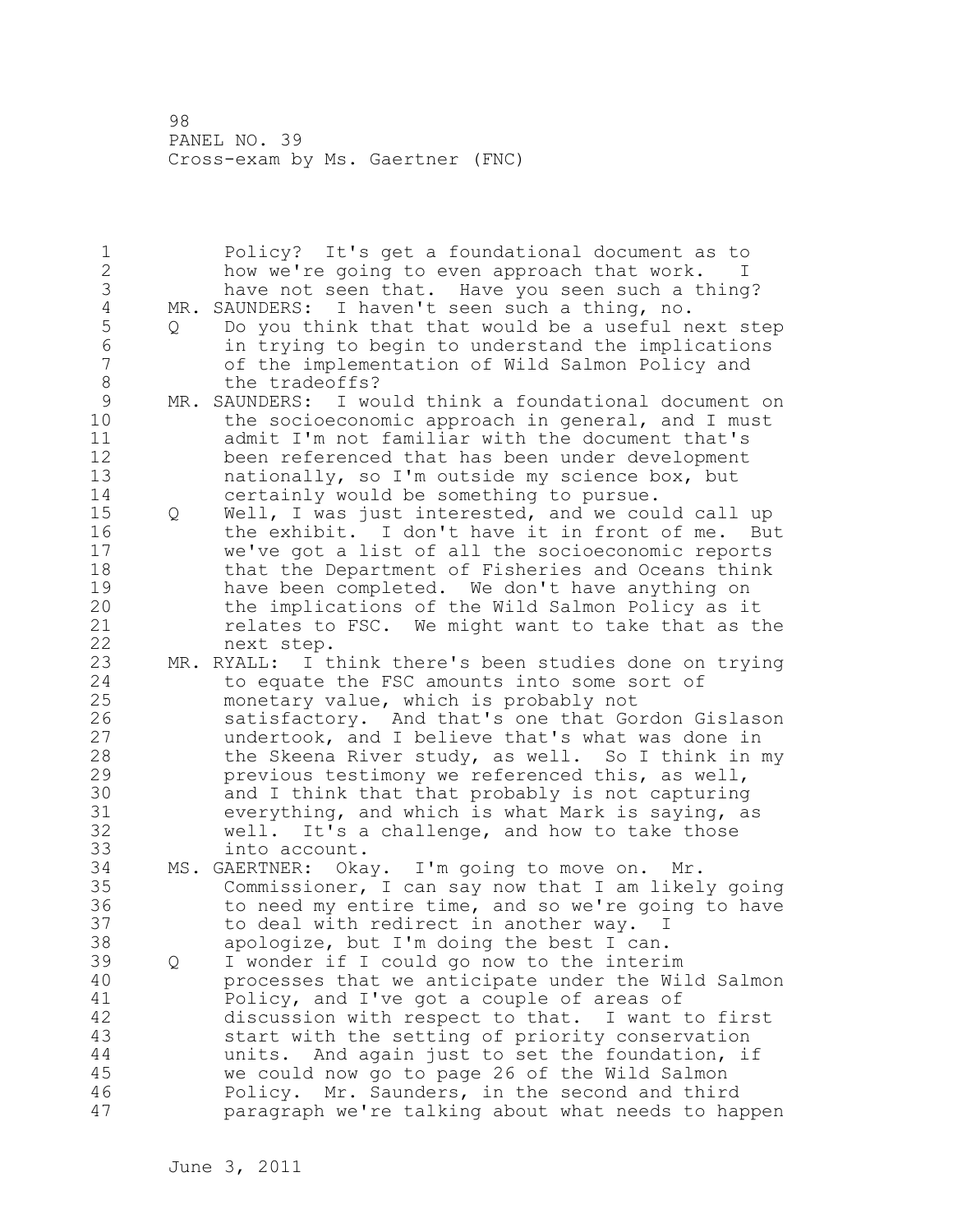Policy? It's get a foundational document as to how we're going to even approach that work. I have not seen that. Have you seen such a thing?

MR. SAUNDERS: I haven't seen such a thing, no.

Q Do you think that that would be a useful next step in trying to begin to understand the implications of the implementation of Wild Salmon Policy and the tradeoffs?

MR. SAUNDERS: I would think a foundational document on the socioeconomic approach in general, and I must admit I'm not familiar with the document that's been referenced that has been under development nationally, so I'm outside my science box, but certainly would be something to pursue.

Q Well, I was just interested, and we could call up the exhibit. I don't have it in front of me. But we've got a list of all the socioeconomic reports that the Department of Fisheries and Oceans think have been completed. We don't have anything on the implications of the Wild Salmon Policy as it relates to FSC. We might want to take that as the next step.

MR. RYALL: I think there's been studies done on trying to equate the FSC amounts into some sort of monetary value, which is probably not satisfactory. And that's one that Gordon Gislason undertook, and I believe that's what was done in the Skeena River study, as well. So I think in my previous testimony we referenced this, as well, and I think that that probably is not capturing everything, and which is what Mark is saying, as well. It's a challenge, and how to take those into account.

MS. GAERTNER: Okay. I'm going to move on. Mr. Commissioner, I can say now that I am likely going to need my entire time, and so we're going to have to deal with redirect in another way. I apologize, but I'm doing the best I can.

Q I wonder if I could go now to the interim processes that we anticipate under the Wild Salmon Policy, and I've got a couple of areas of discussion with respect to that. I want to first start with the setting of priority conservation units. And again just to set the foundation, if we could now go to page 26 of the Wild Salmon Policy. Mr. Saunders, in the second and third paragraph we're talking about what needs to happen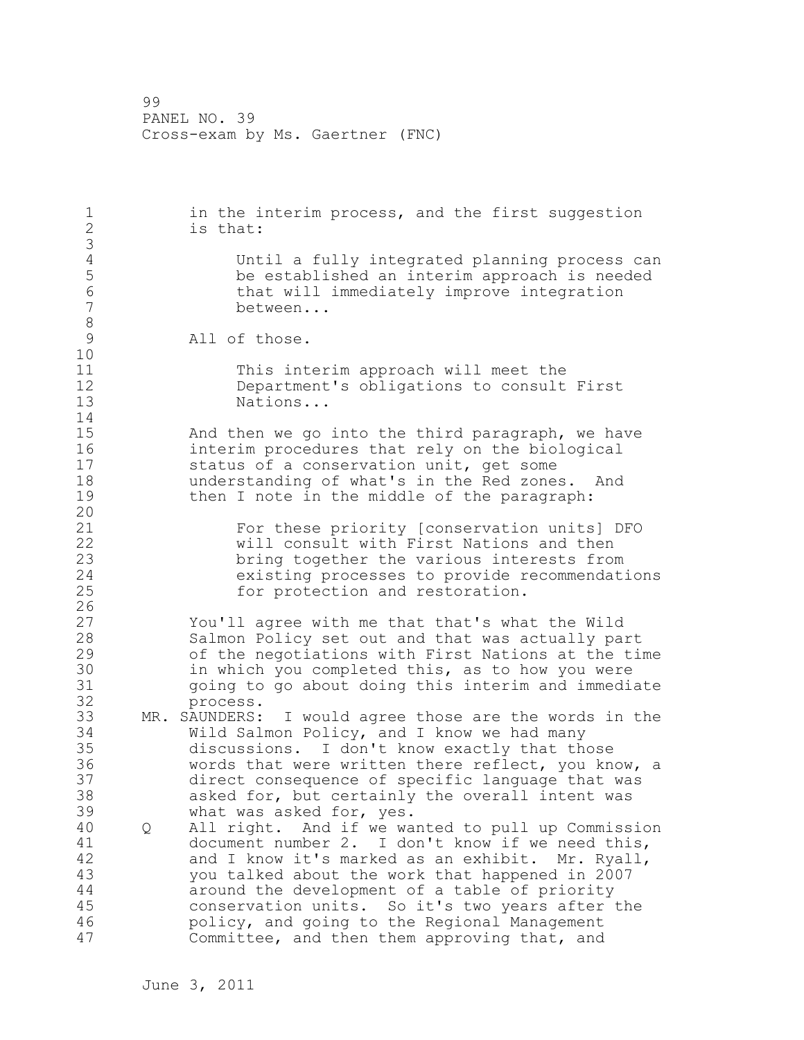in the interim process, and the first suggestion is that:

> Until a fully integrated planning process can be established an interim approach is needed that will immediately improve integration between...

All of those.

> This interim approach will meet the Department's obligations to consult First Nations...

And then we go into the third paragraph, we have interim procedures that rely on the biological status of a conservation unit, get some understanding of what's in the Red zones. And then I note in the middle of the paragraph:

> For these priority [conservation units] DFO will consult with First Nations and then bring together the various interests from existing processes to provide recommendations for protection and restoration.

You'll agree with me that that's what the Wild Salmon Policy set out and that was actually part of the negotiations with First Nations at the time in which you completed this, as to how you were going to go about doing this interim and immediate process.

MR. SAUNDERS: I would agree those are the words in the Wild Salmon Policy, and I know we had many discussions. I don't know exactly that those words that were written there reflect, you know, a direct consequence of specific language that was asked for, but certainly the overall intent was what was asked for, yes.

Q All right. And if we wanted to pull up Commission document number 2. I don't know if we need this, and I know it's marked as an exhibit. Mr. Ryall, you talked about the work that happened in 2007 around the development of a table of priority conservation units. So it's two years after the policy, and going to the Regional Management Committee, and then them approving that, and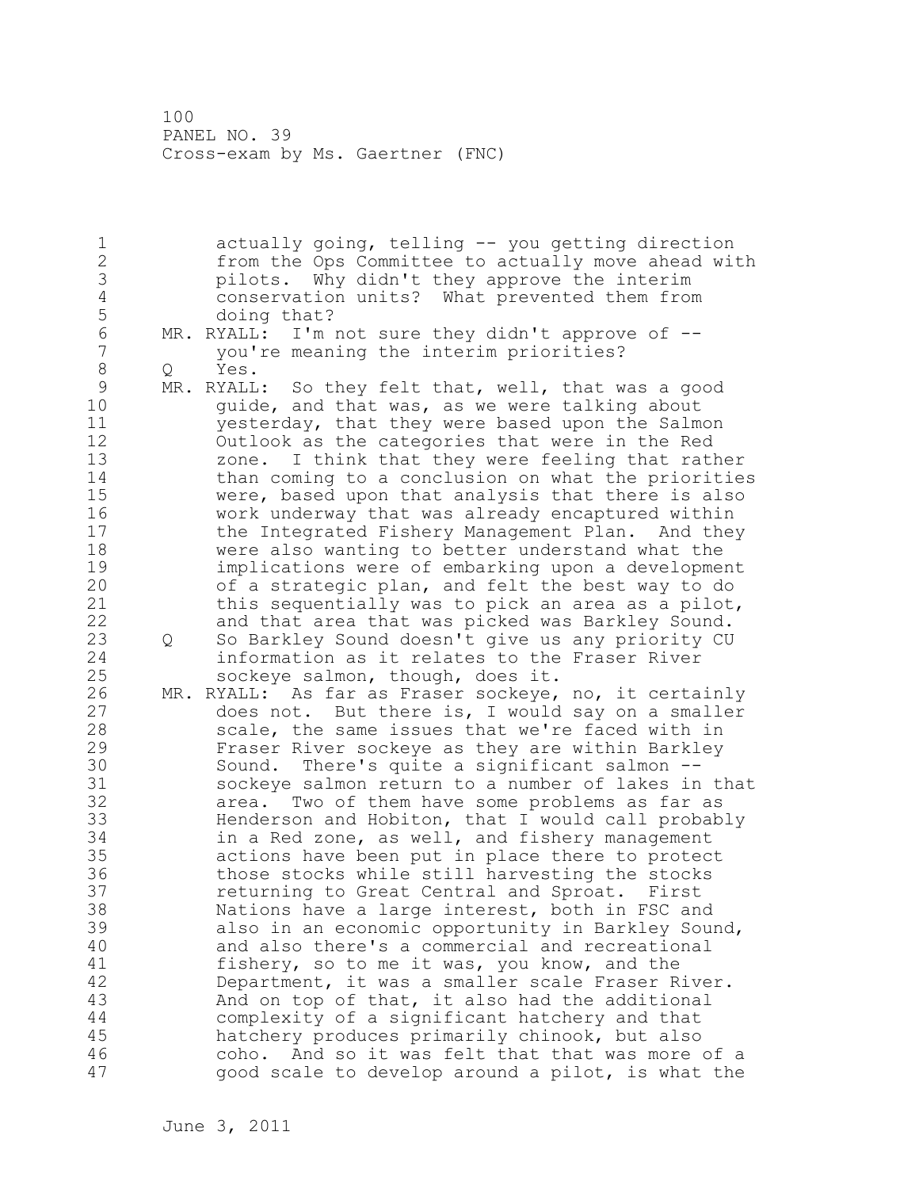actually going, telling -- you getting direction from the Ops Committee to actually move ahead with pilots. Why didn't they approve the interim conservation units? What prevented them from doing that?

MR. RYALL: I'm not sure they didn't approve of -- you're meaning the interim priorities?

Q Yes.

MR. RYALL: So they felt that, well, that was a good guide, and that was, as we were talking about yesterday, that they were based upon the Salmon Outlook as the categories that were in the Red zone. I think that they were feeling that rather than coming to a conclusion on what the priorities were, based upon that analysis that there is also work underway that was already encaptured within the Integrated Fishery Management Plan. And they were also wanting to better understand what the implications were of embarking upon a development of a strategic plan, and felt the best way to do this sequentially was to pick an area as a pilot, and that area that was picked was Barkley Sound.

Q So Barkley Sound doesn't give us any priority CU information as it relates to the Fraser River sockeye salmon, though, does it.

MR. RYALL: As far as Fraser sockeye, no, it certainly does not. But there is, I would say on a smaller scale, the same issues that we're faced with in Fraser River sockeye as they are within Barkley Sound. There's quite a significant salmon -- sockeye salmon return to a number of lakes in that area. Two of them have some problems as far as Henderson and Hobiton, that I would call probably in a Red zone, as well, and fishery management actions have been put in place there to protect those stocks while still harvesting the stocks returning to Great Central and Sproat. First Nations have a large interest, both in FSC and also in an economic opportunity in Barkley Sound, and also there's a commercial and recreational fishery, so to me it was, you know, and the Department, it was a smaller scale Fraser River. And on top of that, it also had the additional complexity of a significant hatchery and that hatchery produces primarily chinook, but also coho. And so it was felt that that was more of a good scale to develop around a pilot, is what the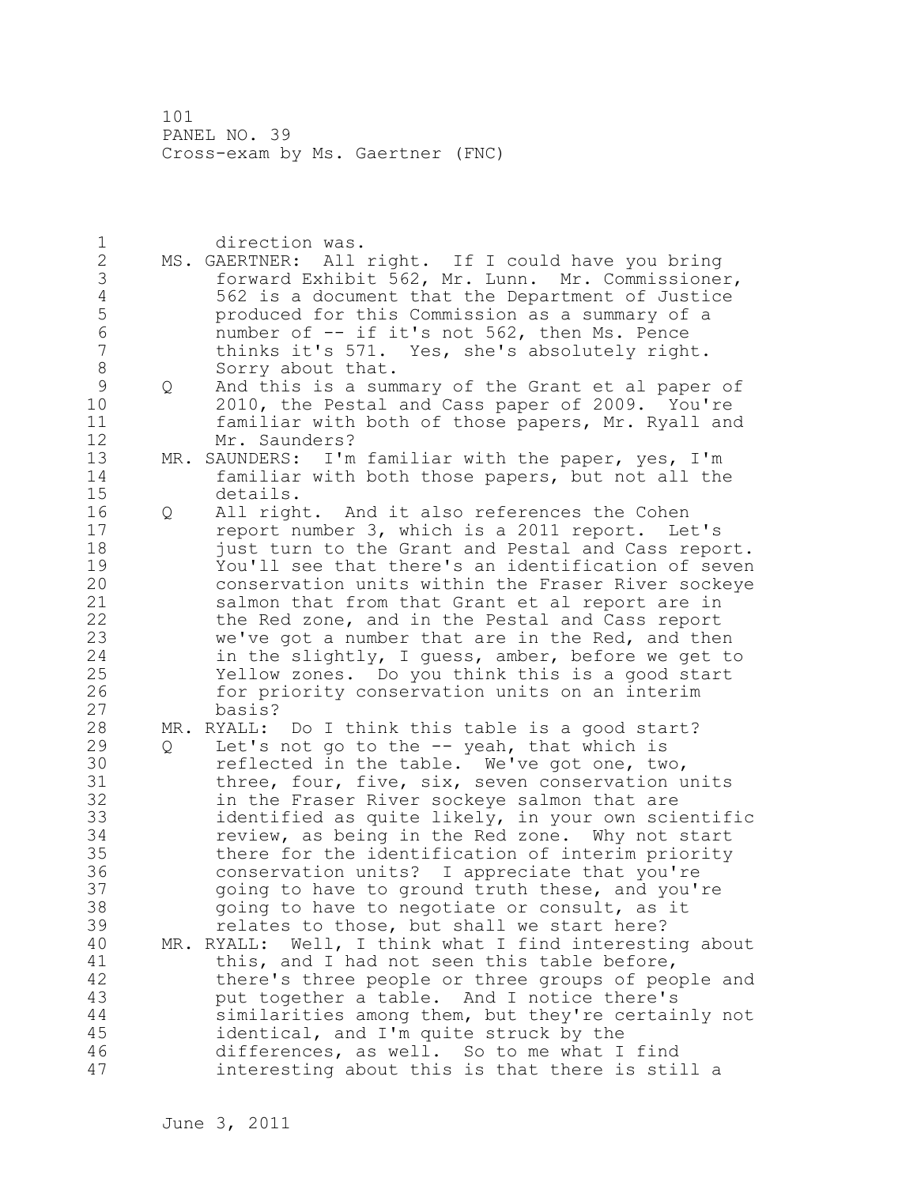direction was.

MS. GAERTNER: All right. If I could have you bring forward Exhibit 562, Mr. Lunn. Mr. Commissioner, 562 is a document that the Department of Justice produced for this Commission as a summary of a number of -- if it's not 562, then Ms. Pence thinks it's 571. Yes, she's absolutely right. Sorry about that.

Q And this is a summary of the Grant et al paper of 2010, the Pestal and Cass paper of 2009. You're familiar with both of those papers, Mr. Ryall and Mr. Saunders?

MR. SAUNDERS: I'm familiar with the paper, yes, I'm familiar with both those papers, but not all the details.

Q All right. And it also references the Cohen report number 3, which is a 2011 report. Let's just turn to the Grant and Pestal and Cass report. You'll see that there's an identification of seven conservation units within the Fraser River sockeye salmon that from that Grant et al report are in the Red zone, and in the Pestal and Cass report we've got a number that are in the Red, and then in the slightly, I guess, amber, before we get to Yellow zones. Do you think this is a good start for priority conservation units on an interim basis?

MR. RYALL: Do I think this table is a good start?

Q Let's not go to the -- yeah, that which is reflected in the table. We've got one, two, three, four, five, six, seven conservation units in the Fraser River sockeye salmon that are identified as quite likely, in your own scientific review, as being in the Red zone. Why not start there for the identification of interim priority conservation units? I appreciate that you're going to have to ground truth these, and you're going to have to negotiate or consult, as it relates to those, but shall we start here?

MR. RYALL: Well, I think what I find interesting about this, and I had not seen this table before, there's three people or three groups of people and put together a table. And I notice there's similarities among them, but they're certainly not identical, and I'm quite struck by the differences, as well. So to me what I find interesting about this is that there is still a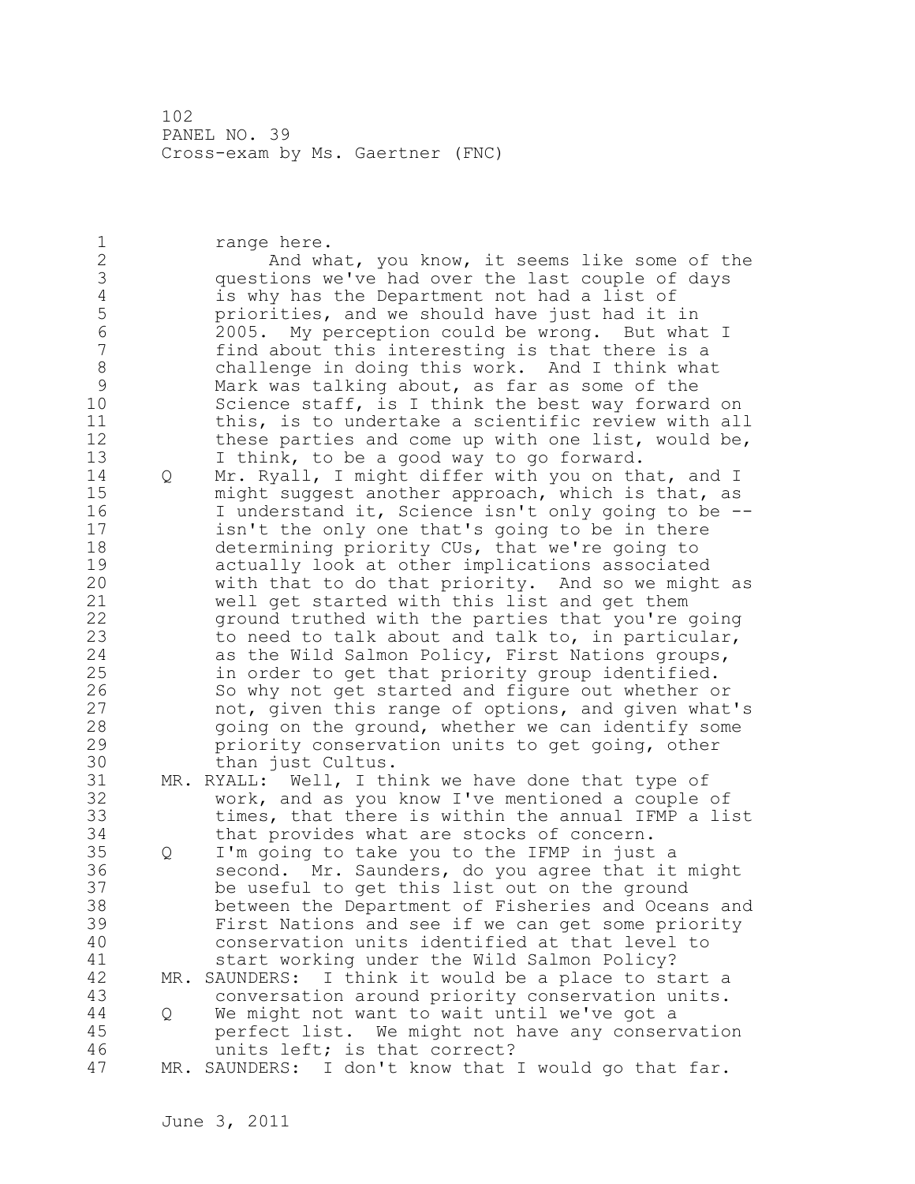range here.

And what, you know, it seems like some of the questions we've had over the last couple of days is why has the Department not had a list of priorities, and we should have just had it in 2005. My perception could be wrong. But what I find about this interesting is that there is a challenge in doing this work. And I think what Mark was talking about, as far as some of the Science staff, is I think the best way forward on this, is to undertake a scientific review with all these parties and come up with one list, would be, I think, to be a good way to go forward.

Q Mr. Ryall, I might differ with you on that, and I might suggest another approach, which is that, as I understand it, Science isn't only going to be -- isn't the only one that's going to be in there determining priority CUs, that we're going to actually look at other implications associated with that to do that priority. And so we might as well get started with this list and get them ground truthed with the parties that you're going to need to talk about and talk to, in particular, as the Wild Salmon Policy, First Nations groups, in order to get that priority group identified. So why not get started and figure out whether or not, given this range of options, and given what's going on the ground, whether we can identify some priority conservation units to get going, other than just Cultus.

MR. RYALL: Well, I think we have done that type of work, and as you know I've mentioned a couple of times, that there is within the annual IFMP a list that provides what are stocks of concern.

Q I'm going to take you to the IFMP in just a second. Mr. Saunders, do you agree that it might be useful to get this list out on the ground between the Department of Fisheries and Oceans and First Nations and see if we can get some priority conservation units identified at that level to start working under the Wild Salmon Policy?

MR. SAUNDERS: I think it would be a place to start a conversation around priority conservation units.

Q We might not want to wait until we've got a perfect list. We might not have any conservation units left; is that correct?

MR. SAUNDERS: I don't know that I would go that far.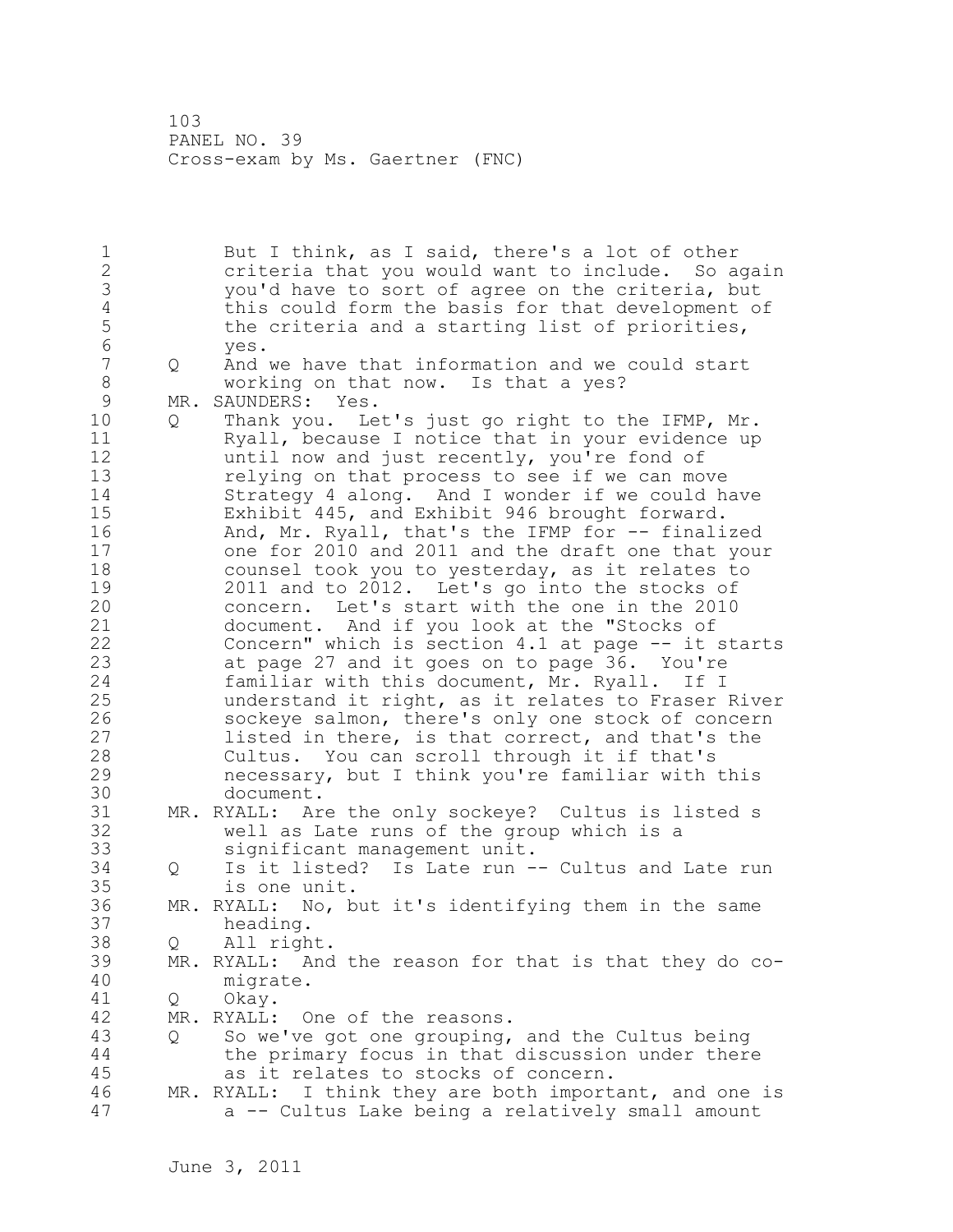But I think, as I said, there's a lot of other criteria that you would want to include. So again you'd have to sort of agree on the criteria, but this could form the basis for that development of the criteria and a starting list of priorities, yes.

Q And we have that information and we could start working on that now. Is that a yes?

MR. SAUNDERS: Yes.

Q Thank you. Let's just go right to the IFMP, Mr. Ryall, because I notice that in your evidence up until now and just recently, you're fond of relying on that process to see if we can move Strategy 4 along. And I wonder if we could have Exhibit 445, and Exhibit 946 brought forward. And, Mr. Ryall, that's the IFMP for -- finalized one for 2010 and 2011 and the draft one that your counsel took you to yesterday, as it relates to 2011 and to 2012. Let's go into the stocks of concern. Let's start with the one in the 2010 document. And if you look at the "Stocks of Concern" which is section 4.1 at page -- it starts at page 27 and it goes on to page 36. You're familiar with this document, Mr. Ryall. If I understand it right, as it relates to Fraser River sockeye salmon, there's only one stock of concern listed in there, is that correct, and that's the Cultus. You can scroll through it if that's necessary, but I think you're familiar with this document.

MR. RYALL: Are the only sockeye? Cultus is listed s well as Late runs of the group which is a significant management unit.

Q Is it listed? Is Late run -- Cultus and Late run is one unit.

MR. RYALL: No, but it's identifying them in the same heading.

Q All right.

MR. RYALL: And the reason for that is that they do co-migrate.

Q Okay.

MR. RYALL: One of the reasons.

Q So we've got one grouping, and the Cultus being the primary focus in that discussion under there as it relates to stocks of concern.

MR. RYALL: I think they are both important, and one is a -- Cultus Lake being a relatively small amount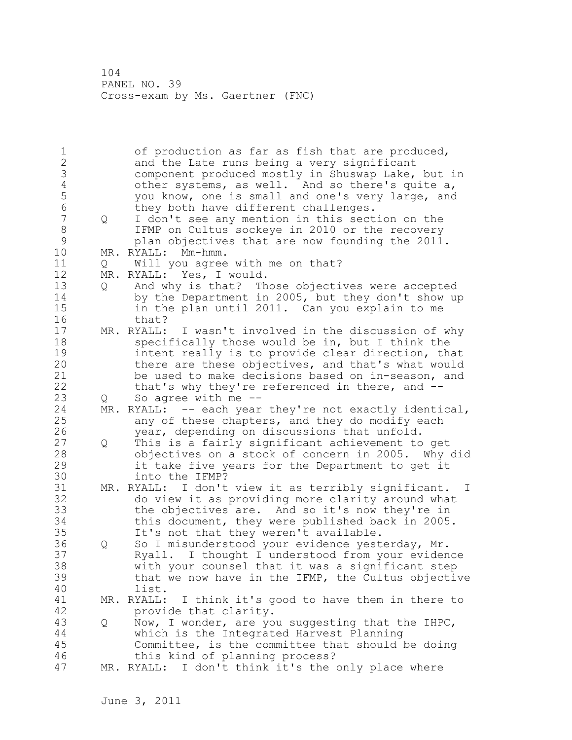of production as far as fish that are produced, and the Late runs being a very significant component produced mostly in Shuswap Lake, but in other systems, as well. And so there's quite a, you know, one is small and one's very large, and they both have different challenges.

Q I don't see any mention in this section on the IFMP on Cultus sockeye in 2010 or the recovery plan objectives that are now founding the 2011.

MR. RYALL: Mm-hmm.

Q Will you agree with me on that?

MR. RYALL: Yes, I would.

Q And why is that? Those objectives were accepted by the Department in 2005, but they don't show up in the plan until 2011. Can you explain to me that?

MR. RYALL: I wasn't involved in the discussion of why specifically those would be in, but I think the intent really is to provide clear direction, that there are these objectives, and that's what would be used to make decisions based on in-season, and that's why they're referenced in there, and --

Q So agree with me --

MR. RYALL: -- each year they're not exactly identical, any of these chapters, and they do modify each year, depending on discussions that unfold.

Q This is a fairly significant achievement to get objectives on a stock of concern in 2005. Why did it take five years for the Department to get it into the IFMP?

MR. RYALL: I don't view it as terribly significant. I do view it as providing more clarity around what the objectives are. And so it's now they're in this document, they were published back in 2005. It's not that they weren't available.

Q So I misunderstood your evidence yesterday, Mr. Ryall. I thought I understood from your evidence with your counsel that it was a significant step that we now have in the IFMP, the Cultus objective list.

MR. RYALL: I think it's good to have them in there to provide that clarity.

Q Now, I wonder, are you suggesting that the IHPC, which is the Integrated Harvest Planning Committee, is the committee that should be doing this kind of planning process?

MR. RYALL: I don't think it's the only place where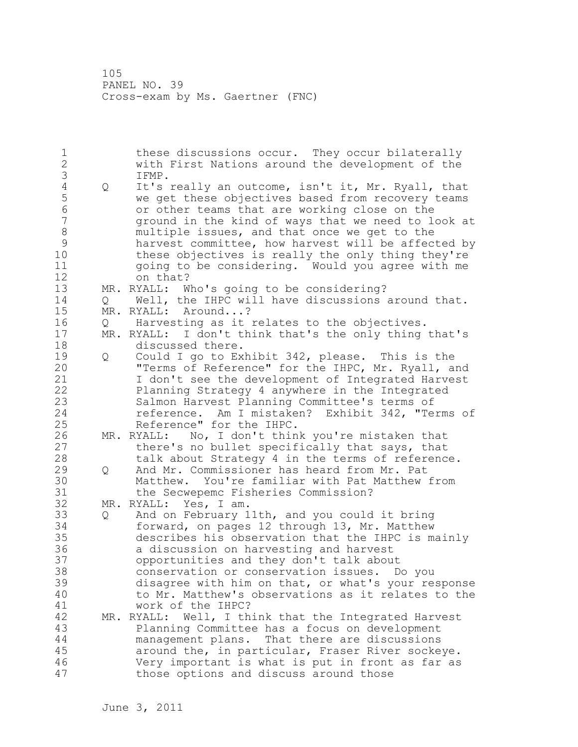these discussions occur. They occur bilaterally with First Nations around the development of the IFMP.

Q It's really an outcome, isn't it, Mr. Ryall, that we get these objectives based from recovery teams or other teams that are working close on the ground in the kind of ways that we need to look at multiple issues, and that once we get to the harvest committee, how harvest will be affected by these objectives is really the only thing they're going to be considering. Would you agree with me on that?

MR. RYALL: Who's going to be considering?

Q Well, the IHPC will have discussions around that.

MR. RYALL: Around...?

Q Harvesting as it relates to the objectives.

MR. RYALL: I don't think that's the only thing that's discussed there.

Q Could I go to Exhibit 342, please. This is the "Terms of Reference" for the IHPC, Mr. Ryall, and I don't see the development of Integrated Harvest Planning Strategy 4 anywhere in the Integrated Salmon Harvest Planning Committee's terms of reference. Am I mistaken? Exhibit 342, "Terms of Reference" for the IHPC.

MR. RYALL: No, I don't think you're mistaken that there's no bullet specifically that says, that talk about Strategy 4 in the terms of reference.

Q And Mr. Commissioner has heard from Mr. Pat Matthew. You're familiar with Pat Matthew from the Secwepemc Fisheries Commission?

MR. RYALL: Yes, I am.

Q And on February 11th, and you could it bring forward, on pages 12 through 13, Mr. Matthew describes his observation that the IHPC is mainly a discussion on harvesting and harvest opportunities and they don't talk about conservation or conservation issues. Do you disagree with him on that, or what's your response to Mr. Matthew's observations as it relates to the work of the IHPC?

MR. RYALL: Well, I think that the Integrated Harvest Planning Committee has a focus on development management plans. That there are discussions around the, in particular, Fraser River sockeye. Very important is what is put in front as far as those options and discuss around those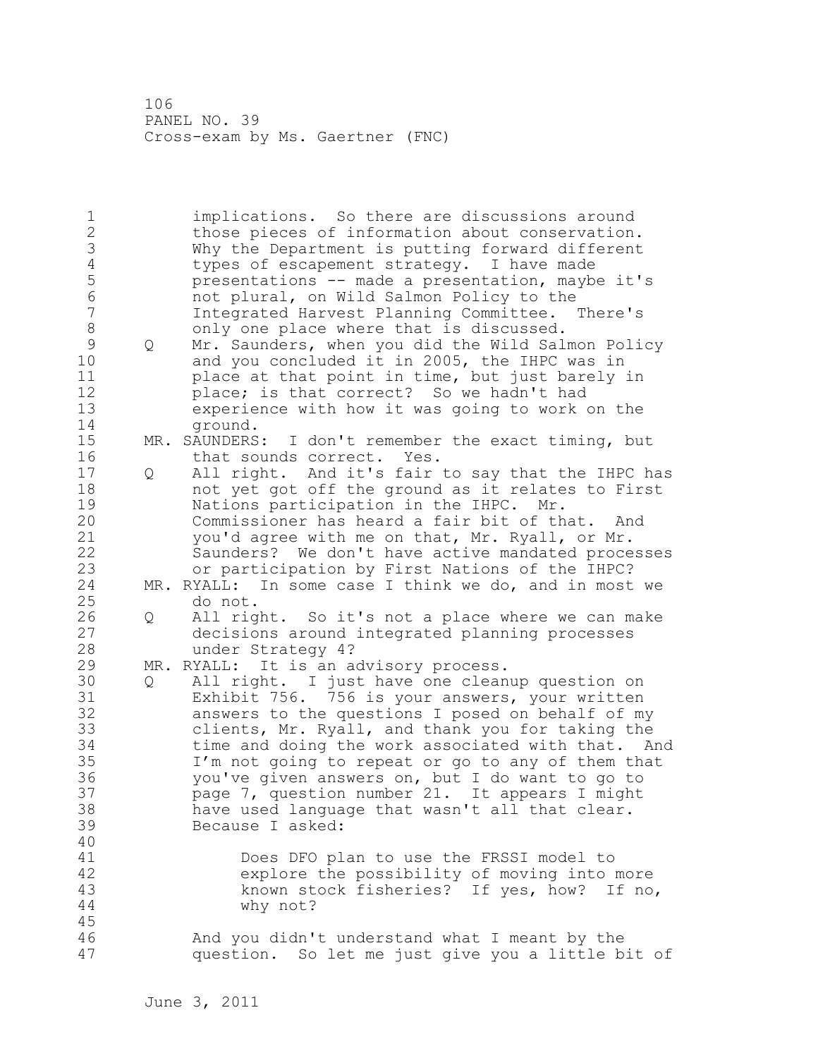implications. So there are discussions around those pieces of information about conservation. Why the Department is putting forward different types of escapement strategy. I have made presentations -- made a presentation, maybe it's not plural, on Wild Salmon Policy to the Integrated Harvest Planning Committee. There's only one place where that is discussed.

Q Mr. Saunders, when you did the Wild Salmon Policy and you concluded it in 2005, the IHPC was in place at that point in time, but just barely in place; is that correct? So we hadn't had experience with how it was going to work on the ground.

MR. SAUNDERS: I don't remember the exact timing, but that sounds correct. Yes.

Q All right. And it's fair to say that the IHPC has not yet got off the ground as it relates to First Nations participation in the IHPC. Mr. Commissioner has heard a fair bit of that. And you'd agree with me on that, Mr. Ryall, or Mr. Saunders? We don't have active mandated processes or participation by First Nations of the IHPC?

MR. RYALL: In some case I think we do, and in most we do not.

Q All right. So it's not a place where we can make decisions around integrated planning processes under Strategy 4?

MR. RYALL: It is an advisory process.

Q All right. I just have one cleanup question on Exhibit 756. 756 is your answers, your written answers to the questions I posed on behalf of my clients, Mr. Ryall, and thank you for taking the time and doing the work associated with that. And I'm not going to repeat or go to any of them that you've given answers on, but I do want to go to page 7, question number 21. It appears I might have used language that wasn't all that clear. Because I asked:

> Does DFO plan to use the FRSSI model to explore the possibility of moving into more known stock fisheries? If yes, how? If no, why not?

And you didn't understand what I meant by the question. So let me just give you a little bit of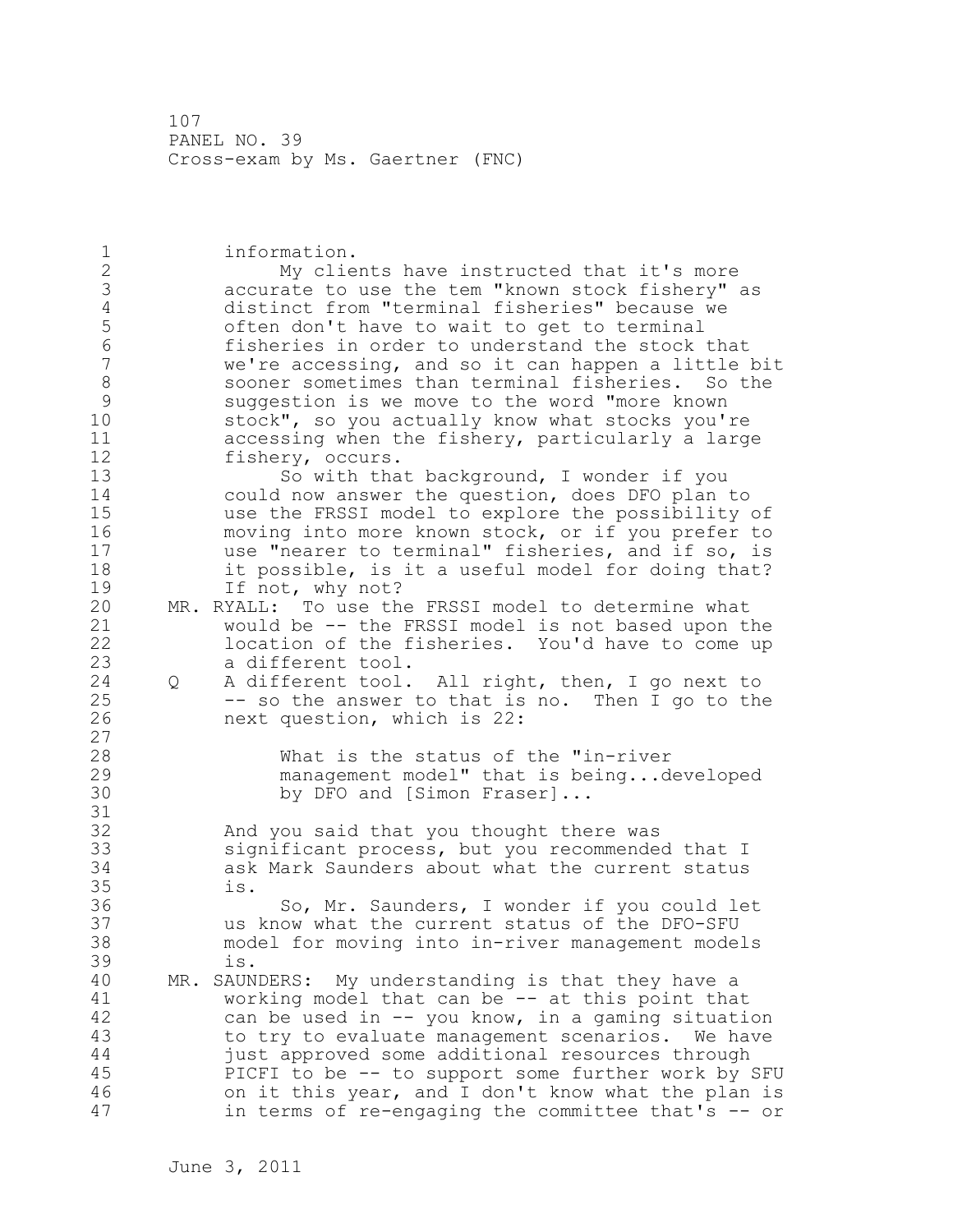information.

My clients have instructed that it's more accurate to use the tem "known stock fishery" as distinct from "terminal fisheries" because we often don't have to wait to get to terminal fisheries in order to understand the stock that we're accessing, and so it can happen a little bit sooner sometimes than terminal fisheries. So the suggestion is we move to the word "more known stock", so you actually know what stocks you're accessing when the fishery, particularly a large fishery, occurs.

So with that background, I wonder if you could now answer the question, does DFO plan to use the FRSSI model to explore the possibility of moving into more known stock, or if you prefer to use "nearer to terminal" fisheries, and if so, is it possible, is it a useful model for doing that? If not, why not?

MR. RYALL: To use the FRSSI model to determine what would be -- the FRSSI model is not based upon the location of the fisheries. You'd have to come up a different tool.

Q A different tool. All right, then, I go next to -- so the answer to that is no. Then I go to the next question, which is 22:

> What is the status of the "in-river management model" that is being...developed by DFO and [Simon Fraser]...

And you said that you thought there was significant process, but you recommended that I ask Mark Saunders about what the current status is.

So, Mr. Saunders, I wonder if you could let us know what the current status of the DFO-SFU model for moving into in-river management models is.

MR. SAUNDERS: My understanding is that they have a working model that can be -- at this point that can be used in -- you know, in a gaming situation to try to evaluate management scenarios. We have just approved some additional resources through PICFI to be -- to support some further work by SFU on it this year, and I don't know what the plan is in terms of re-engaging the committee that's -- or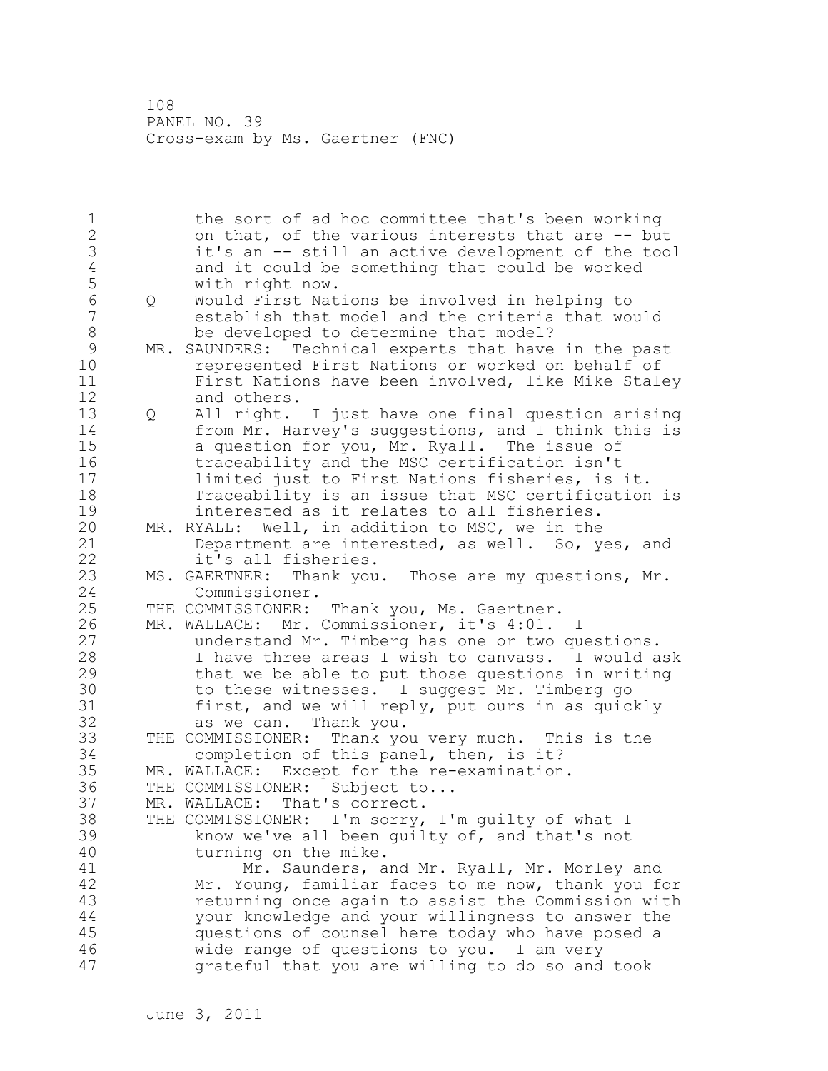the sort of ad hoc committee that's been working on that, of the various interests that are -- but it's an -- still an active development of the tool and it could be something that could be worked with right now.

Q Would First Nations be involved in helping to establish that model and the criteria that would be developed to determine that model?

MR. SAUNDERS: Technical experts that have in the past represented First Nations or worked on behalf of First Nations have been involved, like Mike Staley and others.

Q All right. I just have one final question arising from Mr. Harvey's suggestions, and I think this is a question for you, Mr. Ryall. The issue of traceability and the MSC certification isn't limited just to First Nations fisheries, is it. Traceability is an issue that MSC certification is interested as it relates to all fisheries.

MR. RYALL: Well, in addition to MSC, we in the Department are interested, as well. So, yes, and it's all fisheries.

MS. GAERTNER: Thank you. Those are my questions, Mr. Commissioner.

THE COMMISSIONER: Thank you, Ms. Gaertner.

MR. WALLACE: Mr. Commissioner, it's 4:01. I understand Mr. Timberg has one or two questions. I have three areas I wish to canvass. I would ask that we be able to put those questions in writing to these witnesses. I suggest Mr. Timberg go first, and we will reply, put ours in as quickly as we can. Thank you.

THE COMMISSIONER: Thank you very much. This is the completion of this panel, then, is it?

MR. WALLACE: Except for the re-examination.

THE COMMISSIONER: Subject to...

MR. WALLACE: That's correct.

THE COMMISSIONER: I'm sorry, I'm guilty of what I know we've all been guilty of, and that's not turning on the mike.

Mr. Saunders, and Mr. Ryall, Mr. Morley and Mr. Young, familiar faces to me now, thank you for returning once again to assist the Commission with your knowledge and your willingness to answer the questions of counsel here today who have posed a wide range of questions to you. I am very grateful that you are willing to do so and took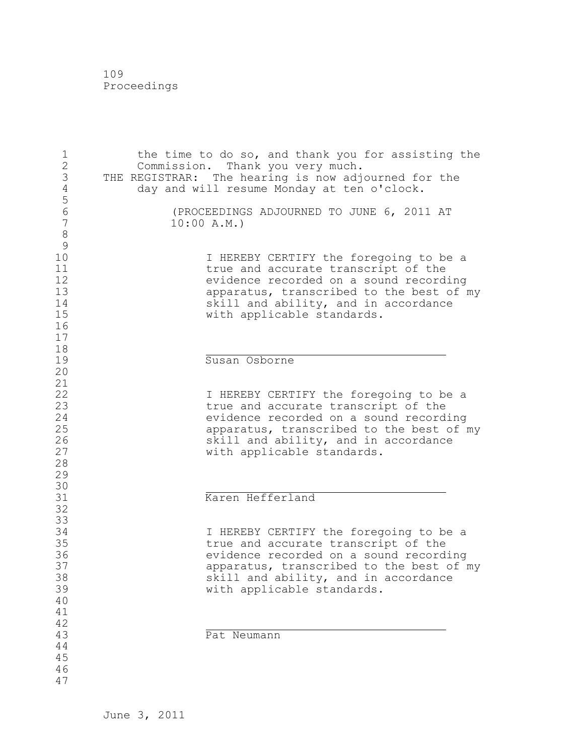the time to do so, and thank you for assisting the Commission. Thank you very much.

THE REGISTRAR: The hearing is now adjourned for the day and will resume Monday at ten o'clock.

(PROCEEDINGS ADJOURNED TO JUNE 6, 2011 AT 10:00 A.M.)

I HEREBY CERTIFY the foregoing to be a true and accurate transcript of the evidence recorded on a sound recording apparatus, transcribed to the best of my skill and ability, and in accordance with applicable standards.

Susan Osborne

I HEREBY CERTIFY the foregoing to be a true and accurate transcript of the evidence recorded on a sound recording apparatus, transcribed to the best of my skill and ability, and in accordance with applicable standards.

Karen Hefferland

I HEREBY CERTIFY the foregoing to be a true and accurate transcript of the evidence recorded on a sound recording apparatus, transcribed to the best of my skill and ability, and in accordance with applicable standards.

Pat Neumann